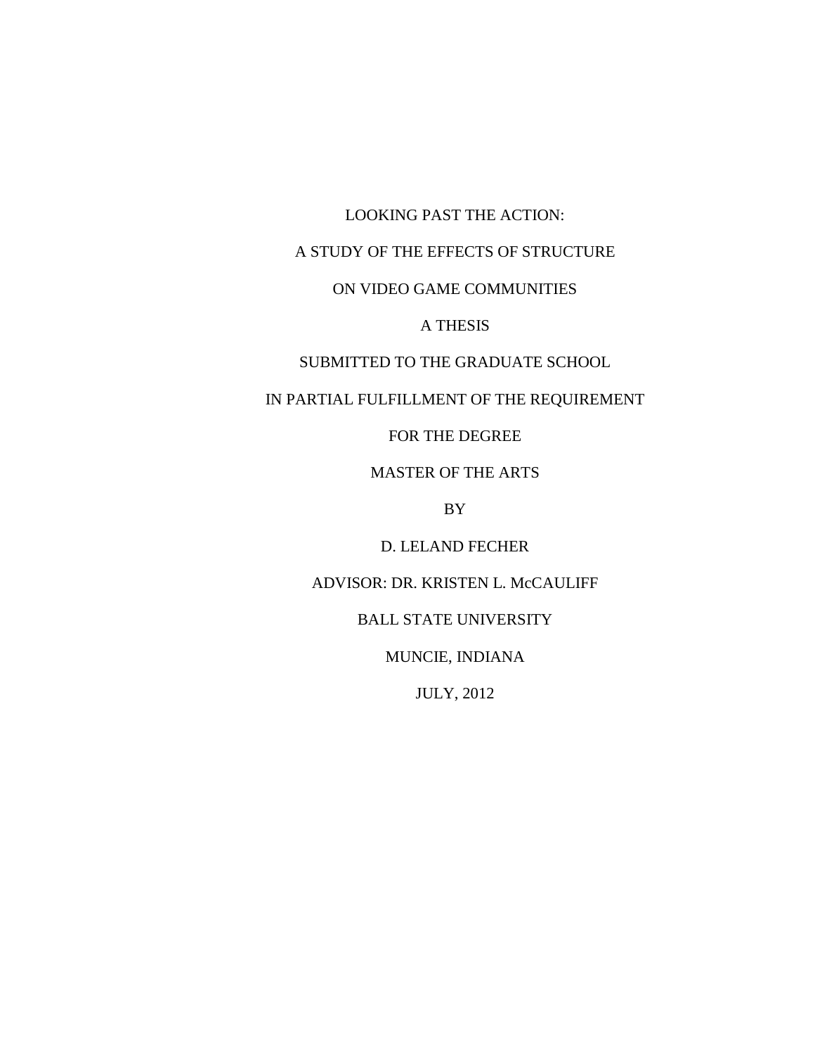# LOOKING PAST THE ACTION:

# A STUDY OF THE EFFECTS OF STRUCTURE

# ON VIDEO GAME COMMUNITIES

A THESIS

SUBMITTED TO THE GRADUATE SCHOOL

IN PARTIAL FULFILLMENT OF THE REQUIREMENT

FOR THE DEGREE

MASTER OF THE ARTS

BY

D. LELAND FECHER

ADVISOR: DR. KRISTEN L. McCAULIFF

BALL STATE UNIVERSITY

MUNCIE, INDIANA

JULY, 2012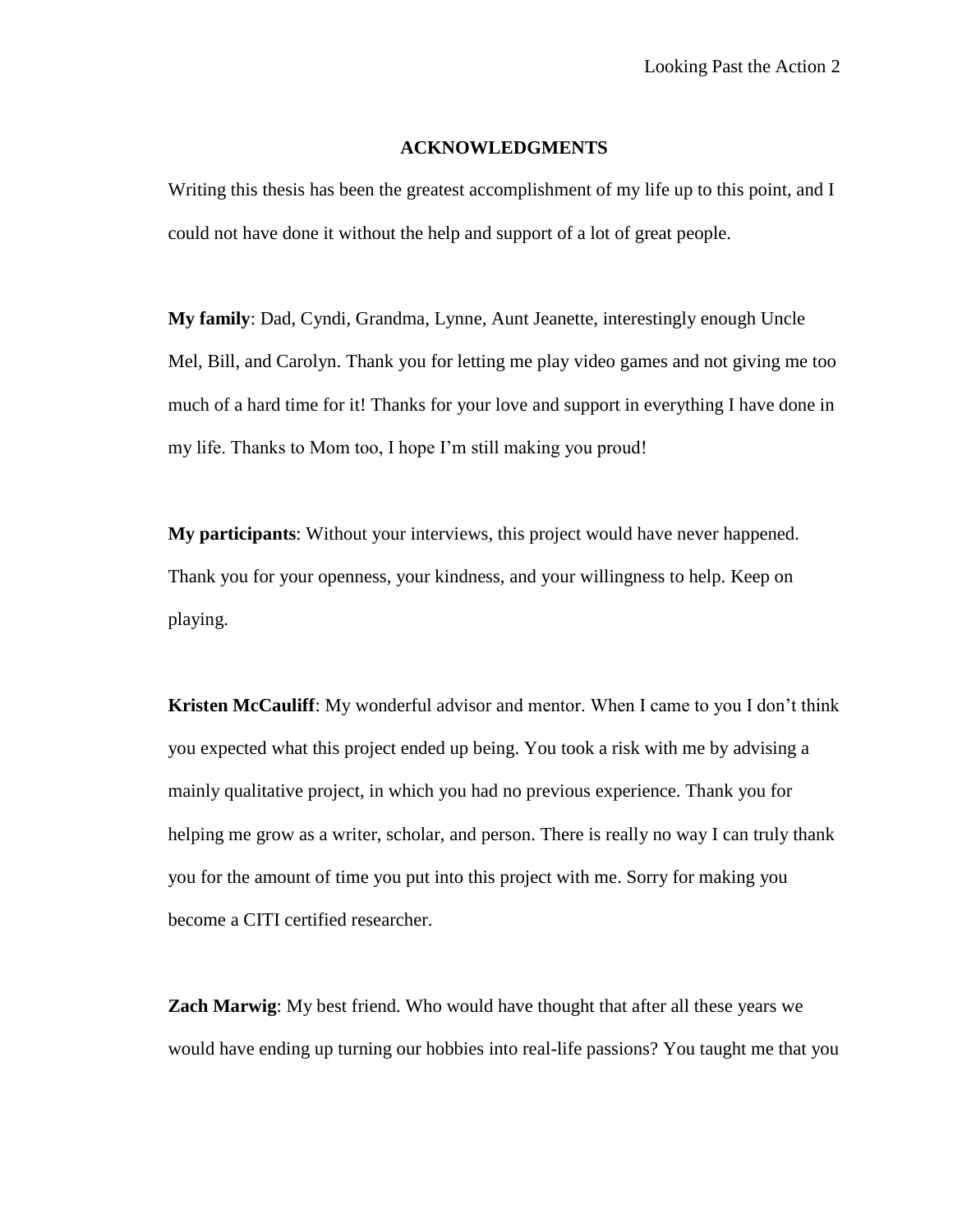## ACKNOWLEDGMENTS

Writing this thesis has been the greatest accomplishment of my life up to this point, and I could not have done it without the help and support of a lot of great people.

**My family**: Dad, Cyndi, Grandma, Lynne, Aunt Jeanette, interestingly enough Uncle Mel, Bill, and Carolyn. Thank you for letting me play video games and not giving me too much of a hard time for it! Thanks for your love and support in everything I have done in my life. Thanks to Mom too, I hope I'm still making you proud!

**My participants**: Without your interviews, this project would have never happened. Thank you for your openness, your kindness, and your willingness to help. Keep on playing.

**Kristen McCauliff**: My wonderful advisor and mentor. When I came to you I don't think you expected what this project ended up being. You took a risk with me by advising a mainly qualitative project, in which you had no previous experience. Thank you for helping me grow as a writer, scholar, and person. There is really no way I can truly thank you for the amount of time you put into this project with me. Sorry for making you become a CITI certified researcher.

**Zach Marwig**: My best friend. Who would have thought that after all these years we would have ending up turning our hobbies into real-life passions? You taught me that you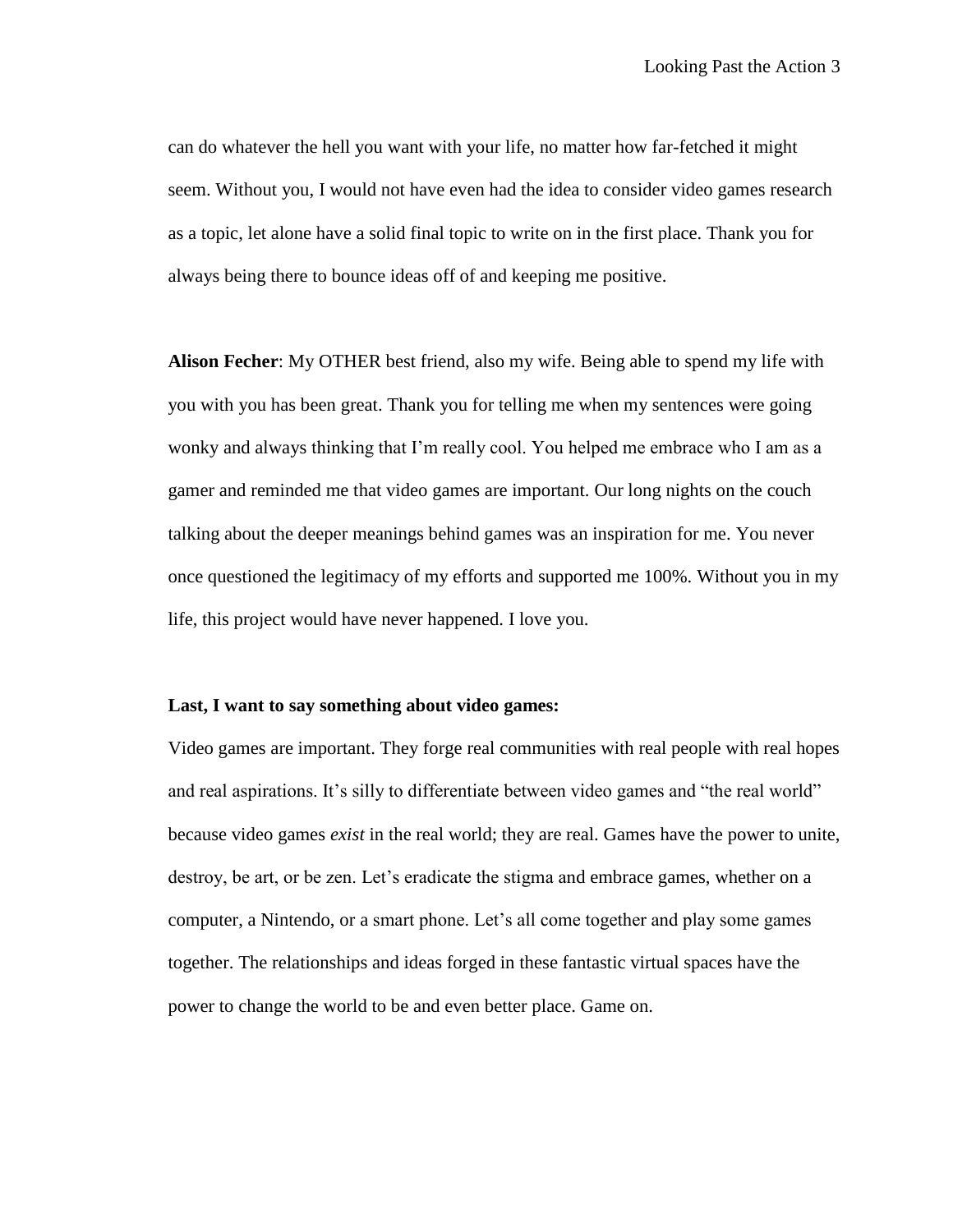can do whatever the hell you want with your life, no matter how far-fetched it might seem. Without you, I would not have even had the idea to consider video games research as a topic, let alone have a solid final topic to write on in the first place. Thank you for always being there to bounce ideas off of and keeping me positive.

**Alison Fecher**: My OTHER best friend, also my wife. Being able to spend my life with you with you has been great. Thank you for telling me when my sentences were going wonky and always thinking that I'm really cool. You helped me embrace who I am as a gamer and reminded me that video games are important. Our long nights on the couch talking about the deeper meanings behind games was an inspiration for me. You never once questioned the legitimacy of my efforts and supported me 100%. Without you in my life, this project would have never happened. I love you.

**Last, I want to say something about video games:**

Video games are important. They forge real communities with real people with real hopes and real aspirations. It's silly to differentiate between video games and "the real world" because video games *exist* in the real world; they are real. Games have the power to unite, destroy, be art, or be zen. Let's eradicate the stigma and embrace games, whether on a computer, a Nintendo, or a smart phone. Let's all come together and play some games together. The relationships and ideas forged in these fantastic virtual spaces have the power to change the world to be and even better place. Game on.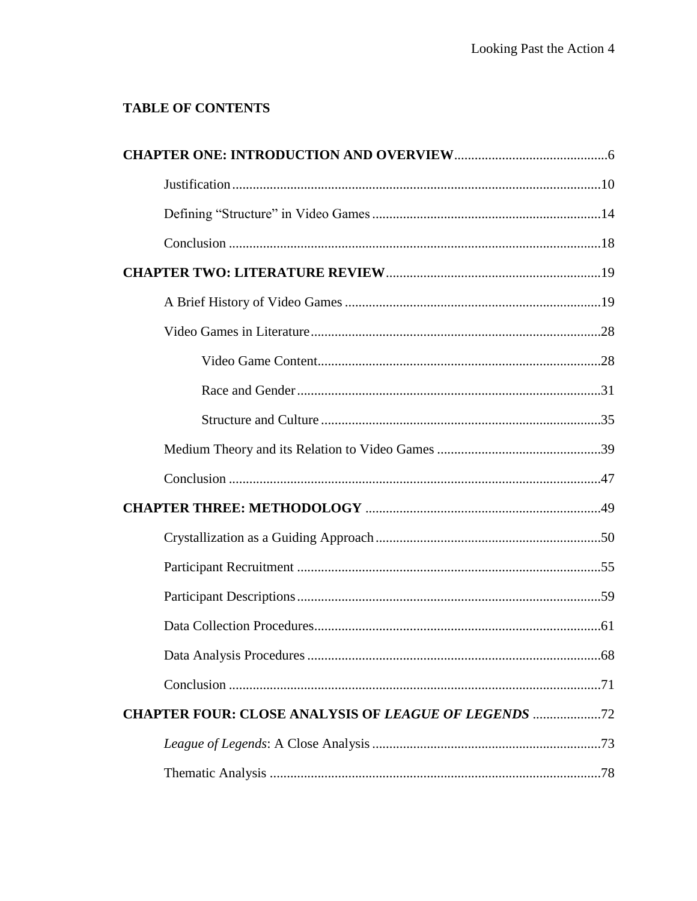## TABLE OF CONTENTS

**CHAPTER ONE: INTRODUCTION AND OVERVIEW**............................................6

Justification..........................................................................................................10

Defining “Structure” in Video Games..................................................................14

Conclusion ............................................................................................................18

**CHAPTER TWO: LITERATURE REVIEW**..............................................................19

A Brief History of Video Games ..........................................................................19

Video Games in Literature....................................................................................28

Video Game Content..................................................................................28

Race and Gender........................................................................................31

Structure and Culture .................................................................................35

Medium Theory and its Relation to Video Games ...............................................39

Conclusion ............................................................................................................47

**CHAPTER THREE: METHODOLOGY** ....................................................................49

Crystallization as a Guiding Approach.................................................................50

Participant Recruitment ........................................................................................55

Participant Descriptions........................................................................................59

Data Collection Procedures...................................................................................61

Data Analysis Procedures .....................................................................................68

Conclusion ............................................................................................................71

**CHAPTER FOUR: CLOSE ANALYSIS OF *LEAGUE OF LEGENDS*** ...................72

*League of Legends*: A Close Analysis ..................................................................73

Thematic Analysis ................................................................................................78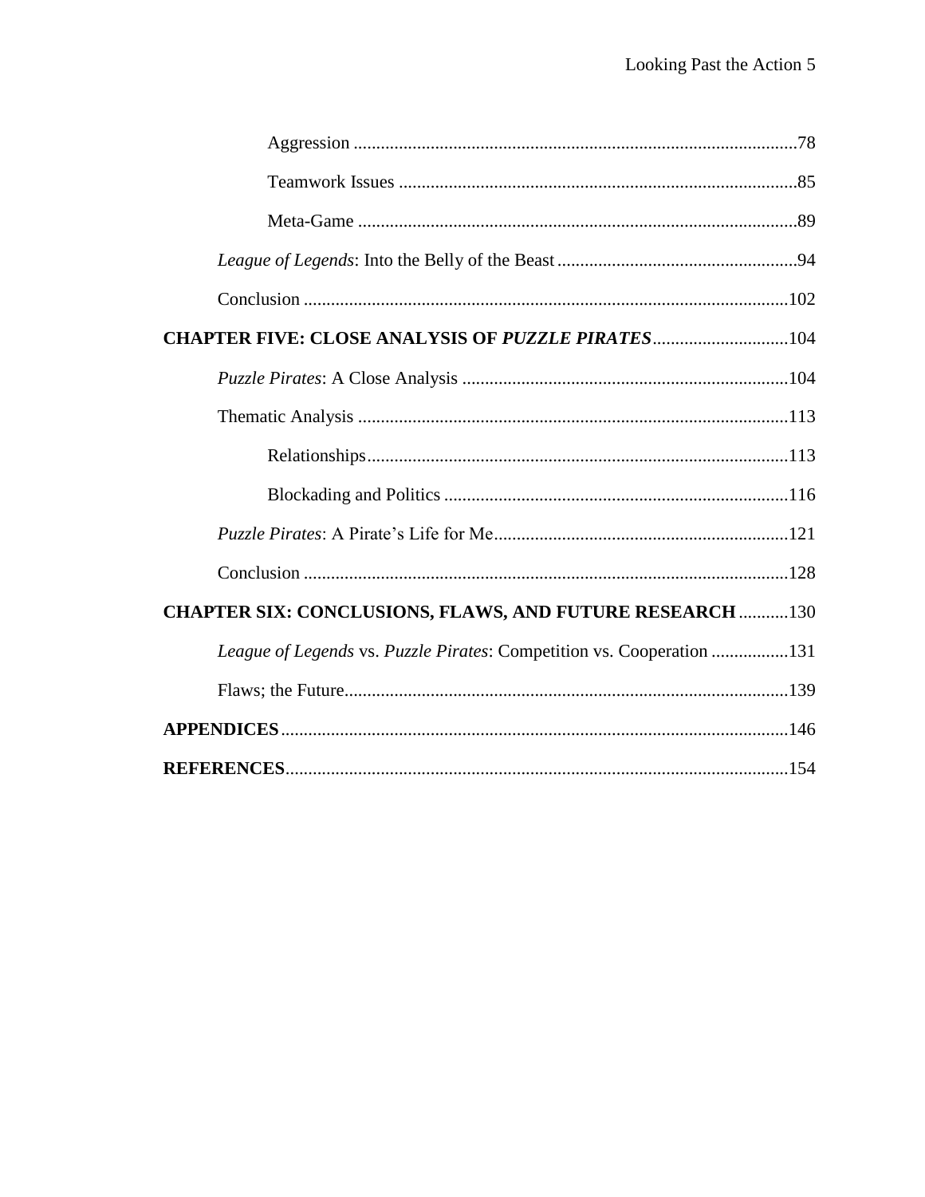Aggression ..........78

Teamwork Issues ..........85

Meta-Game ..........89

*League of Legends*: Into the Belly of the Beast ..........94

Conclusion ..........102

**CHAPTER FIVE: CLOSE ANALYSIS OF *PUZZLE PIRATES*..........104**

*Puzzle Pirates*: A Close Analysis ..........104

Thematic Analysis ..........113

Relationships..........113

Blockading and Politics ..........116

*Puzzle Pirates*: A Pirate's Life for Me..........121

Conclusion ..........128

**CHAPTER SIX: CONCLUSIONS, FLAWS, AND FUTURE RESEARCH ..........130**

*League of Legends* vs. *Puzzle Pirates*: Competition vs. Cooperation ..........131

Flaws; the Future..........139

**APPENDICES**..........146

**REFERENCES**..........154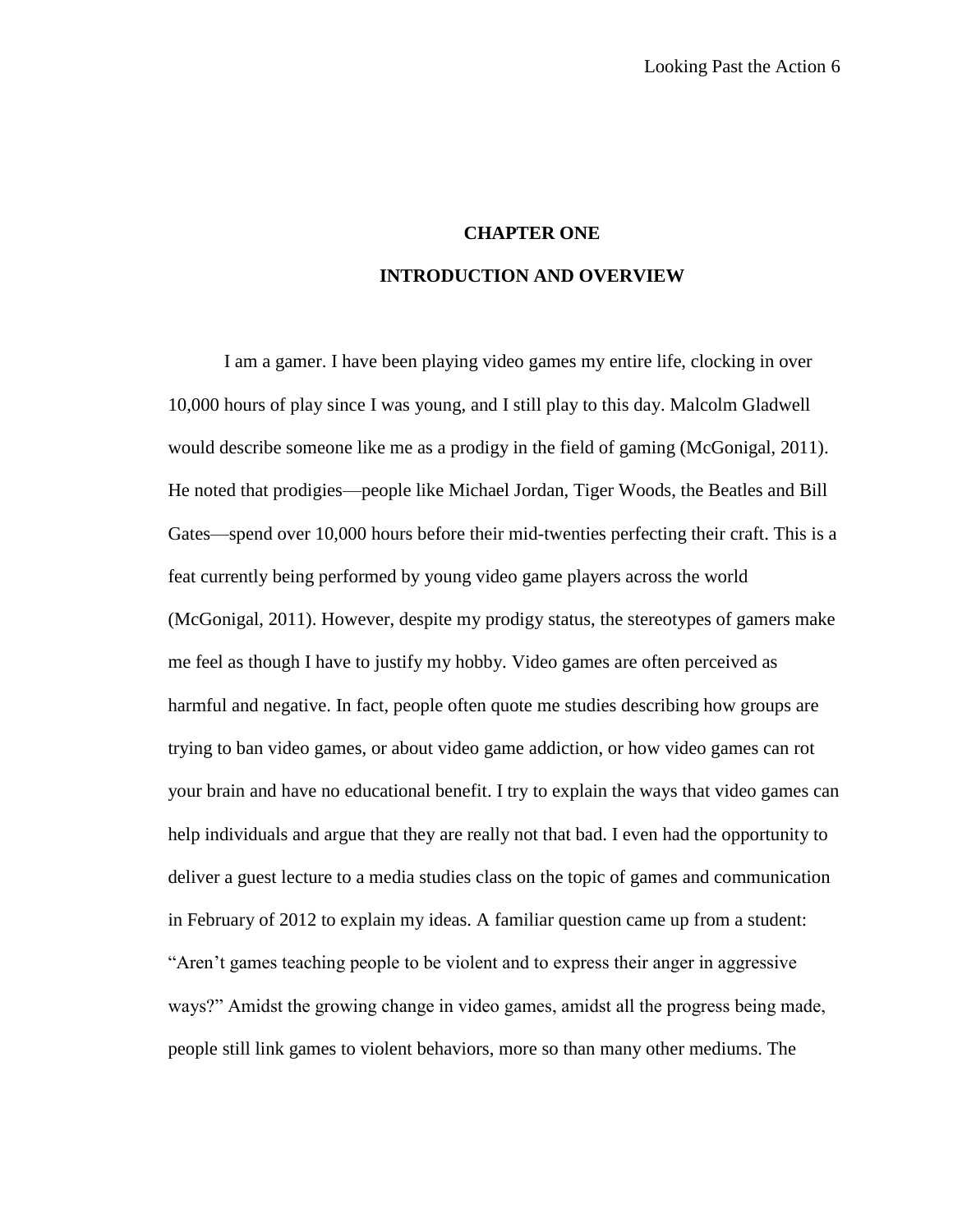# CHAPTER ONE

## INTRODUCTION AND OVERVIEW

I am a gamer. I have been playing video games my entire life, clocking in over 10,000 hours of play since I was young, and I still play to this day. Malcolm Gladwell would describe someone like me as a prodigy in the field of gaming (McGonigal, 2011). He noted that prodigies—people like Michael Jordan, Tiger Woods, the Beatles and Bill Gates—spend over 10,000 hours before their mid-twenties perfecting their craft. This is a feat currently being performed by young video game players across the world (McGonigal, 2011). However, despite my prodigy status, the stereotypes of gamers make me feel as though I have to justify my hobby. Video games are often perceived as harmful and negative. In fact, people often quote me studies describing how groups are trying to ban video games, or about video game addiction, or how video games can rot your brain and have no educational benefit. I try to explain the ways that video games can help individuals and argue that they are really not that bad. I even had the opportunity to deliver a guest lecture to a media studies class on the topic of games and communication in February of 2012 to explain my ideas. A familiar question came up from a student: "Aren't games teaching people to be violent and to express their anger in aggressive ways?" Amidst the growing change in video games, amidst all the progress being made, people still link games to violent behaviors, more so than many other mediums. The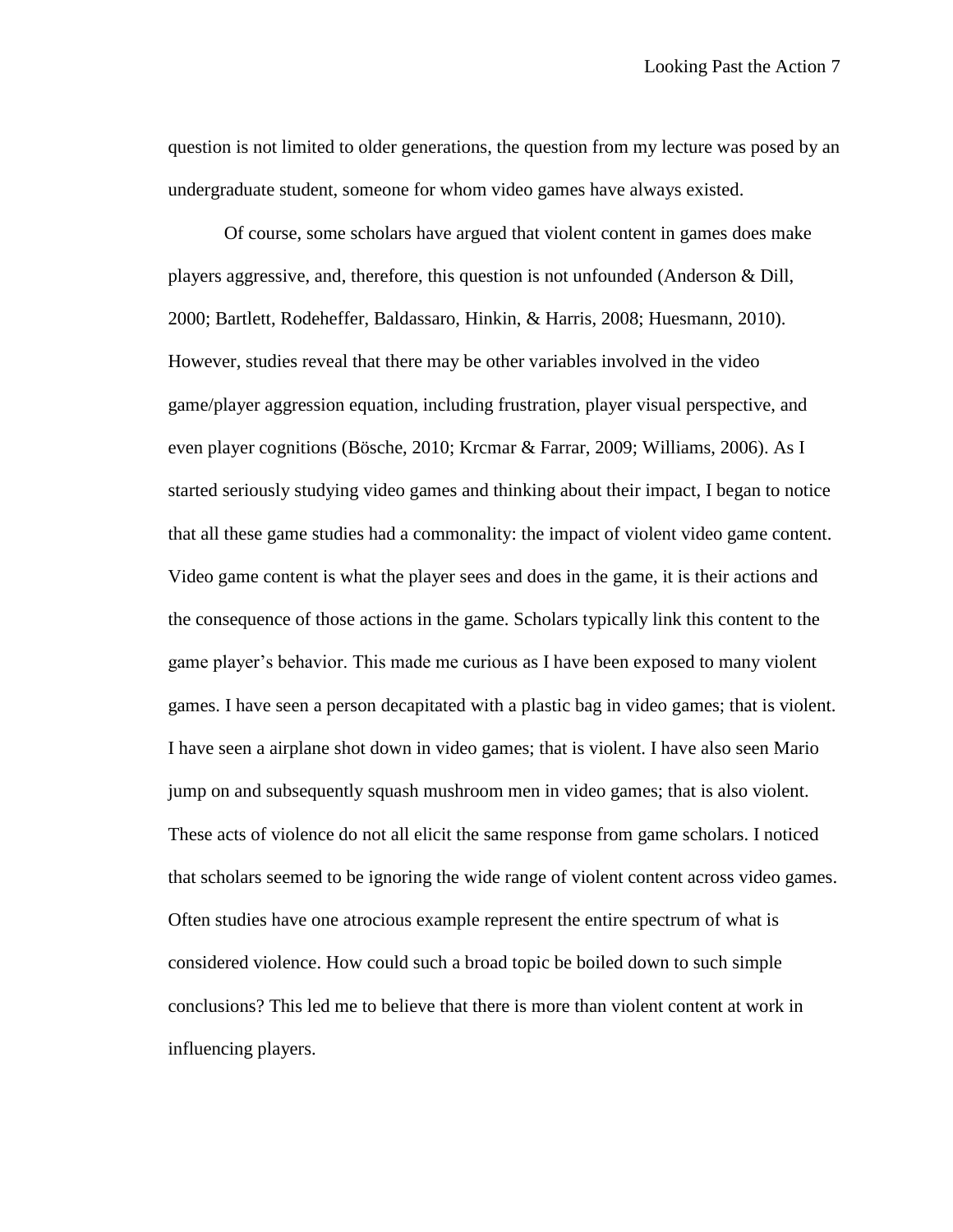question is not limited to older generations, the question from my lecture was posed by an undergraduate student, someone for whom video games have always existed.

Of course, some scholars have argued that violent content in games does make players aggressive, and, therefore, this question is not unfounded (Anderson & Dill, 2000; Bartlett, Rodeheffer, Baldassaro, Hinkin, & Harris, 2008; Huesmann, 2010). However, studies reveal that there may be other variables involved in the video game/player aggression equation, including frustration, player visual perspective, and even player cognitions (Bösche, 2010; Krcmar & Farrar, 2009; Williams, 2006). As I started seriously studying video games and thinking about their impact, I began to notice that all these game studies had a commonality: the impact of violent video game content. Video game content is what the player sees and does in the game, it is their actions and the consequence of those actions in the game. Scholars typically link this content to the game player's behavior. This made me curious as I have been exposed to many violent games. I have seen a person decapitated with a plastic bag in video games; that is violent. I have seen a airplane shot down in video games; that is violent. I have also seen Mario jump on and subsequently squash mushroom men in video games; that is also violent. These acts of violence do not all elicit the same response from game scholars. I noticed that scholars seemed to be ignoring the wide range of violent content across video games. Often studies have one atrocious example represent the entire spectrum of what is considered violence. How could such a broad topic be boiled down to such simple conclusions? This led me to believe that there is more than violent content at work in influencing players.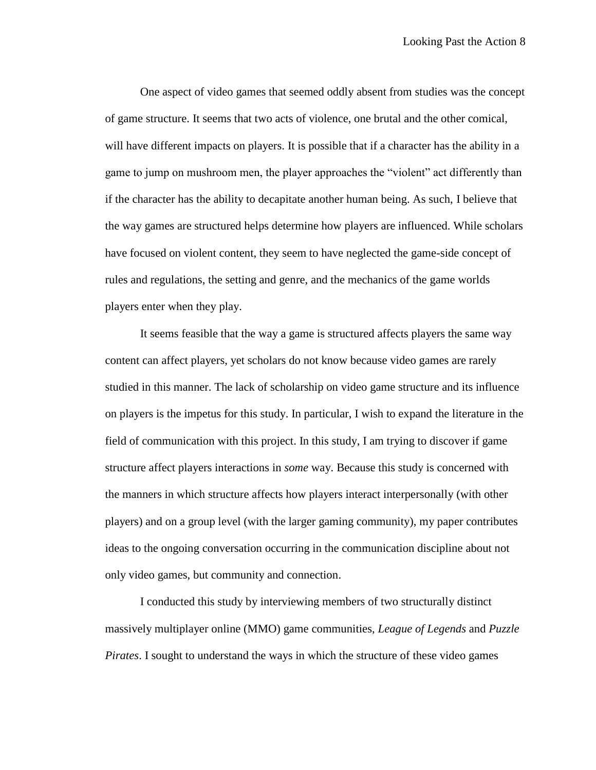One aspect of video games that seemed oddly absent from studies was the concept of game structure. It seems that two acts of violence, one brutal and the other comical, will have different impacts on players. It is possible that if a character has the ability in a game to jump on mushroom men, the player approaches the "violent" act differently than if the character has the ability to decapitate another human being. As such, I believe that the way games are structured helps determine how players are influenced. While scholars have focused on violent content, they seem to have neglected the game-side concept of rules and regulations, the setting and genre, and the mechanics of the game worlds players enter when they play.

It seems feasible that the way a game is structured affects players the same way content can affect players, yet scholars do not know because video games are rarely studied in this manner. The lack of scholarship on video game structure and its influence on players is the impetus for this study. In particular, I wish to expand the literature in the field of communication with this project. In this study, I am trying to discover if game structure affect players interactions in *some* way. Because this study is concerned with the manners in which structure affects how players interact interpersonally (with other players) and on a group level (with the larger gaming community), my paper contributes ideas to the ongoing conversation occurring in the communication discipline about not only video games, but community and connection.

I conducted this study by interviewing members of two structurally distinct massively multiplayer online (MMO) game communities, *League of Legends* and *Puzzle Pirates*. I sought to understand the ways in which the structure of these video games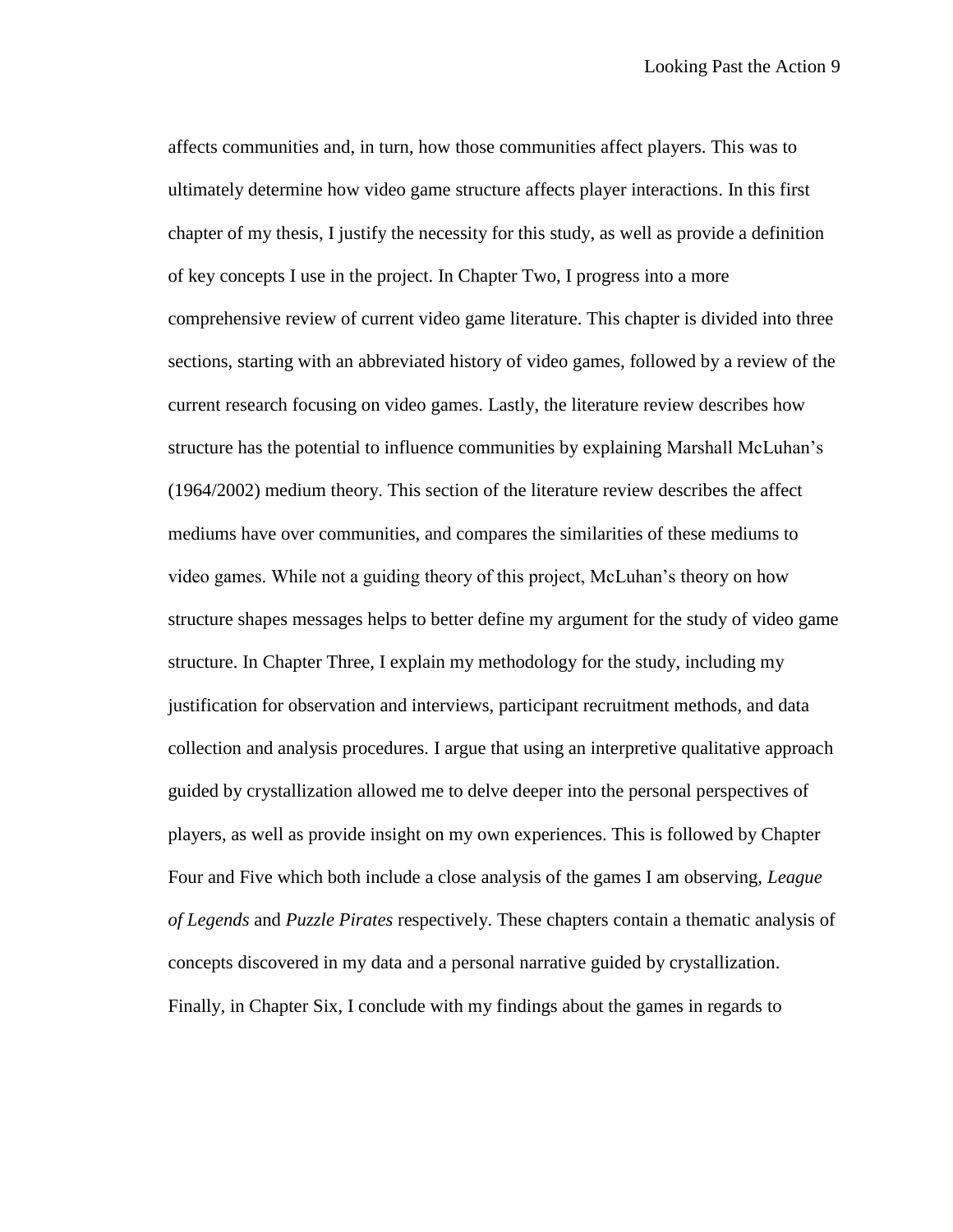affects communities and, in turn, how those communities affect players. This was to ultimately determine how video game structure affects player interactions. In this first chapter of my thesis, I justify the necessity for this study, as well as provide a definition of key concepts I use in the project. In Chapter Two, I progress into a more comprehensive review of current video game literature. This chapter is divided into three sections, starting with an abbreviated history of video games, followed by a review of the current research focusing on video games. Lastly, the literature review describes how structure has the potential to influence communities by explaining Marshall McLuhan's (1964/2002) medium theory. This section of the literature review describes the affect mediums have over communities, and compares the similarities of these mediums to video games. While not a guiding theory of this project, McLuhan's theory on how structure shapes messages helps to better define my argument for the study of video game structure. In Chapter Three, I explain my methodology for the study, including my justification for observation and interviews, participant recruitment methods, and data collection and analysis procedures. I argue that using an interpretive qualitative approach guided by crystallization allowed me to delve deeper into the personal perspectives of players, as well as provide insight on my own experiences. This is followed by Chapter Four and Five which both include a close analysis of the games I am observing, *League of Legends* and *Puzzle Pirates* respectively. These chapters contain a thematic analysis of concepts discovered in my data and a personal narrative guided by crystallization. Finally, in Chapter Six, I conclude with my findings about the games in regards to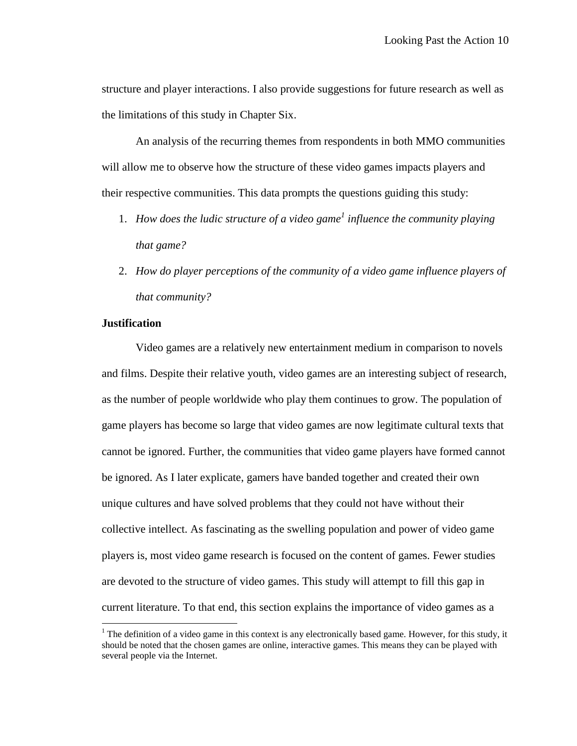structure and player interactions. I also provide suggestions for future research as well as the limitations of this study in Chapter Six.

An analysis of the recurring themes from respondents in both MMO communities will allow me to observe how the structure of these video games impacts players and their respective communities. This data prompts the questions guiding this study:

1. *How does the ludic structure of a video game*[1] *influence the community playing that game?*
2. *How do player perceptions of the community of a video game influence players of that community?*

**Justification**

Video games are a relatively new entertainment medium in comparison to novels and films. Despite their relative youth, video games are an interesting subject of research, as the number of people worldwide who play them continues to grow. The population of game players has become so large that video games are now legitimate cultural texts that cannot be ignored. Further, the communities that video game players have formed cannot be ignored. As I later explicate, gamers have banded together and created their own unique cultures and have solved problems that they could not have without their collective intellect. As fascinating as the swelling population and power of video game players is, most video game research is focused on the content of games. Fewer studies are devoted to the structure of video games. This study will attempt to fill this gap in current literature. To that end, this section explains the importance of video games as a

---

[1] The definition of a video game in this context is any electronically based game. However, for this study, it should be noted that the chosen games are online, interactive games. This means they can be played with several people via the Internet.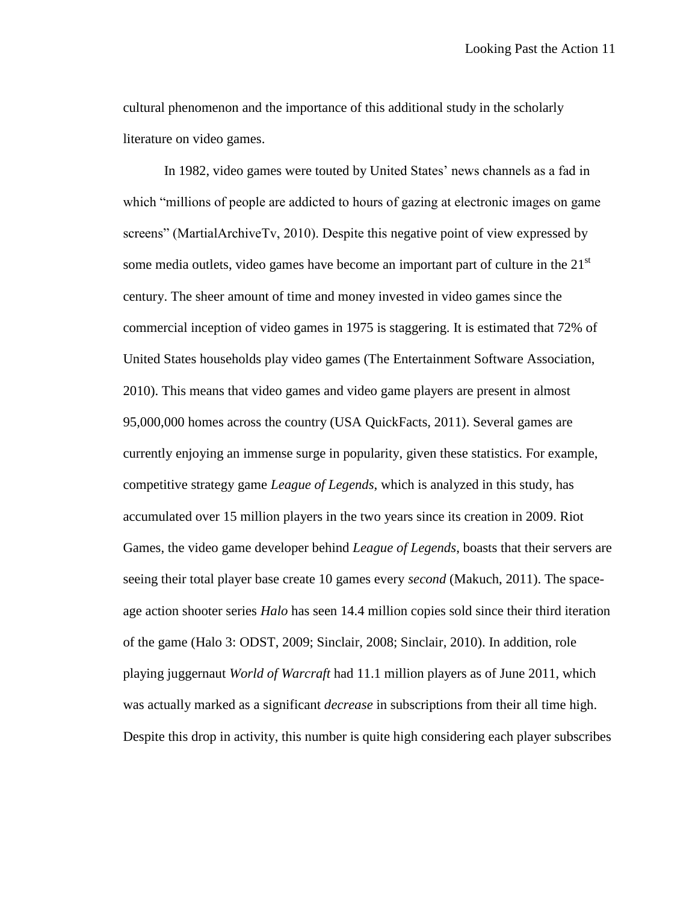cultural phenomenon and the importance of this additional study in the scholarly literature on video games.

In 1982, video games were touted by United States' news channels as a fad in which "millions of people are addicted to hours of gazing at electronic images on game screens" (MartialArchiveTv, 2010). Despite this negative point of view expressed by some media outlets, video games have become an important part of culture in the 21st century. The sheer amount of time and money invested in video games since the commercial inception of video games in 1975 is staggering. It is estimated that 72% of United States households play video games (The Entertainment Software Association, 2010). This means that video games and video game players are present in almost 95,000,000 homes across the country (USA QuickFacts, 2011). Several games are currently enjoying an immense surge in popularity, given these statistics. For example, competitive strategy game *League of Legends*, which is analyzed in this study, has accumulated over 15 million players in the two years since its creation in 2009. Riot Games, the video game developer behind *League of Legends*, boasts that their servers are seeing their total player base create 10 games every *second* (Makuch, 2011). The space-age action shooter series *Halo* has seen 14.4 million copies sold since their third iteration of the game (Halo 3: ODST, 2009; Sinclair, 2008; Sinclair, 2010). In addition, role playing juggernaut *World of Warcraft* had 11.1 million players as of June 2011, which was actually marked as a significant *decrease* in subscriptions from their all time high. Despite this drop in activity, this number is quite high considering each player subscribes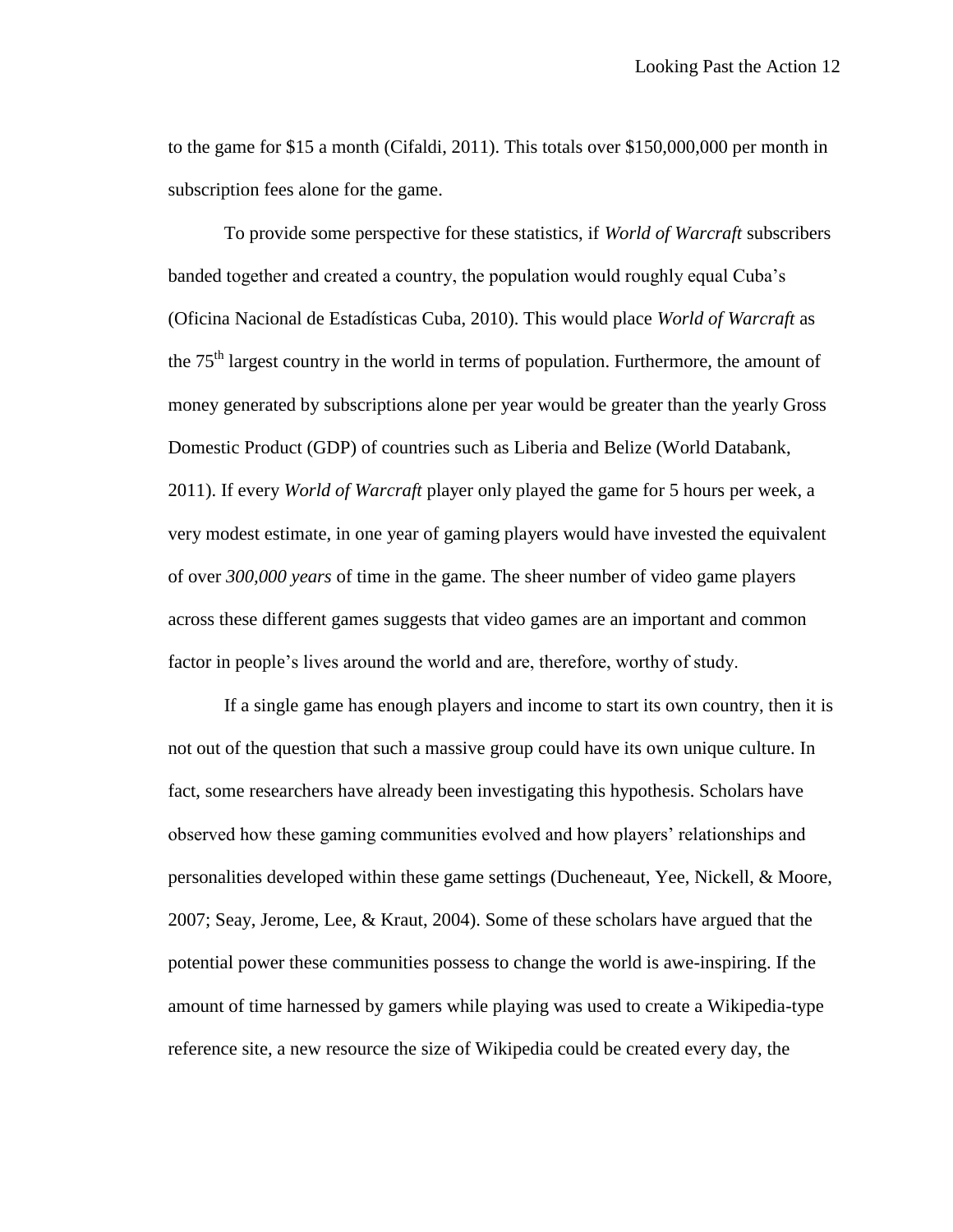to the game for $15 a month (Cifaldi, 2011). This totals over $150,000,000 per month in subscription fees alone for the game.

To provide some perspective for these statistics, if *World of Warcraft* subscribers banded together and created a country, the population would roughly equal Cuba's (Oficina Nacional de Estadísticas Cuba, 2010). This would place *World of Warcraft* as the 75$^{th}$ largest country in the world in terms of population. Furthermore, the amount of money generated by subscriptions alone per year would be greater than the yearly Gross Domestic Product (GDP) of countries such as Liberia and Belize (World Databank, 2011). If every *World of Warcraft* player only played the game for 5 hours per week, a very modest estimate, in one year of gaming players would have invested the equivalent of over *300,000 years* of time in the game. The sheer number of video game players across these different games suggests that video games are an important and common factor in people's lives around the world and are, therefore, worthy of study.

If a single game has enough players and income to start its own country, then it is not out of the question that such a massive group could have its own unique culture. In fact, some researchers have already been investigating this hypothesis. Scholars have observed how these gaming communities evolved and how players' relationships and personalities developed within these game settings (Ducheneaut, Yee, Nickell, & Moore, 2007; Seay, Jerome, Lee, & Kraut, 2004). Some of these scholars have argued that the potential power these communities possess to change the world is awe-inspiring. If the amount of time harnessed by gamers while playing was used to create a Wikipedia-type reference site, a new resource the size of Wikipedia could be created every day, the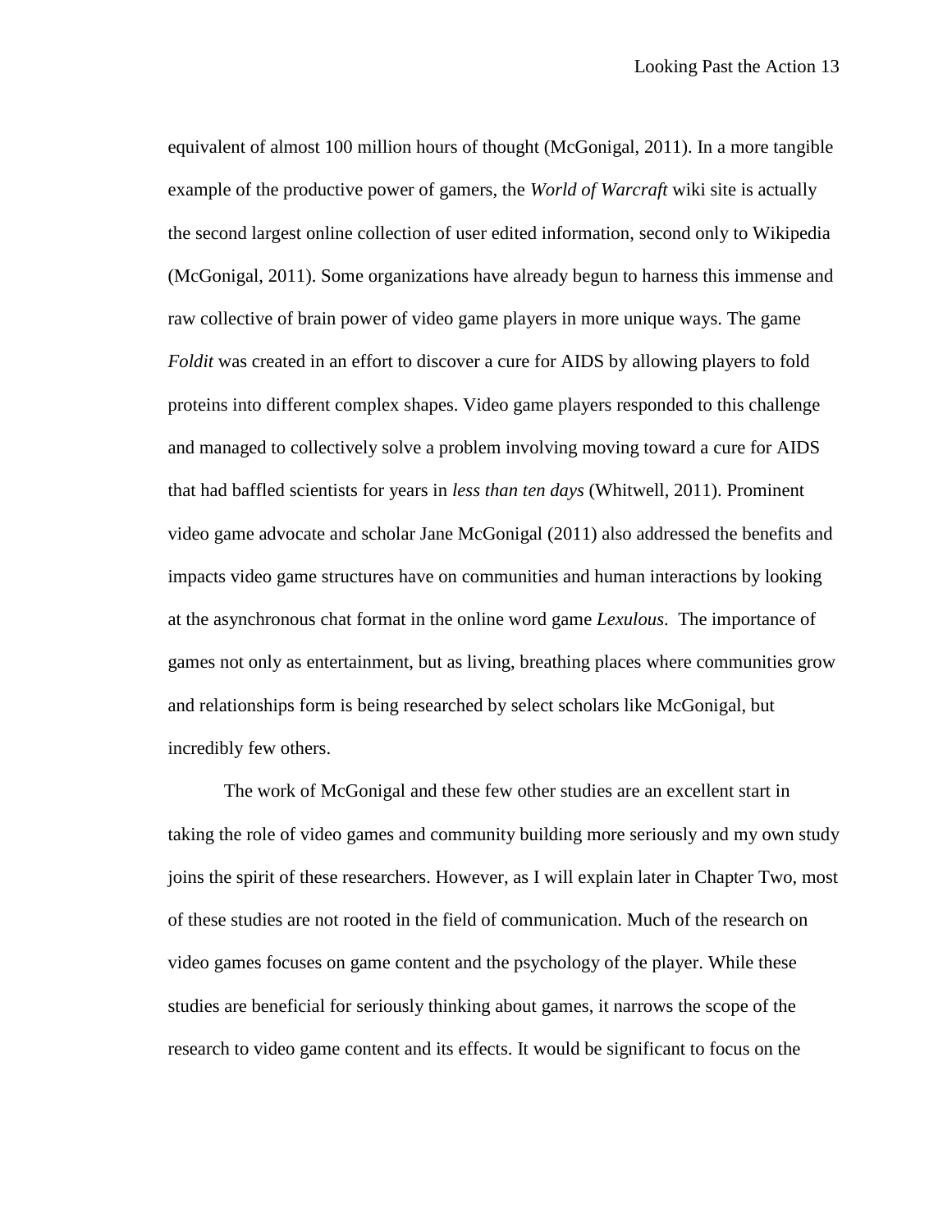equivalent of almost 100 million hours of thought (McGonigal, 2011). In a more tangible example of the productive power of gamers, the *World of Warcraft* wiki site is actually the second largest online collection of user edited information, second only to Wikipedia (McGonigal, 2011). Some organizations have already begun to harness this immense and raw collective of brain power of video game players in more unique ways. The game *Foldit* was created in an effort to discover a cure for AIDS by allowing players to fold proteins into different complex shapes. Video game players responded to this challenge and managed to collectively solve a problem involving moving toward a cure for AIDS that had baffled scientists for years in *less than ten days* (Whitwell, 2011). Prominent video game advocate and scholar Jane McGonigal (2011) also addressed the benefits and impacts video game structures have on communities and human interactions by looking at the asynchronous chat format in the online word game *Lexulous*. The importance of games not only as entertainment, but as living, breathing places where communities grow and relationships form is being researched by select scholars like McGonigal, but incredibly few others.

The work of McGonigal and these few other studies are an excellent start in taking the role of video games and community building more seriously and my own study joins the spirit of these researchers. However, as I will explain later in Chapter Two, most of these studies are not rooted in the field of communication. Much of the research on video games focuses on game content and the psychology of the player. While these studies are beneficial for seriously thinking about games, it narrows the scope of the research to video game content and its effects. It would be significant to focus on the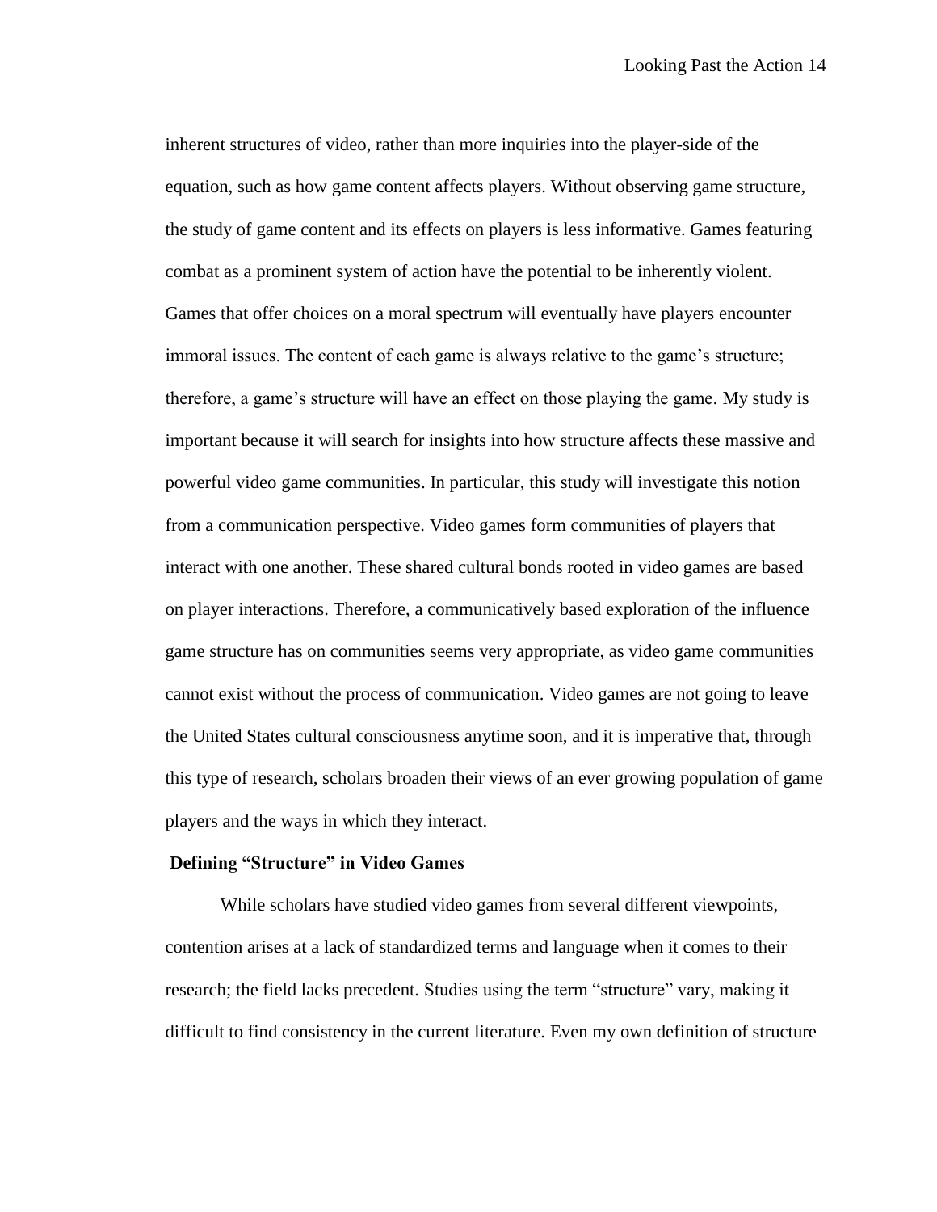inherent structures of video, rather than more inquiries into the player-side of the equation, such as how game content affects players. Without observing game structure, the study of game content and its effects on players is less informative. Games featuring combat as a prominent system of action have the potential to be inherently violent. Games that offer choices on a moral spectrum will eventually have players encounter immoral issues. The content of each game is always relative to the game's structure; therefore, a game's structure will have an effect on those playing the game. My study is important because it will search for insights into how structure affects these massive and powerful video game communities. In particular, this study will investigate this notion from a communication perspective. Video games form communities of players that interact with one another. These shared cultural bonds rooted in video games are based on player interactions. Therefore, a communicatively based exploration of the influence game structure has on communities seems very appropriate, as video game communities cannot exist without the process of communication. Video games are not going to leave the United States cultural consciousness anytime soon, and it is imperative that, through this type of research, scholars broaden their views of an ever growing population of game players and the ways in which they interact.

### Defining "Structure" in Video Games

While scholars have studied video games from several different viewpoints, contention arises at a lack of standardized terms and language when it comes to their research; the field lacks precedent. Studies using the term "structure" vary, making it difficult to find consistency in the current literature. Even my own definition of structure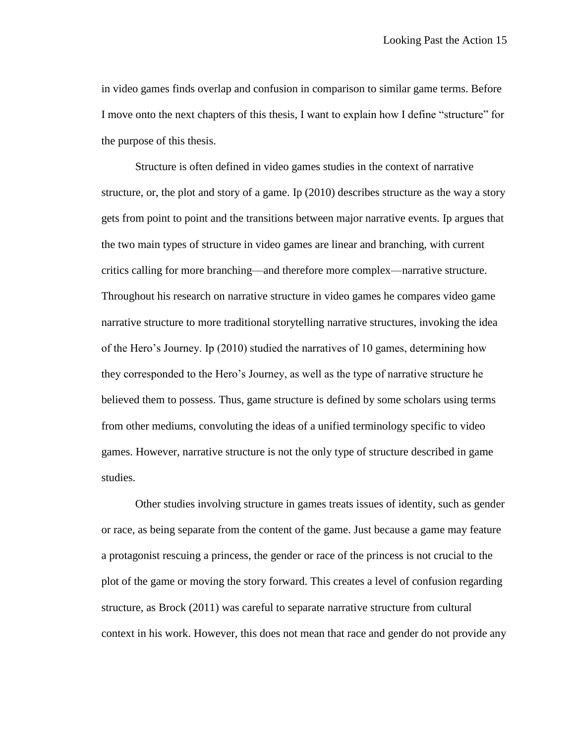in video games finds overlap and confusion in comparison to similar game terms. Before I move onto the next chapters of this thesis, I want to explain how I define "structure" for the purpose of this thesis.

Structure is often defined in video games studies in the context of narrative structure, or, the plot and story of a game. Ip (2010) describes structure as the way a story gets from point to point and the transitions between major narrative events. Ip argues that the two main types of structure in video games are linear and branching, with current critics calling for more branching—and therefore more complex—narrative structure. Throughout his research on narrative structure in video games he compares video game narrative structure to more traditional storytelling narrative structures, invoking the idea of the Hero's Journey. Ip (2010) studied the narratives of 10 games, determining how they corresponded to the Hero's Journey, as well as the type of narrative structure he believed them to possess. Thus, game structure is defined by some scholars using terms from other mediums, convoluting the ideas of a unified terminology specific to video games. However, narrative structure is not the only type of structure described in game studies.

Other studies involving structure in games treats issues of identity, such as gender or race, as being separate from the content of the game. Just because a game may feature a protagonist rescuing a princess, the gender or race of the princess is not crucial to the plot of the game or moving the story forward. This creates a level of confusion regarding structure, as Brock (2011) was careful to separate narrative structure from cultural context in his work. However, this does not mean that race and gender do not provide any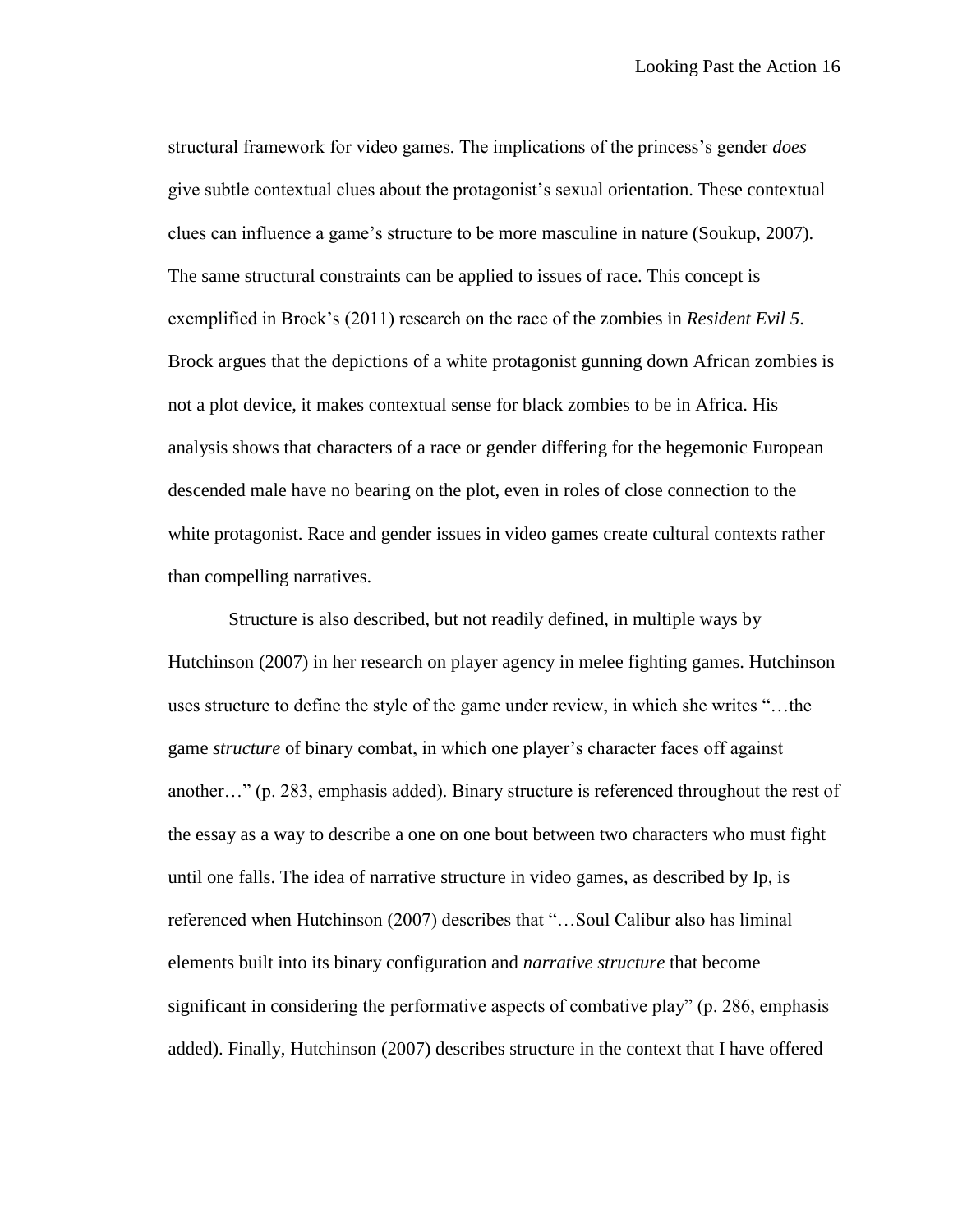structural framework for video games. The implications of the princess's gender *does* give subtle contextual clues about the protagonist's sexual orientation. These contextual clues can influence a game's structure to be more masculine in nature (Soukup, 2007). The same structural constraints can be applied to issues of race. This concept is exemplified in Brock's (2011) research on the race of the zombies in *Resident Evil 5*. Brock argues that the depictions of a white protagonist gunning down African zombies is not a plot device, it makes contextual sense for black zombies to be in Africa. His analysis shows that characters of a race or gender differing for the hegemonic European descended male have no bearing on the plot, even in roles of close connection to the white protagonist. Race and gender issues in video games create cultural contexts rather than compelling narratives.

Structure is also described, but not readily defined, in multiple ways by Hutchinson (2007) in her research on player agency in melee fighting games. Hutchinson uses structure to define the style of the game under review, in which she writes "…the game *structure* of binary combat, in which one player's character faces off against another…" (p. 283, emphasis added). Binary structure is referenced throughout the rest of the essay as a way to describe a one on one bout between two characters who must fight until one falls. The idea of narrative structure in video games, as described by Ip, is referenced when Hutchinson (2007) describes that "…Soul Calibur also has liminal elements built into its binary configuration and *narrative structure* that become significant in considering the performative aspects of combative play" (p. 286, emphasis added). Finally, Hutchinson (2007) describes structure in the context that I have offered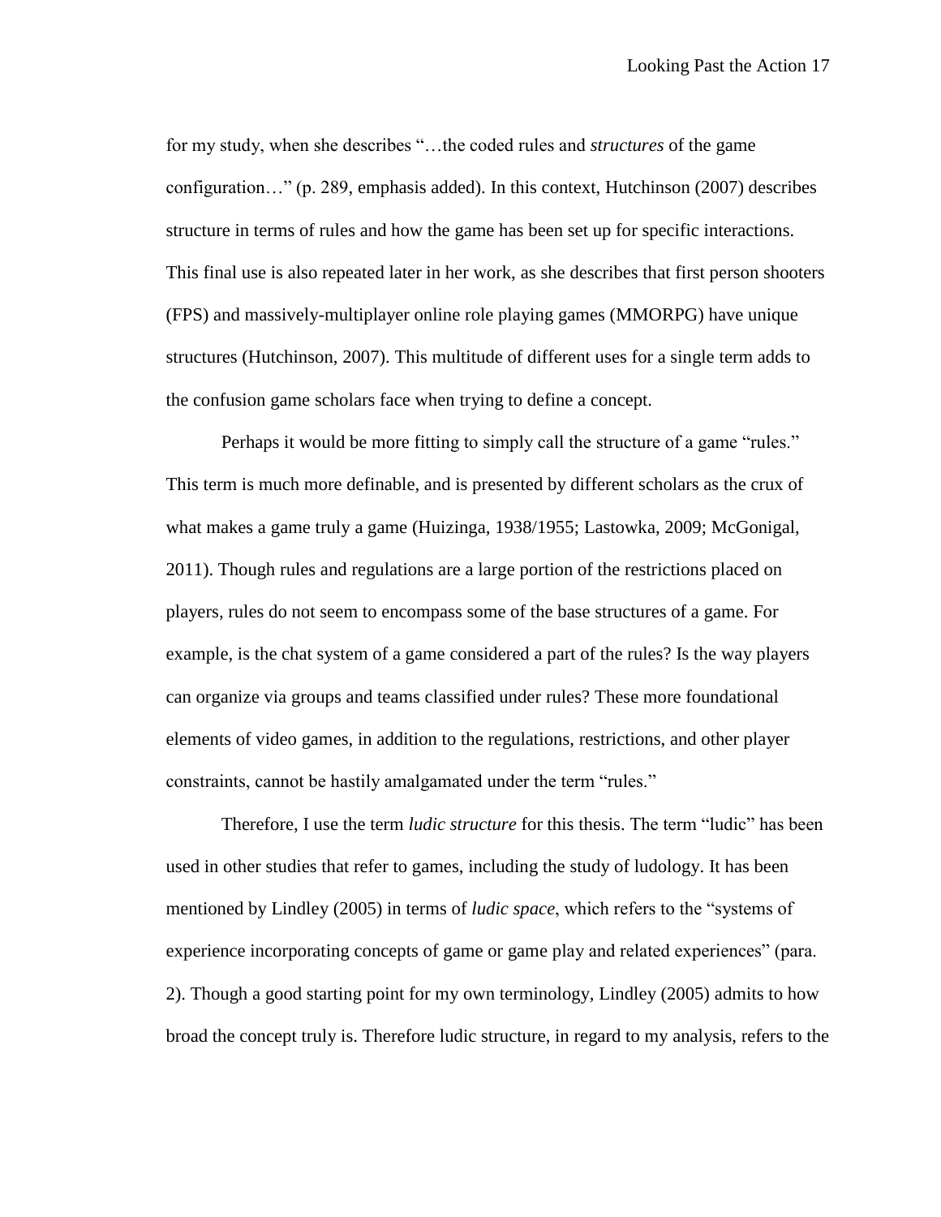for my study, when she describes "…the coded rules and *structures* of the game configuration…" (p. 289, emphasis added). In this context, Hutchinson (2007) describes structure in terms of rules and how the game has been set up for specific interactions. This final use is also repeated later in her work, as she describes that first person shooters (FPS) and massively-multiplayer online role playing games (MMORPG) have unique structures (Hutchinson, 2007). This multitude of different uses for a single term adds to the confusion game scholars face when trying to define a concept.

Perhaps it would be more fitting to simply call the structure of a game "rules." This term is much more definable, and is presented by different scholars as the crux of what makes a game truly a game (Huizinga, 1938/1955; Lastowka, 2009; McGonigal, 2011). Though rules and regulations are a large portion of the restrictions placed on players, rules do not seem to encompass some of the base structures of a game. For example, is the chat system of a game considered a part of the rules? Is the way players can organize via groups and teams classified under rules? These more foundational elements of video games, in addition to the regulations, restrictions, and other player constraints, cannot be hastily amalgamated under the term "rules."

Therefore, I use the term *ludic structure* for this thesis. The term "ludic" has been used in other studies that refer to games, including the study of ludology. It has been mentioned by Lindley (2005) in terms of *ludic space*, which refers to the "systems of experience incorporating concepts of game or game play and related experiences" (para. 2). Though a good starting point for my own terminology, Lindley (2005) admits to how broad the concept truly is. Therefore ludic structure, in regard to my analysis, refers to the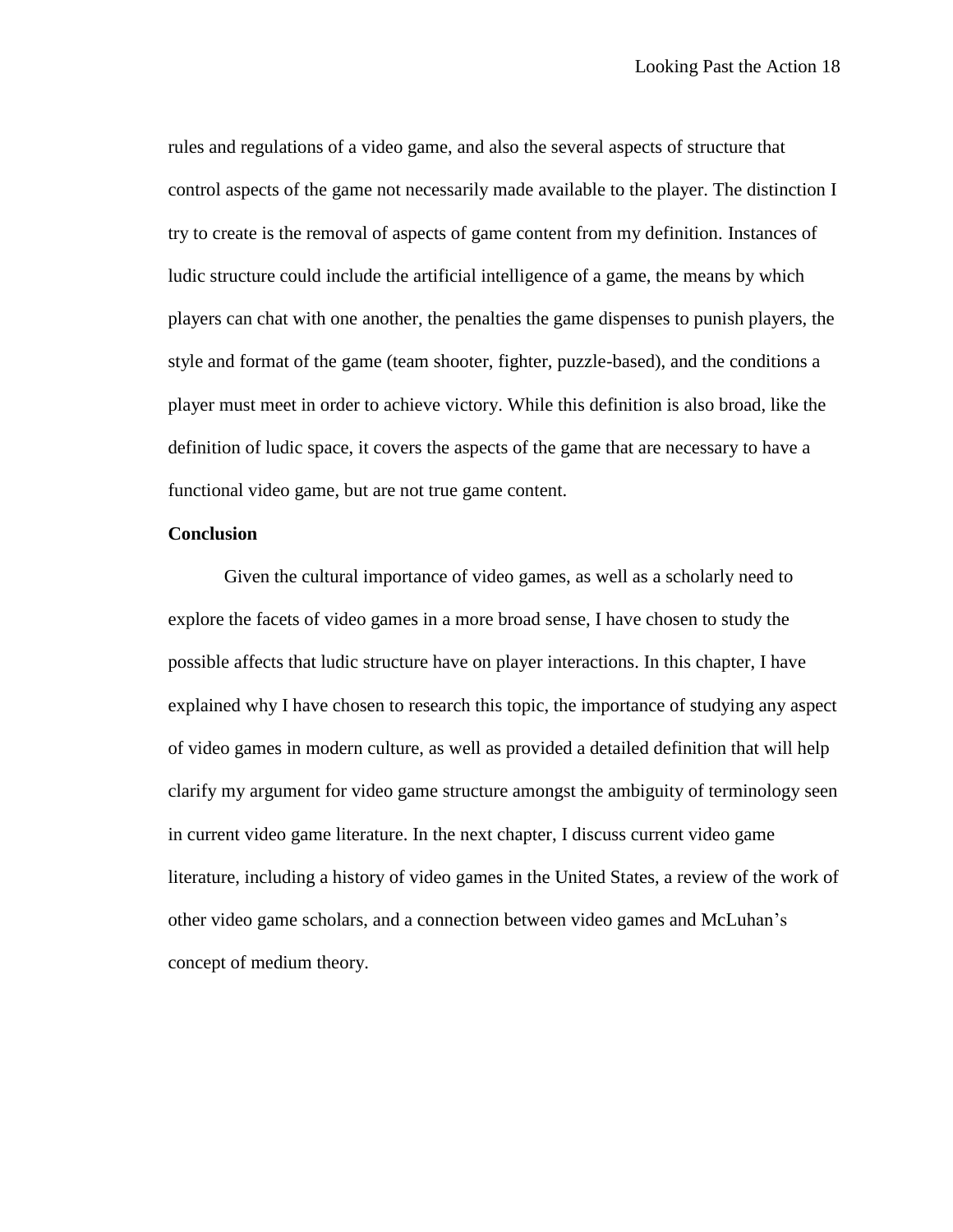rules and regulations of a video game, and also the several aspects of structure that control aspects of the game not necessarily made available to the player. The distinction I try to create is the removal of aspects of game content from my definition. Instances of ludic structure could include the artificial intelligence of a game, the means by which players can chat with one another, the penalties the game dispenses to punish players, the style and format of the game (team shooter, fighter, puzzle-based), and the conditions a player must meet in order to achieve victory. While this definition is also broad, like the definition of ludic space, it covers the aspects of the game that are necessary to have a functional video game, but are not true game content.

**Conclusion**

Given the cultural importance of video games, as well as a scholarly need to explore the facets of video games in a more broad sense, I have chosen to study the possible affects that ludic structure have on player interactions. In this chapter, I have explained why I have chosen to research this topic, the importance of studying any aspect of video games in modern culture, as well as provided a detailed definition that will help clarify my argument for video game structure amongst the ambiguity of terminology seen in current video game literature. In the next chapter, I discuss current video game literature, including a history of video games in the United States, a review of the work of other video game scholars, and a connection between video games and McLuhan's concept of medium theory.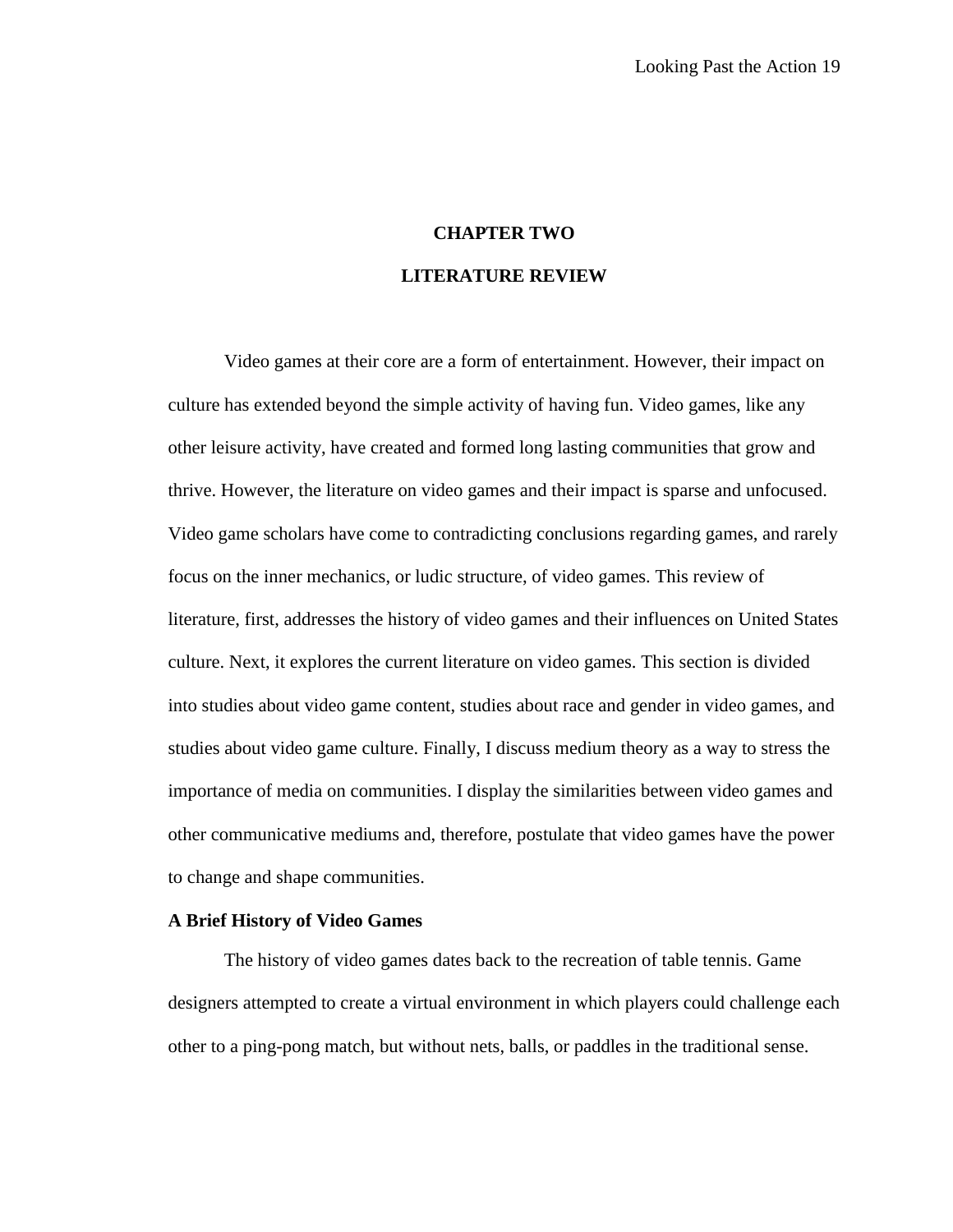# CHAPTER TWO

# LITERATURE REVIEW

Video games at their core are a form of entertainment. However, their impact on culture has extended beyond the simple activity of having fun. Video games, like any other leisure activity, have created and formed long lasting communities that grow and thrive. However, the literature on video games and their impact is sparse and unfocused. Video game scholars have come to contradicting conclusions regarding games, and rarely focus on the inner mechanics, or ludic structure, of video games. This review of literature, first, addresses the history of video games and their influences on United States culture. Next, it explores the current literature on video games. This section is divided into studies about video game content, studies about race and gender in video games, and studies about video game culture. Finally, I discuss medium theory as a way to stress the importance of media on communities. I display the similarities between video games and other communicative mediums and, therefore, postulate that video games have the power to change and shape communities.

## A Brief History of Video Games

The history of video games dates back to the recreation of table tennis. Game designers attempted to create a virtual environment in which players could challenge each other to a ping-pong match, but without nets, balls, or paddles in the traditional sense.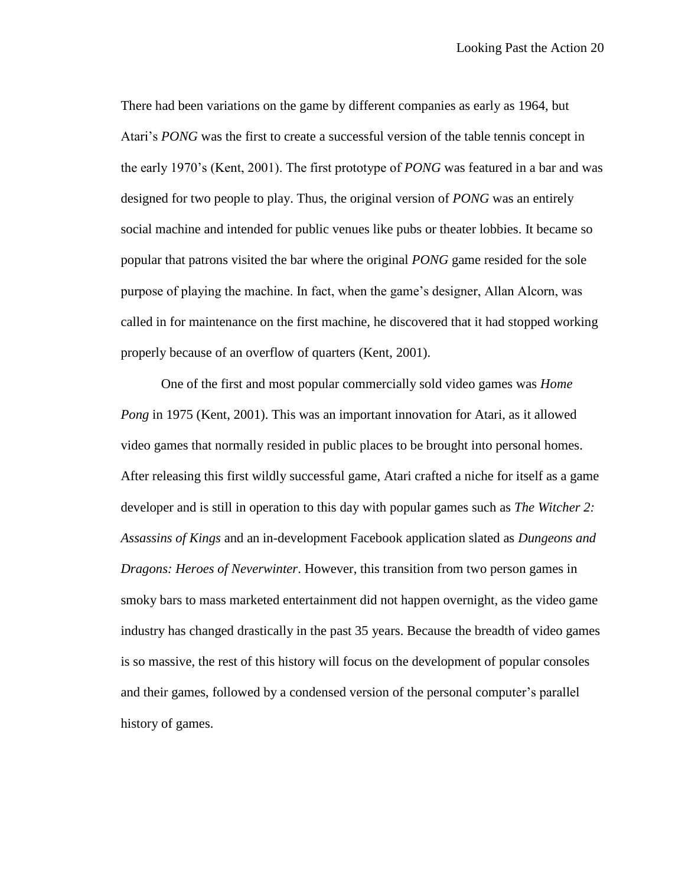There had been variations on the game by different companies as early as 1964, but Atari's *PONG* was the first to create a successful version of the table tennis concept in the early 1970's (Kent, 2001). The first prototype of *PONG* was featured in a bar and was designed for two people to play. Thus, the original version of *PONG* was an entirely social machine and intended for public venues like pubs or theater lobbies. It became so popular that patrons visited the bar where the original *PONG* game resided for the sole purpose of playing the machine. In fact, when the game's designer, Allan Alcorn, was called in for maintenance on the first machine, he discovered that it had stopped working properly because of an overflow of quarters (Kent, 2001).

One of the first and most popular commercially sold video games was *Home Pong* in 1975 (Kent, 2001). This was an important innovation for Atari, as it allowed video games that normally resided in public places to be brought into personal homes. After releasing this first wildly successful game, Atari crafted a niche for itself as a game developer and is still in operation to this day with popular games such as *The Witcher 2: Assassins of Kings* and an in-development Facebook application slated as *Dungeons and Dragons: Heroes of Neverwinter*. However, this transition from two person games in smoky bars to mass marketed entertainment did not happen overnight, as the video game industry has changed drastically in the past 35 years. Because the breadth of video games is so massive, the rest of this history will focus on the development of popular consoles and their games, followed by a condensed version of the personal computer's parallel history of games.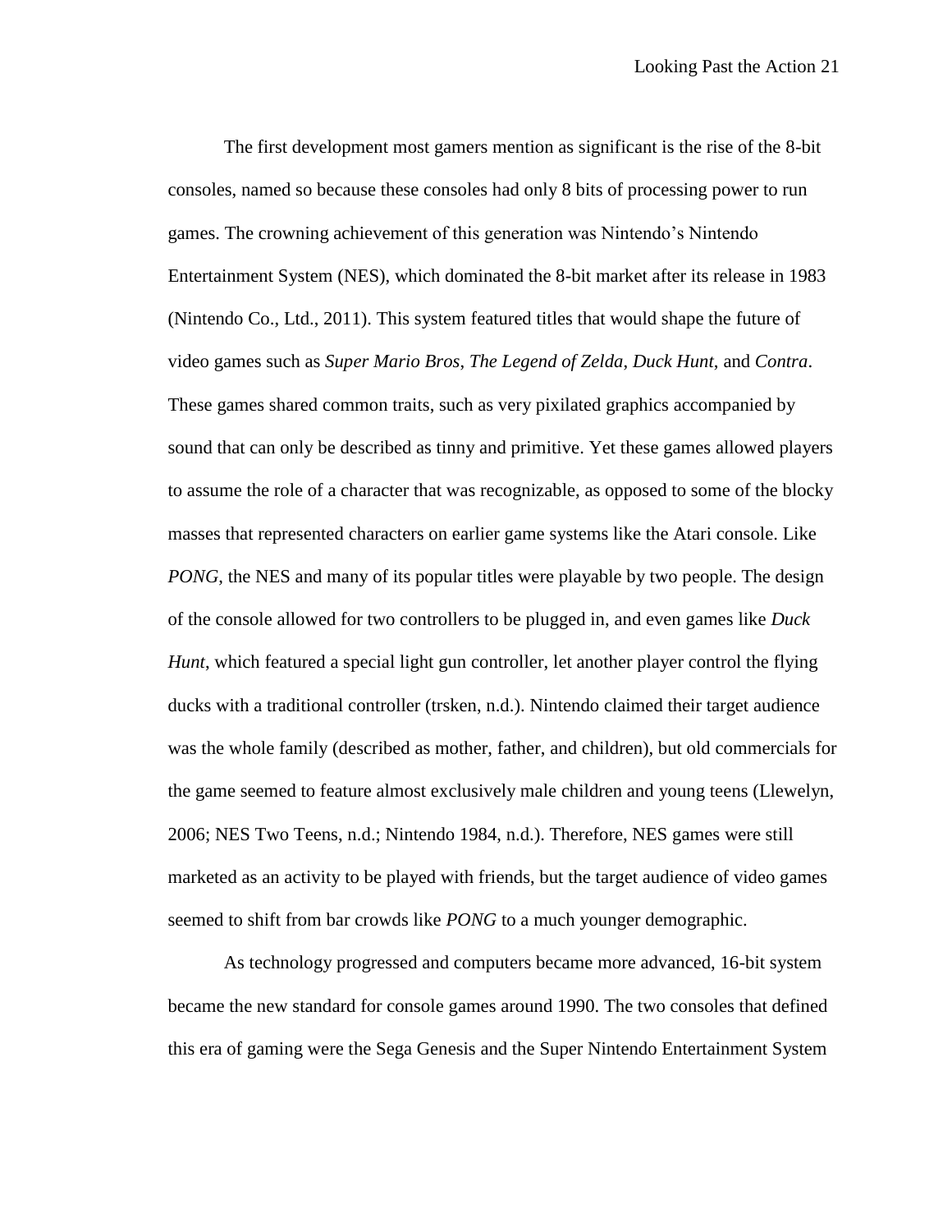The first development most gamers mention as significant is the rise of the 8-bit consoles, named so because these consoles had only 8 bits of processing power to run games. The crowning achievement of this generation was Nintendo's Nintendo Entertainment System (NES), which dominated the 8-bit market after its release in 1983 (Nintendo Co., Ltd., 2011). This system featured titles that would shape the future of video games such as *Super Mario Bros*, *The Legend of Zelda*, *Duck Hunt*, and *Contra*. These games shared common traits, such as very pixilated graphics accompanied by sound that can only be described as tinny and primitive. Yet these games allowed players to assume the role of a character that was recognizable, as opposed to some of the blocky masses that represented characters on earlier game systems like the Atari console. Like *PONG*, the NES and many of its popular titles were playable by two people. The design of the console allowed for two controllers to be plugged in, and even games like *Duck Hunt*, which featured a special light gun controller, let another player control the flying ducks with a traditional controller (trsken, n.d.). Nintendo claimed their target audience was the whole family (described as mother, father, and children), but old commercials for the game seemed to feature almost exclusively male children and young teens (Llewelyn, 2006; NES Two Teens, n.d.; Nintendo 1984, n.d.). Therefore, NES games were still marketed as an activity to be played with friends, but the target audience of video games seemed to shift from bar crowds like *PONG* to a much younger demographic.

As technology progressed and computers became more advanced, 16-bit system became the new standard for console games around 1990. The two consoles that defined this era of gaming were the Sega Genesis and the Super Nintendo Entertainment System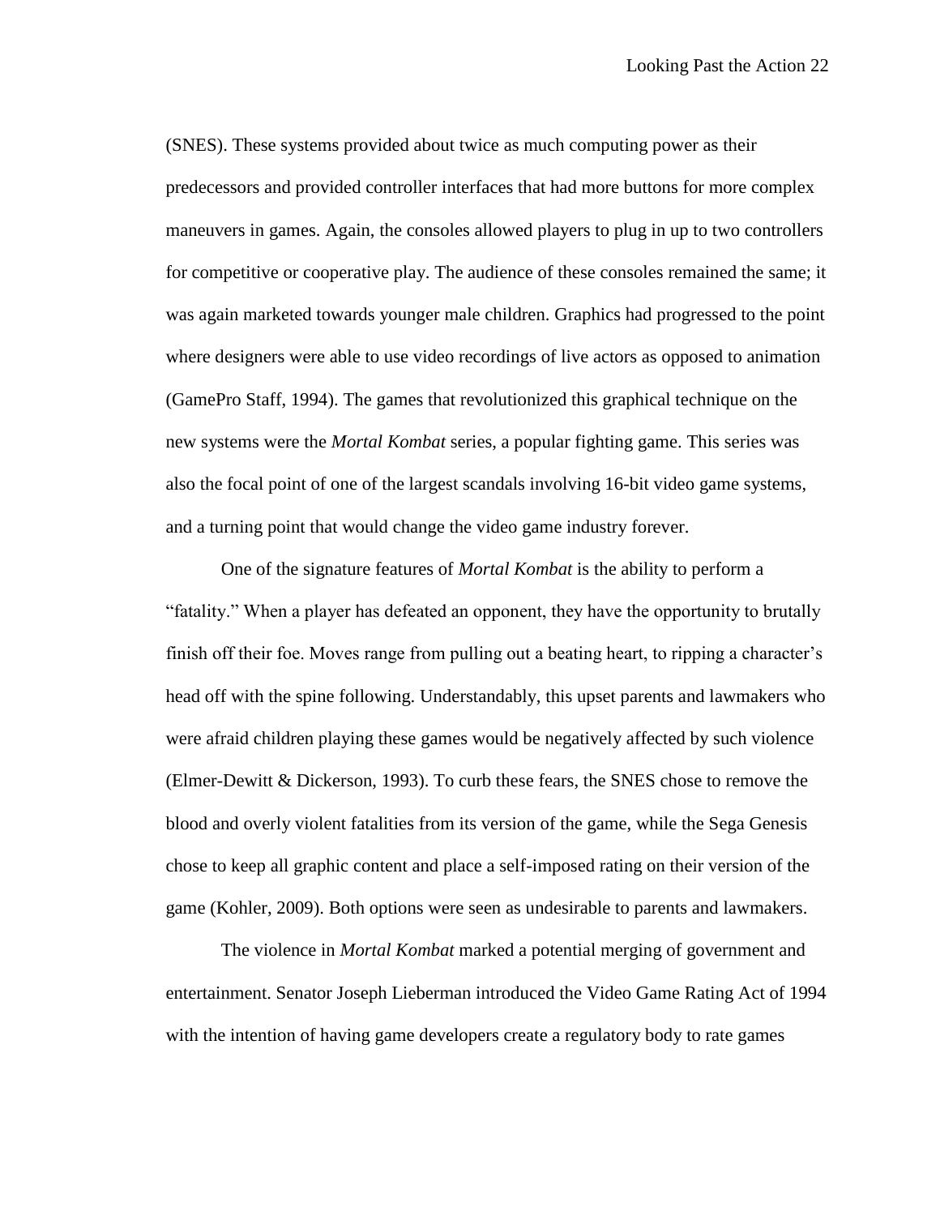(SNES). These systems provided about twice as much computing power as their predecessors and provided controller interfaces that had more buttons for more complex maneuvers in games. Again, the consoles allowed players to plug in up to two controllers for competitive or cooperative play. The audience of these consoles remained the same; it was again marketed towards younger male children. Graphics had progressed to the point where designers were able to use video recordings of live actors as opposed to animation (GamePro Staff, 1994). The games that revolutionized this graphical technique on the new systems were the *Mortal Kombat* series, a popular fighting game. This series was also the focal point of one of the largest scandals involving 16-bit video game systems, and a turning point that would change the video game industry forever.

One of the signature features of *Mortal Kombat* is the ability to perform a “fatality.” When a player has defeated an opponent, they have the opportunity to brutally finish off their foe. Moves range from pulling out a beating heart, to ripping a character’s head off with the spine following. Understandably, this upset parents and lawmakers who were afraid children playing these games would be negatively affected by such violence (Elmer-Dewitt & Dickerson, 1993). To curb these fears, the SNES chose to remove the blood and overly violent fatalities from its version of the game, while the Sega Genesis chose to keep all graphic content and place a self-imposed rating on their version of the game (Kohler, 2009). Both options were seen as undesirable to parents and lawmakers.

The violence in *Mortal Kombat* marked a potential merging of government and entertainment. Senator Joseph Lieberman introduced the Video Game Rating Act of 1994 with the intention of having game developers create a regulatory body to rate games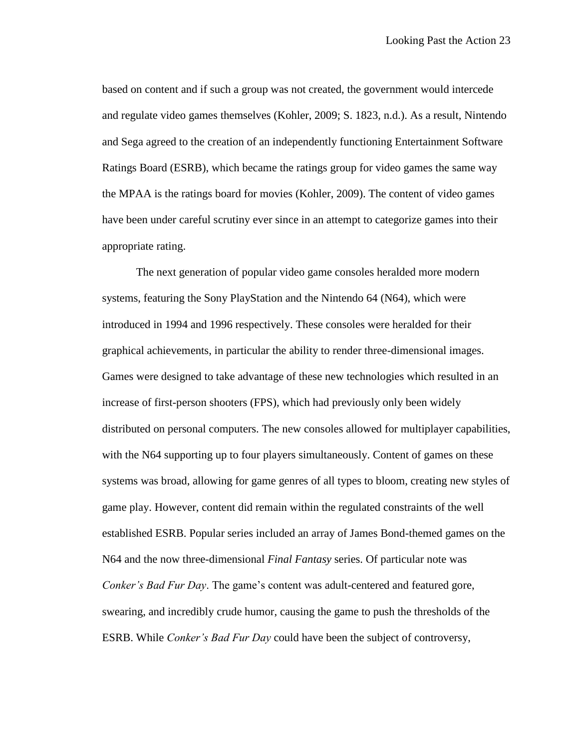based on content and if such a group was not created, the government would intercede and regulate video games themselves (Kohler, 2009; S. 1823, n.d.). As a result, Nintendo and Sega agreed to the creation of an independently functioning Entertainment Software Ratings Board (ESRB), which became the ratings group for video games the same way the MPAA is the ratings board for movies (Kohler, 2009). The content of video games have been under careful scrutiny ever since in an attempt to categorize games into their appropriate rating.

The next generation of popular video game consoles heralded more modern systems, featuring the Sony PlayStation and the Nintendo 64 (N64), which were introduced in 1994 and 1996 respectively. These consoles were heralded for their graphical achievements, in particular the ability to render three-dimensional images. Games were designed to take advantage of these new technologies which resulted in an increase of first-person shooters (FPS), which had previously only been widely distributed on personal computers. The new consoles allowed for multiplayer capabilities, with the N64 supporting up to four players simultaneously. Content of games on these systems was broad, allowing for game genres of all types to bloom, creating new styles of game play. However, content did remain within the regulated constraints of the well established ESRB. Popular series included an array of James Bond-themed games on the N64 and the now three-dimensional *Final Fantasy* series. Of particular note was *Conker's Bad Fur Day*. The game's content was adult-centered and featured gore, swearing, and incredibly crude humor, causing the game to push the thresholds of the ESRB. While *Conker's Bad Fur Day* could have been the subject of controversy,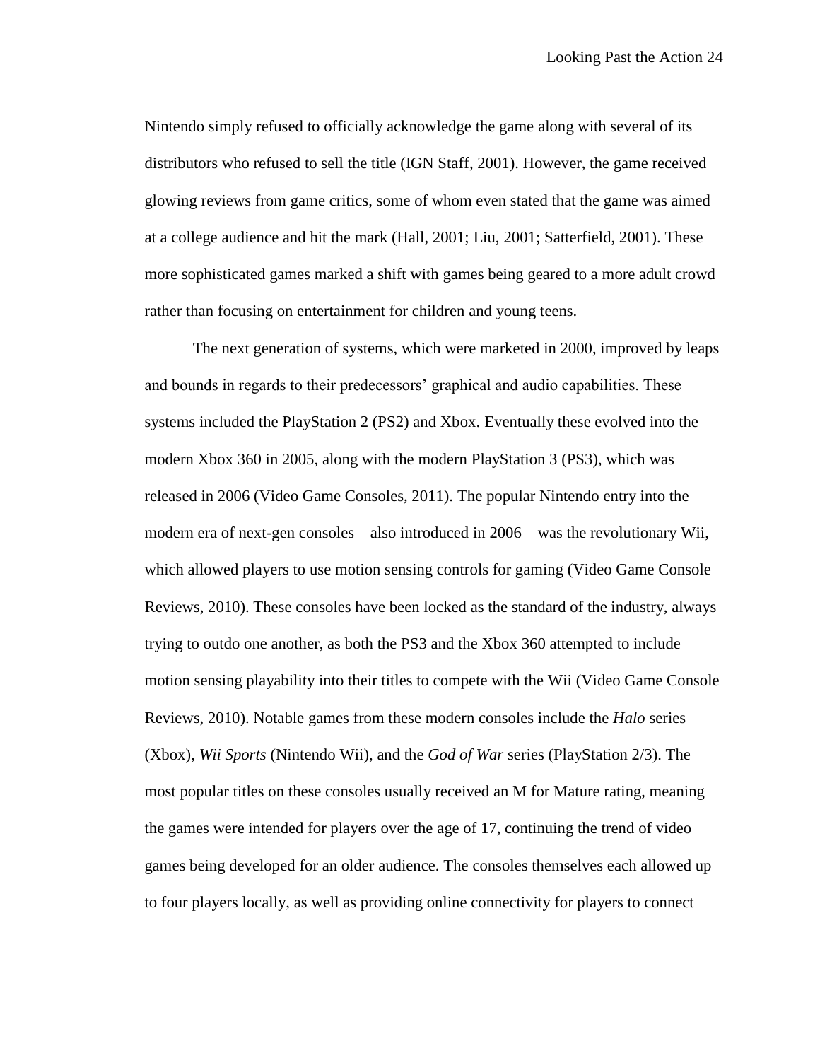Nintendo simply refused to officially acknowledge the game along with several of its distributors who refused to sell the title (IGN Staff, 2001). However, the game received glowing reviews from game critics, some of whom even stated that the game was aimed at a college audience and hit the mark (Hall, 2001; Liu, 2001; Satterfield, 2001). These more sophisticated games marked a shift with games being geared to a more adult crowd rather than focusing on entertainment for children and young teens.

The next generation of systems, which were marketed in 2000, improved by leaps and bounds in regards to their predecessors' graphical and audio capabilities. These systems included the PlayStation 2 (PS2) and Xbox. Eventually these evolved into the modern Xbox 360 in 2005, along with the modern PlayStation 3 (PS3), which was released in 2006 (Video Game Consoles, 2011). The popular Nintendo entry into the modern era of next-gen consoles—also introduced in 2006—was the revolutionary Wii, which allowed players to use motion sensing controls for gaming (Video Game Console Reviews, 2010). These consoles have been locked as the standard of the industry, always trying to outdo one another, as both the PS3 and the Xbox 360 attempted to include motion sensing playability into their titles to compete with the Wii (Video Game Console Reviews, 2010). Notable games from these modern consoles include the *Halo* series (Xbox), *Wii Sports* (Nintendo Wii), and the *God of War* series (PlayStation 2/3). The most popular titles on these consoles usually received an M for Mature rating, meaning the games were intended for players over the age of 17, continuing the trend of video games being developed for an older audience. The consoles themselves each allowed up to four players locally, as well as providing online connectivity for players to connect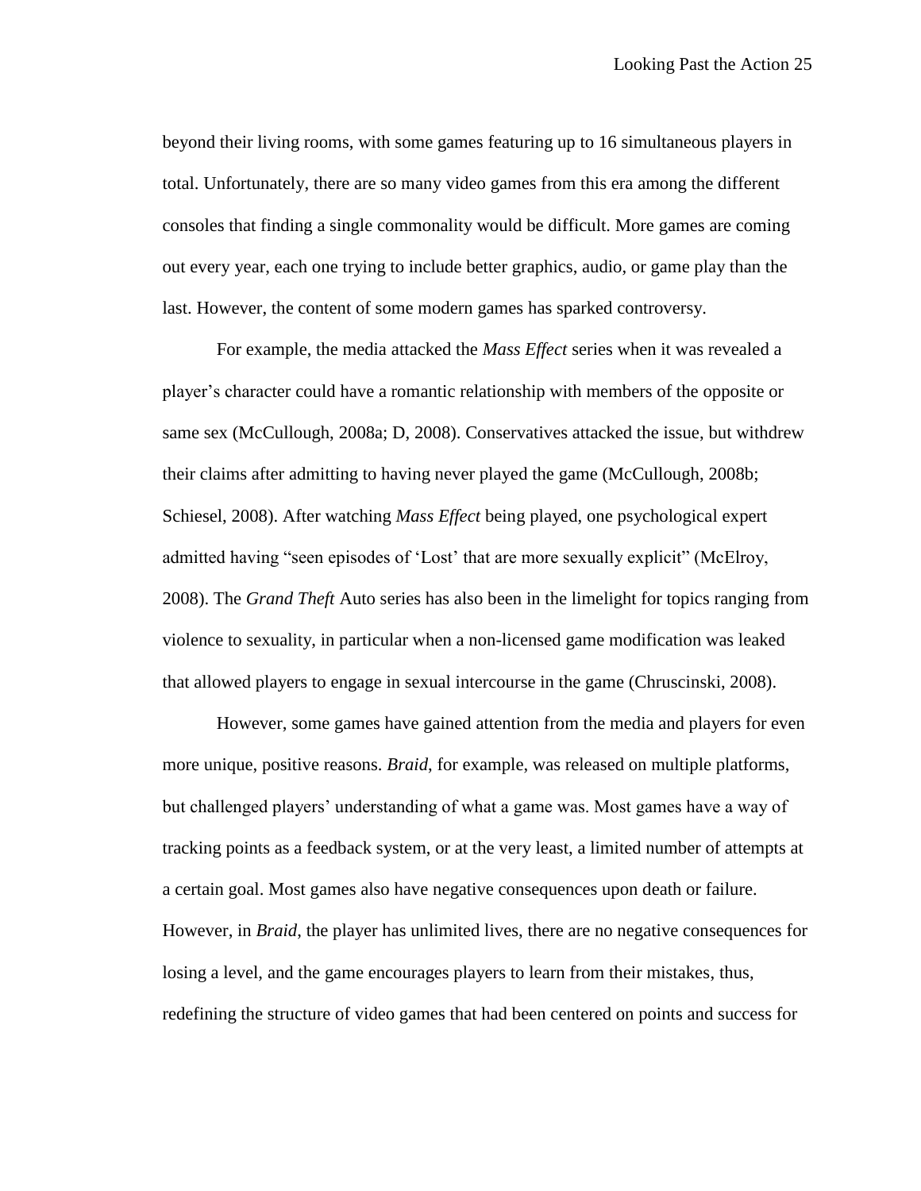beyond their living rooms, with some games featuring up to 16 simultaneous players in total. Unfortunately, there are so many video games from this era among the different consoles that finding a single commonality would be difficult. More games are coming out every year, each one trying to include better graphics, audio, or game play than the last. However, the content of some modern games has sparked controversy.

For example, the media attacked the *Mass Effect* series when it was revealed a player's character could have a romantic relationship with members of the opposite or same sex (McCullough, 2008a; D, 2008). Conservatives attacked the issue, but withdrew their claims after admitting to having never played the game (McCullough, 2008b; Schiesel, 2008). After watching *Mass Effect* being played, one psychological expert admitted having "seen episodes of 'Lost' that are more sexually explicit" (McElroy, 2008). The *Grand Theft* Auto series has also been in the limelight for topics ranging from violence to sexuality, in particular when a non-licensed game modification was leaked that allowed players to engage in sexual intercourse in the game (Chruscinski, 2008).

However, some games have gained attention from the media and players for even more unique, positive reasons. *Braid*, for example, was released on multiple platforms, but challenged players' understanding of what a game was. Most games have a way of tracking points as a feedback system, or at the very least, a limited number of attempts at a certain goal. Most games also have negative consequences upon death or failure. However, in *Braid*, the player has unlimited lives, there are no negative consequences for losing a level, and the game encourages players to learn from their mistakes, thus, redefining the structure of video games that had been centered on points and success for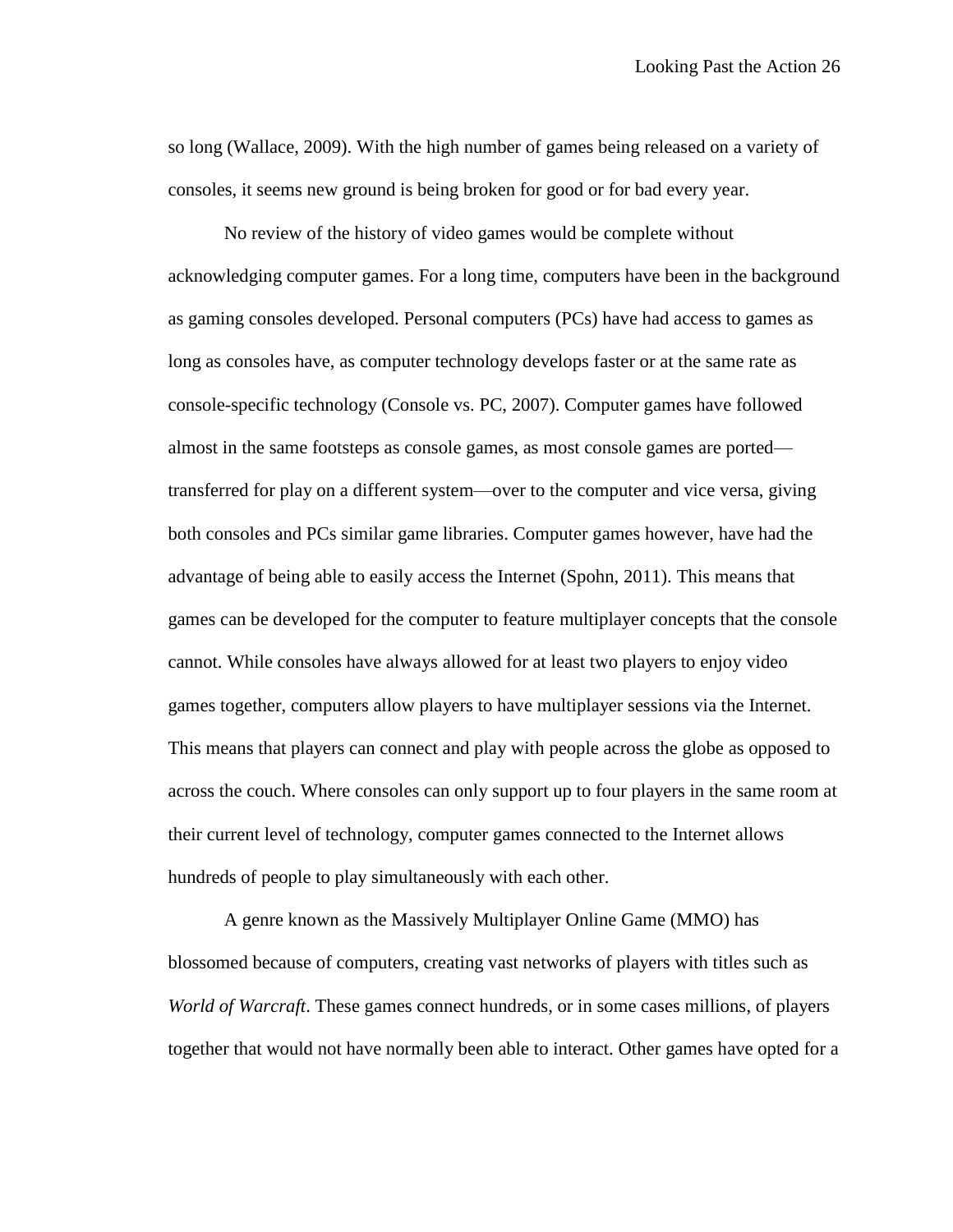so long (Wallace, 2009). With the high number of games being released on a variety of consoles, it seems new ground is being broken for good or for bad every year.

No review of the history of video games would be complete without acknowledging computer games. For a long time, computers have been in the background as gaming consoles developed. Personal computers (PCs) have had access to games as long as consoles have, as computer technology develops faster or at the same rate as console-specific technology (Console vs. PC, 2007). Computer games have followed almost in the same footsteps as console games, as most console games are ported—transferred for play on a different system—over to the computer and vice versa, giving both consoles and PCs similar game libraries. Computer games however, have had the advantage of being able to easily access the Internet (Spohn, 2011). This means that games can be developed for the computer to feature multiplayer concepts that the console cannot. While consoles have always allowed for at least two players to enjoy video games together, computers allow players to have multiplayer sessions via the Internet. This means that players can connect and play with people across the globe as opposed to across the couch. Where consoles can only support up to four players in the same room at their current level of technology, computer games connected to the Internet allows hundreds of people to play simultaneously with each other.

A genre known as the Massively Multiplayer Online Game (MMO) has blossomed because of computers, creating vast networks of players with titles such as *World of Warcraft*. These games connect hundreds, or in some cases millions, of players together that would not have normally been able to interact. Other games have opted for a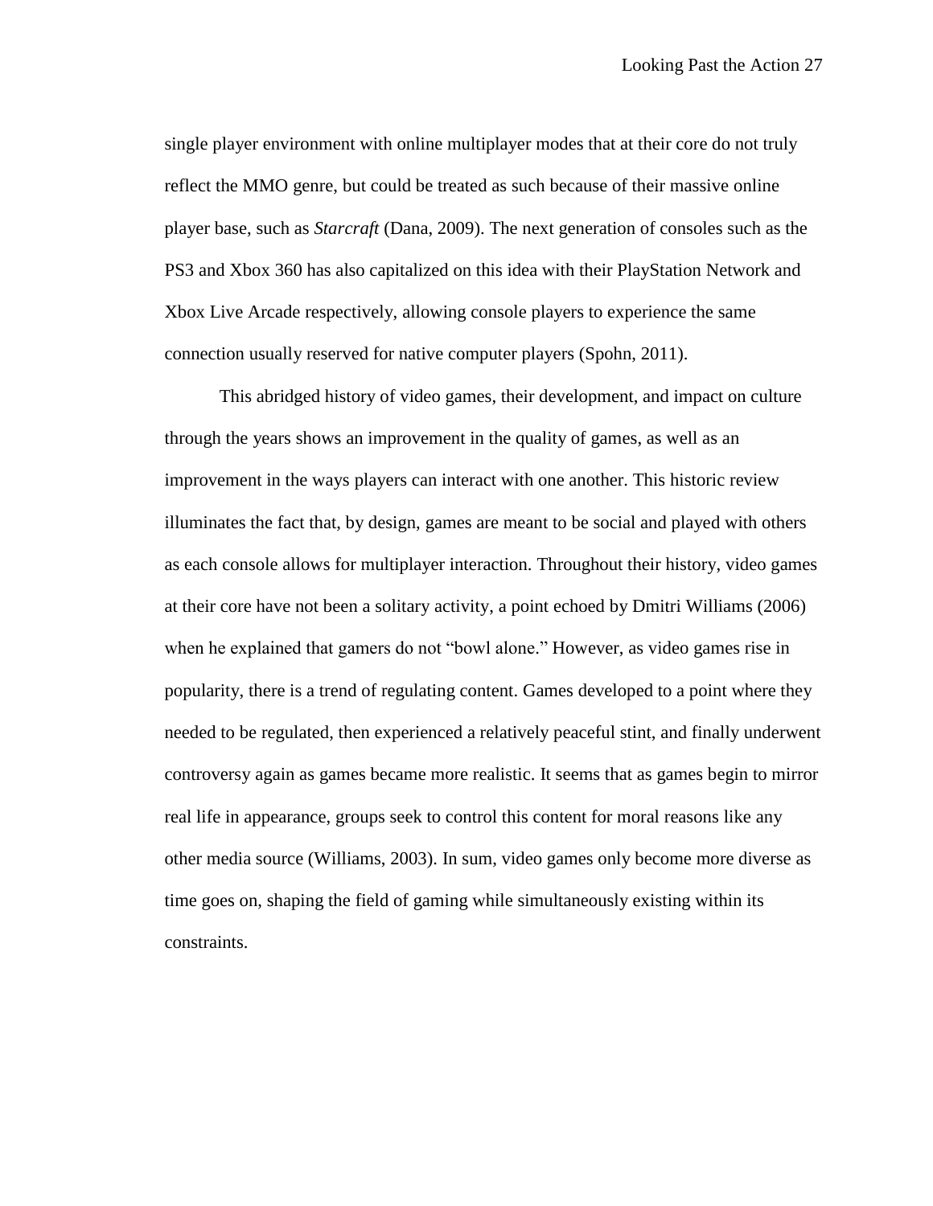single player environment with online multiplayer modes that at their core do not truly reflect the MMO genre, but could be treated as such because of their massive online player base, such as *Starcraft* (Dana, 2009). The next generation of consoles such as the PS3 and Xbox 360 has also capitalized on this idea with their PlayStation Network and Xbox Live Arcade respectively, allowing console players to experience the same connection usually reserved for native computer players (Spohn, 2011).

This abridged history of video games, their development, and impact on culture through the years shows an improvement in the quality of games, as well as an improvement in the ways players can interact with one another. This historic review illuminates the fact that, by design, games are meant to be social and played with others as each console allows for multiplayer interaction. Throughout their history, video games at their core have not been a solitary activity, a point echoed by Dmitri Williams (2006) when he explained that gamers do not "bowl alone." However, as video games rise in popularity, there is a trend of regulating content. Games developed to a point where they needed to be regulated, then experienced a relatively peaceful stint, and finally underwent controversy again as games became more realistic. It seems that as games begin to mirror real life in appearance, groups seek to control this content for moral reasons like any other media source (Williams, 2003). In sum, video games only become more diverse as time goes on, shaping the field of gaming while simultaneously existing within its constraints.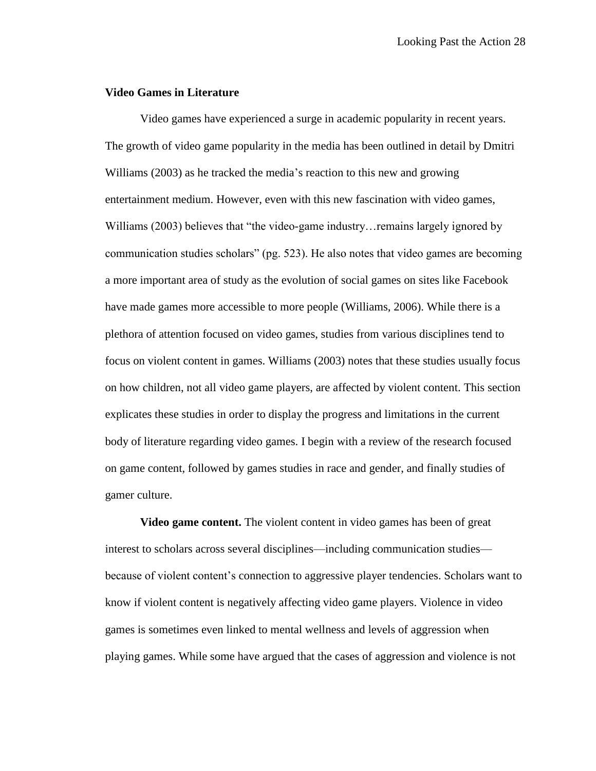## Video Games in Literature

Video games have experienced a surge in academic popularity in recent years. The growth of video game popularity in the media has been outlined in detail by Dmitri Williams (2003) as he tracked the media's reaction to this new and growing entertainment medium. However, even with this new fascination with video games, Williams (2003) believes that "the video-game industry…remains largely ignored by communication studies scholars" (pg. 523). He also notes that video games are becoming a more important area of study as the evolution of social games on sites like Facebook have made games more accessible to more people (Williams, 2006). While there is a plethora of attention focused on video games, studies from various disciplines tend to focus on violent content in games. Williams (2003) notes that these studies usually focus on how children, not all video game players, are affected by violent content. This section explicates these studies in order to display the progress and limitations in the current body of literature regarding video games. I begin with a review of the research focused on game content, followed by games studies in race and gender, and finally studies of gamer culture.

**Video game content.** The violent content in video games has been of great interest to scholars across several disciplines—including communication studies—because of violent content's connection to aggressive player tendencies. Scholars want to know if violent content is negatively affecting video game players. Violence in video games is sometimes even linked to mental wellness and levels of aggression when playing games. While some have argued that the cases of aggression and violence is not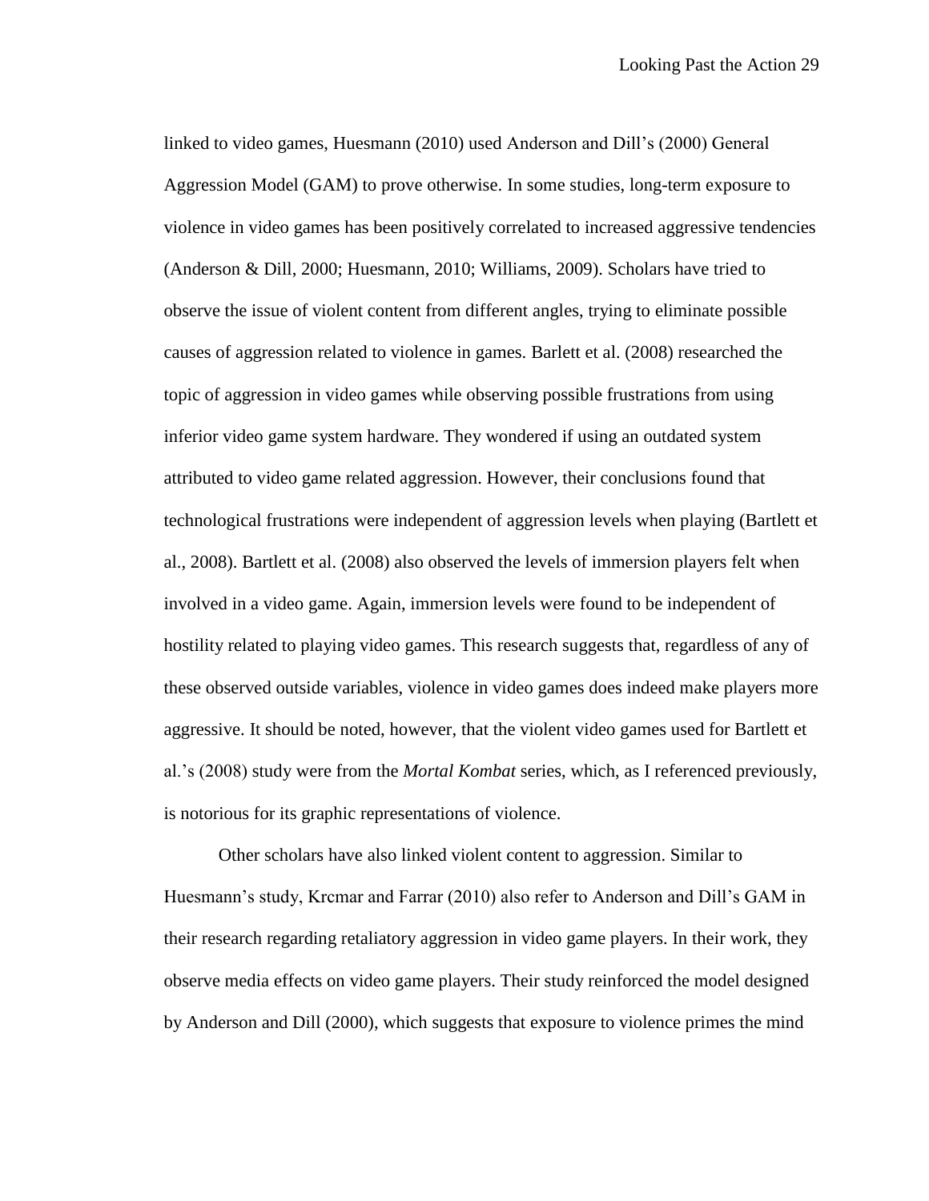linked to video games, Huesmann (2010) used Anderson and Dill's (2000) General Aggression Model (GAM) to prove otherwise. In some studies, long-term exposure to violence in video games has been positively correlated to increased aggressive tendencies (Anderson & Dill, 2000; Huesmann, 2010; Williams, 2009). Scholars have tried to observe the issue of violent content from different angles, trying to eliminate possible causes of aggression related to violence in games. Barlett et al. (2008) researched the topic of aggression in video games while observing possible frustrations from using inferior video game system hardware. They wondered if using an outdated system attributed to video game related aggression. However, their conclusions found that technological frustrations were independent of aggression levels when playing (Bartlett et al., 2008). Bartlett et al. (2008) also observed the levels of immersion players felt when involved in a video game. Again, immersion levels were found to be independent of hostility related to playing video games. This research suggests that, regardless of any of these observed outside variables, violence in video games does indeed make players more aggressive. It should be noted, however, that the violent video games used for Bartlett et al.'s (2008) study were from the *Mortal Kombat* series, which, as I referenced previously, is notorious for its graphic representations of violence.

Other scholars have also linked violent content to aggression. Similar to Huesmann's study, Krcmar and Farrar (2010) also refer to Anderson and Dill's GAM in their research regarding retaliatory aggression in video game players. In their work, they observe media effects on video game players. Their study reinforced the model designed by Anderson and Dill (2000), which suggests that exposure to violence primes the mind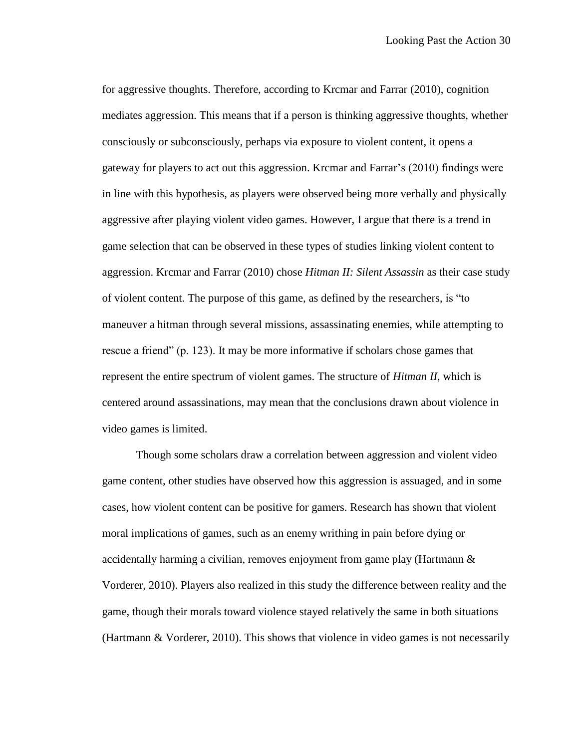for aggressive thoughts. Therefore, according to Krcmar and Farrar (2010), cognition mediates aggression. This means that if a person is thinking aggressive thoughts, whether consciously or subconsciously, perhaps via exposure to violent content, it opens a gateway for players to act out this aggression. Krcmar and Farrar's (2010) findings were in line with this hypothesis, as players were observed being more verbally and physically aggressive after playing violent video games. However, I argue that there is a trend in game selection that can be observed in these types of studies linking violent content to aggression. Krcmar and Farrar (2010) chose *Hitman II: Silent Assassin* as their case study of violent content. The purpose of this game, as defined by the researchers, is "to maneuver a hitman through several missions, assassinating enemies, while attempting to rescue a friend" (p. 123). It may be more informative if scholars chose games that represent the entire spectrum of violent games. The structure of *Hitman II*, which is centered around assassinations, may mean that the conclusions drawn about violence in video games is limited.

Though some scholars draw a correlation between aggression and violent video game content, other studies have observed how this aggression is assuaged, and in some cases, how violent content can be positive for gamers. Research has shown that violent moral implications of games, such as an enemy writhing in pain before dying or accidentally harming a civilian, removes enjoyment from game play (Hartmann & Vorderer, 2010). Players also realized in this study the difference between reality and the game, though their morals toward violence stayed relatively the same in both situations (Hartmann & Vorderer, 2010). This shows that violence in video games is not necessarily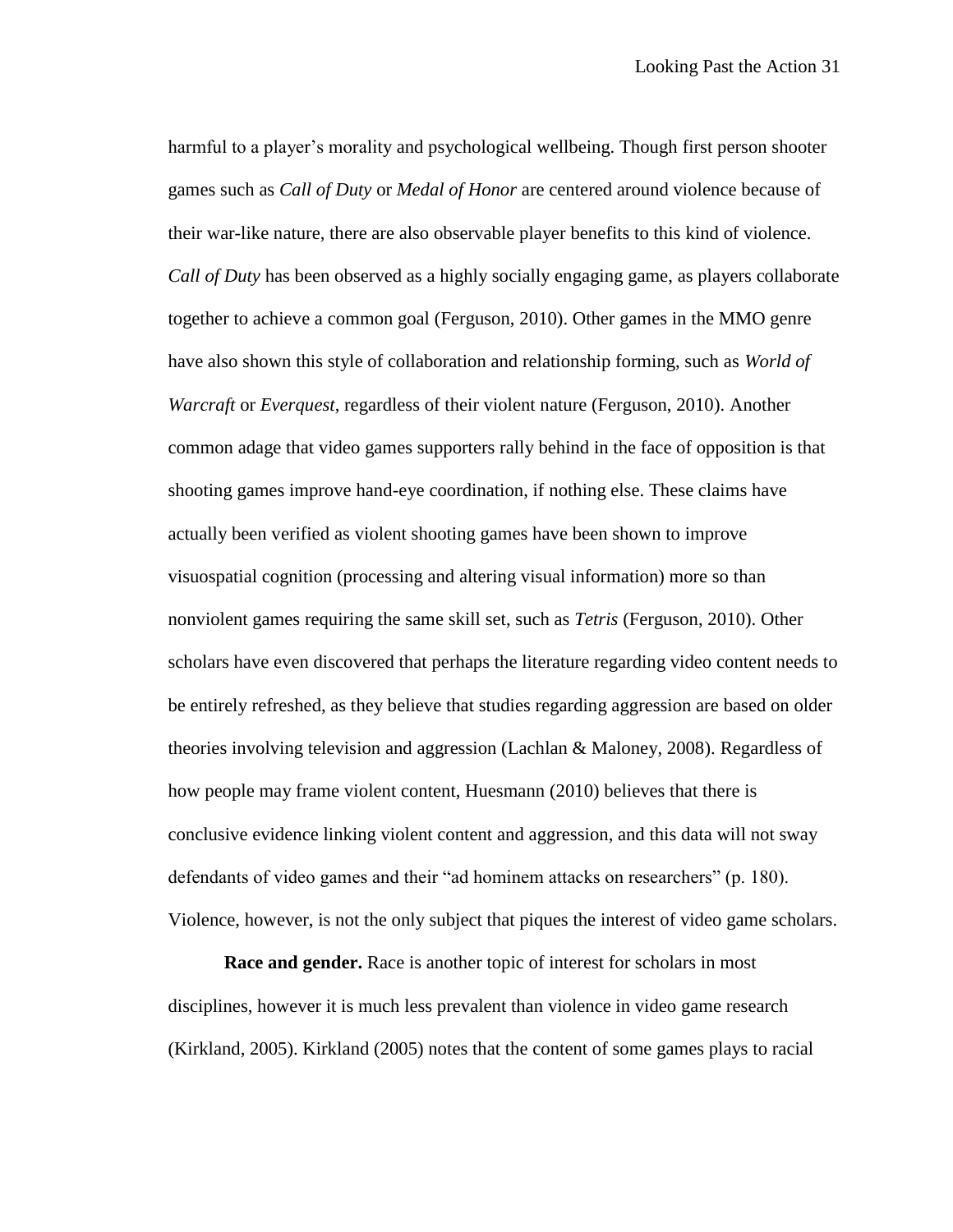harmful to a player's morality and psychological wellbeing. Though first person shooter games such as *Call of Duty* or *Medal of Honor* are centered around violence because of their war-like nature, there are also observable player benefits to this kind of violence. *Call of Duty* has been observed as a highly socially engaging game, as players collaborate together to achieve a common goal (Ferguson, 2010). Other games in the MMO genre have also shown this style of collaboration and relationship forming, such as *World of Warcraft* or *Everquest*, regardless of their violent nature (Ferguson, 2010). Another common adage that video games supporters rally behind in the face of opposition is that shooting games improve hand-eye coordination, if nothing else. These claims have actually been verified as violent shooting games have been shown to improve visuospatial cognition (processing and altering visual information) more so than nonviolent games requiring the same skill set, such as *Tetris* (Ferguson, 2010). Other scholars have even discovered that perhaps the literature regarding video content needs to be entirely refreshed, as they believe that studies regarding aggression are based on older theories involving television and aggression (Lachlan & Maloney, 2008). Regardless of how people may frame violent content, Huesmann (2010) believes that there is conclusive evidence linking violent content and aggression, and this data will not sway defendants of video games and their "ad hominem attacks on researchers" (p. 180). Violence, however, is not the only subject that piques the interest of video game scholars.

**Race and gender.** Race is another topic of interest for scholars in most disciplines, however it is much less prevalent than violence in video game research (Kirkland, 2005). Kirkland (2005) notes that the content of some games plays to racial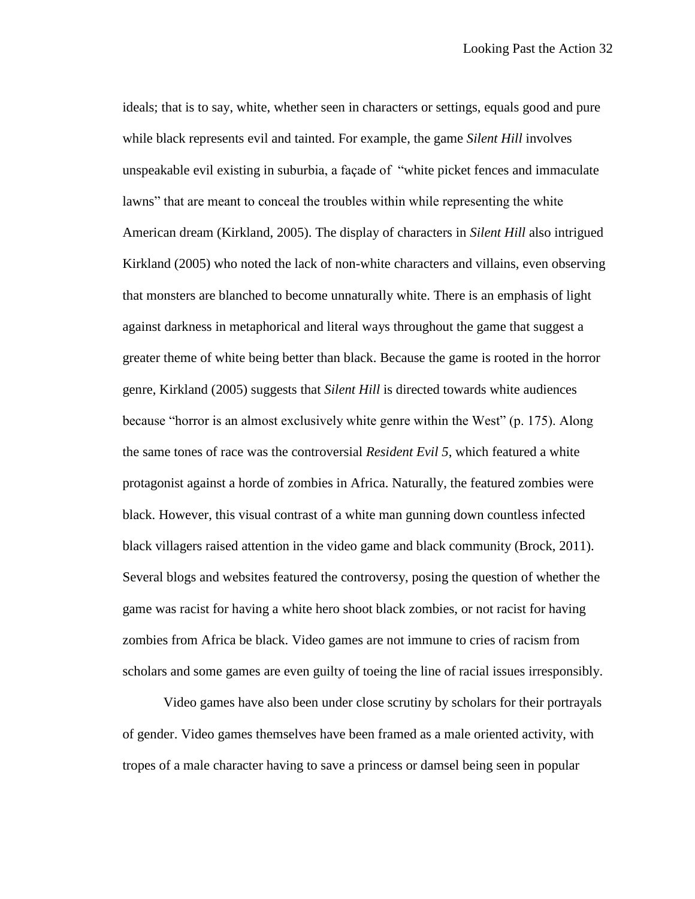ideals; that is to say, white, whether seen in characters or settings, equals good and pure while black represents evil and tainted. For example, the game *Silent Hill* involves unspeakable evil existing in suburbia, a façade of "white picket fences and immaculate lawns" that are meant to conceal the troubles within while representing the white American dream (Kirkland, 2005). The display of characters in *Silent Hill* also intrigued Kirkland (2005) who noted the lack of non-white characters and villains, even observing that monsters are blanched to become unnaturally white. There is an emphasis of light against darkness in metaphorical and literal ways throughout the game that suggest a greater theme of white being better than black. Because the game is rooted in the horror genre, Kirkland (2005) suggests that *Silent Hill* is directed towards white audiences because "horror is an almost exclusively white genre within the West" (p. 175). Along the same tones of race was the controversial *Resident Evil 5*, which featured a white protagonist against a horde of zombies in Africa. Naturally, the featured zombies were black. However, this visual contrast of a white man gunning down countless infected black villagers raised attention in the video game and black community (Brock, 2011). Several blogs and websites featured the controversy, posing the question of whether the game was racist for having a white hero shoot black zombies, or not racist for having zombies from Africa be black. Video games are not immune to cries of racism from scholars and some games are even guilty of toeing the line of racial issues irresponsibly.

Video games have also been under close scrutiny by scholars for their portrayals of gender. Video games themselves have been framed as a male oriented activity, with tropes of a male character having to save a princess or damsel being seen in popular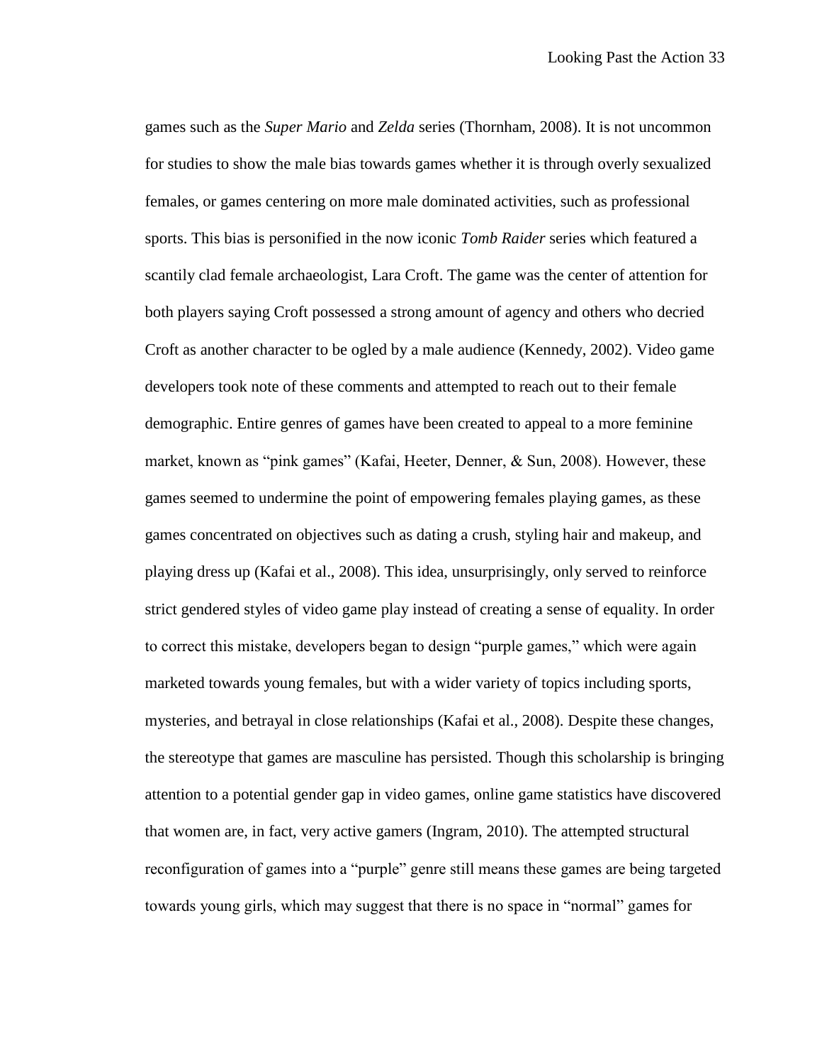games such as the *Super Mario* and *Zelda* series (Thornham, 2008). It is not uncommon for studies to show the male bias towards games whether it is through overly sexualized females, or games centering on more male dominated activities, such as professional sports. This bias is personified in the now iconic *Tomb Raider* series which featured a scantily clad female archaeologist, Lara Croft. The game was the center of attention for both players saying Croft possessed a strong amount of agency and others who decried Croft as another character to be ogled by a male audience (Kennedy, 2002). Video game developers took note of these comments and attempted to reach out to their female demographic. Entire genres of games have been created to appeal to a more feminine market, known as "pink games" (Kafai, Heeter, Denner, & Sun, 2008). However, these games seemed to undermine the point of empowering females playing games, as these games concentrated on objectives such as dating a crush, styling hair and makeup, and playing dress up (Kafai et al., 2008). This idea, unsurprisingly, only served to reinforce strict gendered styles of video game play instead of creating a sense of equality. In order to correct this mistake, developers began to design "purple games," which were again marketed towards young females, but with a wider variety of topics including sports, mysteries, and betrayal in close relationships (Kafai et al., 2008). Despite these changes, the stereotype that games are masculine has persisted. Though this scholarship is bringing attention to a potential gender gap in video games, online game statistics have discovered that women are, in fact, very active gamers (Ingram, 2010). The attempted structural reconfiguration of games into a "purple" genre still means these games are being targeted towards young girls, which may suggest that there is no space in "normal" games for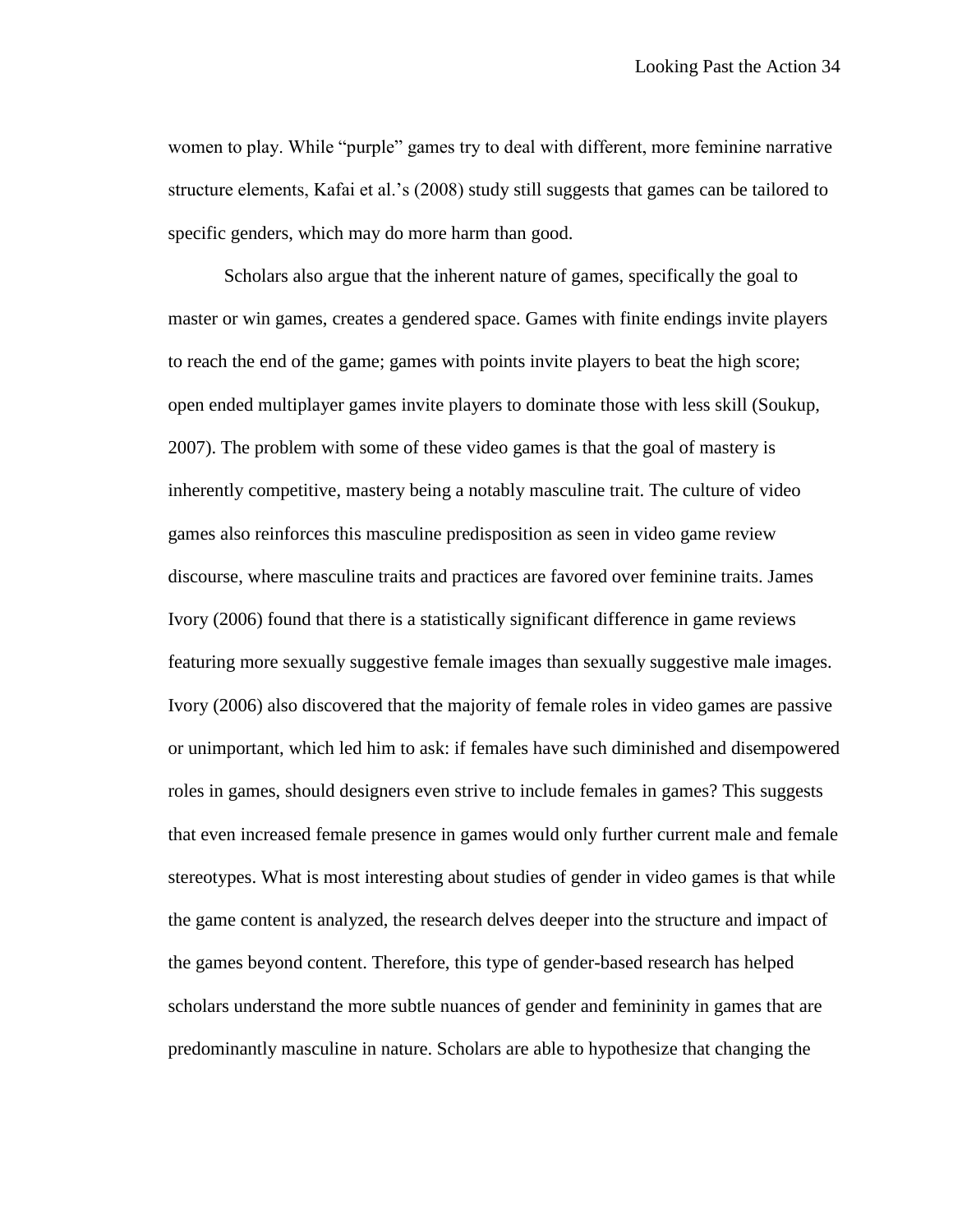women to play. While "purple" games try to deal with different, more feminine narrative structure elements, Kafai et al.'s (2008) study still suggests that games can be tailored to specific genders, which may do more harm than good.

Scholars also argue that the inherent nature of games, specifically the goal to master or win games, creates a gendered space. Games with finite endings invite players to reach the end of the game; games with points invite players to beat the high score; open ended multiplayer games invite players to dominate those with less skill (Soukup, 2007). The problem with some of these video games is that the goal of mastery is inherently competitive, mastery being a notably masculine trait. The culture of video games also reinforces this masculine predisposition as seen in video game review discourse, where masculine traits and practices are favored over feminine traits. James Ivory (2006) found that there is a statistically significant difference in game reviews featuring more sexually suggestive female images than sexually suggestive male images. Ivory (2006) also discovered that the majority of female roles in video games are passive or unimportant, which led him to ask: if females have such diminished and disempowered roles in games, should designers even strive to include females in games? This suggests that even increased female presence in games would only further current male and female stereotypes. What is most interesting about studies of gender in video games is that while the game content is analyzed, the research delves deeper into the structure and impact of the games beyond content. Therefore, this type of gender-based research has helped scholars understand the more subtle nuances of gender and femininity in games that are predominantly masculine in nature. Scholars are able to hypothesize that changing the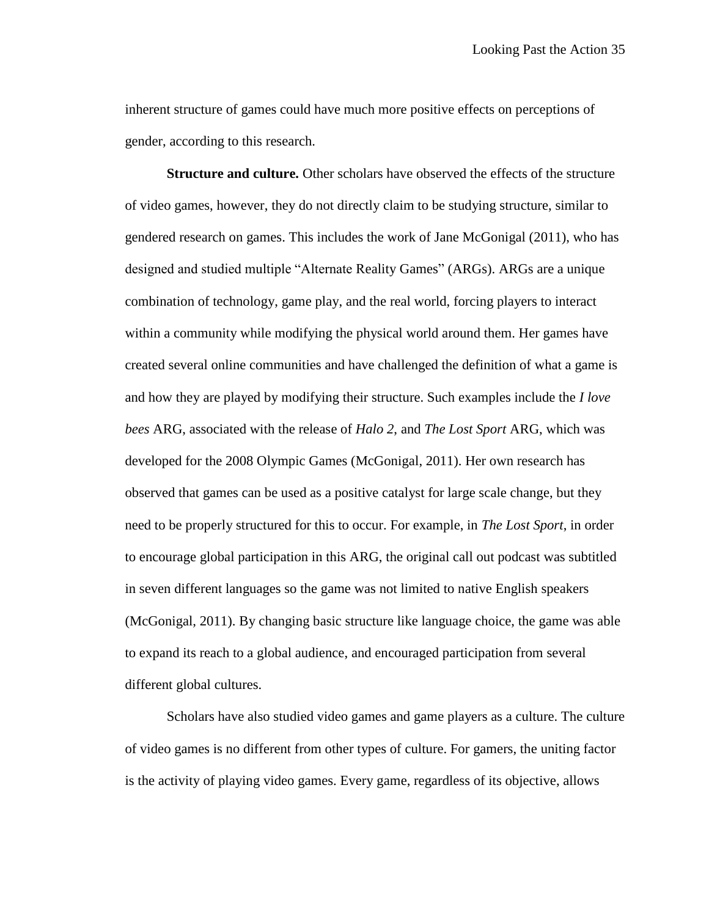inherent structure of games could have much more positive effects on perceptions of gender, according to this research.

**Structure and culture.** Other scholars have observed the effects of the structure of video games, however, they do not directly claim to be studying structure, similar to gendered research on games. This includes the work of Jane McGonigal (2011), who has designed and studied multiple "Alternate Reality Games" (ARGs). ARGs are a unique combination of technology, game play, and the real world, forcing players to interact within a community while modifying the physical world around them. Her games have created several online communities and have challenged the definition of what a game is and how they are played by modifying their structure. Such examples include the *I love bees* ARG, associated with the release of *Halo 2*, and *The Lost Sport* ARG, which was developed for the 2008 Olympic Games (McGonigal, 2011). Her own research has observed that games can be used as a positive catalyst for large scale change, but they need to be properly structured for this to occur. For example, in *The Lost Sport*, in order to encourage global participation in this ARG, the original call out podcast was subtitled in seven different languages so the game was not limited to native English speakers (McGonigal, 2011). By changing basic structure like language choice, the game was able to expand its reach to a global audience, and encouraged participation from several different global cultures.

Scholars have also studied video games and game players as a culture. The culture of video games is no different from other types of culture. For gamers, the uniting factor is the activity of playing video games. Every game, regardless of its objective, allows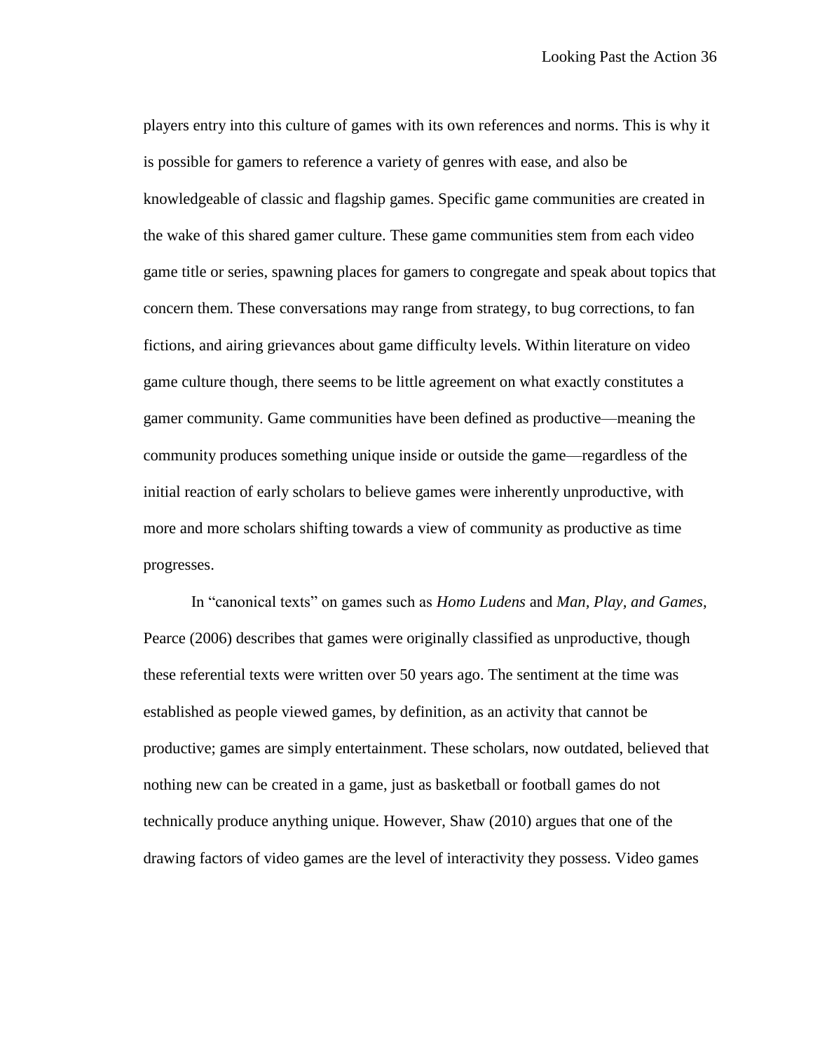players entry into this culture of games with its own references and norms. This is why it is possible for gamers to reference a variety of genres with ease, and also be knowledgeable of classic and flagship games. Specific game communities are created in the wake of this shared gamer culture. These game communities stem from each video game title or series, spawning places for gamers to congregate and speak about topics that concern them. These conversations may range from strategy, to bug corrections, to fan fictions, and airing grievances about game difficulty levels. Within literature on video game culture though, there seems to be little agreement on what exactly constitutes a gamer community. Game communities have been defined as productive—meaning the community produces something unique inside or outside the game—regardless of the initial reaction of early scholars to believe games were inherently unproductive, with more and more scholars shifting towards a view of community as productive as time progresses.

In "canonical texts" on games such as *Homo Ludens* and *Man, Play, and Games*, Pearce (2006) describes that games were originally classified as unproductive, though these referential texts were written over 50 years ago. The sentiment at the time was established as people viewed games, by definition, as an activity that cannot be productive; games are simply entertainment. These scholars, now outdated, believed that nothing new can be created in a game, just as basketball or football games do not technically produce anything unique. However, Shaw (2010) argues that one of the drawing factors of video games are the level of interactivity they possess. Video games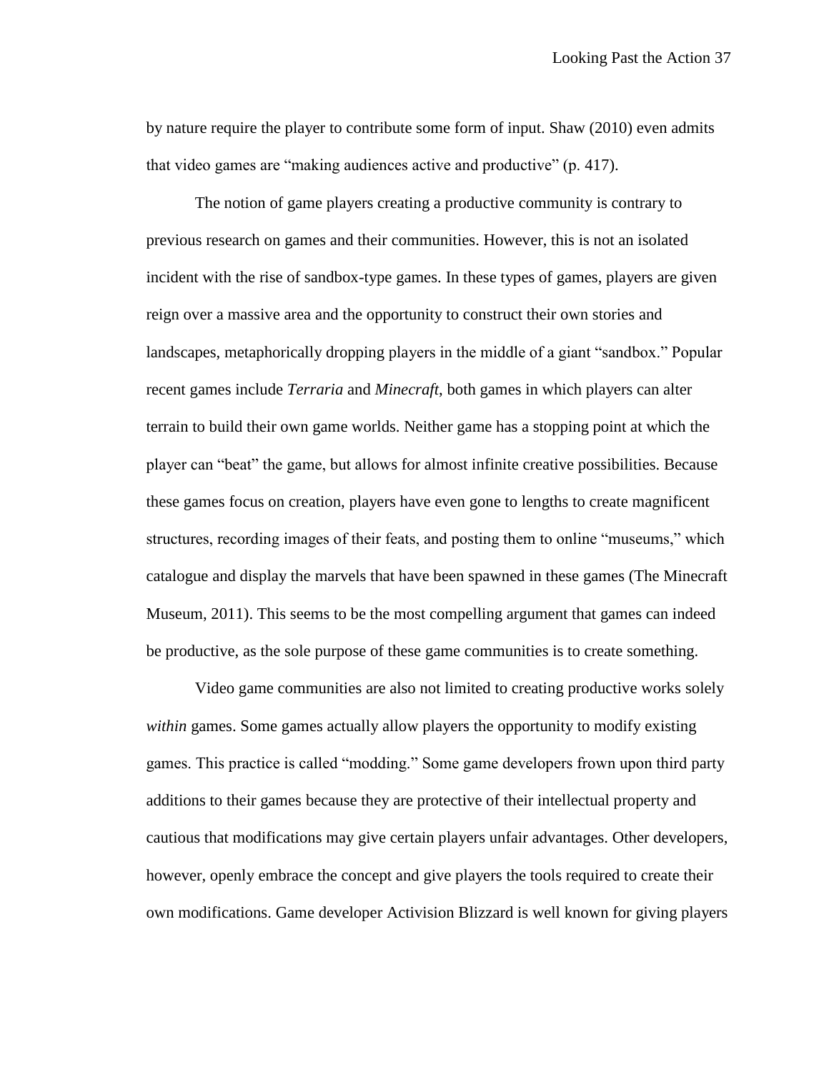by nature require the player to contribute some form of input. Shaw (2010) even admits that video games are "making audiences active and productive" (p. 417).

The notion of game players creating a productive community is contrary to previous research on games and their communities. However, this is not an isolated incident with the rise of sandbox-type games. In these types of games, players are given reign over a massive area and the opportunity to construct their own stories and landscapes, metaphorically dropping players in the middle of a giant "sandbox." Popular recent games include *Terraria* and *Minecraft*, both games in which players can alter terrain to build their own game worlds. Neither game has a stopping point at which the player can "beat" the game, but allows for almost infinite creative possibilities. Because these games focus on creation, players have even gone to lengths to create magnificent structures, recording images of their feats, and posting them to online "museums," which catalogue and display the marvels that have been spawned in these games (The Minecraft Museum, 2011). This seems to be the most compelling argument that games can indeed be productive, as the sole purpose of these game communities is to create something.

Video game communities are also not limited to creating productive works solely *within* games. Some games actually allow players the opportunity to modify existing games. This practice is called "modding." Some game developers frown upon third party additions to their games because they are protective of their intellectual property and cautious that modifications may give certain players unfair advantages. Other developers, however, openly embrace the concept and give players the tools required to create their own modifications. Game developer Activision Blizzard is well known for giving players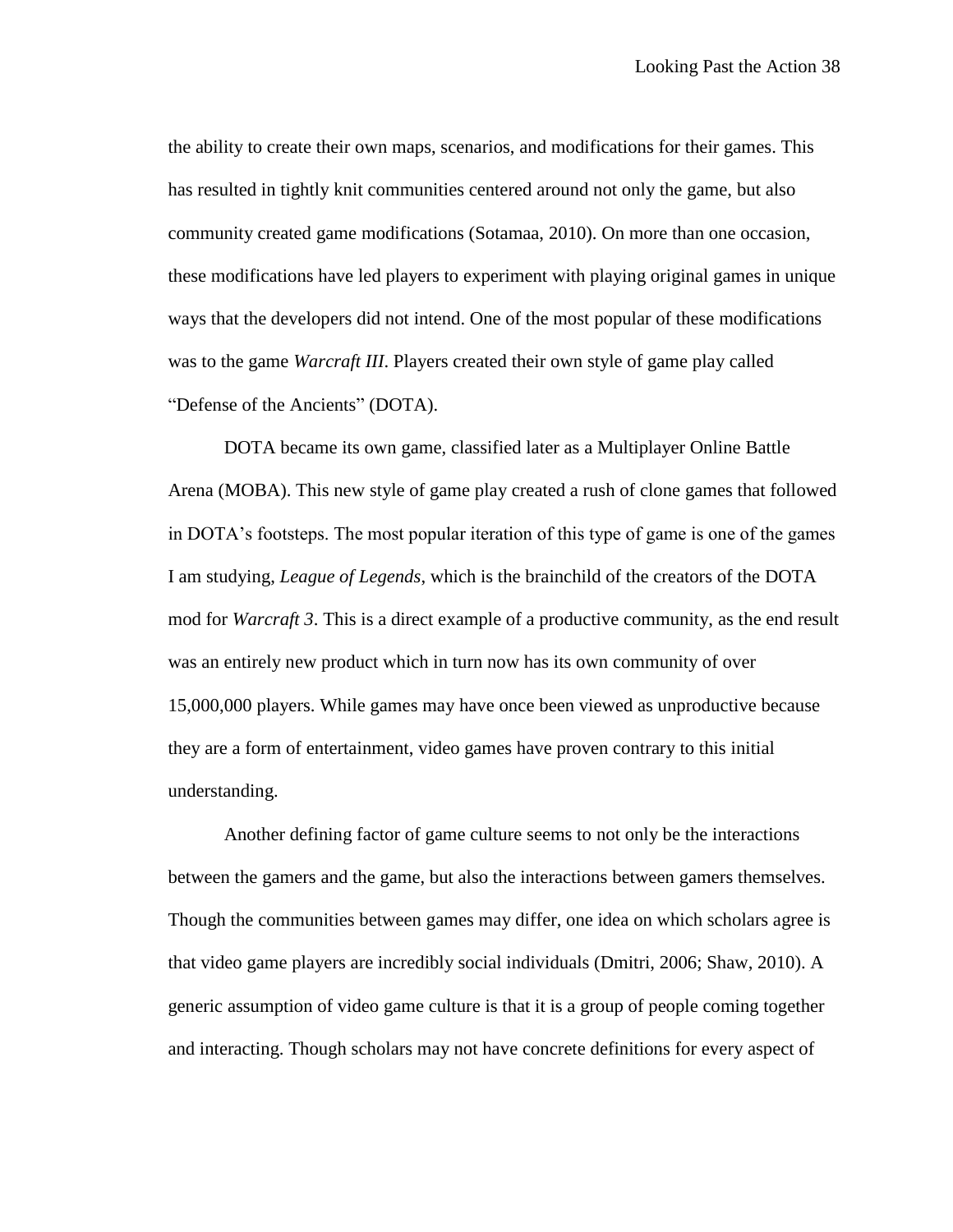the ability to create their own maps, scenarios, and modifications for their games. This has resulted in tightly knit communities centered around not only the game, but also community created game modifications (Sotamaa, 2010). On more than one occasion, these modifications have led players to experiment with playing original games in unique ways that the developers did not intend. One of the most popular of these modifications was to the game *Warcraft III*. Players created their own style of game play called "Defense of the Ancients" (DOTA).

DOTA became its own game, classified later as a Multiplayer Online Battle Arena (MOBA). This new style of game play created a rush of clone games that followed in DOTA's footsteps. The most popular iteration of this type of game is one of the games I am studying, *League of Legends*, which is the brainchild of the creators of the DOTA mod for *Warcraft 3*. This is a direct example of a productive community, as the end result was an entirely new product which in turn now has its own community of over 15,000,000 players. While games may have once been viewed as unproductive because they are a form of entertainment, video games have proven contrary to this initial understanding.

Another defining factor of game culture seems to not only be the interactions between the gamers and the game, but also the interactions between gamers themselves. Though the communities between games may differ, one idea on which scholars agree is that video game players are incredibly social individuals (Dmitri, 2006; Shaw, 2010). A generic assumption of video game culture is that it is a group of people coming together and interacting. Though scholars may not have concrete definitions for every aspect of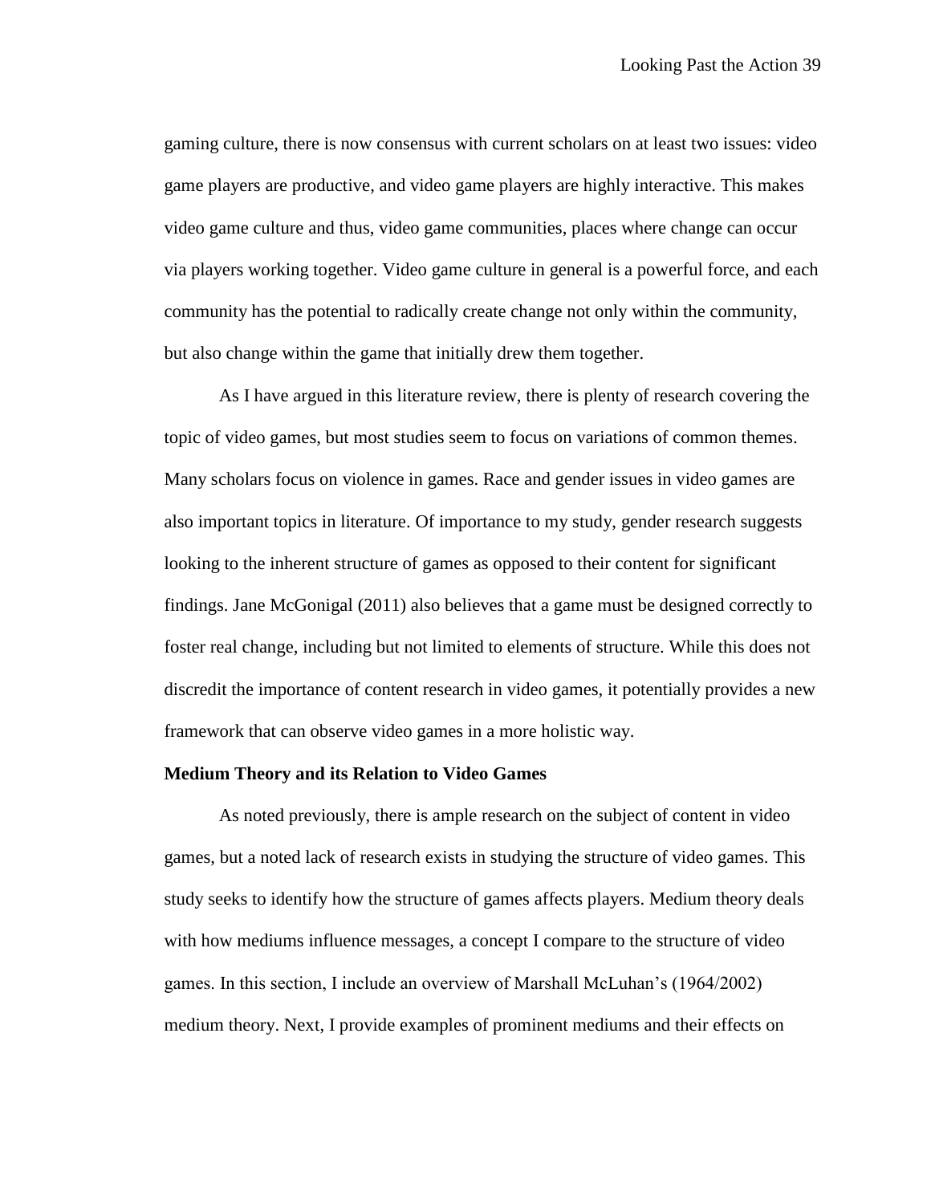gaming culture, there is now consensus with current scholars on at least two issues: video game players are productive, and video game players are highly interactive. This makes video game culture and thus, video game communities, places where change can occur via players working together. Video game culture in general is a powerful force, and each community has the potential to radically create change not only within the community, but also change within the game that initially drew them together.

As I have argued in this literature review, there is plenty of research covering the topic of video games, but most studies seem to focus on variations of common themes. Many scholars focus on violence in games. Race and gender issues in video games are also important topics in literature. Of importance to my study, gender research suggests looking to the inherent structure of games as opposed to their content for significant findings. Jane McGonigal (2011) also believes that a game must be designed correctly to foster real change, including but not limited to elements of structure. While this does not discredit the importance of content research in video games, it potentially provides a new framework that can observe video games in a more holistic way.

**Medium Theory and its Relation to Video Games**

As noted previously, there is ample research on the subject of content in video games, but a noted lack of research exists in studying the structure of video games. This study seeks to identify how the structure of games affects players. Medium theory deals with how mediums influence messages, a concept I compare to the structure of video games. In this section, I include an overview of Marshall McLuhan's (1964/2002) medium theory. Next, I provide examples of prominent mediums and their effects on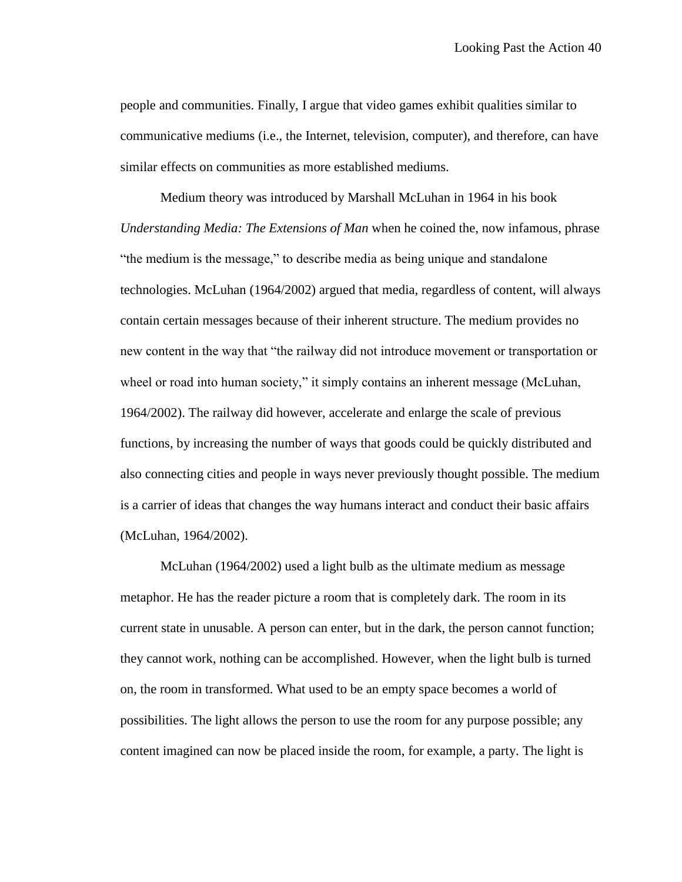people and communities. Finally, I argue that video games exhibit qualities similar to communicative mediums (i.e., the Internet, television, computer), and therefore, can have similar effects on communities as more established mediums.

Medium theory was introduced by Marshall McLuhan in 1964 in his book *Understanding Media: The Extensions of Man* when he coined the, now infamous, phrase "the medium is the message," to describe media as being unique and standalone technologies. McLuhan (1964/2002) argued that media, regardless of content, will always contain certain messages because of their inherent structure. The medium provides no new content in the way that "the railway did not introduce movement or transportation or wheel or road into human society," it simply contains an inherent message (McLuhan, 1964/2002). The railway did however, accelerate and enlarge the scale of previous functions, by increasing the number of ways that goods could be quickly distributed and also connecting cities and people in ways never previously thought possible. The medium is a carrier of ideas that changes the way humans interact and conduct their basic affairs (McLuhan, 1964/2002).

McLuhan (1964/2002) used a light bulb as the ultimate medium as message metaphor. He has the reader picture a room that is completely dark. The room in its current state in unusable. A person can enter, but in the dark, the person cannot function; they cannot work, nothing can be accomplished. However, when the light bulb is turned on, the room in transformed. What used to be an empty space becomes a world of possibilities. The light allows the person to use the room for any purpose possible; any content imagined can now be placed inside the room, for example, a party. The light is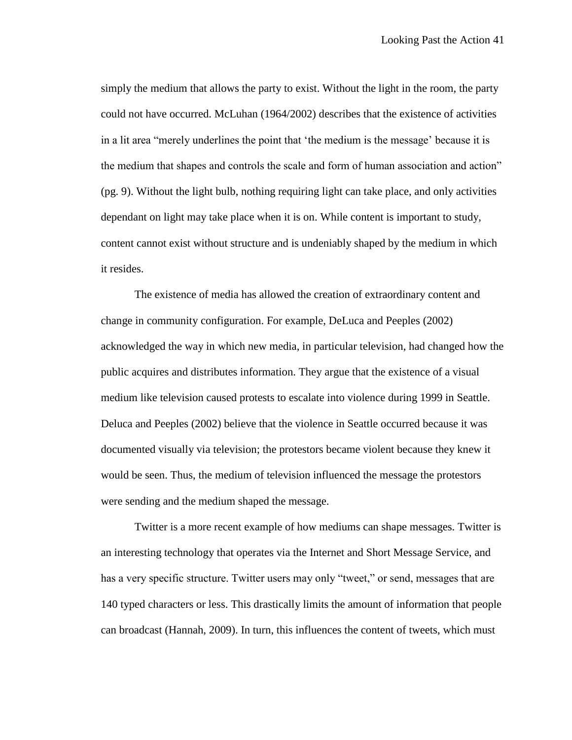simply the medium that allows the party to exist. Without the light in the room, the party could not have occurred. McLuhan (1964/2002) describes that the existence of activities in a lit area "merely underlines the point that 'the medium is the message' because it is the medium that shapes and controls the scale and form of human association and action" (pg. 9). Without the light bulb, nothing requiring light can take place, and only activities dependant on light may take place when it is on. While content is important to study, content cannot exist without structure and is undeniably shaped by the medium in which it resides.

The existence of media has allowed the creation of extraordinary content and change in community configuration. For example, DeLuca and Peeples (2002) acknowledged the way in which new media, in particular television, had changed how the public acquires and distributes information. They argue that the existence of a visual medium like television caused protests to escalate into violence during 1999 in Seattle. Deluca and Peeples (2002) believe that the violence in Seattle occurred because it was documented visually via television; the protestors became violent because they knew it would be seen. Thus, the medium of television influenced the message the protestors were sending and the medium shaped the message.

Twitter is a more recent example of how mediums can shape messages. Twitter is an interesting technology that operates via the Internet and Short Message Service, and has a very specific structure. Twitter users may only "tweet," or send, messages that are 140 typed characters or less. This drastically limits the amount of information that people can broadcast (Hannah, 2009). In turn, this influences the content of tweets, which must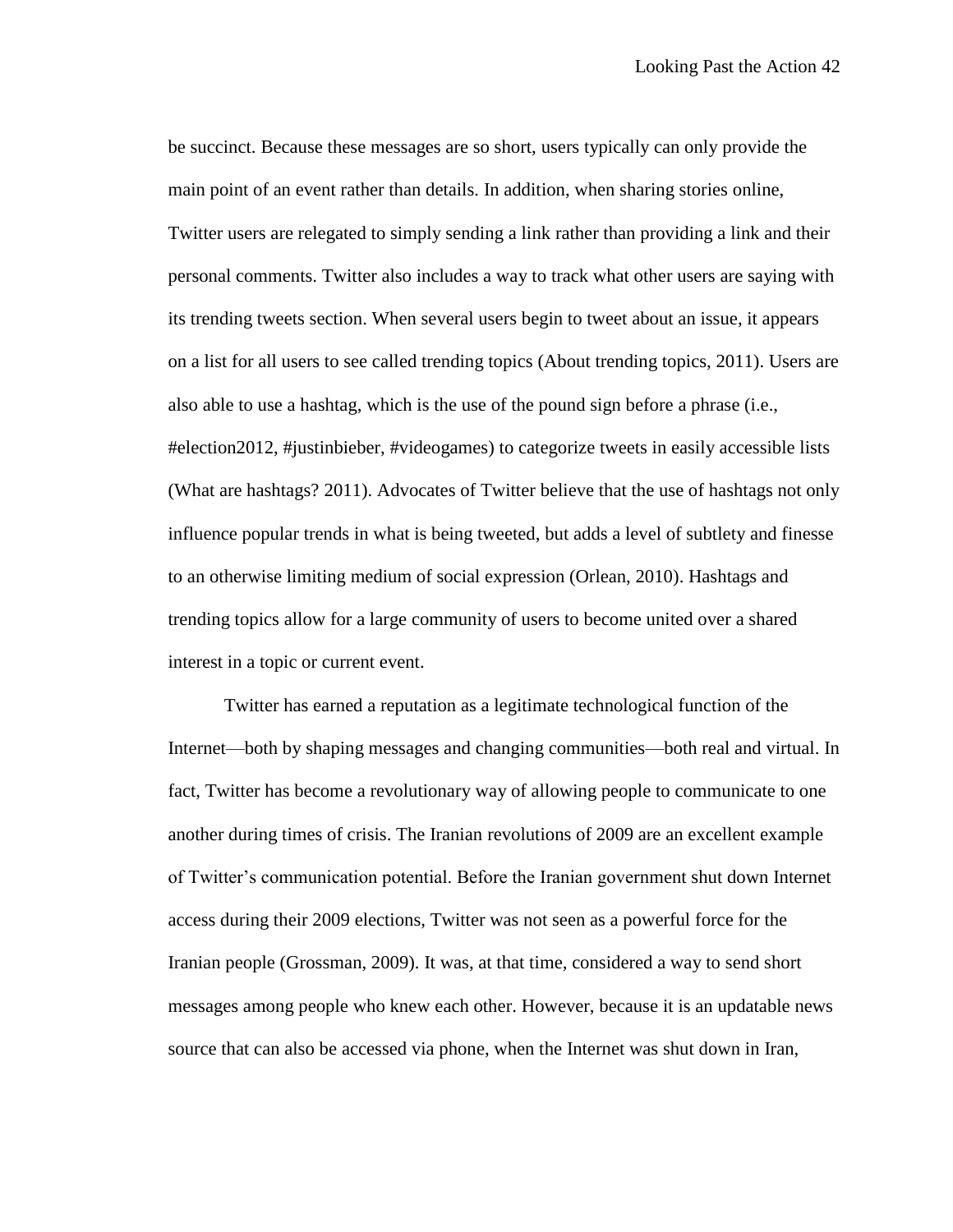be succinct. Because these messages are so short, users typically can only provide the main point of an event rather than details. In addition, when sharing stories online, Twitter users are relegated to simply sending a link rather than providing a link and their personal comments. Twitter also includes a way to track what other users are saying with its trending tweets section. When several users begin to tweet about an issue, it appears on a list for all users to see called trending topics (About trending topics, 2011). Users are also able to use a hashtag, which is the use of the pound sign before a phrase (i.e., #election2012, #justinbieber, #videogames) to categorize tweets in easily accessible lists (What are hashtags? 2011). Advocates of Twitter believe that the use of hashtags not only influence popular trends in what is being tweeted, but adds a level of subtlety and finesse to an otherwise limiting medium of social expression (Orlean, 2010). Hashtags and trending topics allow for a large community of users to become united over a shared interest in a topic or current event.

Twitter has earned a reputation as a legitimate technological function of the Internet—both by shaping messages and changing communities—both real and virtual. In fact, Twitter has become a revolutionary way of allowing people to communicate to one another during times of crisis. The Iranian revolutions of 2009 are an excellent example of Twitter's communication potential. Before the Iranian government shut down Internet access during their 2009 elections, Twitter was not seen as a powerful force for the Iranian people (Grossman, 2009). It was, at that time, considered a way to send short messages among people who knew each other. However, because it is an updatable news source that can also be accessed via phone, when the Internet was shut down in Iran,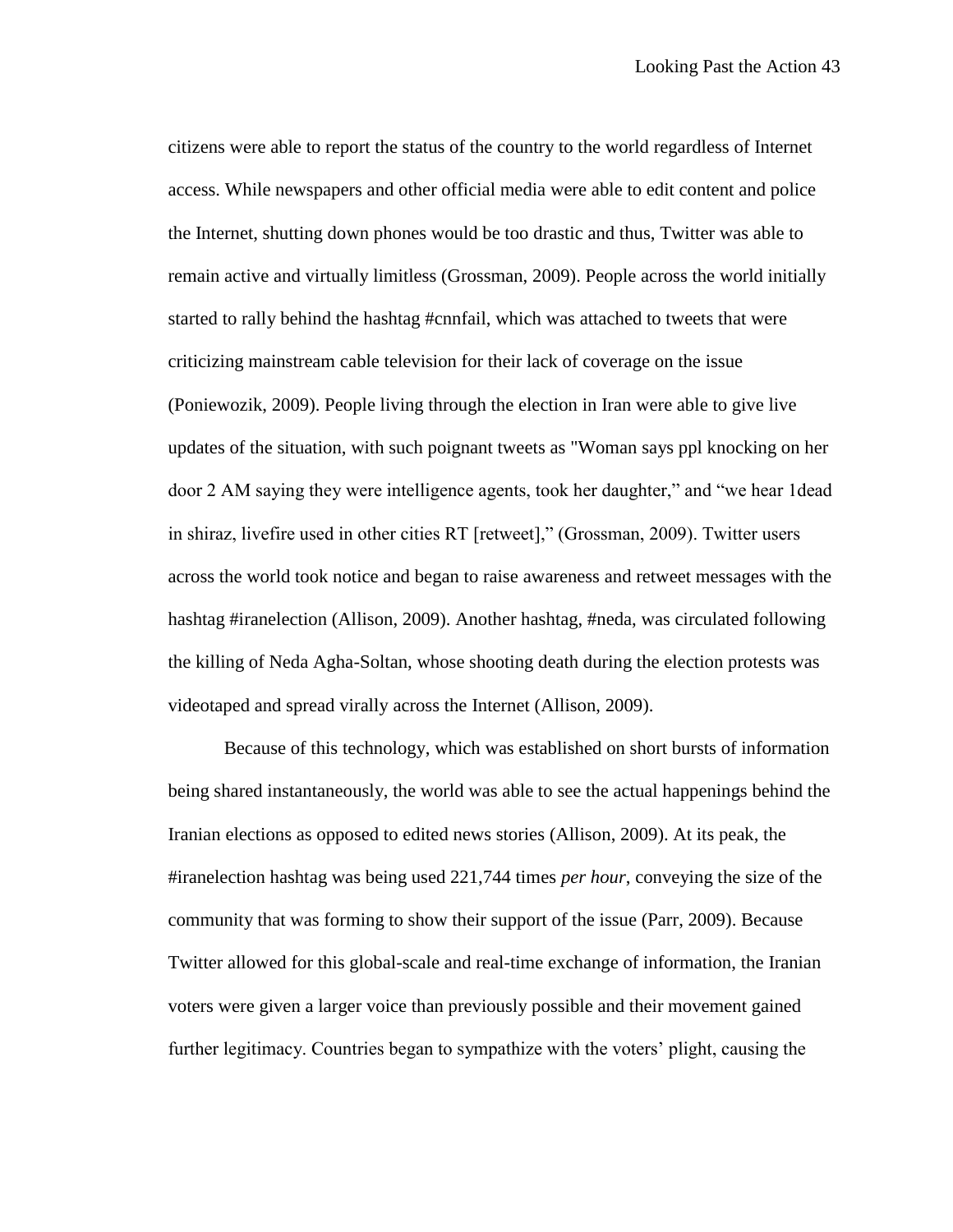citizens were able to report the status of the country to the world regardless of Internet access. While newspapers and other official media were able to edit content and police the Internet, shutting down phones would be too drastic and thus, Twitter was able to remain active and virtually limitless (Grossman, 2009). People across the world initially started to rally behind the hashtag #cnnfail, which was attached to tweets that were criticizing mainstream cable television for their lack of coverage on the issue (Poniewozik, 2009). People living through the election in Iran were able to give live updates of the situation, with such poignant tweets as "Woman says ppl knocking on her door 2 AM saying they were intelligence agents, took her daughter," and "we hear 1dead in shiraz, livefire used in other cities RT [retweet]," (Grossman, 2009). Twitter users across the world took notice and began to raise awareness and retweet messages with the hashtag #iranelection (Allison, 2009). Another hashtag, #neda, was circulated following the killing of Neda Agha-Soltan, whose shooting death during the election protests was videotaped and spread virally across the Internet (Allison, 2009).

Because of this technology, which was established on short bursts of information being shared instantaneously, the world was able to see the actual happenings behind the Iranian elections as opposed to edited news stories (Allison, 2009). At its peak, the #iranelection hashtag was being used 221,744 times *per hour*, conveying the size of the community that was forming to show their support of the issue (Parr, 2009). Because Twitter allowed for this global-scale and real-time exchange of information, the Iranian voters were given a larger voice than previously possible and their movement gained further legitimacy. Countries began to sympathize with the voters' plight, causing the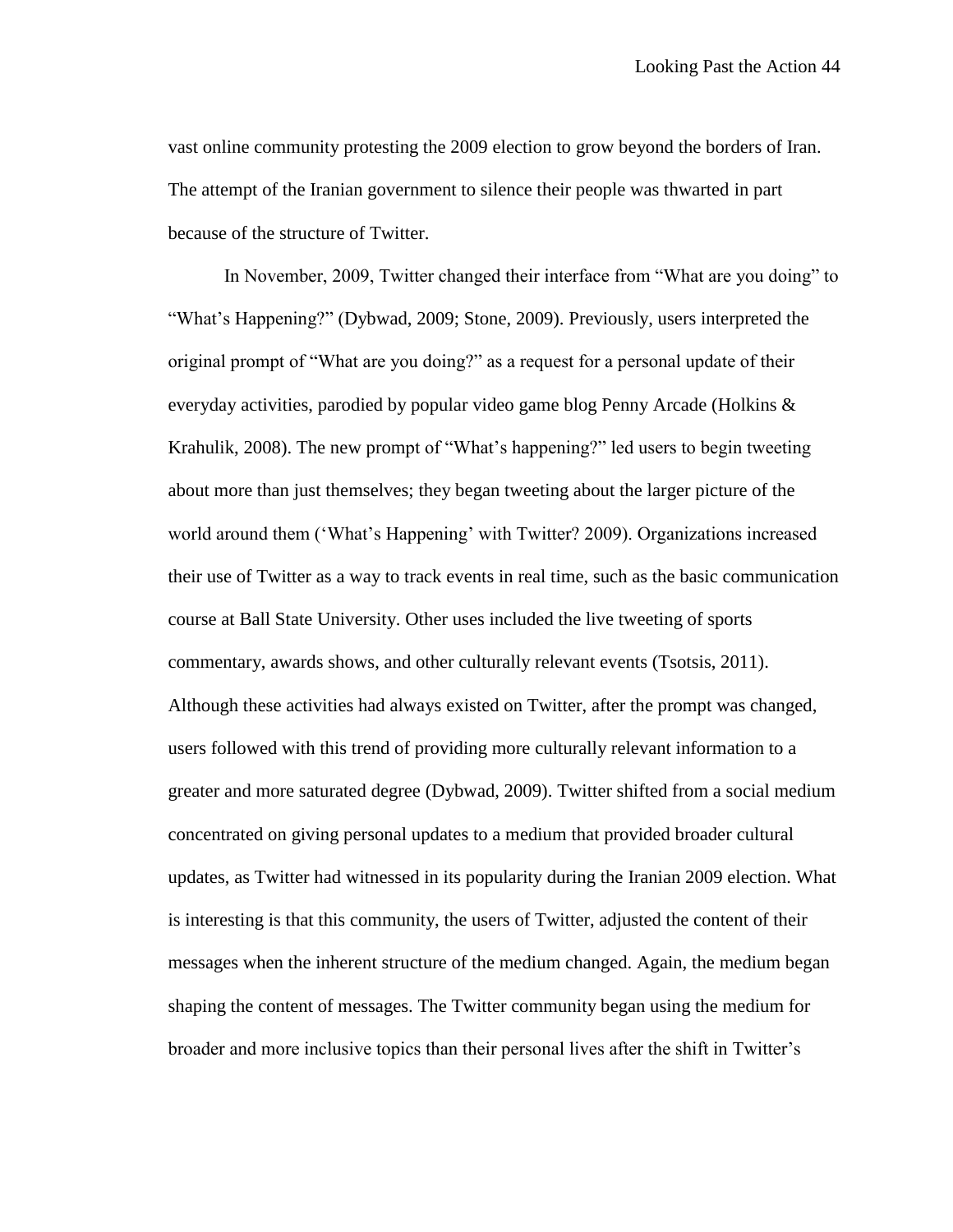vast online community protesting the 2009 election to grow beyond the borders of Iran. The attempt of the Iranian government to silence their people was thwarted in part because of the structure of Twitter.

In November, 2009, Twitter changed their interface from "What are you doing" to "What's Happening?" (Dybwad, 2009; Stone, 2009). Previously, users interpreted the original prompt of "What are you doing?" as a request for a personal update of their everyday activities, parodied by popular video game blog Penny Arcade (Holkins & Krahulik, 2008). The new prompt of "What's happening?" led users to begin tweeting about more than just themselves; they began tweeting about the larger picture of the world around them ('What's Happening' with Twitter? 2009). Organizations increased their use of Twitter as a way to track events in real time, such as the basic communication course at Ball State University. Other uses included the live tweeting of sports commentary, awards shows, and other culturally relevant events (Tsotsis, 2011). Although these activities had always existed on Twitter, after the prompt was changed, users followed with this trend of providing more culturally relevant information to a greater and more saturated degree (Dybwad, 2009). Twitter shifted from a social medium concentrated on giving personal updates to a medium that provided broader cultural updates, as Twitter had witnessed in its popularity during the Iranian 2009 election. What is interesting is that this community, the users of Twitter, adjusted the content of their messages when the inherent structure of the medium changed. Again, the medium began shaping the content of messages. The Twitter community began using the medium for broader and more inclusive topics than their personal lives after the shift in Twitter's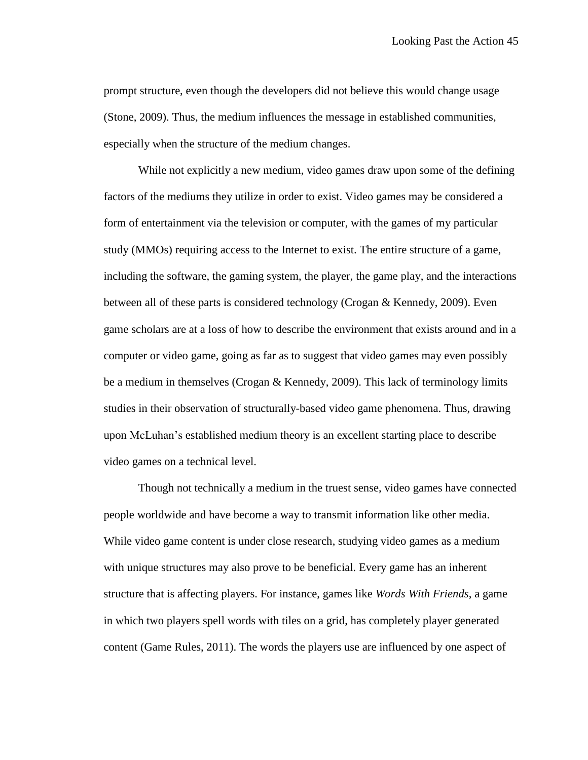prompt structure, even though the developers did not believe this would change usage (Stone, 2009). Thus, the medium influences the message in established communities, especially when the structure of the medium changes.

While not explicitly a new medium, video games draw upon some of the defining factors of the mediums they utilize in order to exist. Video games may be considered a form of entertainment via the television or computer, with the games of my particular study (MMOs) requiring access to the Internet to exist. The entire structure of a game, including the software, the gaming system, the player, the game play, and the interactions between all of these parts is considered technology (Crogan & Kennedy, 2009). Even game scholars are at a loss of how to describe the environment that exists around and in a computer or video game, going as far as to suggest that video games may even possibly be a medium in themselves (Crogan & Kennedy, 2009). This lack of terminology limits studies in their observation of structurally-based video game phenomena. Thus, drawing upon McLuhan's established medium theory is an excellent starting place to describe video games on a technical level.

Though not technically a medium in the truest sense, video games have connected people worldwide and have become a way to transmit information like other media. While video game content is under close research, studying video games as a medium with unique structures may also prove to be beneficial. Every game has an inherent structure that is affecting players. For instance, games like *Words With Friends*, a game in which two players spell words with tiles on a grid, has completely player generated content (Game Rules, 2011). The words the players use are influenced by one aspect of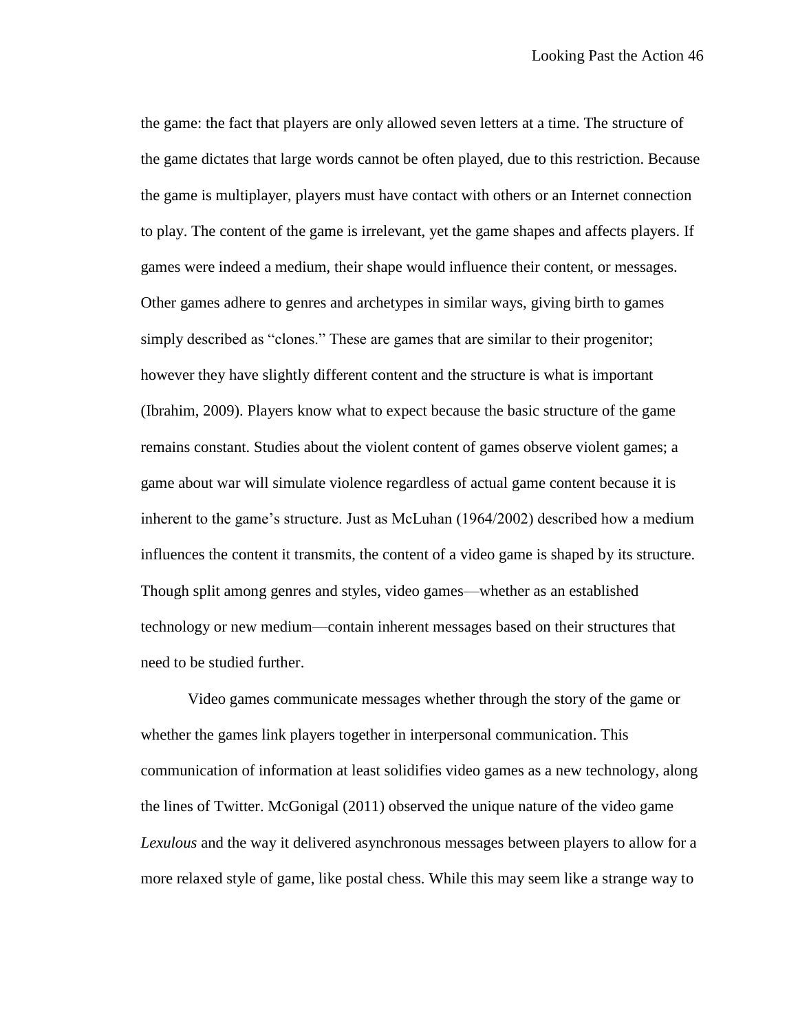the game: the fact that players are only allowed seven letters at a time. The structure of the game dictates that large words cannot be often played, due to this restriction. Because the game is multiplayer, players must have contact with others or an Internet connection to play. The content of the game is irrelevant, yet the game shapes and affects players. If games were indeed a medium, their shape would influence their content, or messages. Other games adhere to genres and archetypes in similar ways, giving birth to games simply described as "clones." These are games that are similar to their progenitor; however they have slightly different content and the structure is what is important (Ibrahim, 2009). Players know what to expect because the basic structure of the game remains constant. Studies about the violent content of games observe violent games; a game about war will simulate violence regardless of actual game content because it is inherent to the game's structure. Just as McLuhan (1964/2002) described how a medium influences the content it transmits, the content of a video game is shaped by its structure. Though split among genres and styles, video games—whether as an established technology or new medium—contain inherent messages based on their structures that need to be studied further.

Video games communicate messages whether through the story of the game or whether the games link players together in interpersonal communication. This communication of information at least solidifies video games as a new technology, along the lines of Twitter. McGonigal (2011) observed the unique nature of the video game *Lexulous* and the way it delivered asynchronous messages between players to allow for a more relaxed style of game, like postal chess. While this may seem like a strange way to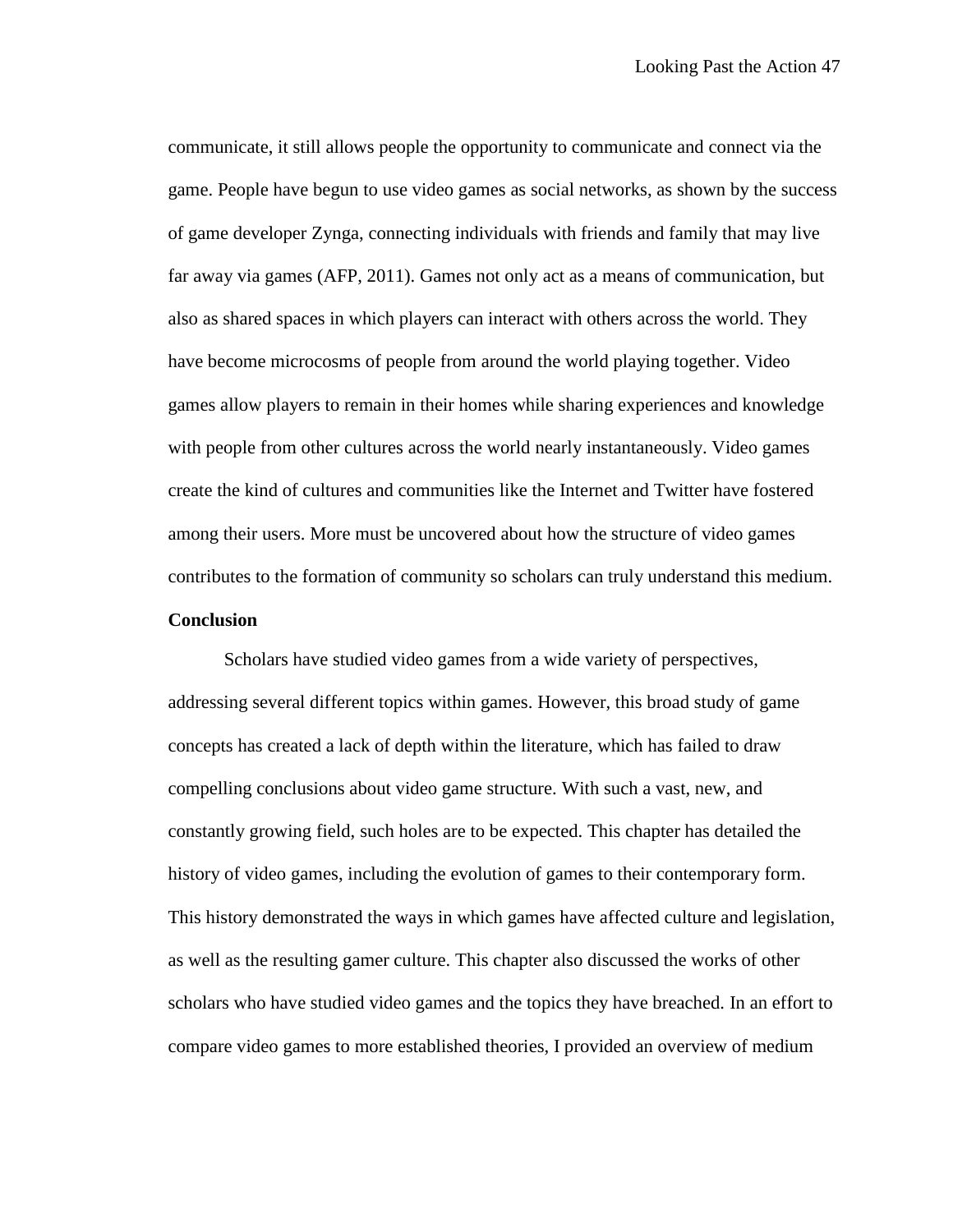communicate, it still allows people the opportunity to communicate and connect via the game. People have begun to use video games as social networks, as shown by the success of game developer Zynga, connecting individuals with friends and family that may live far away via games (AFP, 2011). Games not only act as a means of communication, but also as shared spaces in which players can interact with others across the world. They have become microcosms of people from around the world playing together. Video games allow players to remain in their homes while sharing experiences and knowledge with people from other cultures across the world nearly instantaneously. Video games create the kind of cultures and communities like the Internet and Twitter have fostered among their users. More must be uncovered about how the structure of video games contributes to the formation of community so scholars can truly understand this medium.

**Conclusion**

Scholars have studied video games from a wide variety of perspectives, addressing several different topics within games. However, this broad study of game concepts has created a lack of depth within the literature, which has failed to draw compelling conclusions about video game structure. With such a vast, new, and constantly growing field, such holes are to be expected. This chapter has detailed the history of video games, including the evolution of games to their contemporary form. This history demonstrated the ways in which games have affected culture and legislation, as well as the resulting gamer culture. This chapter also discussed the works of other scholars who have studied video games and the topics they have breached. In an effort to compare video games to more established theories, I provided an overview of medium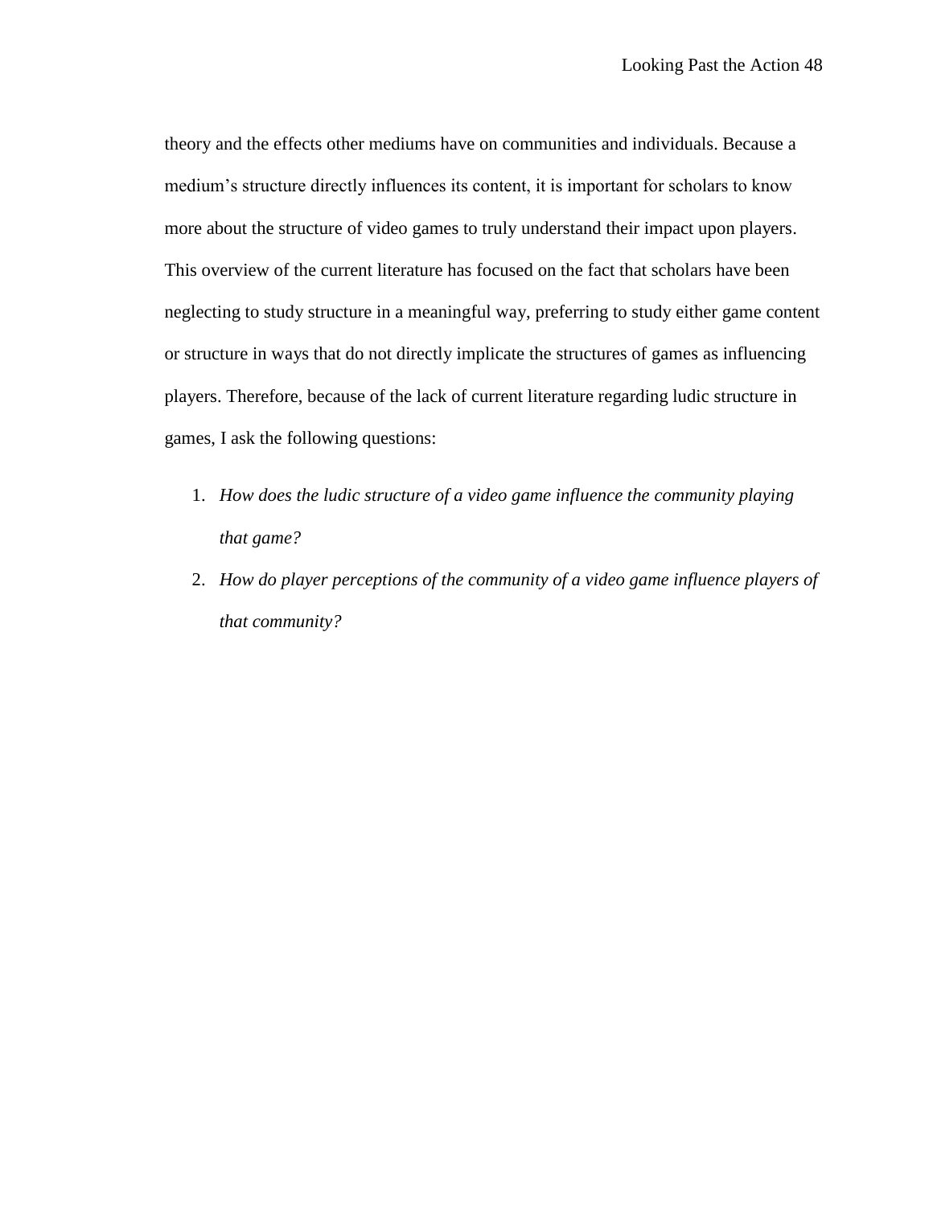theory and the effects other mediums have on communities and individuals. Because a medium's structure directly influences its content, it is important for scholars to know more about the structure of video games to truly understand their impact upon players. This overview of the current literature has focused on the fact that scholars have been neglecting to study structure in a meaningful way, preferring to study either game content or structure in ways that do not directly implicate the structures of games as influencing players. Therefore, because of the lack of current literature regarding ludic structure in games, I ask the following questions:

1. *How does the ludic structure of a video game influence the community playing that game?*
2. *How do player perceptions of the community of a video game influence players of that community?*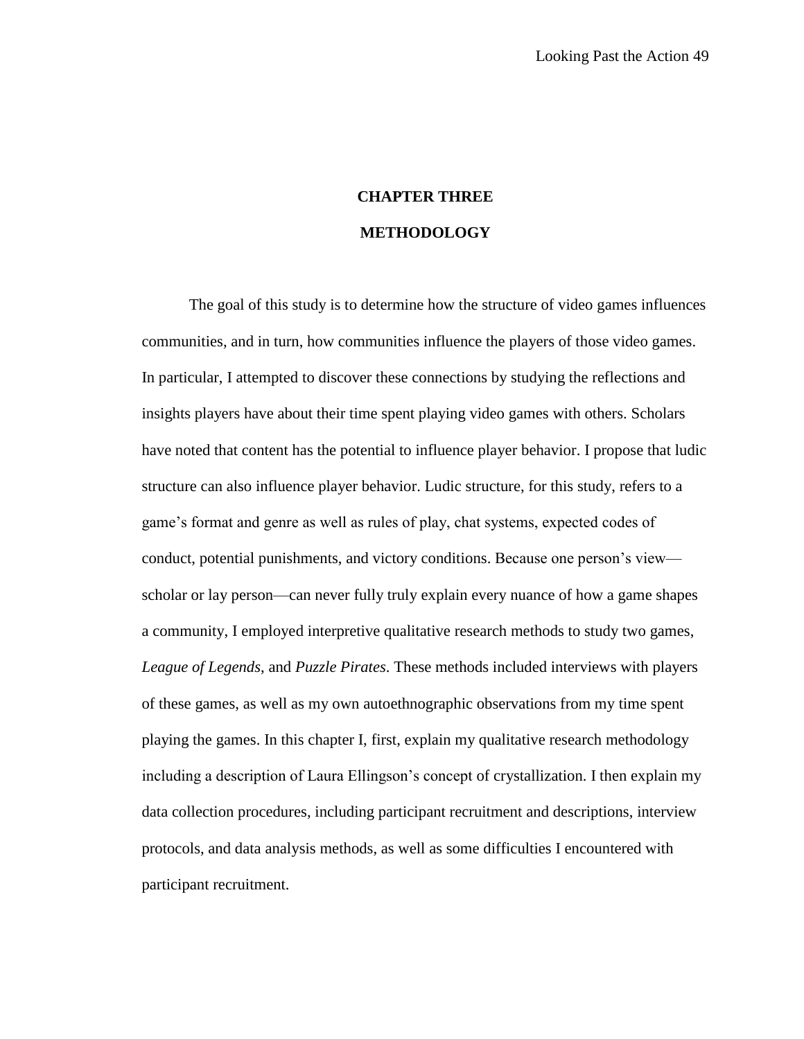# CHAPTER THREE

# METHODOLOGY

The goal of this study is to determine how the structure of video games influences communities, and in turn, how communities influence the players of those video games. In particular, I attempted to discover these connections by studying the reflections and insights players have about their time spent playing video games with others. Scholars have noted that content has the potential to influence player behavior. I propose that ludic structure can also influence player behavior. Ludic structure, for this study, refers to a game's format and genre as well as rules of play, chat systems, expected codes of conduct, potential punishments, and victory conditions. Because one person's view—scholar or lay person—can never fully truly explain every nuance of how a game shapes a community, I employed interpretive qualitative research methods to study two games, *League of Legends*, and *Puzzle Pirates*. These methods included interviews with players of these games, as well as my own autoethnographic observations from my time spent playing the games. In this chapter I, first, explain my qualitative research methodology including a description of Laura Ellingson's concept of crystallization. I then explain my data collection procedures, including participant recruitment and descriptions, interview protocols, and data analysis methods, as well as some difficulties I encountered with participant recruitment.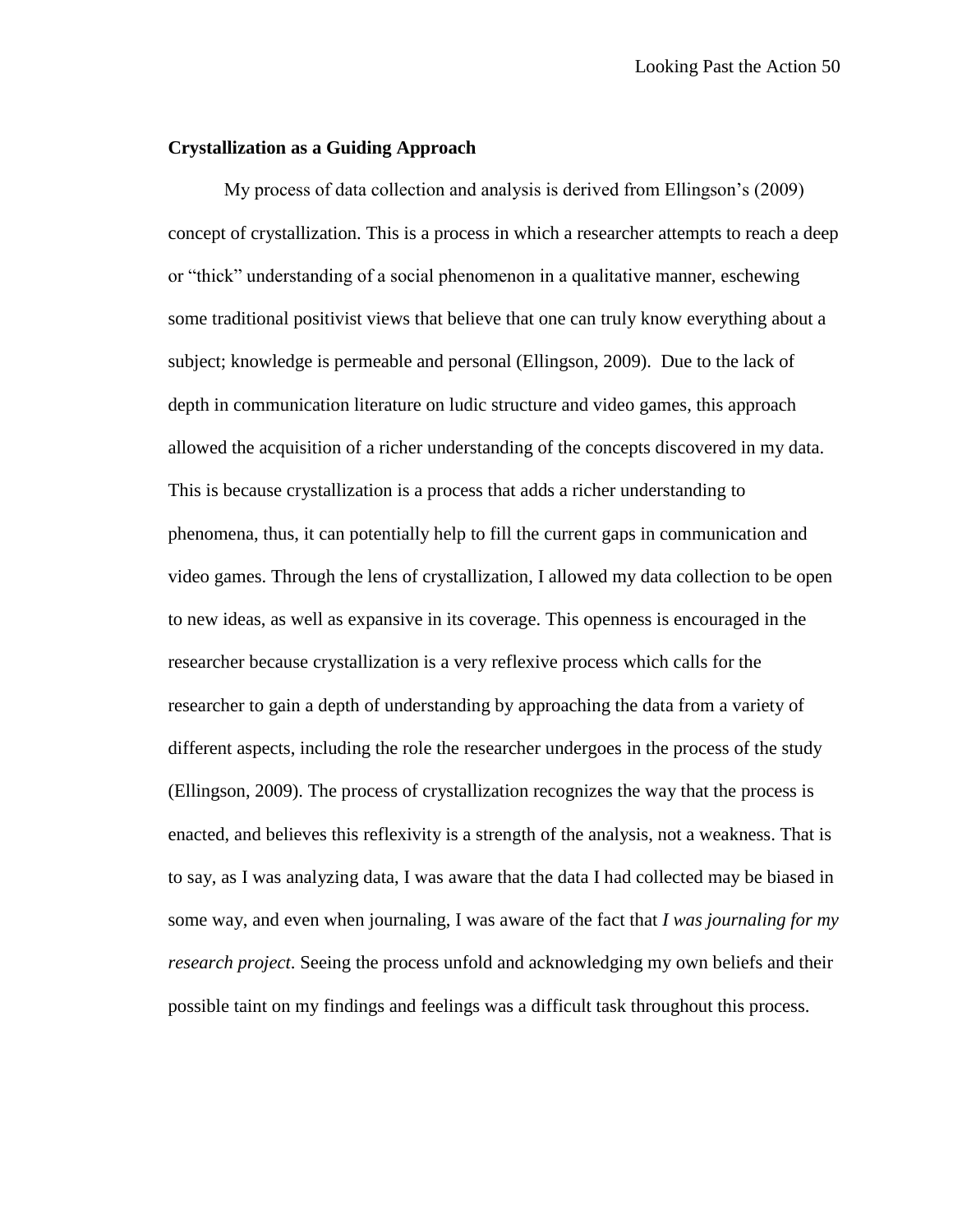**Crystallization as a Guiding Approach**

My process of data collection and analysis is derived from Ellingson's (2009) concept of crystallization. This is a process in which a researcher attempts to reach a deep or "thick" understanding of a social phenomenon in a qualitative manner, eschewing some traditional positivist views that believe that one can truly know everything about a subject; knowledge is permeable and personal (Ellingson, 2009). Due to the lack of depth in communication literature on ludic structure and video games, this approach allowed the acquisition of a richer understanding of the concepts discovered in my data. This is because crystallization is a process that adds a richer understanding to phenomena, thus, it can potentially help to fill the current gaps in communication and video games. Through the lens of crystallization, I allowed my data collection to be open to new ideas, as well as expansive in its coverage. This openness is encouraged in the researcher because crystallization is a very reflexive process which calls for the researcher to gain a depth of understanding by approaching the data from a variety of different aspects, including the role the researcher undergoes in the process of the study (Ellingson, 2009). The process of crystallization recognizes the way that the process is enacted, and believes this reflexivity is a strength of the analysis, not a weakness. That is to say, as I was analyzing data, I was aware that the data I had collected may be biased in some way, and even when journaling, I was aware of the fact that *I was journaling for my research project*. Seeing the process unfold and acknowledging my own beliefs and their possible taint on my findings and feelings was a difficult task throughout this process.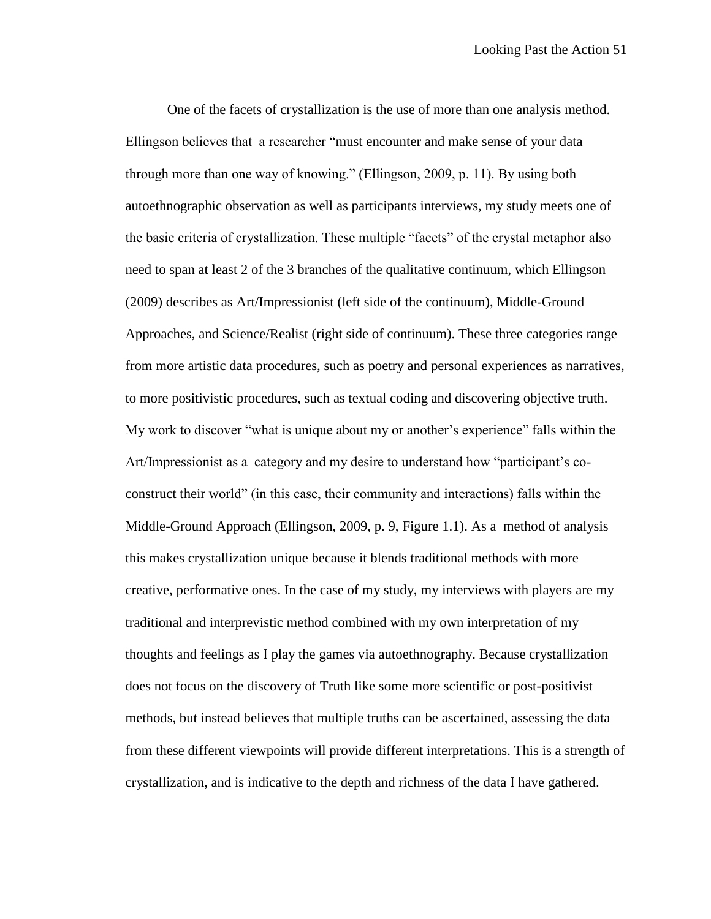One of the facets of crystallization is the use of more than one analysis method. Ellingson believes that a researcher "must encounter and make sense of your data through more than one way of knowing." (Ellingson, 2009, p. 11). By using both autoethnographic observation as well as participants interviews, my study meets one of the basic criteria of crystallization. These multiple "facets" of the crystal metaphor also need to span at least 2 of the 3 branches of the qualitative continuum, which Ellingson (2009) describes as Art/Impressionist (left side of the continuum), Middle-Ground Approaches, and Science/Realist (right side of continuum). These three categories range from more artistic data procedures, such as poetry and personal experiences as narratives, to more positivistic procedures, such as textual coding and discovering objective truth. My work to discover "what is unique about my or another's experience" falls within the Art/Impressionist as a category and my desire to understand how "participant's co-construct their world" (in this case, their community and interactions) falls within the Middle-Ground Approach (Ellingson, 2009, p. 9, Figure 1.1). As a method of analysis this makes crystallization unique because it blends traditional methods with more creative, performative ones. In the case of my study, my interviews with players are my traditional and interprevistic method combined with my own interpretation of my thoughts and feelings as I play the games via autoethnography. Because crystallization does not focus on the discovery of Truth like some more scientific or post-positivist methods, but instead believes that multiple truths can be ascertained, assessing the data from these different viewpoints will provide different interpretations. This is a strength of crystallization, and is indicative to the depth and richness of the data I have gathered.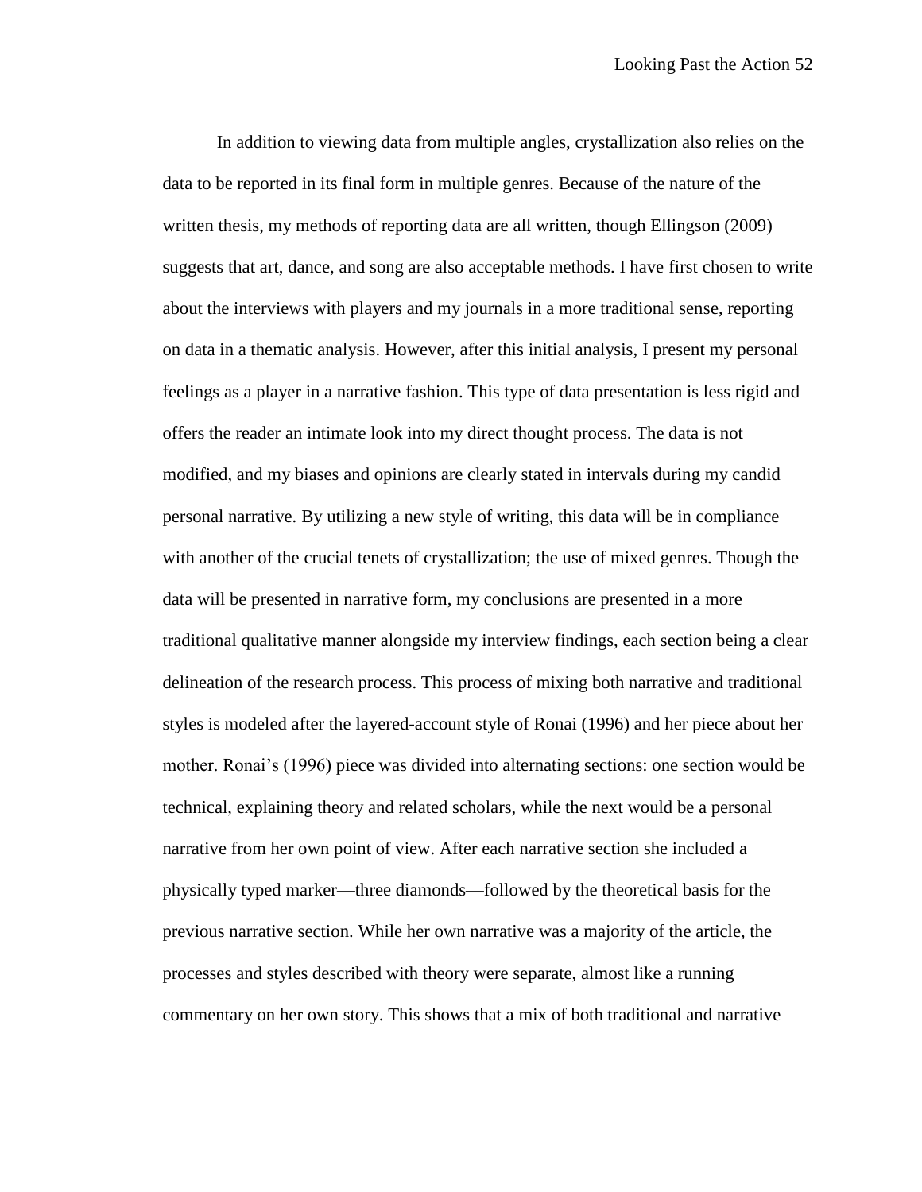In addition to viewing data from multiple angles, crystallization also relies on the data to be reported in its final form in multiple genres. Because of the nature of the written thesis, my methods of reporting data are all written, though Ellingson (2009) suggests that art, dance, and song are also acceptable methods. I have first chosen to write about the interviews with players and my journals in a more traditional sense, reporting on data in a thematic analysis. However, after this initial analysis, I present my personal feelings as a player in a narrative fashion. This type of data presentation is less rigid and offers the reader an intimate look into my direct thought process. The data is not modified, and my biases and opinions are clearly stated in intervals during my candid personal narrative. By utilizing a new style of writing, this data will be in compliance with another of the crucial tenets of crystallization; the use of mixed genres. Though the data will be presented in narrative form, my conclusions are presented in a more traditional qualitative manner alongside my interview findings, each section being a clear delineation of the research process. This process of mixing both narrative and traditional styles is modeled after the layered-account style of Ronai (1996) and her piece about her mother. Ronai's (1996) piece was divided into alternating sections: one section would be technical, explaining theory and related scholars, while the next would be a personal narrative from her own point of view. After each narrative section she included a physically typed marker—three diamonds—followed by the theoretical basis for the previous narrative section. While her own narrative was a majority of the article, the processes and styles described with theory were separate, almost like a running commentary on her own story. This shows that a mix of both traditional and narrative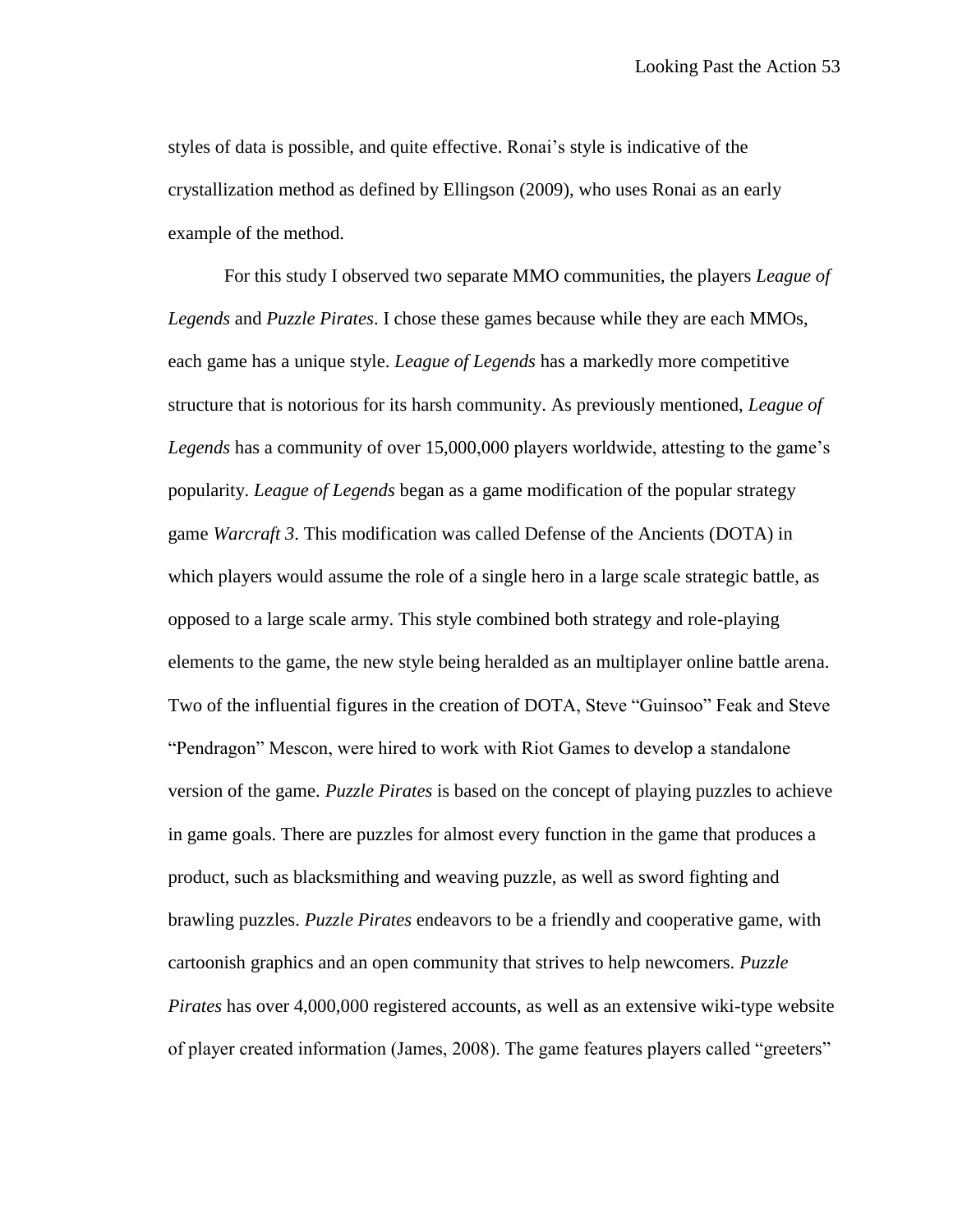styles of data is possible, and quite effective. Ronai's style is indicative of the crystallization method as defined by Ellingson (2009), who uses Ronai as an early example of the method.

For this study I observed two separate MMO communities, the players *League of Legends* and *Puzzle Pirates*. I chose these games because while they are each MMOs, each game has a unique style. *League of Legends* has a markedly more competitive structure that is notorious for its harsh community. As previously mentioned, *League of Legends* has a community of over 15,000,000 players worldwide, attesting to the game's popularity. *League of Legends* began as a game modification of the popular strategy game *Warcraft 3*. This modification was called Defense of the Ancients (DOTA) in which players would assume the role of a single hero in a large scale strategic battle, as opposed to a large scale army. This style combined both strategy and role-playing elements to the game, the new style being heralded as an multiplayer online battle arena. Two of the influential figures in the creation of DOTA, Steve "Guinsoo" Feak and Steve "Pendragon" Mescon, were hired to work with Riot Games to develop a standalone version of the game. *Puzzle Pirates* is based on the concept of playing puzzles to achieve in game goals. There are puzzles for almost every function in the game that produces a product, such as blacksmithing and weaving puzzle, as well as sword fighting and brawling puzzles. *Puzzle Pirates* endeavors to be a friendly and cooperative game, with cartoonish graphics and an open community that strives to help newcomers. *Puzzle Pirates* has over 4,000,000 registered accounts, as well as an extensive wiki-type website of player created information (James, 2008). The game features players called "greeters"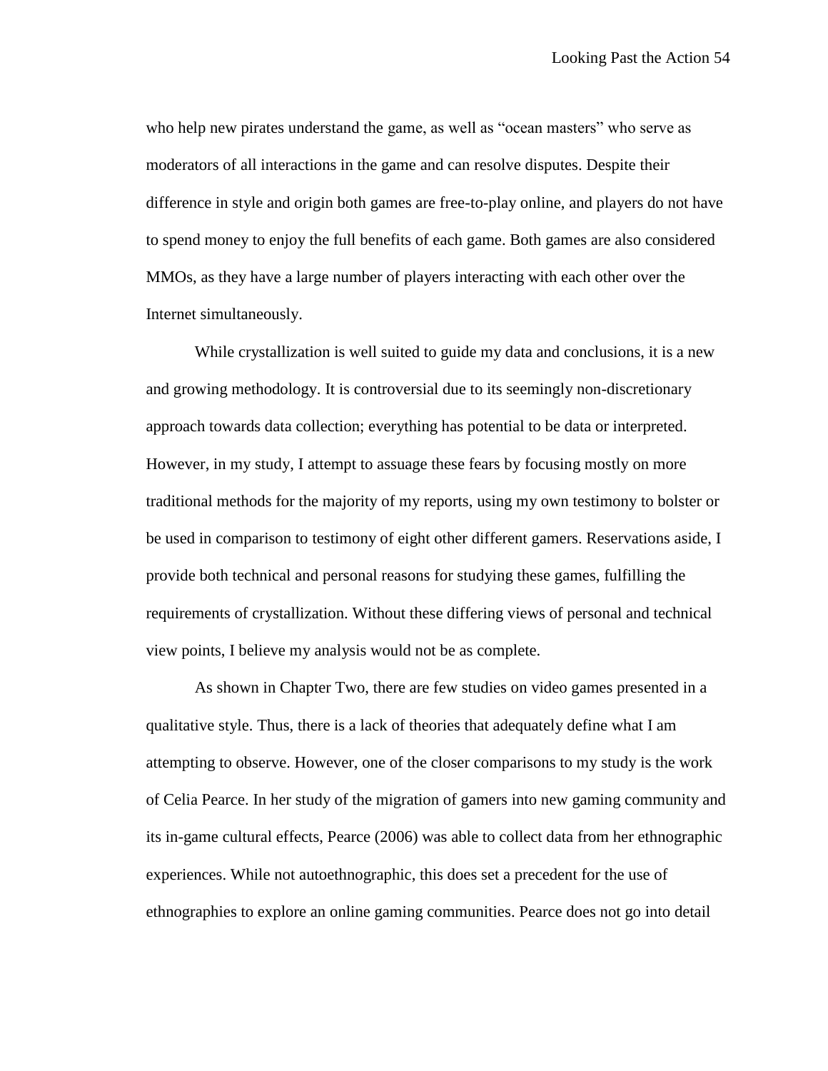who help new pirates understand the game, as well as "ocean masters" who serve as moderators of all interactions in the game and can resolve disputes. Despite their difference in style and origin both games are free-to-play online, and players do not have to spend money to enjoy the full benefits of each game. Both games are also considered MMOs, as they have a large number of players interacting with each other over the Internet simultaneously.

While crystallization is well suited to guide my data and conclusions, it is a new and growing methodology. It is controversial due to its seemingly non-discretionary approach towards data collection; everything has potential to be data or interpreted. However, in my study, I attempt to assuage these fears by focusing mostly on more traditional methods for the majority of my reports, using my own testimony to bolster or be used in comparison to testimony of eight other different gamers. Reservations aside, I provide both technical and personal reasons for studying these games, fulfilling the requirements of crystallization. Without these differing views of personal and technical view points, I believe my analysis would not be as complete.

As shown in Chapter Two, there are few studies on video games presented in a qualitative style. Thus, there is a lack of theories that adequately define what I am attempting to observe. However, one of the closer comparisons to my study is the work of Celia Pearce. In her study of the migration of gamers into new gaming community and its in-game cultural effects, Pearce (2006) was able to collect data from her ethnographic experiences. While not autoethnographic, this does set a precedent for the use of ethnographies to explore an online gaming communities. Pearce does not go into detail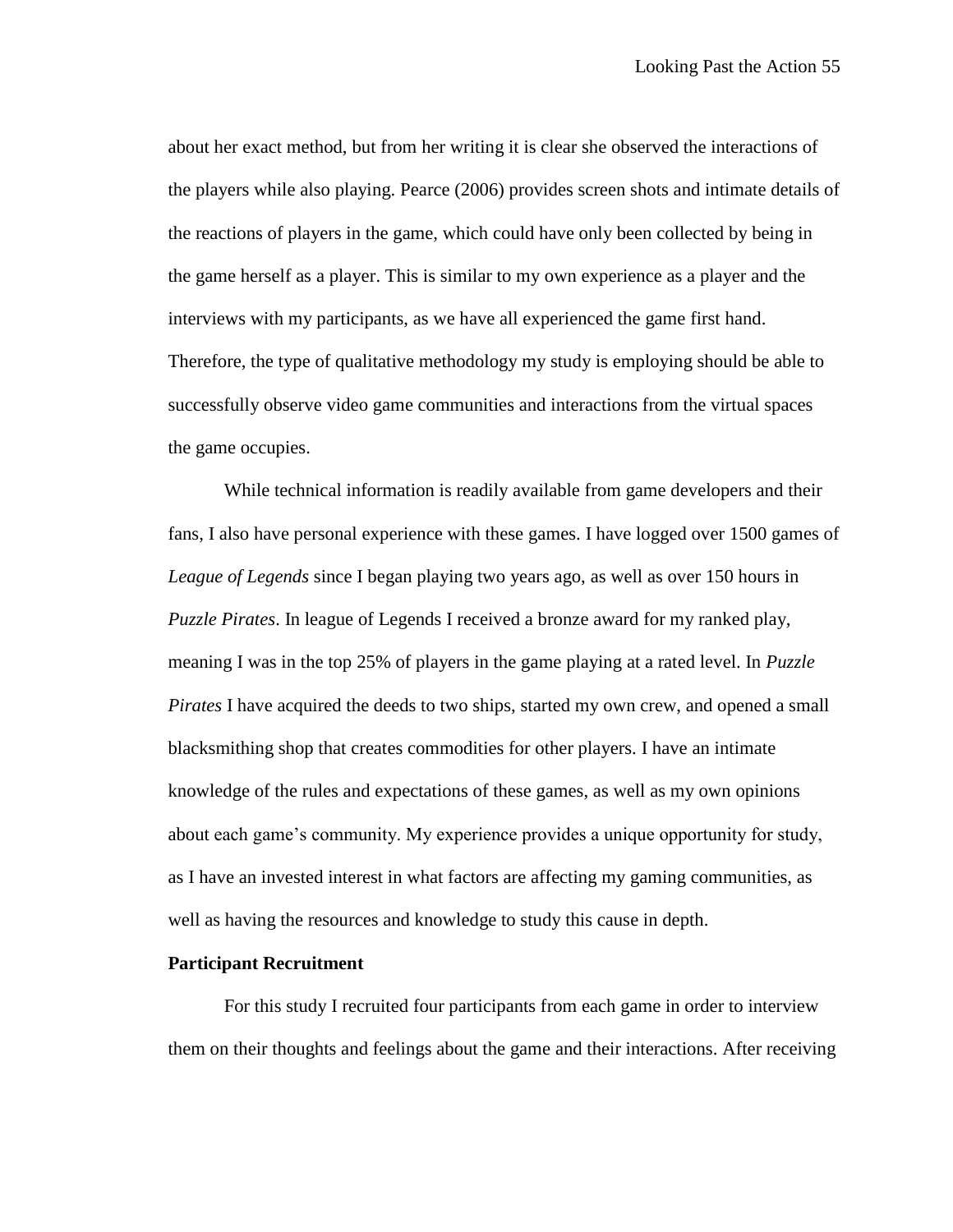about her exact method, but from her writing it is clear she observed the interactions of the players while also playing. Pearce (2006) provides screen shots and intimate details of the reactions of players in the game, which could have only been collected by being in the game herself as a player. This is similar to my own experience as a player and the interviews with my participants, as we have all experienced the game first hand. Therefore, the type of qualitative methodology my study is employing should be able to successfully observe video game communities and interactions from the virtual spaces the game occupies.

While technical information is readily available from game developers and their fans, I also have personal experience with these games. I have logged over 1500 games of *League of Legends* since I began playing two years ago, as well as over 150 hours in *Puzzle Pirates*. In league of Legends I received a bronze award for my ranked play, meaning I was in the top 25% of players in the game playing at a rated level. In *Puzzle Pirates* I have acquired the deeds to two ships, started my own crew, and opened a small blacksmithing shop that creates commodities for other players. I have an intimate knowledge of the rules and expectations of these games, as well as my own opinions about each game's community. My experience provides a unique opportunity for study, as I have an invested interest in what factors are affecting my gaming communities, as well as having the resources and knowledge to study this cause in depth.

**Participant Recruitment**

For this study I recruited four participants from each game in order to interview them on their thoughts and feelings about the game and their interactions. After receiving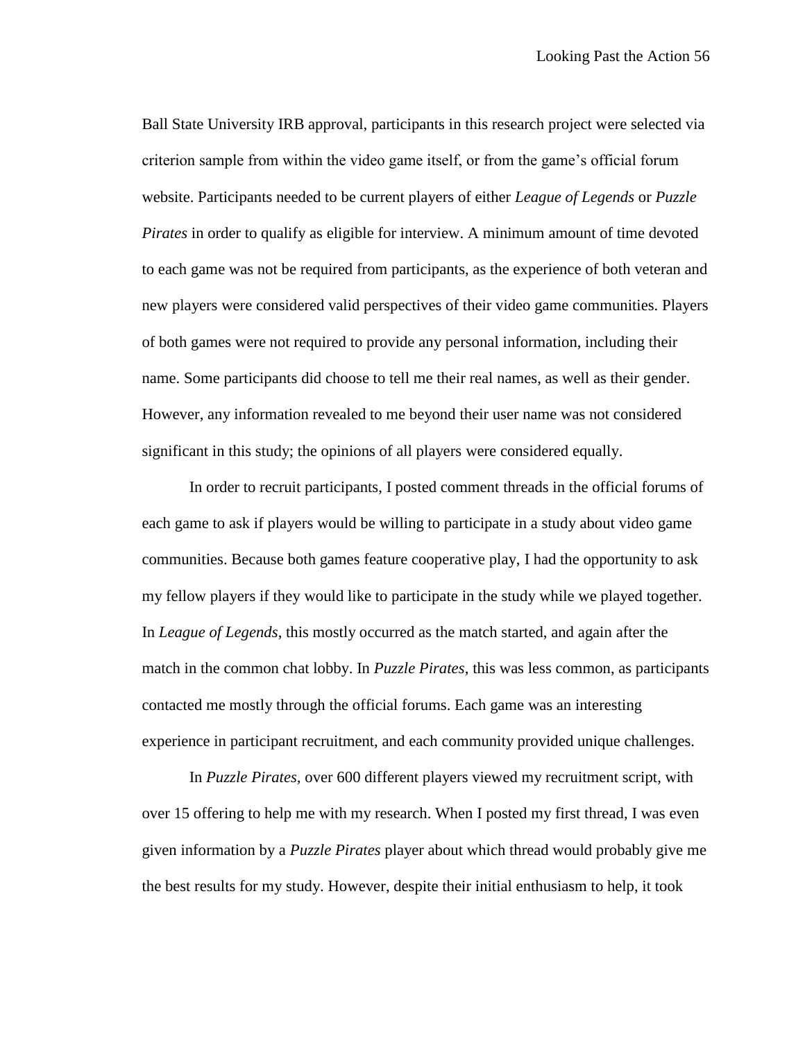Ball State University IRB approval, participants in this research project were selected via criterion sample from within the video game itself, or from the game's official forum website. Participants needed to be current players of either *League of Legends* or *Puzzle Pirates* in order to qualify as eligible for interview. A minimum amount of time devoted to each game was not be required from participants, as the experience of both veteran and new players were considered valid perspectives of their video game communities. Players of both games were not required to provide any personal information, including their name. Some participants did choose to tell me their real names, as well as their gender. However, any information revealed to me beyond their user name was not considered significant in this study; the opinions of all players were considered equally.

In order to recruit participants, I posted comment threads in the official forums of each game to ask if players would be willing to participate in a study about video game communities. Because both games feature cooperative play, I had the opportunity to ask my fellow players if they would like to participate in the study while we played together. In *League of Legends*, this mostly occurred as the match started, and again after the match in the common chat lobby. In *Puzzle Pirates*, this was less common, as participants contacted me mostly through the official forums. Each game was an interesting experience in participant recruitment, and each community provided unique challenges.

In *Puzzle Pirates*, over 600 different players viewed my recruitment script, with over 15 offering to help me with my research. When I posted my first thread, I was even given information by a *Puzzle Pirates* player about which thread would probably give me the best results for my study. However, despite their initial enthusiasm to help, it took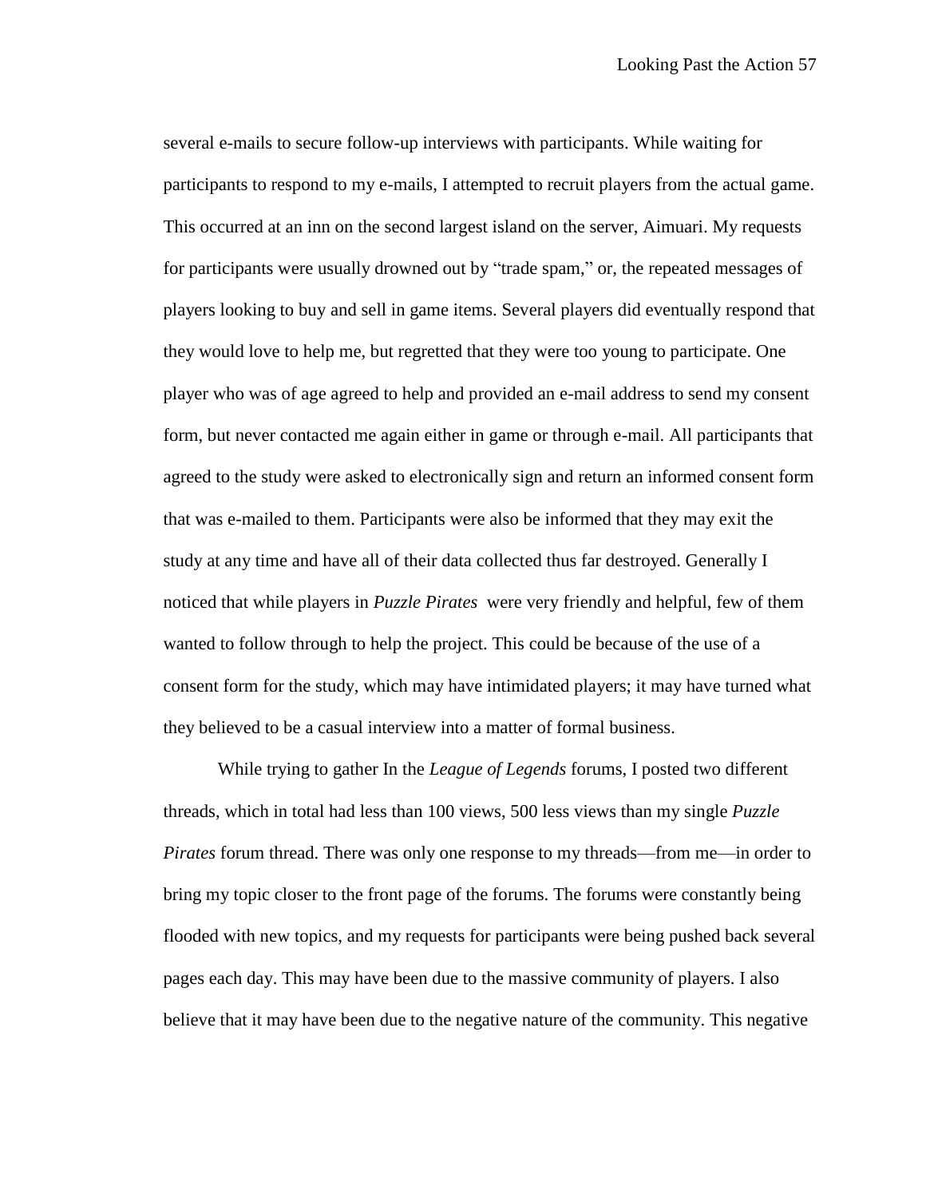several e-mails to secure follow-up interviews with participants. While waiting for participants to respond to my e-mails, I attempted to recruit players from the actual game. This occurred at an inn on the second largest island on the server, Aimuari. My requests for participants were usually drowned out by "trade spam," or, the repeated messages of players looking to buy and sell in game items. Several players did eventually respond that they would love to help me, but regretted that they were too young to participate. One player who was of age agreed to help and provided an e-mail address to send my consent form, but never contacted me again either in game or through e-mail. All participants that agreed to the study were asked to electronically sign and return an informed consent form that was e-mailed to them. Participants were also be informed that they may exit the study at any time and have all of their data collected thus far destroyed. Generally I noticed that while players in *Puzzle Pirates* were very friendly and helpful, few of them wanted to follow through to help the project. This could be because of the use of a consent form for the study, which may have intimidated players; it may have turned what they believed to be a casual interview into a matter of formal business.

While trying to gather In the *League of Legends* forums, I posted two different threads, which in total had less than 100 views, 500 less views than my single *Puzzle Pirates* forum thread. There was only one response to my threads—from me—in order to bring my topic closer to the front page of the forums. The forums were constantly being flooded with new topics, and my requests for participants were being pushed back several pages each day. This may have been due to the massive community of players. I also believe that it may have been due to the negative nature of the community. This negative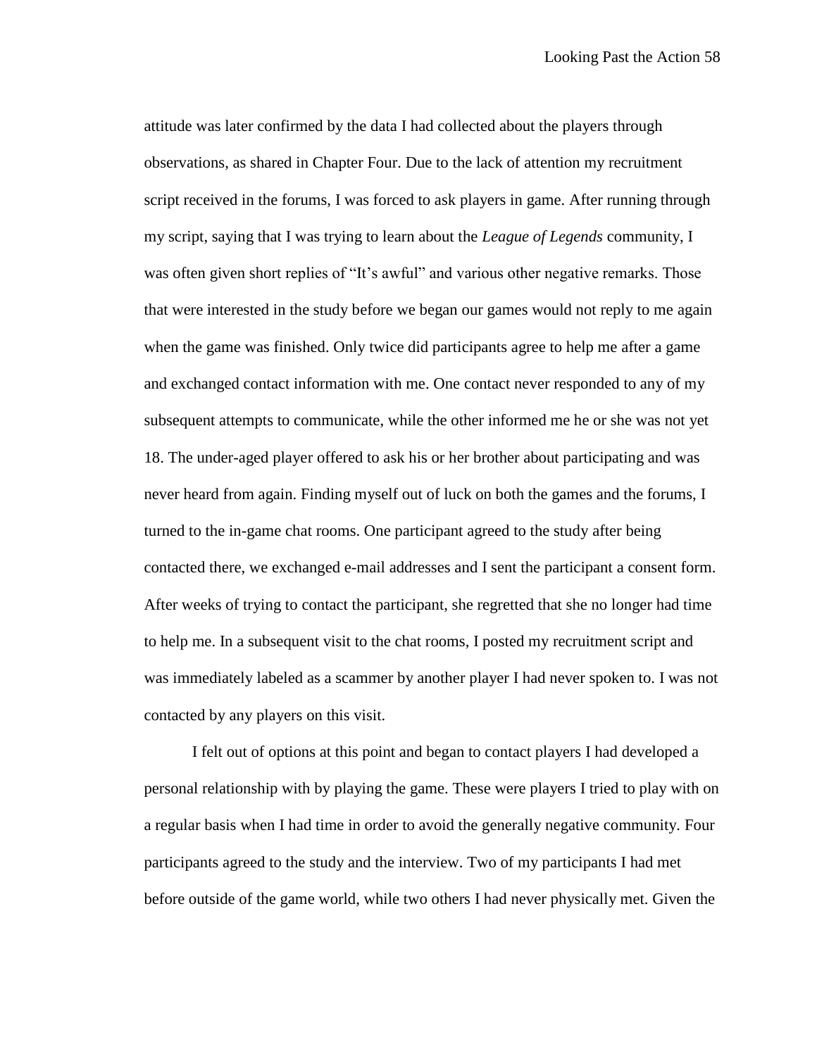attitude was later confirmed by the data I had collected about the players through observations, as shared in Chapter Four. Due to the lack of attention my recruitment script received in the forums, I was forced to ask players in game. After running through my script, saying that I was trying to learn about the *League of Legends* community, I was often given short replies of "It's awful" and various other negative remarks. Those that were interested in the study before we began our games would not reply to me again when the game was finished. Only twice did participants agree to help me after a game and exchanged contact information with me. One contact never responded to any of my subsequent attempts to communicate, while the other informed me he or she was not yet 18. The under-aged player offered to ask his or her brother about participating and was never heard from again. Finding myself out of luck on both the games and the forums, I turned to the in-game chat rooms. One participant agreed to the study after being contacted there, we exchanged e-mail addresses and I sent the participant a consent form. After weeks of trying to contact the participant, she regretted that she no longer had time to help me. In a subsequent visit to the chat rooms, I posted my recruitment script and was immediately labeled as a scammer by another player I had never spoken to. I was not contacted by any players on this visit.

I felt out of options at this point and began to contact players I had developed a personal relationship with by playing the game. These were players I tried to play with on a regular basis when I had time in order to avoid the generally negative community. Four participants agreed to the study and the interview. Two of my participants I had met before outside of the game world, while two others I had never physically met. Given the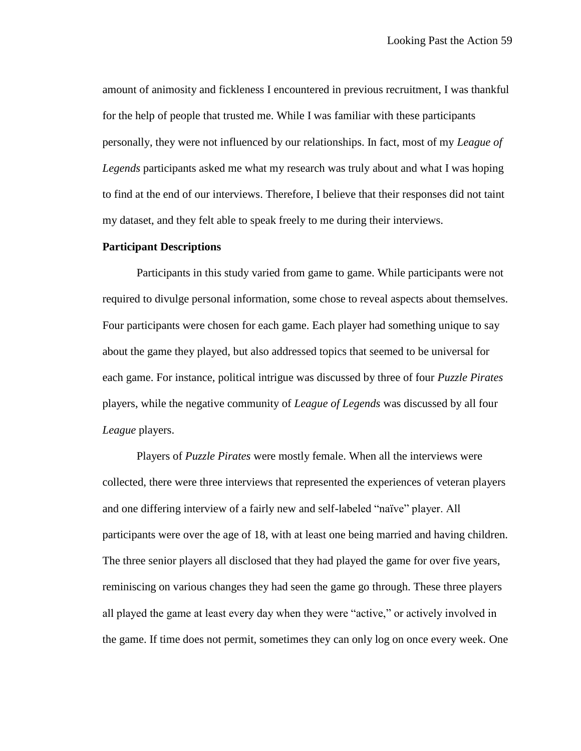amount of animosity and fickleness I encountered in previous recruitment, I was thankful for the help of people that trusted me. While I was familiar with these participants personally, they were not influenced by our relationships. In fact, most of my *League of Legends* participants asked me what my research was truly about and what I was hoping to find at the end of our interviews. Therefore, I believe that their responses did not taint my dataset, and they felt able to speak freely to me during their interviews.

**Participant Descriptions**

Participants in this study varied from game to game. While participants were not required to divulge personal information, some chose to reveal aspects about themselves. Four participants were chosen for each game. Each player had something unique to say about the game they played, but also addressed topics that seemed to be universal for each game. For instance, political intrigue was discussed by three of four *Puzzle Pirates* players, while the negative community of *League of Legends* was discussed by all four *League* players.

Players of *Puzzle Pirates* were mostly female. When all the interviews were collected, there were three interviews that represented the experiences of veteran players and one differing interview of a fairly new and self-labeled "naïve" player. All participants were over the age of 18, with at least one being married and having children. The three senior players all disclosed that they had played the game for over five years, reminiscing on various changes they had seen the game go through. These three players all played the game at least every day when they were "active," or actively involved in the game. If time does not permit, sometimes they can only log on once every week. One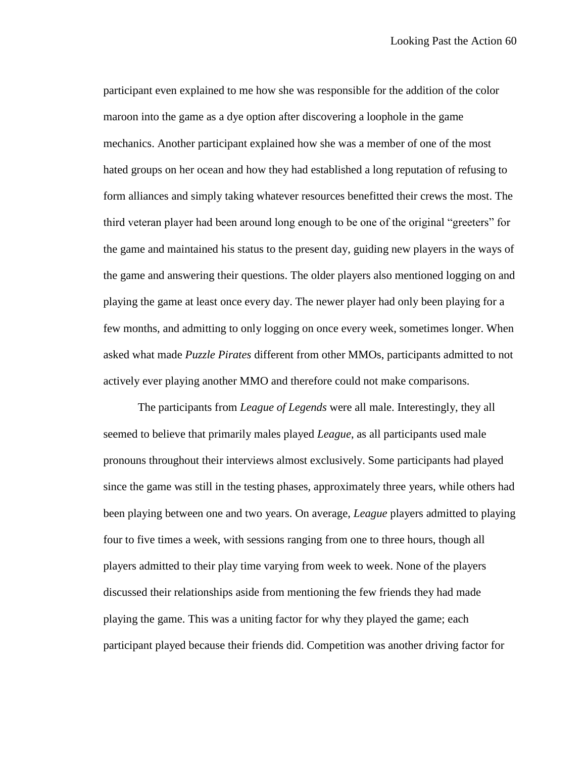participant even explained to me how she was responsible for the addition of the color maroon into the game as a dye option after discovering a loophole in the game mechanics. Another participant explained how she was a member of one of the most hated groups on her ocean and how they had established a long reputation of refusing to form alliances and simply taking whatever resources benefitted their crews the most. The third veteran player had been around long enough to be one of the original "greeters" for the game and maintained his status to the present day, guiding new players in the ways of the game and answering their questions. The older players also mentioned logging on and playing the game at least once every day. The newer player had only been playing for a few months, and admitting to only logging on once every week, sometimes longer. When asked what made *Puzzle Pirates* different from other MMOs, participants admitted to not actively ever playing another MMO and therefore could not make comparisons.

The participants from *League of Legends* were all male. Interestingly, they all seemed to believe that primarily males played *League*, as all participants used male pronouns throughout their interviews almost exclusively. Some participants had played since the game was still in the testing phases, approximately three years, while others had been playing between one and two years. On average, *League* players admitted to playing four to five times a week, with sessions ranging from one to three hours, though all players admitted to their play time varying from week to week. None of the players discussed their relationships aside from mentioning the few friends they had made playing the game. This was a uniting factor for why they played the game; each participant played because their friends did. Competition was another driving factor for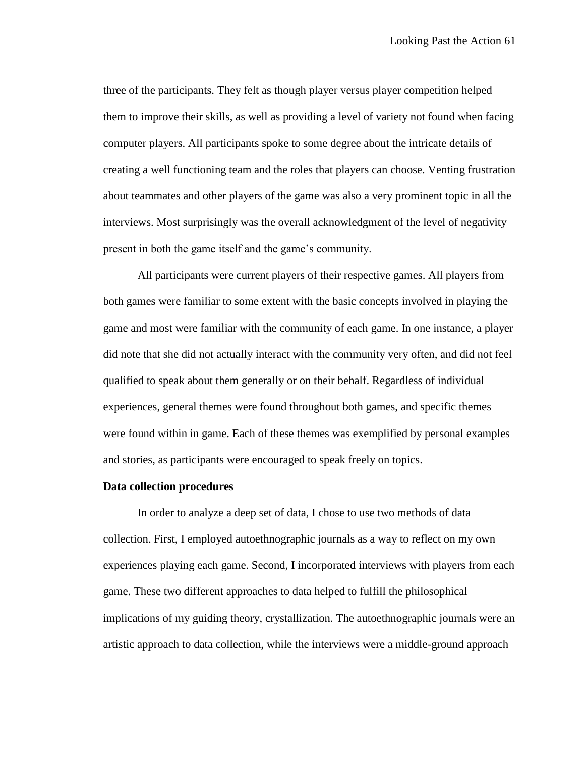three of the participants. They felt as though player versus player competition helped them to improve their skills, as well as providing a level of variety not found when facing computer players. All participants spoke to some degree about the intricate details of creating a well functioning team and the roles that players can choose. Venting frustration about teammates and other players of the game was also a very prominent topic in all the interviews. Most surprisingly was the overall acknowledgment of the level of negativity present in both the game itself and the game's community.

All participants were current players of their respective games. All players from both games were familiar to some extent with the basic concepts involved in playing the game and most were familiar with the community of each game. In one instance, a player did note that she did not actually interact with the community very often, and did not feel qualified to speak about them generally or on their behalf. Regardless of individual experiences, general themes were found throughout both games, and specific themes were found within in game. Each of these themes was exemplified by personal examples and stories, as participants were encouraged to speak freely on topics.

**Data collection procedures**

In order to analyze a deep set of data, I chose to use two methods of data collection. First, I employed autoethnographic journals as a way to reflect on my own experiences playing each game. Second, I incorporated interviews with players from each game. These two different approaches to data helped to fulfill the philosophical implications of my guiding theory, crystallization. The autoethnographic journals were an artistic approach to data collection, while the interviews were a middle-ground approach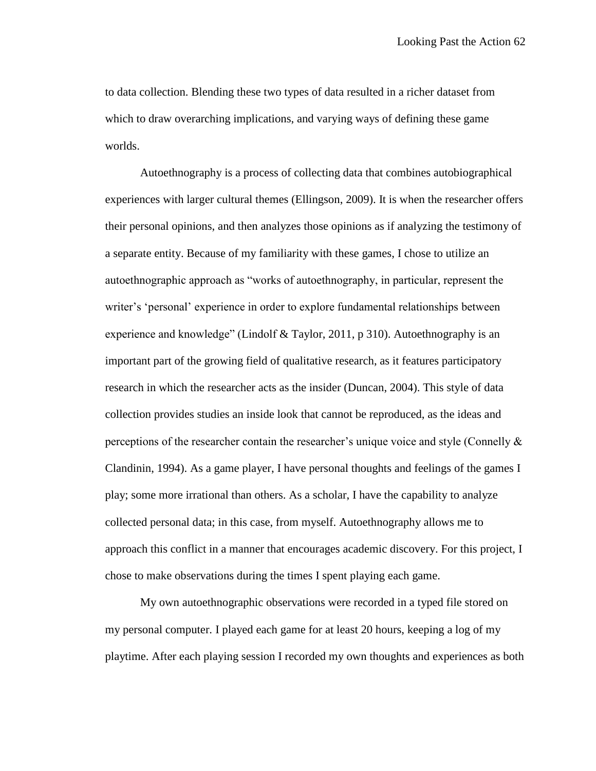to data collection. Blending these two types of data resulted in a richer dataset from which to draw overarching implications, and varying ways of defining these game worlds.

Autoethnography is a process of collecting data that combines autobiographical experiences with larger cultural themes (Ellingson, 2009). It is when the researcher offers their personal opinions, and then analyzes those opinions as if analyzing the testimony of a separate entity. Because of my familiarity with these games, I chose to utilize an autoethnographic approach as "works of autoethnography, in particular, represent the writer's 'personal' experience in order to explore fundamental relationships between experience and knowledge" (Lindolf & Taylor, 2011, p 310). Autoethnography is an important part of the growing field of qualitative research, as it features participatory research in which the researcher acts as the insider (Duncan, 2004). This style of data collection provides studies an inside look that cannot be reproduced, as the ideas and perceptions of the researcher contain the researcher's unique voice and style (Connelly & Clandinin, 1994). As a game player, I have personal thoughts and feelings of the games I play; some more irrational than others. As a scholar, I have the capability to analyze collected personal data; in this case, from myself. Autoethnography allows me to approach this conflict in a manner that encourages academic discovery. For this project, I chose to make observations during the times I spent playing each game.

My own autoethnographic observations were recorded in a typed file stored on my personal computer. I played each game for at least 20 hours, keeping a log of my playtime. After each playing session I recorded my own thoughts and experiences as both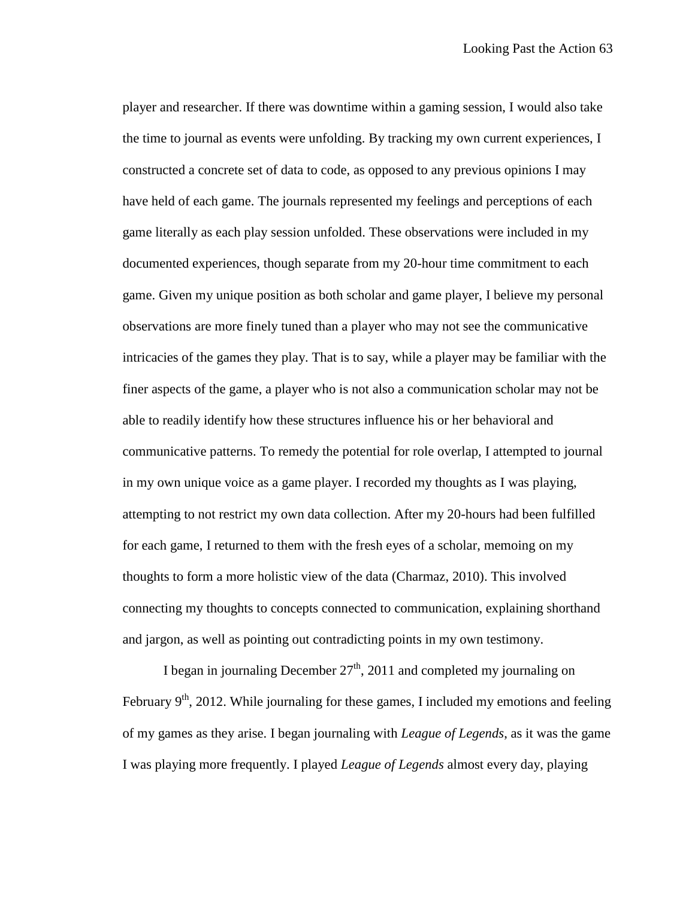player and researcher. If there was downtime within a gaming session, I would also take the time to journal as events were unfolding. By tracking my own current experiences, I constructed a concrete set of data to code, as opposed to any previous opinions I may have held of each game. The journals represented my feelings and perceptions of each game literally as each play session unfolded. These observations were included in my documented experiences, though separate from my 20-hour time commitment to each game. Given my unique position as both scholar and game player, I believe my personal observations are more finely tuned than a player who may not see the communicative intricacies of the games they play. That is to say, while a player may be familiar with the finer aspects of the game, a player who is not also a communication scholar may not be able to readily identify how these structures influence his or her behavioral and communicative patterns. To remedy the potential for role overlap, I attempted to journal in my own unique voice as a game player. I recorded my thoughts as I was playing, attempting to not restrict my own data collection. After my 20-hours had been fulfilled for each game, I returned to them with the fresh eyes of a scholar, memoing on my thoughts to form a more holistic view of the data (Charmaz, 2010). This involved connecting my thoughts to concepts connected to communication, explaining shorthand and jargon, as well as pointing out contradicting points in my own testimony.

I began in journaling December 27th, 2011 and completed my journaling on February 9th, 2012. While journaling for these games, I included my emotions and feeling of my games as they arise. I began journaling with *League of Legends*, as it was the game I was playing more frequently. I played *League of Legends* almost every day, playing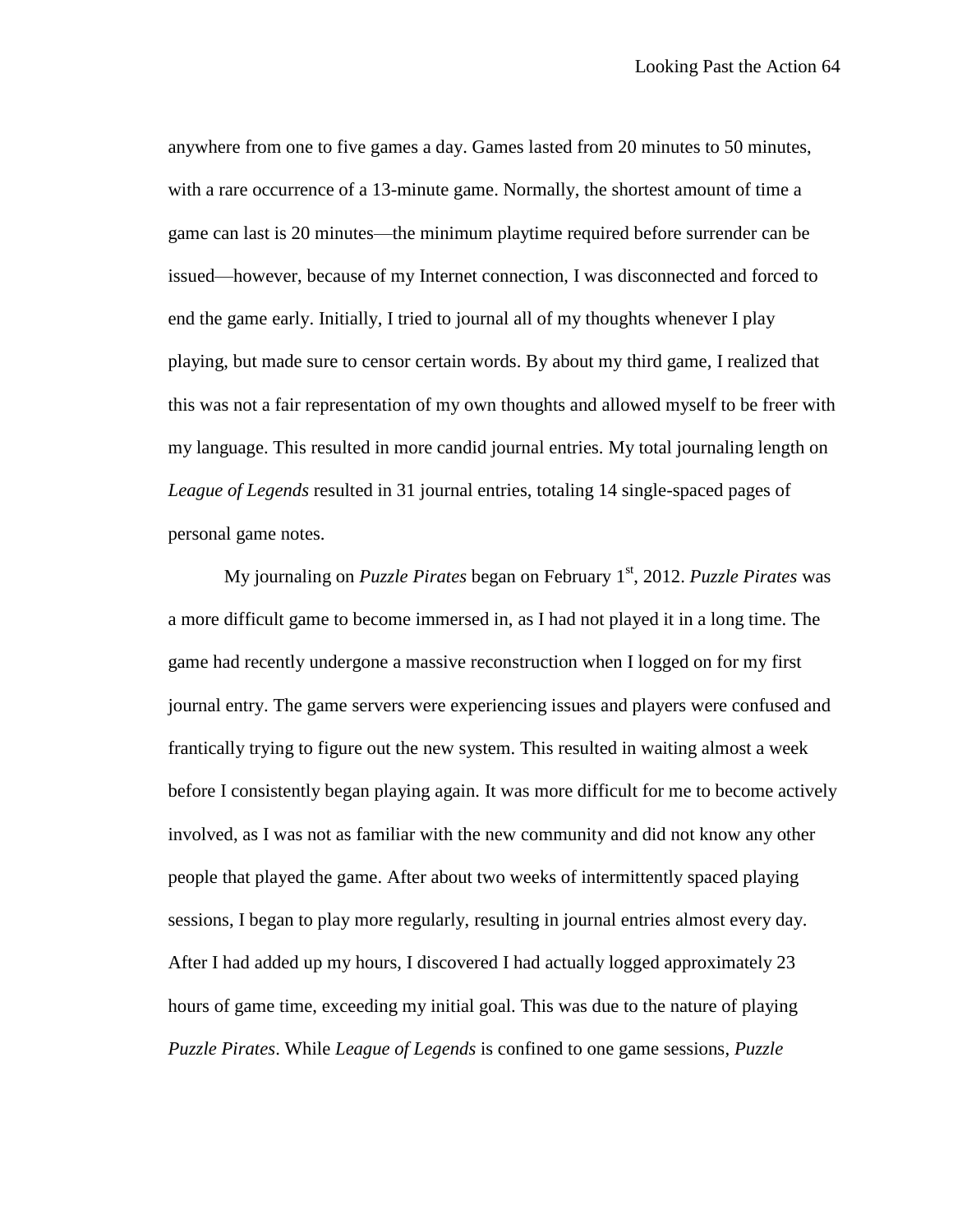anywhere from one to five games a day. Games lasted from 20 minutes to 50 minutes, with a rare occurrence of a 13-minute game. Normally, the shortest amount of time a game can last is 20 minutes—the minimum playtime required before surrender can be issued—however, because of my Internet connection, I was disconnected and forced to end the game early. Initially, I tried to journal all of my thoughts whenever I play playing, but made sure to censor certain words. By about my third game, I realized that this was not a fair representation of my own thoughts and allowed myself to be freer with my language. This resulted in more candid journal entries. My total journaling length on *League of Legends* resulted in 31 journal entries, totaling 14 single-spaced pages of personal game notes.

My journaling on *Puzzle Pirates* began on February 1st, 2012. *Puzzle Pirates* was a more difficult game to become immersed in, as I had not played it in a long time. The game had recently undergone a massive reconstruction when I logged on for my first journal entry. The game servers were experiencing issues and players were confused and frantically trying to figure out the new system. This resulted in waiting almost a week before I consistently began playing again. It was more difficult for me to become actively involved, as I was not as familiar with the new community and did not know any other people that played the game. After about two weeks of intermittently spaced playing sessions, I began to play more regularly, resulting in journal entries almost every day. After I had added up my hours, I discovered I had actually logged approximately 23 hours of game time, exceeding my initial goal. This was due to the nature of playing *Puzzle Pirates*. While *League of Legends* is confined to one game sessions, *Puzzle*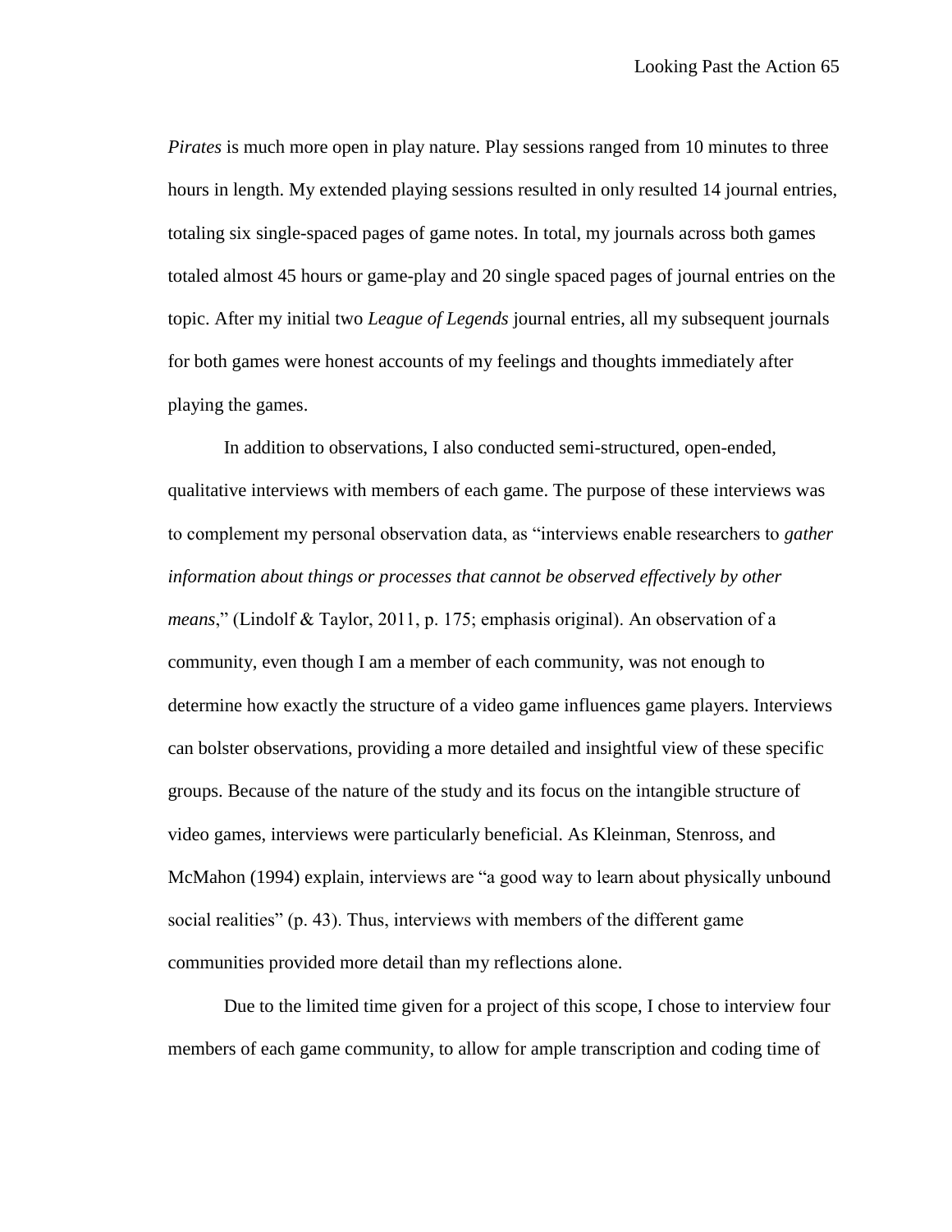*Pirates* is much more open in play nature. Play sessions ranged from 10 minutes to three hours in length. My extended playing sessions resulted in only resulted 14 journal entries, totaling six single-spaced pages of game notes. In total, my journals across both games totaled almost 45 hours or game-play and 20 single spaced pages of journal entries on the topic. After my initial two *League of Legends* journal entries, all my subsequent journals for both games were honest accounts of my feelings and thoughts immediately after playing the games.

In addition to observations, I also conducted semi-structured, open-ended, qualitative interviews with members of each game. The purpose of these interviews was to complement my personal observation data, as "interviews enable researchers to *gather information about things or processes that cannot be observed effectively by other means*," (Lindolf & Taylor, 2011, p. 175; emphasis original). An observation of a community, even though I am a member of each community, was not enough to determine how exactly the structure of a video game influences game players. Interviews can bolster observations, providing a more detailed and insightful view of these specific groups. Because of the nature of the study and its focus on the intangible structure of video games, interviews were particularly beneficial. As Kleinman, Stenross, and McMahon (1994) explain, interviews are "a good way to learn about physically unbound social realities" (p. 43). Thus, interviews with members of the different game communities provided more detail than my reflections alone.

Due to the limited time given for a project of this scope, I chose to interview four members of each game community, to allow for ample transcription and coding time of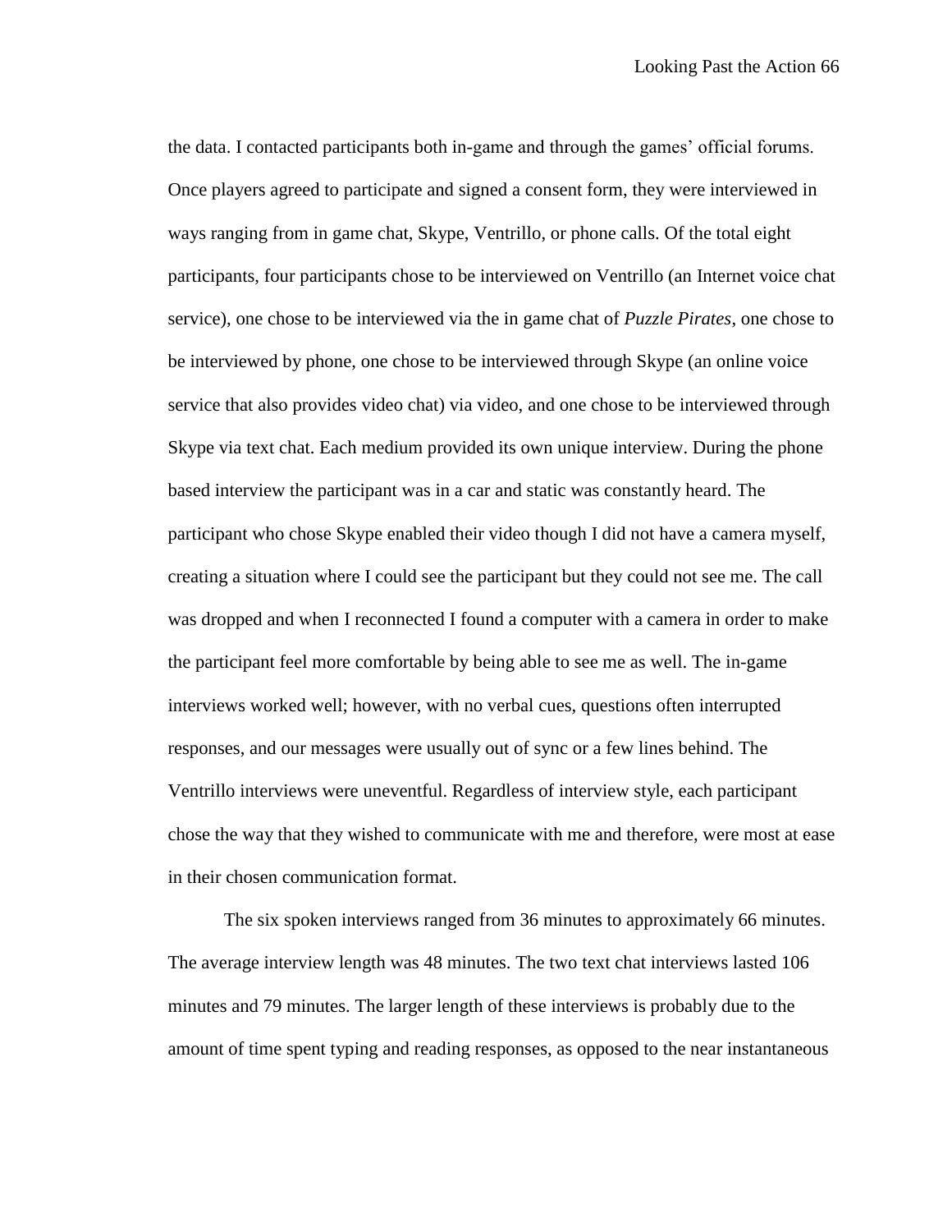the data. I contacted participants both in-game and through the games' official forums. Once players agreed to participate and signed a consent form, they were interviewed in ways ranging from in game chat, Skype, Ventrillo, or phone calls. Of the total eight participants, four participants chose to be interviewed on Ventrillo (an Internet voice chat service), one chose to be interviewed via the in game chat of *Puzzle Pirates*, one chose to be interviewed by phone, one chose to be interviewed through Skype (an online voice service that also provides video chat) via video, and one chose to be interviewed through Skype via text chat. Each medium provided its own unique interview. During the phone based interview the participant was in a car and static was constantly heard. The participant who chose Skype enabled their video though I did not have a camera myself, creating a situation where I could see the participant but they could not see me. The call was dropped and when I reconnected I found a computer with a camera in order to make the participant feel more comfortable by being able to see me as well. The in-game interviews worked well; however, with no verbal cues, questions often interrupted responses, and our messages were usually out of sync or a few lines behind. The Ventrillo interviews were uneventful. Regardless of interview style, each participant chose the way that they wished to communicate with me and therefore, were most at ease in their chosen communication format.

The six spoken interviews ranged from 36 minutes to approximately 66 minutes. The average interview length was 48 minutes. The two text chat interviews lasted 106 minutes and 79 minutes. The larger length of these interviews is probably due to the amount of time spent typing and reading responses, as opposed to the near instantaneous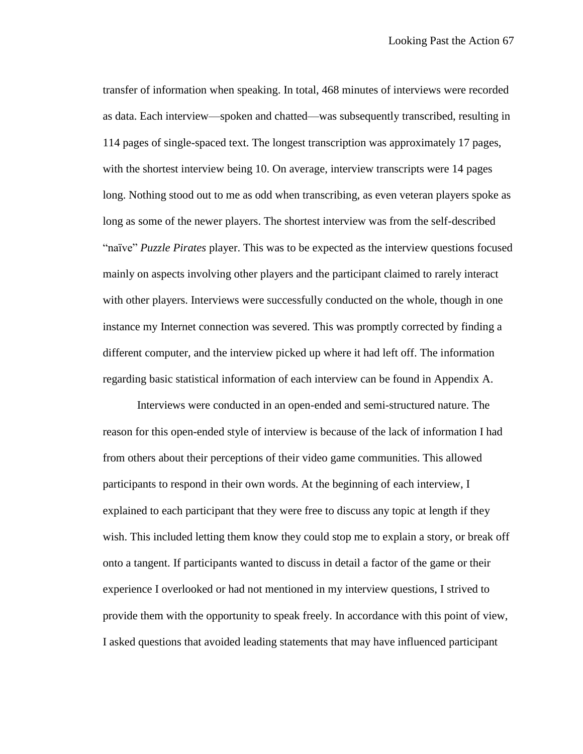transfer of information when speaking. In total, 468 minutes of interviews were recorded as data. Each interview—spoken and chatted—was subsequently transcribed, resulting in 114 pages of single-spaced text. The longest transcription was approximately 17 pages, with the shortest interview being 10. On average, interview transcripts were 14 pages long. Nothing stood out to me as odd when transcribing, as even veteran players spoke as long as some of the newer players. The shortest interview was from the self-described "naïve" *Puzzle Pirates* player. This was to be expected as the interview questions focused mainly on aspects involving other players and the participant claimed to rarely interact with other players. Interviews were successfully conducted on the whole, though in one instance my Internet connection was severed. This was promptly corrected by finding a different computer, and the interview picked up where it had left off. The information regarding basic statistical information of each interview can be found in Appendix A.

Interviews were conducted in an open-ended and semi-structured nature. The reason for this open-ended style of interview is because of the lack of information I had from others about their perceptions of their video game communities. This allowed participants to respond in their own words. At the beginning of each interview, I explained to each participant that they were free to discuss any topic at length if they wish. This included letting them know they could stop me to explain a story, or break off onto a tangent. If participants wanted to discuss in detail a factor of the game or their experience I overlooked or had not mentioned in my interview questions, I strived to provide them with the opportunity to speak freely. In accordance with this point of view, I asked questions that avoided leading statements that may have influenced participant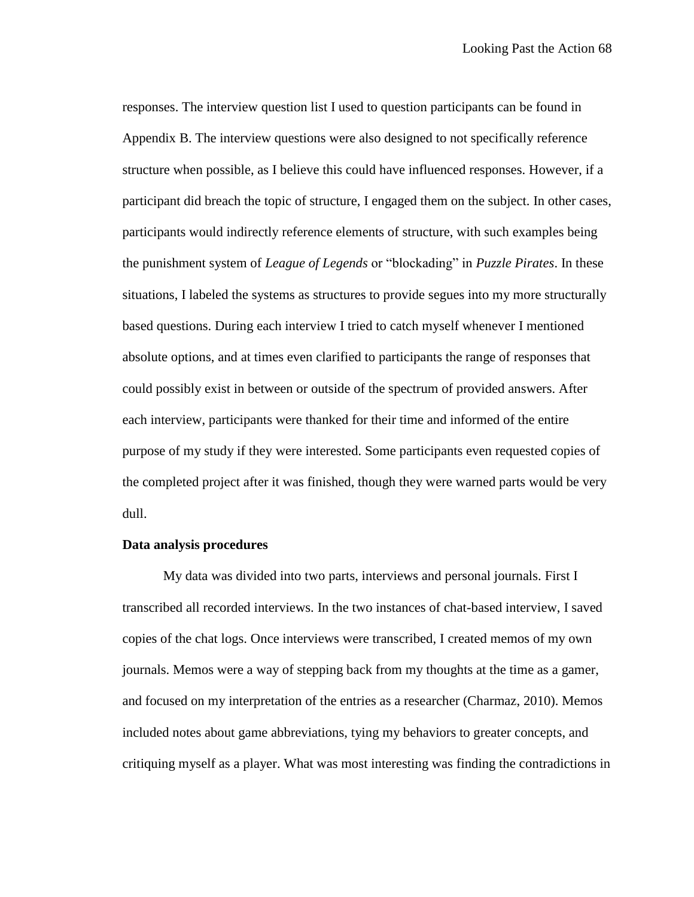responses. The interview question list I used to question participants can be found in Appendix B. The interview questions were also designed to not specifically reference structure when possible, as I believe this could have influenced responses. However, if a participant did breach the topic of structure, I engaged them on the subject. In other cases, participants would indirectly reference elements of structure, with such examples being the punishment system of *League of Legends* or "blockading" in *Puzzle Pirates*. In these situations, I labeled the systems as structures to provide segues into my more structurally based questions. During each interview I tried to catch myself whenever I mentioned absolute options, and at times even clarified to participants the range of responses that could possibly exist in between or outside of the spectrum of provided answers. After each interview, participants were thanked for their time and informed of the entire purpose of my study if they were interested. Some participants even requested copies of the completed project after it was finished, though they were warned parts would be very dull.

**Data analysis procedures**

My data was divided into two parts, interviews and personal journals. First I transcribed all recorded interviews. In the two instances of chat-based interview, I saved copies of the chat logs. Once interviews were transcribed, I created memos of my own journals. Memos were a way of stepping back from my thoughts at the time as a gamer, and focused on my interpretation of the entries as a researcher (Charmaz, 2010). Memos included notes about game abbreviations, tying my behaviors to greater concepts, and critiquing myself as a player. What was most interesting was finding the contradictions in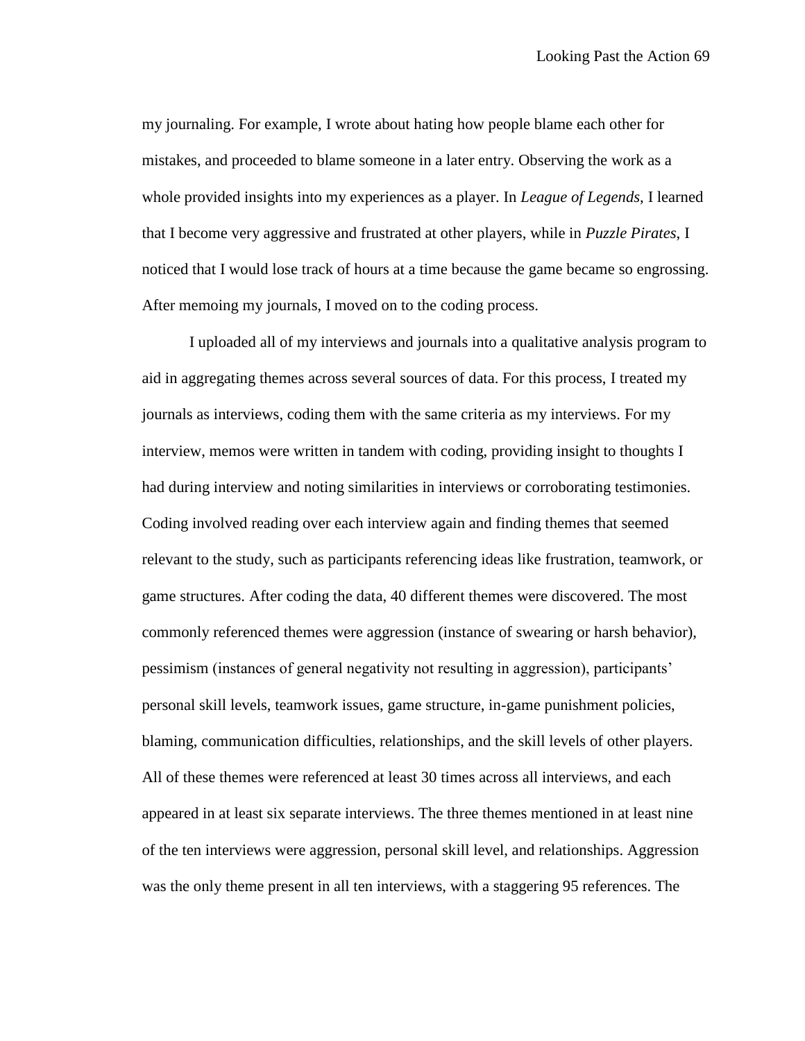my journaling. For example, I wrote about hating how people blame each other for mistakes, and proceeded to blame someone in a later entry. Observing the work as a whole provided insights into my experiences as a player. In *League of Legends*, I learned that I become very aggressive and frustrated at other players, while in *Puzzle Pirates*, I noticed that I would lose track of hours at a time because the game became so engrossing. After memoing my journals, I moved on to the coding process.

I uploaded all of my interviews and journals into a qualitative analysis program to aid in aggregating themes across several sources of data. For this process, I treated my journals as interviews, coding them with the same criteria as my interviews. For my interview, memos were written in tandem with coding, providing insight to thoughts I had during interview and noting similarities in interviews or corroborating testimonies. Coding involved reading over each interview again and finding themes that seemed relevant to the study, such as participants referencing ideas like frustration, teamwork, or game structures. After coding the data, 40 different themes were discovered. The most commonly referenced themes were aggression (instance of swearing or harsh behavior), pessimism (instances of general negativity not resulting in aggression), participants' personal skill levels, teamwork issues, game structure, in-game punishment policies, blaming, communication difficulties, relationships, and the skill levels of other players. All of these themes were referenced at least 30 times across all interviews, and each appeared in at least six separate interviews. The three themes mentioned in at least nine of the ten interviews were aggression, personal skill level, and relationships. Aggression was the only theme present in all ten interviews, with a staggering 95 references. The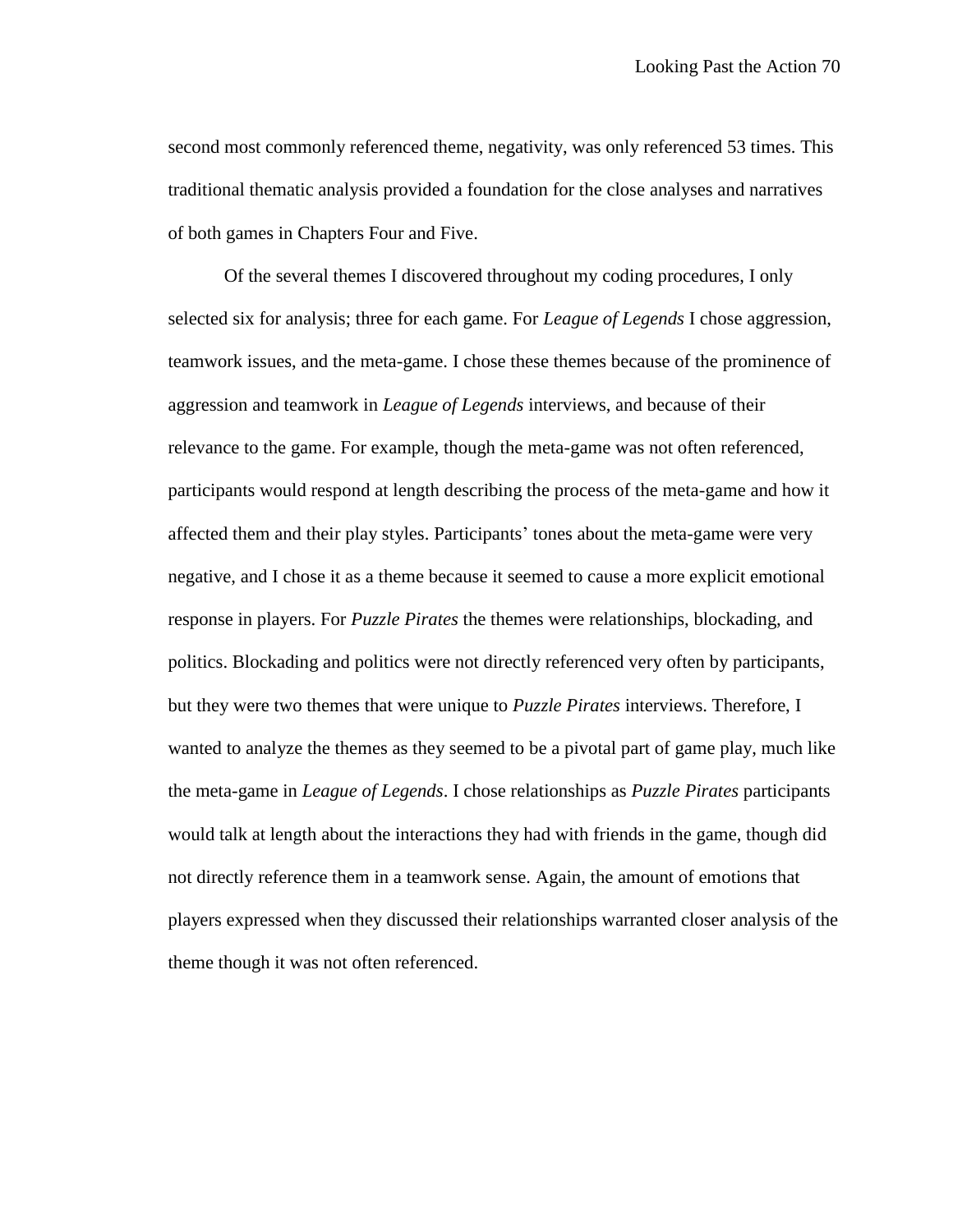second most commonly referenced theme, negativity, was only referenced 53 times. This traditional thematic analysis provided a foundation for the close analyses and narratives of both games in Chapters Four and Five.

Of the several themes I discovered throughout my coding procedures, I only selected six for analysis; three for each game. For *League of Legends* I chose aggression, teamwork issues, and the meta-game. I chose these themes because of the prominence of aggression and teamwork in *League of Legends* interviews, and because of their relevance to the game. For example, though the meta-game was not often referenced, participants would respond at length describing the process of the meta-game and how it affected them and their play styles. Participants' tones about the meta-game were very negative, and I chose it as a theme because it seemed to cause a more explicit emotional response in players. For *Puzzle Pirates* the themes were relationships, blockading, and politics. Blockading and politics were not directly referenced very often by participants, but they were two themes that were unique to *Puzzle Pirates* interviews. Therefore, I wanted to analyze the themes as they seemed to be a pivotal part of game play, much like the meta-game in *League of Legends*. I chose relationships as *Puzzle Pirates* participants would talk at length about the interactions they had with friends in the game, though did not directly reference them in a teamwork sense. Again, the amount of emotions that players expressed when they discussed their relationships warranted closer analysis of the theme though it was not often referenced.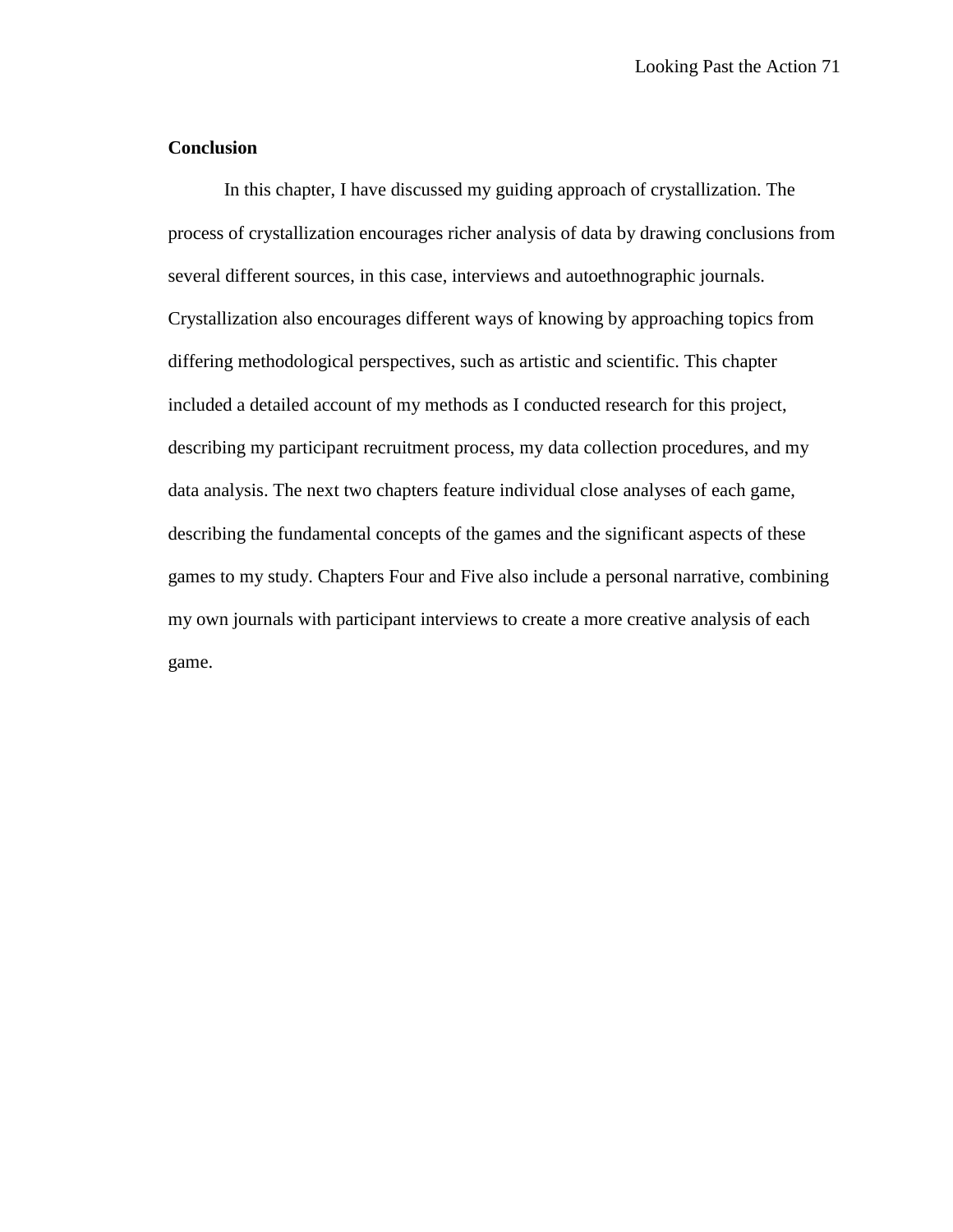**Conclusion**

In this chapter, I have discussed my guiding approach of crystallization. The process of crystallization encourages richer analysis of data by drawing conclusions from several different sources, in this case, interviews and autoethnographic journals. Crystallization also encourages different ways of knowing by approaching topics from differing methodological perspectives, such as artistic and scientific. This chapter included a detailed account of my methods as I conducted research for this project, describing my participant recruitment process, my data collection procedures, and my data analysis. The next two chapters feature individual close analyses of each game, describing the fundamental concepts of the games and the significant aspects of these games to my study. Chapters Four and Five also include a personal narrative, combining my own journals with participant interviews to create a more creative analysis of each game.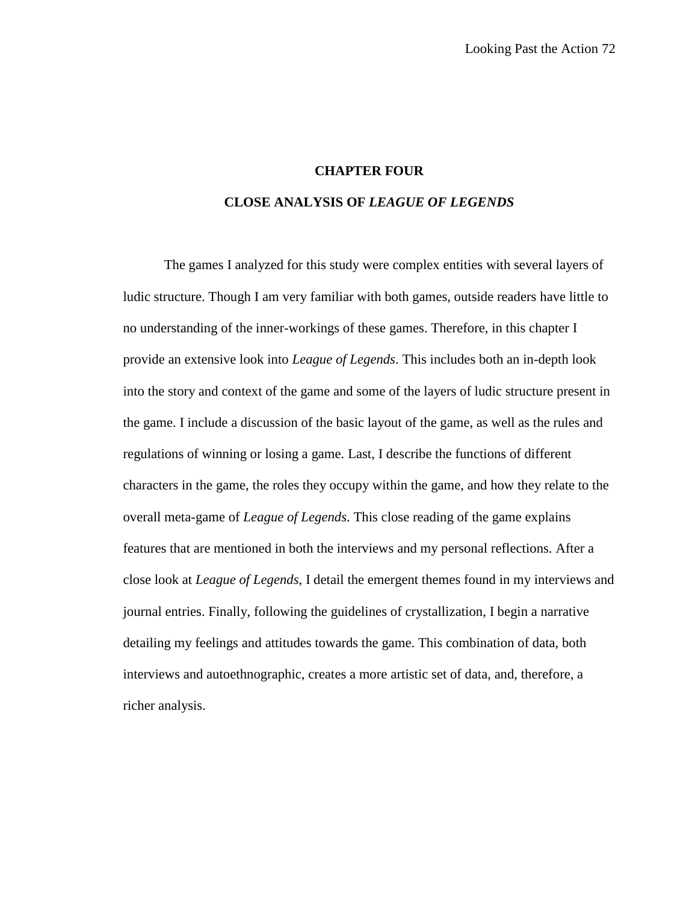# CHAPTER FOUR

# CLOSE ANALYSIS OF *LEAGUE OF LEGENDS*

The games I analyzed for this study were complex entities with several layers of ludic structure. Though I am very familiar with both games, outside readers have little to no understanding of the inner-workings of these games. Therefore, in this chapter I provide an extensive look into *League of Legends*. This includes both an in-depth look into the story and context of the game and some of the layers of ludic structure present in the game. I include a discussion of the basic layout of the game, as well as the rules and regulations of winning or losing a game. Last, I describe the functions of different characters in the game, the roles they occupy within the game, and how they relate to the overall meta-game of *League of Legends*. This close reading of the game explains features that are mentioned in both the interviews and my personal reflections. After a close look at *League of Legends*, I detail the emergent themes found in my interviews and journal entries. Finally, following the guidelines of crystallization, I begin a narrative detailing my feelings and attitudes towards the game. This combination of data, both interviews and autoethnographic, creates a more artistic set of data, and, therefore, a richer analysis.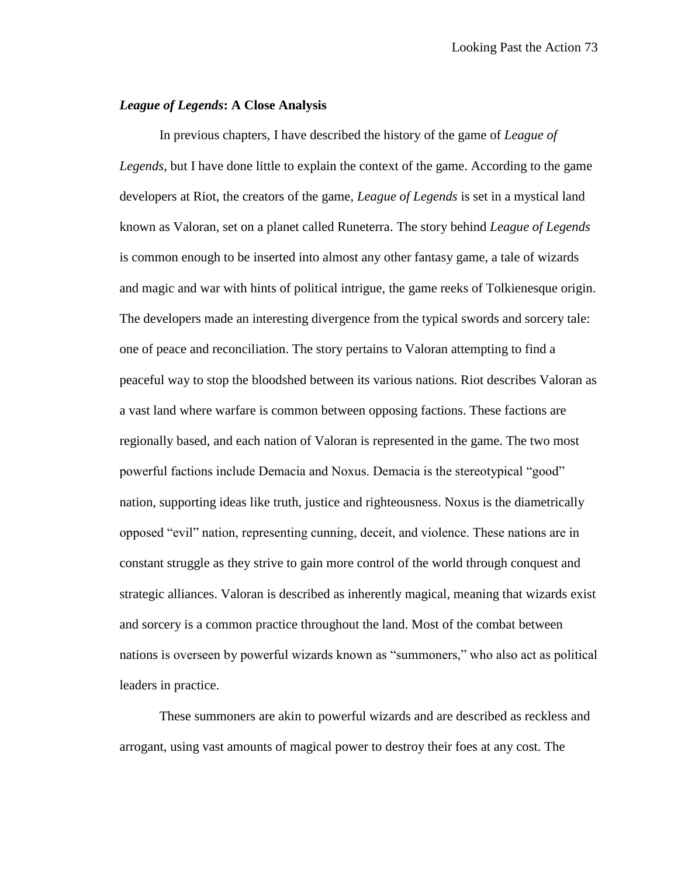### *League of Legends*: A Close Analysis

In previous chapters, I have described the history of the game of *League of Legends*, but I have done little to explain the context of the game. According to the game developers at Riot, the creators of the game, *League of Legends* is set in a mystical land known as Valoran, set on a planet called Runeterra. The story behind *League of Legends* is common enough to be inserted into almost any other fantasy game, a tale of wizards and magic and war with hints of political intrigue, the game reeks of Tolkienesque origin. The developers made an interesting divergence from the typical swords and sorcery tale: one of peace and reconciliation. The story pertains to Valoran attempting to find a peaceful way to stop the bloodshed between its various nations. Riot describes Valoran as a vast land where warfare is common between opposing factions. These factions are regionally based, and each nation of Valoran is represented in the game. The two most powerful factions include Demacia and Noxus. Demacia is the stereotypical "good" nation, supporting ideas like truth, justice and righteousness. Noxus is the diametrically opposed "evil" nation, representing cunning, deceit, and violence. These nations are in constant struggle as they strive to gain more control of the world through conquest and strategic alliances. Valoran is described as inherently magical, meaning that wizards exist and sorcery is a common practice throughout the land. Most of the combat between nations is overseen by powerful wizards known as "summoners," who also act as political leaders in practice.

These summoners are akin to powerful wizards and are described as reckless and arrogant, using vast amounts of magical power to destroy their foes at any cost. The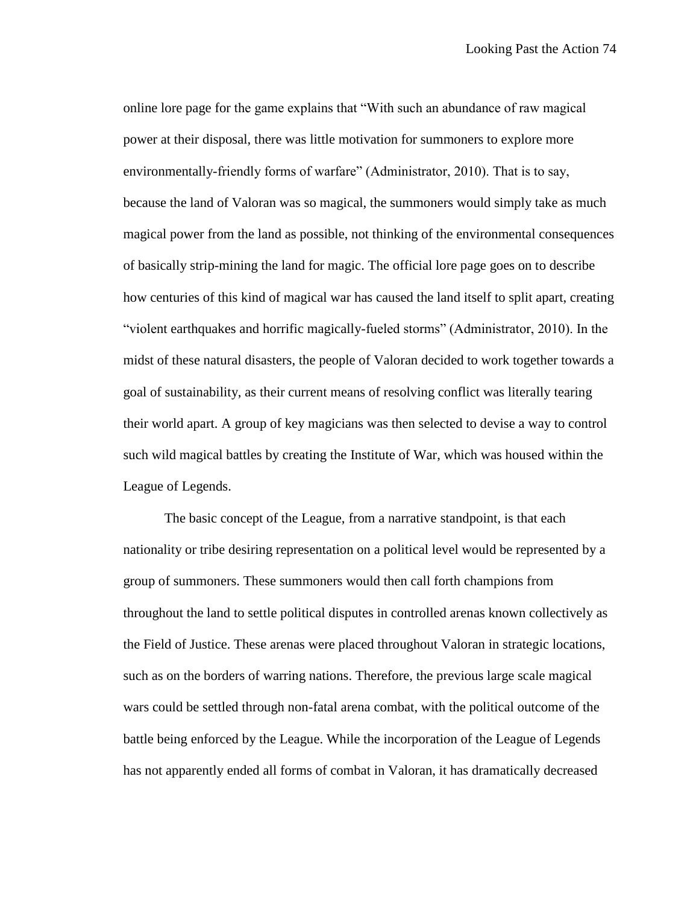online lore page for the game explains that "With such an abundance of raw magical power at their disposal, there was little motivation for summoners to explore more environmentally-friendly forms of warfare" (Administrator, 2010). That is to say, because the land of Valoran was so magical, the summoners would simply take as much magical power from the land as possible, not thinking of the environmental consequences of basically strip-mining the land for magic. The official lore page goes on to describe how centuries of this kind of magical war has caused the land itself to split apart, creating "violent earthquakes and horrific magically-fueled storms" (Administrator, 2010). In the midst of these natural disasters, the people of Valoran decided to work together towards a goal of sustainability, as their current means of resolving conflict was literally tearing their world apart. A group of key magicians was then selected to devise a way to control such wild magical battles by creating the Institute of War, which was housed within the League of Legends.

The basic concept of the League, from a narrative standpoint, is that each nationality or tribe desiring representation on a political level would be represented by a group of summoners. These summoners would then call forth champions from throughout the land to settle political disputes in controlled arenas known collectively as the Field of Justice. These arenas were placed throughout Valoran in strategic locations, such as on the borders of warring nations. Therefore, the previous large scale magical wars could be settled through non-fatal arena combat, with the political outcome of the battle being enforced by the League. While the incorporation of the League of Legends has not apparently ended all forms of combat in Valoran, it has dramatically decreased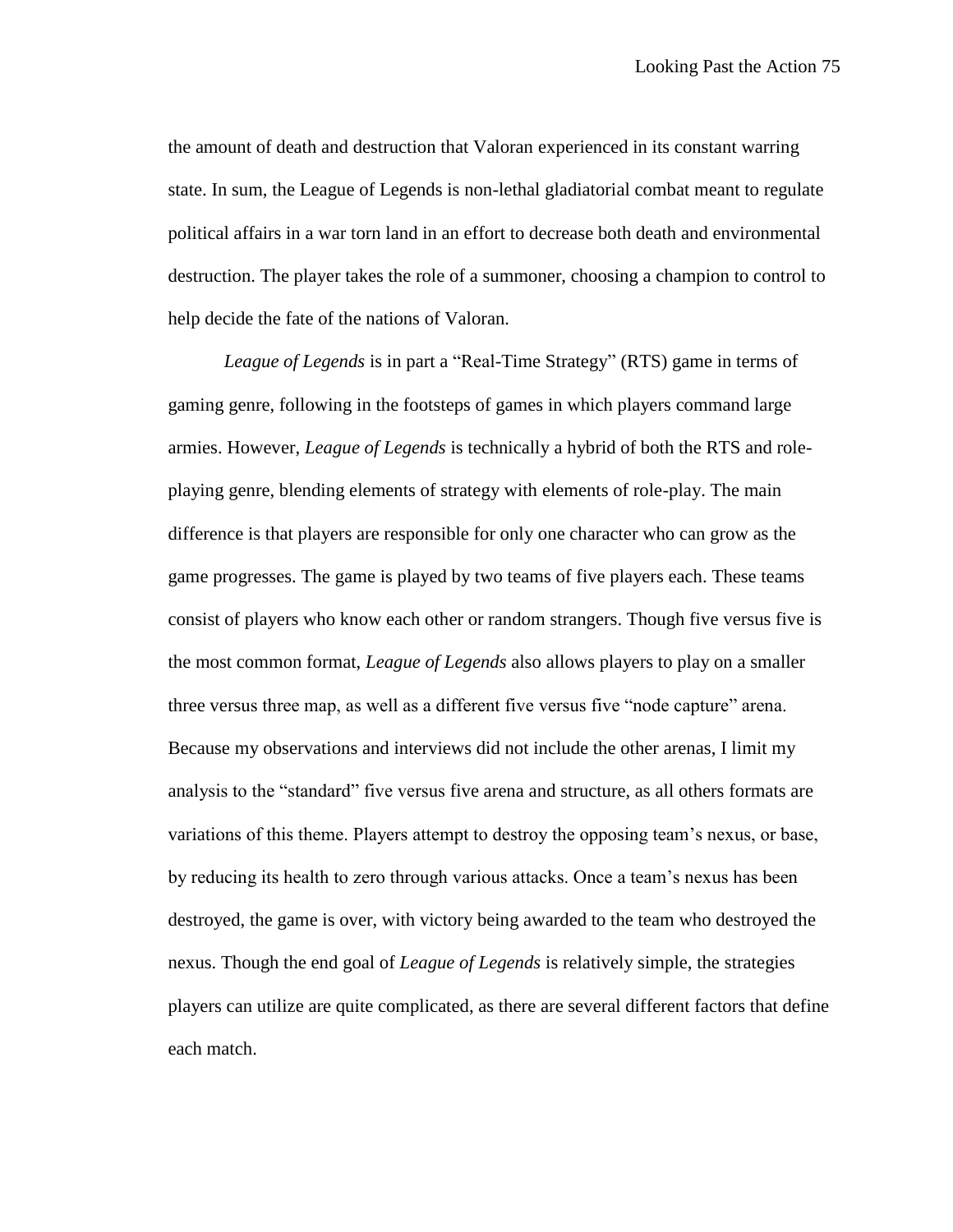the amount of death and destruction that Valoran experienced in its constant warring state. In sum, the League of Legends is non-lethal gladiatorial combat meant to regulate political affairs in a war torn land in an effort to decrease both death and environmental destruction. The player takes the role of a summoner, choosing a champion to control to help decide the fate of the nations of Valoran.

*League of Legends* is in part a "Real-Time Strategy" (RTS) game in terms of gaming genre, following in the footsteps of games in which players command large armies. However, *League of Legends* is technically a hybrid of both the RTS and role-playing genre, blending elements of strategy with elements of role-play. The main difference is that players are responsible for only one character who can grow as the game progresses. The game is played by two teams of five players each. These teams consist of players who know each other or random strangers. Though five versus five is the most common format, *League of Legends* also allows players to play on a smaller three versus three map, as well as a different five versus five "node capture" arena. Because my observations and interviews did not include the other arenas, I limit my analysis to the "standard" five versus five arena and structure, as all others formats are variations of this theme. Players attempt to destroy the opposing team's nexus, or base, by reducing its health to zero through various attacks. Once a team's nexus has been destroyed, the game is over, with victory being awarded to the team who destroyed the nexus. Though the end goal of *League of Legends* is relatively simple, the strategies players can utilize are quite complicated, as there are several different factors that define each match.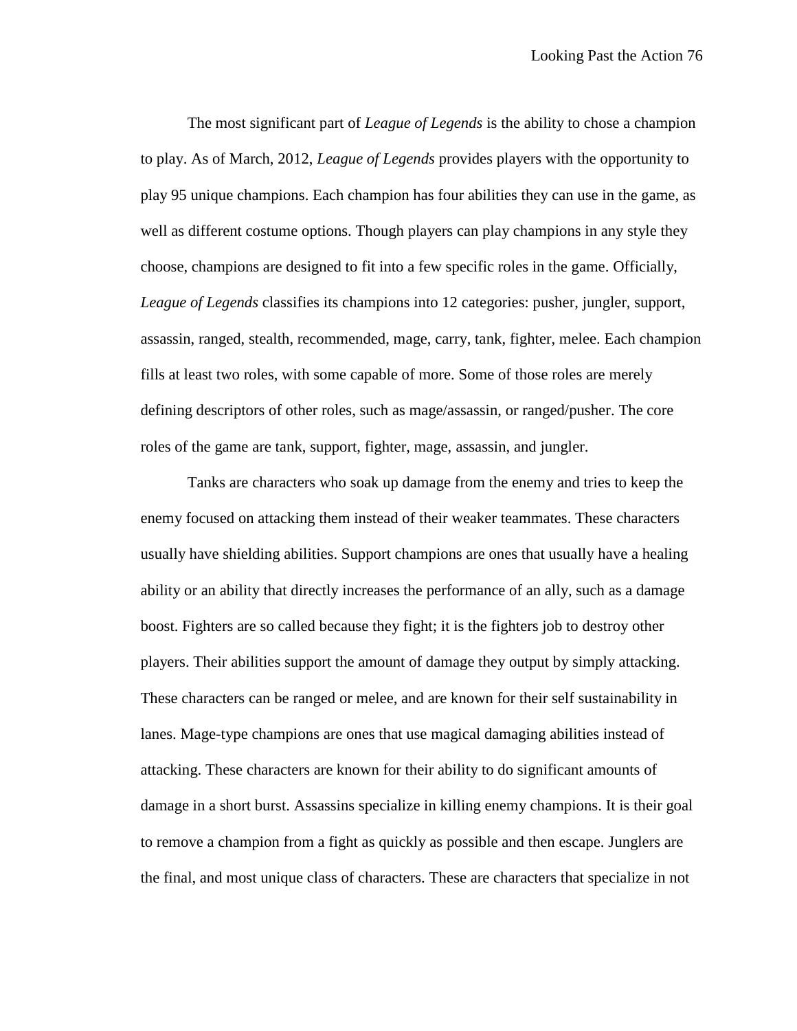The most significant part of *League of Legends* is the ability to chose a champion to play. As of March, 2012, *League of Legends* provides players with the opportunity to play 95 unique champions. Each champion has four abilities they can use in the game, as well as different costume options. Though players can play champions in any style they choose, champions are designed to fit into a few specific roles in the game. Officially, *League of Legends* classifies its champions into 12 categories: pusher, jungler, support, assassin, ranged, stealth, recommended, mage, carry, tank, fighter, melee. Each champion fills at least two roles, with some capable of more. Some of those roles are merely defining descriptors of other roles, such as mage/assassin, or ranged/pusher. The core roles of the game are tank, support, fighter, mage, assassin, and jungler.

Tanks are characters who soak up damage from the enemy and tries to keep the enemy focused on attacking them instead of their weaker teammates. These characters usually have shielding abilities. Support champions are ones that usually have a healing ability or an ability that directly increases the performance of an ally, such as a damage boost. Fighters are so called because they fight; it is the fighters job to destroy other players. Their abilities support the amount of damage they output by simply attacking. These characters can be ranged or melee, and are known for their self sustainability in lanes. Mage-type champions are ones that use magical damaging abilities instead of attacking. These characters are known for their ability to do significant amounts of damage in a short burst. Assassins specialize in killing enemy champions. It is their goal to remove a champion from a fight as quickly as possible and then escape. Junglers are the final, and most unique class of characters. These are characters that specialize in not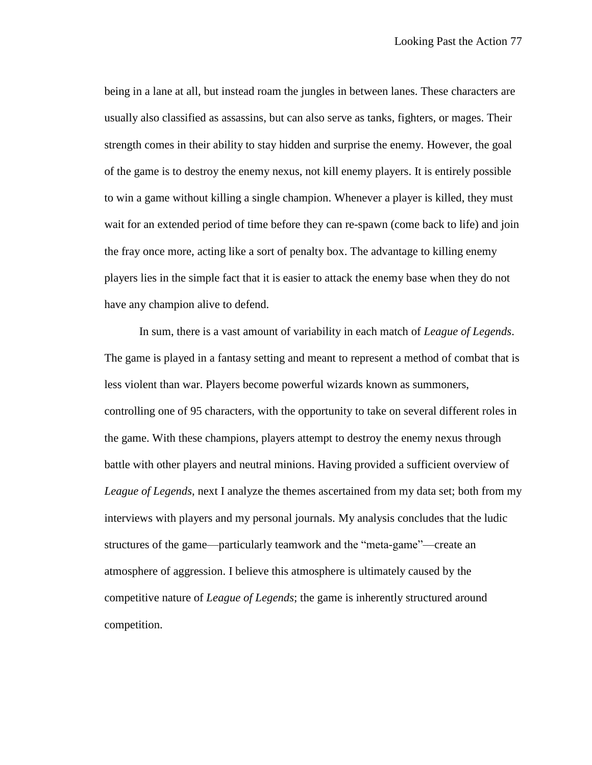being in a lane at all, but instead roam the jungles in between lanes. These characters are usually also classified as assassins, but can also serve as tanks, fighters, or mages. Their strength comes in their ability to stay hidden and surprise the enemy. However, the goal of the game is to destroy the enemy nexus, not kill enemy players. It is entirely possible to win a game without killing a single champion. Whenever a player is killed, they must wait for an extended period of time before they can re-spawn (come back to life) and join the fray once more, acting like a sort of penalty box. The advantage to killing enemy players lies in the simple fact that it is easier to attack the enemy base when they do not have any champion alive to defend.

In sum, there is a vast amount of variability in each match of *League of Legends*. The game is played in a fantasy setting and meant to represent a method of combat that is less violent than war. Players become powerful wizards known as summoners, controlling one of 95 characters, with the opportunity to take on several different roles in the game. With these champions, players attempt to destroy the enemy nexus through battle with other players and neutral minions. Having provided a sufficient overview of *League of Legends*, next I analyze the themes ascertained from my data set; both from my interviews with players and my personal journals. My analysis concludes that the ludic structures of the game—particularly teamwork and the "meta-game"—create an atmosphere of aggression. I believe this atmosphere is ultimately caused by the competitive nature of *League of Legends*; the game is inherently structured around competition.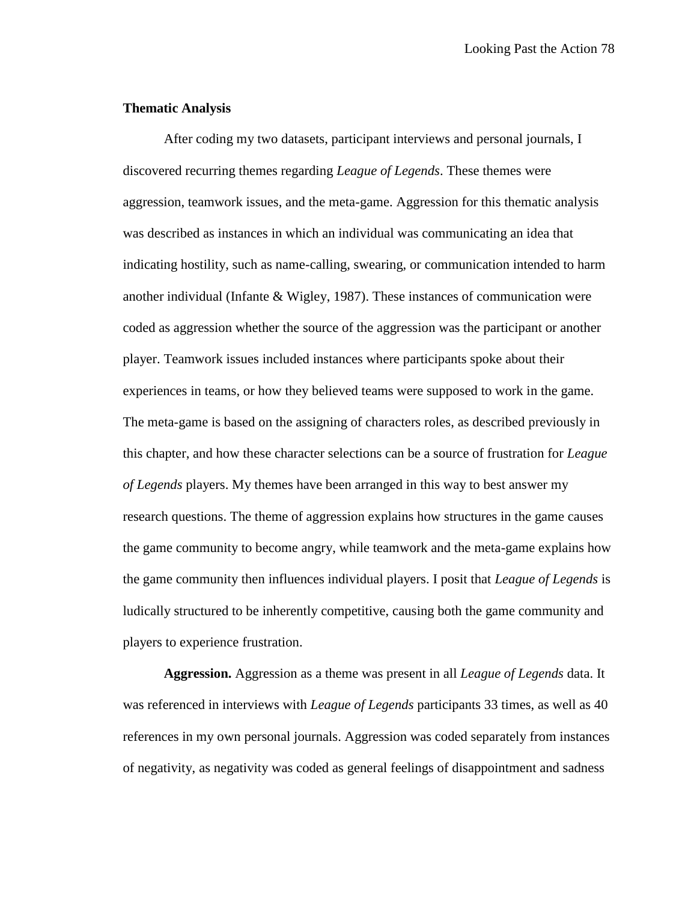### Thematic Analysis

After coding my two datasets, participant interviews and personal journals, I discovered recurring themes regarding *League of Legends*. These themes were aggression, teamwork issues, and the meta-game. Aggression for this thematic analysis was described as instances in which an individual was communicating an idea that indicating hostility, such as name-calling, swearing, or communication intended to harm another individual (Infante & Wigley, 1987). These instances of communication were coded as aggression whether the source of the aggression was the participant or another player. Teamwork issues included instances where participants spoke about their experiences in teams, or how they believed teams were supposed to work in the game. The meta-game is based on the assigning of characters roles, as described previously in this chapter, and how these character selections can be a source of frustration for *League of Legends* players. My themes have been arranged in this way to best answer my research questions. The theme of aggression explains how structures in the game causes the game community to become angry, while teamwork and the meta-game explains how the game community then influences individual players. I posit that *League of Legends* is ludically structured to be inherently competitive, causing both the game community and players to experience frustration.

**Aggression.** Aggression as a theme was present in all *League of Legends* data. It was referenced in interviews with *League of Legends* participants 33 times, as well as 40 references in my own personal journals. Aggression was coded separately from instances of negativity, as negativity was coded as general feelings of disappointment and sadness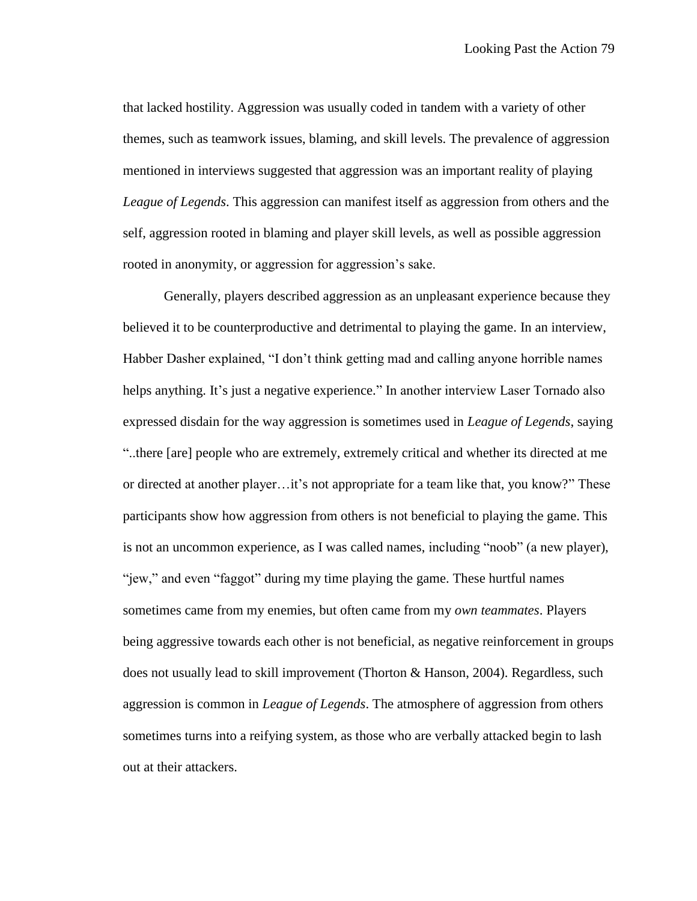that lacked hostility. Aggression was usually coded in tandem with a variety of other themes, such as teamwork issues, blaming, and skill levels. The prevalence of aggression mentioned in interviews suggested that aggression was an important reality of playing *League of Legends*. This aggression can manifest itself as aggression from others and the self, aggression rooted in blaming and player skill levels, as well as possible aggression rooted in anonymity, or aggression for aggression's sake.

Generally, players described aggression as an unpleasant experience because they believed it to be counterproductive and detrimental to playing the game. In an interview, Habber Dasher explained, "I don't think getting mad and calling anyone horrible names helps anything. It's just a negative experience." In another interview Laser Tornado also expressed disdain for the way aggression is sometimes used in *League of Legends*, saying "..there [are] people who are extremely, extremely critical and whether its directed at me or directed at another player…it's not appropriate for a team like that, you know?" These participants show how aggression from others is not beneficial to playing the game. This is not an uncommon experience, as I was called names, including "noob" (a new player), "jew," and even "faggot" during my time playing the game. These hurtful names sometimes came from my enemies, but often came from my *own teammates*. Players being aggressive towards each other is not beneficial, as negative reinforcement in groups does not usually lead to skill improvement (Thorton & Hanson, 2004). Regardless, such aggression is common in *League of Legends*. The atmosphere of aggression from others sometimes turns into a reifying system, as those who are verbally attacked begin to lash out at their attackers.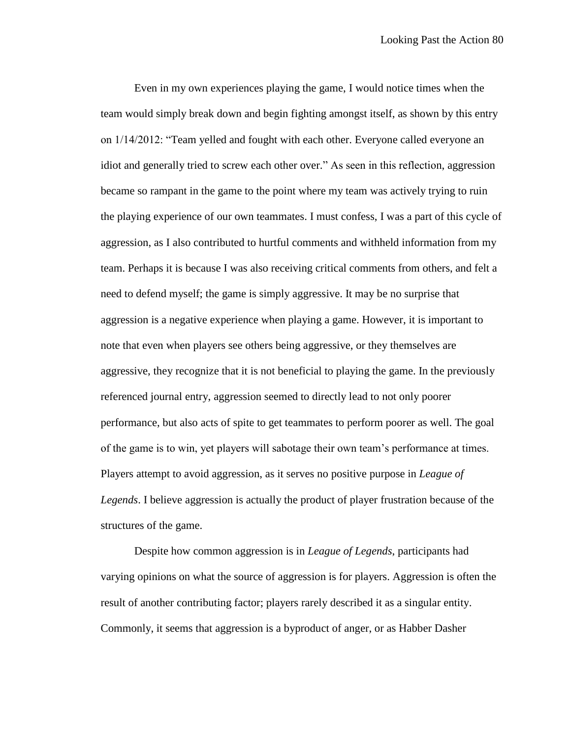Even in my own experiences playing the game, I would notice times when the team would simply break down and begin fighting amongst itself, as shown by this entry on 1/14/2012: "Team yelled and fought with each other. Everyone called everyone an idiot and generally tried to screw each other over." As seen in this reflection, aggression became so rampant in the game to the point where my team was actively trying to ruin the playing experience of our own teammates. I must confess, I was a part of this cycle of aggression, as I also contributed to hurtful comments and withheld information from my team. Perhaps it is because I was also receiving critical comments from others, and felt a need to defend myself; the game is simply aggressive. It may be no surprise that aggression is a negative experience when playing a game. However, it is important to note that even when players see others being aggressive, or they themselves are aggressive, they recognize that it is not beneficial to playing the game. In the previously referenced journal entry, aggression seemed to directly lead to not only poorer performance, but also acts of spite to get teammates to perform poorer as well. The goal of the game is to win, yet players will sabotage their own team's performance at times. Players attempt to avoid aggression, as it serves no positive purpose in *League of Legends*. I believe aggression is actually the product of player frustration because of the structures of the game.

Despite how common aggression is in *League of Legends*, participants had varying opinions on what the source of aggression is for players. Aggression is often the result of another contributing factor; players rarely described it as a singular entity. Commonly, it seems that aggression is a byproduct of anger, or as Habber Dasher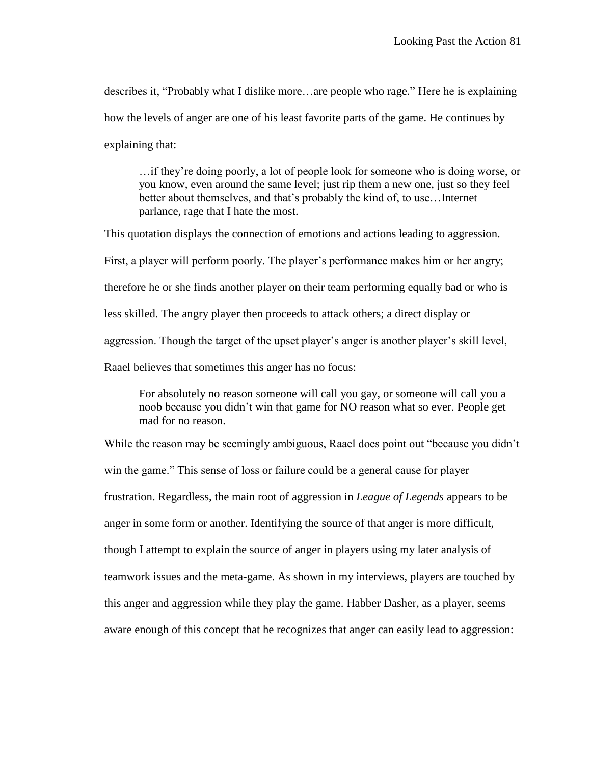describes it, “Probably what I dislike more…are people who rage.” Here he is explaining how the levels of anger are one of his least favorite parts of the game. He continues by explaining that:

> …if they’re doing poorly, a lot of people look for someone who is doing worse, or you know, even around the same level; just rip them a new one, just so they feel better about themselves, and that’s probably the kind of, to use…Internet parlance, rage that I hate the most.

This quotation displays the connection of emotions and actions leading to aggression. First, a player will perform poorly. The player’s performance makes him or her angry; therefore he or she finds another player on their team performing equally bad or who is less skilled. The angry player then proceeds to attack others; a direct display or aggression. Though the target of the upset player’s anger is another player’s skill level, Raael believes that sometimes this anger has no focus:

> For absolutely no reason someone will call you gay, or someone will call you a noob because you didn’t win that game for NO reason what so ever. People get mad for no reason.

While the reason may be seemingly ambiguous, Raael does point out “because you didn’t win the game.” This sense of loss or failure could be a general cause for player frustration. Regardless, the main root of aggression in *League of Legends* appears to be anger in some form or another. Identifying the source of that anger is more difficult, though I attempt to explain the source of anger in players using my later analysis of teamwork issues and the meta-game. As shown in my interviews, players are touched by this anger and aggression while they play the game. Habber Dasher, as a player, seems aware enough of this concept that he recognizes that anger can easily lead to aggression: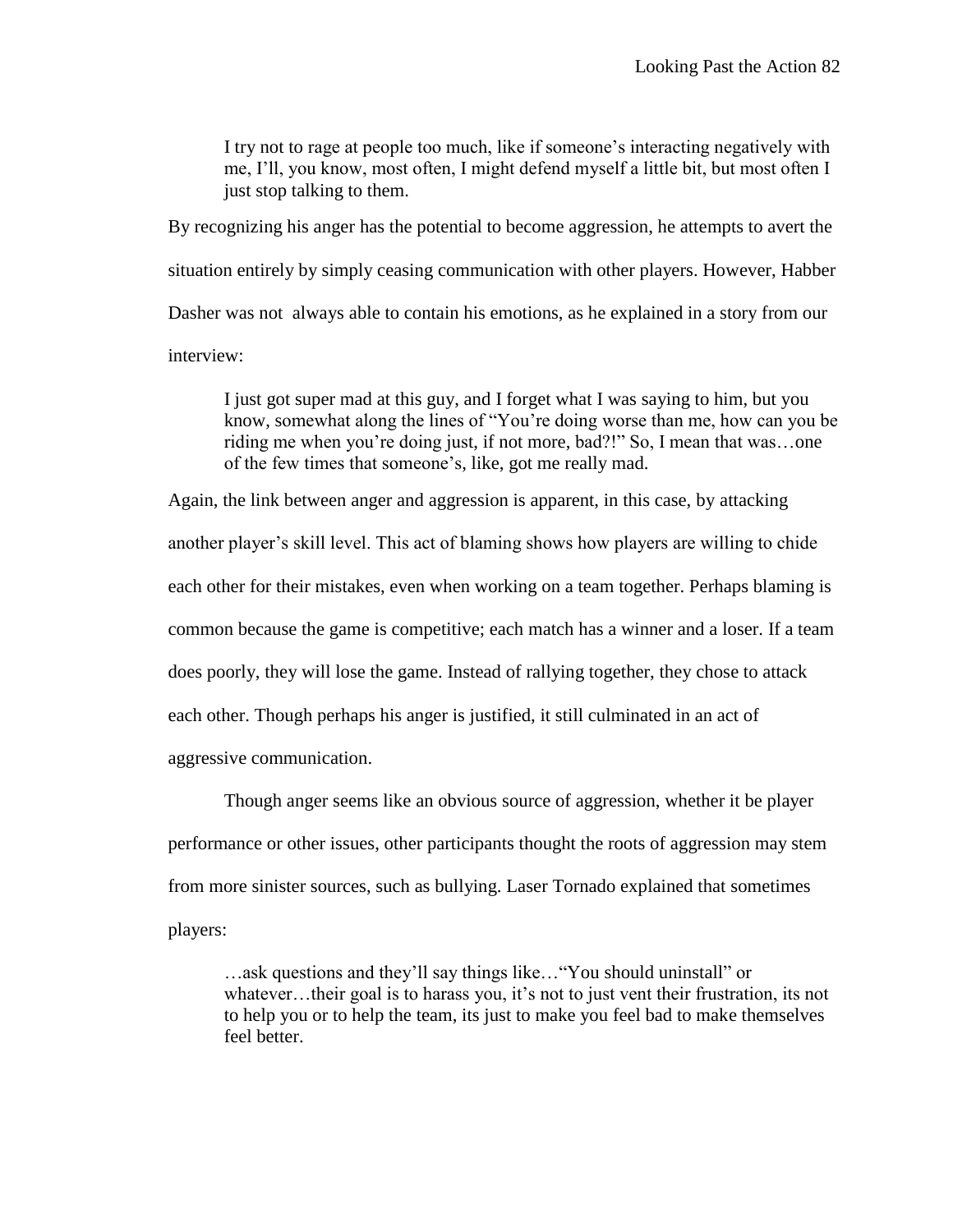> I try not to rage at people too much, like if someone's interacting negatively with me, I'll, you know, most often, I might defend myself a little bit, but most often I just stop talking to them.

By recognizing his anger has the potential to become aggression, he attempts to avert the situation entirely by simply ceasing communication with other players. However, Habber Dasher was not always able to contain his emotions, as he explained in a story from our interview:

> I just got super mad at this guy, and I forget what I was saying to him, but you know, somewhat along the lines of "You're doing worse than me, how can you be riding me when you're doing just, if not more, bad?!" So, I mean that was…one of the few times that someone's, like, got me really mad.

Again, the link between anger and aggression is apparent, in this case, by attacking another player's skill level. This act of blaming shows how players are willing to chide each other for their mistakes, even when working on a team together. Perhaps blaming is common because the game is competitive; each match has a winner and a loser. If a team does poorly, they will lose the game. Instead of rallying together, they chose to attack each other. Though perhaps his anger is justified, it still culminated in an act of aggressive communication.

Though anger seems like an obvious source of aggression, whether it be player performance or other issues, other participants thought the roots of aggression may stem from more sinister sources, such as bullying. Laser Tornado explained that sometimes players:

> …ask questions and they'll say things like…"You should uninstall" or whatever…their goal is to harass you, it's not to just vent their frustration, its not to help you or to help the team, its just to make you feel bad to make themselves feel better.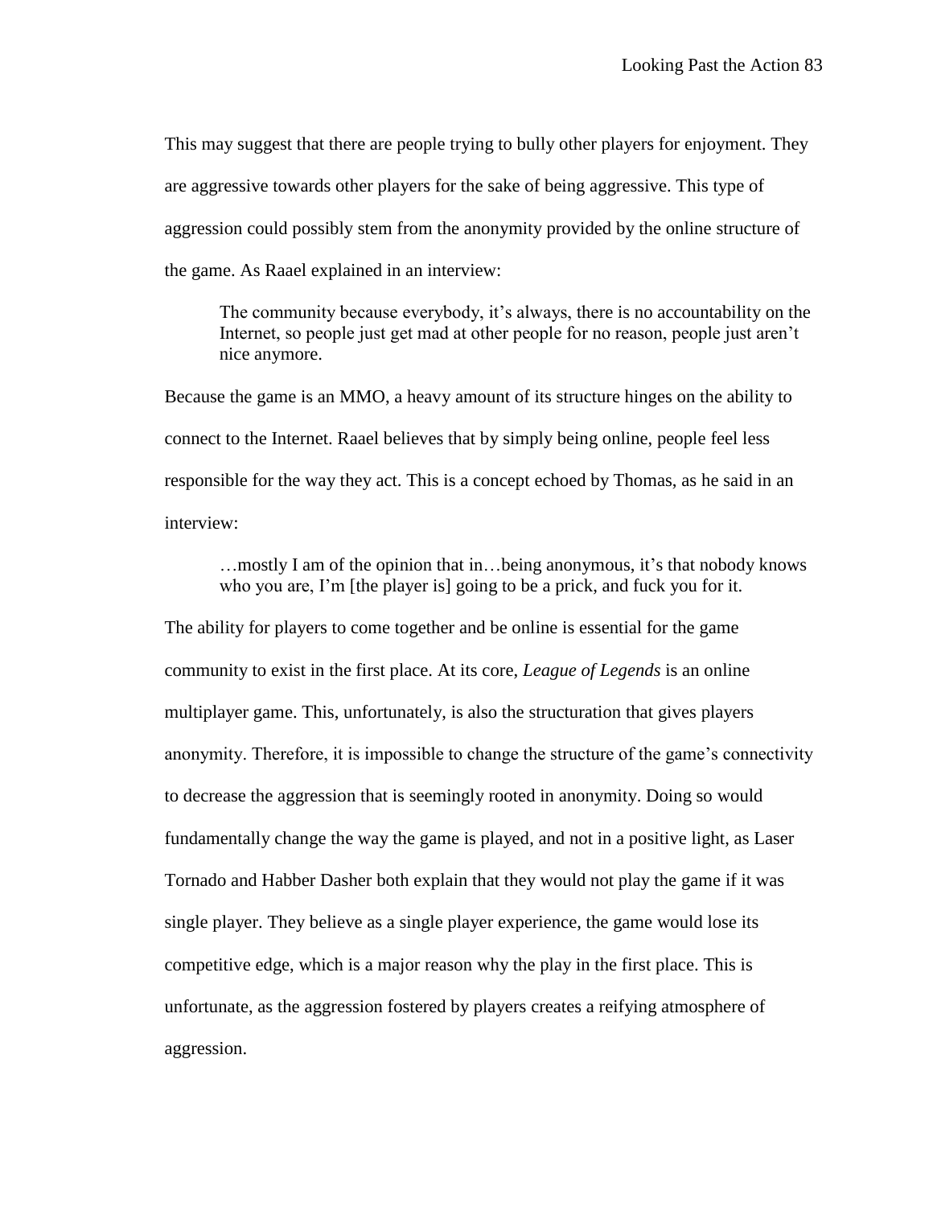This may suggest that there are people trying to bully other players for enjoyment. They are aggressive towards other players for the sake of being aggressive. This type of aggression could possibly stem from the anonymity provided by the online structure of the game. As Raael explained in an interview:

> The community because everybody, it's always, there is no accountability on the Internet, so people just get mad at other people for no reason, people just aren't nice anymore.

Because the game is an MMO, a heavy amount of its structure hinges on the ability to connect to the Internet. Raael believes that by simply being online, people feel less responsible for the way they act. This is a concept echoed by Thomas, as he said in an interview:

> …mostly I am of the opinion that in…being anonymous, it's that nobody knows who you are, I'm [the player is] going to be a prick, and fuck you for it.

The ability for players to come together and be online is essential for the game community to exist in the first place. At its core, *League of Legends* is an online multiplayer game. This, unfortunately, is also the structuration that gives players anonymity. Therefore, it is impossible to change the structure of the game's connectivity to decrease the aggression that is seemingly rooted in anonymity. Doing so would fundamentally change the way the game is played, and not in a positive light, as Laser Tornado and Habber Dasher both explain that they would not play the game if it was single player. They believe as a single player experience, the game would lose its competitive edge, which is a major reason why the play in the first place. This is unfortunate, as the aggression fostered by players creates a reifying atmosphere of aggression.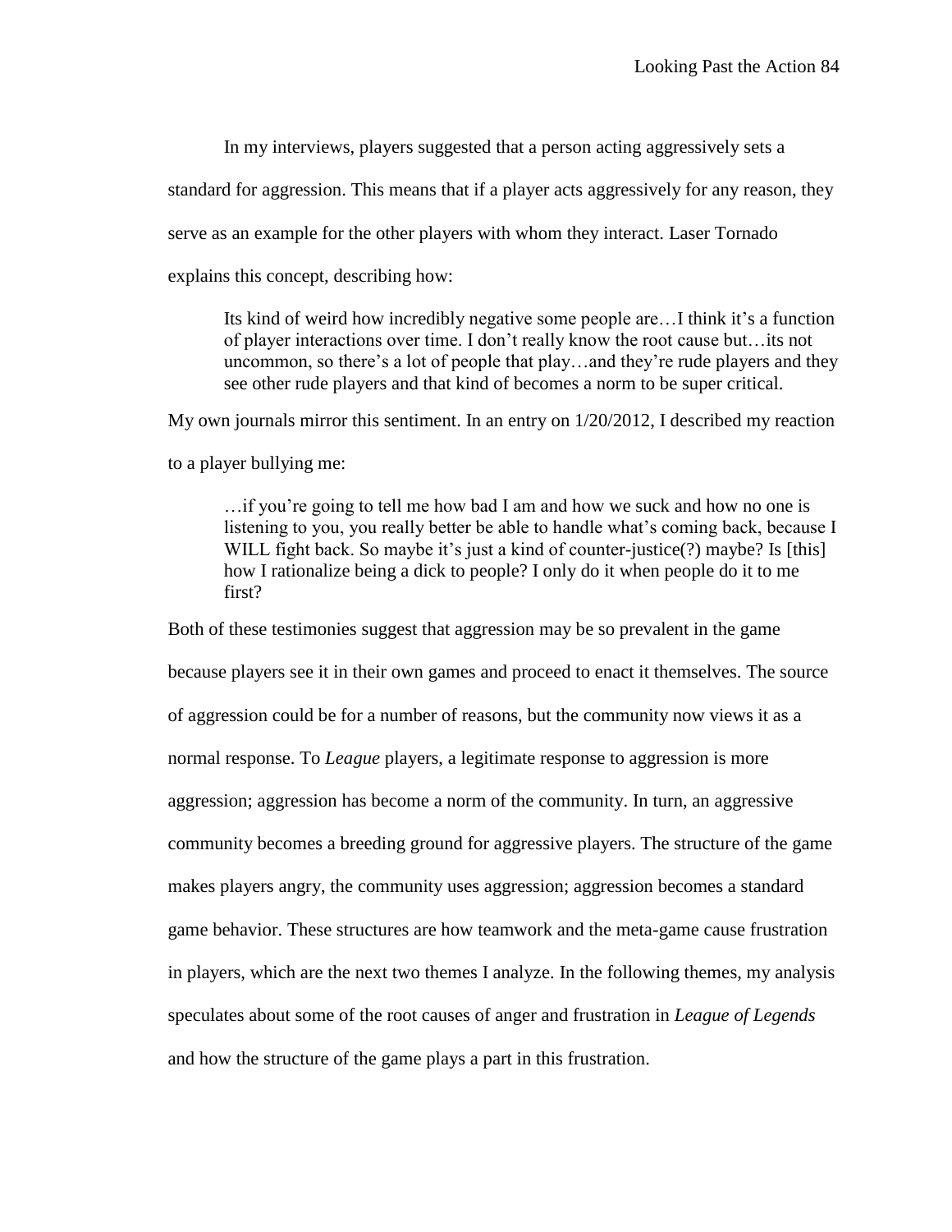In my interviews, players suggested that a person acting aggressively sets a standard for aggression. This means that if a player acts aggressively for any reason, they serve as an example for the other players with whom they interact. Laser Tornado explains this concept, describing how:

> Its kind of weird how incredibly negative some people are…I think it's a function of player interactions over time. I don't really know the root cause but…its not uncommon, so there's a lot of people that play…and they're rude players and they see other rude players and that kind of becomes a norm to be super critical.

My own journals mirror this sentiment. In an entry on 1/20/2012, I described my reaction to a player bullying me:

> …if you're going to tell me how bad I am and how we suck and how no one is listening to you, you really better be able to handle what's coming back, because I WILL fight back. So maybe it's just a kind of counter-justice(?) maybe? Is [this] how I rationalize being a dick to people? I only do it when people do it to me first?

Both of these testimonies suggest that aggression may be so prevalent in the game because players see it in their own games and proceed to enact it themselves. The source of aggression could be for a number of reasons, but the community now views it as a normal response. To *League* players, a legitimate response to aggression is more aggression; aggression has become a norm of the community. In turn, an aggressive community becomes a breeding ground for aggressive players. The structure of the game makes players angry, the community uses aggression; aggression becomes a standard game behavior. These structures are how teamwork and the meta-game cause frustration in players, which are the next two themes I analyze. In the following themes, my analysis speculates about some of the root causes of anger and frustration in *League of Legends* and how the structure of the game plays a part in this frustration.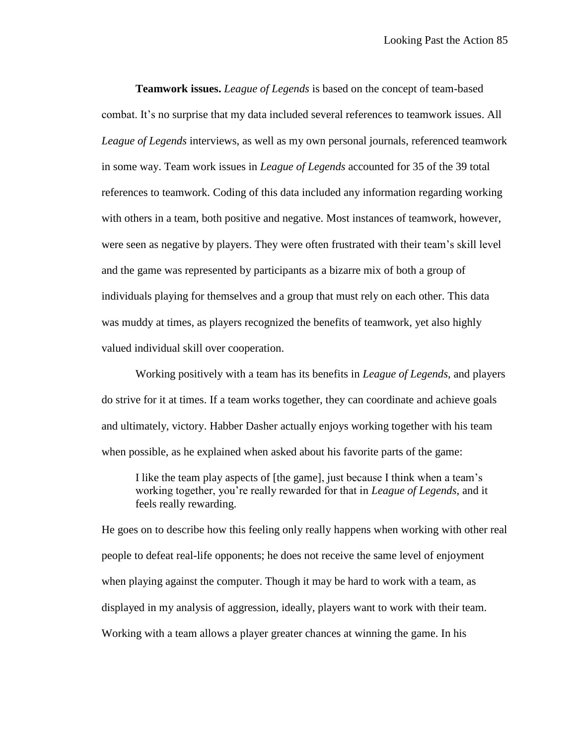**Teamwork issues.** *League of Legends* is based on the concept of team-based combat. It's no surprise that my data included several references to teamwork issues. All *League of Legends* interviews, as well as my own personal journals, referenced teamwork in some way. Team work issues in *League of Legends* accounted for 35 of the 39 total references to teamwork. Coding of this data included any information regarding working with others in a team, both positive and negative. Most instances of teamwork, however, were seen as negative by players. They were often frustrated with their team's skill level and the game was represented by participants as a bizarre mix of both a group of individuals playing for themselves and a group that must rely on each other. This data was muddy at times, as players recognized the benefits of teamwork, yet also highly valued individual skill over cooperation.

Working positively with a team has its benefits in *League of Legends*, and players do strive for it at times. If a team works together, they can coordinate and achieve goals and ultimately, victory. Habber Dasher actually enjoys working together with his team when possible, as he explained when asked about his favorite parts of the game:

> I like the team play aspects of [the game], just because I think when a team's working together, you're really rewarded for that in *League of Legends*, and it feels really rewarding.

He goes on to describe how this feeling only really happens when working with other real people to defeat real-life opponents; he does not receive the same level of enjoyment when playing against the computer. Though it may be hard to work with a team, as displayed in my analysis of aggression, ideally, players want to work with their team. Working with a team allows a player greater chances at winning the game. In his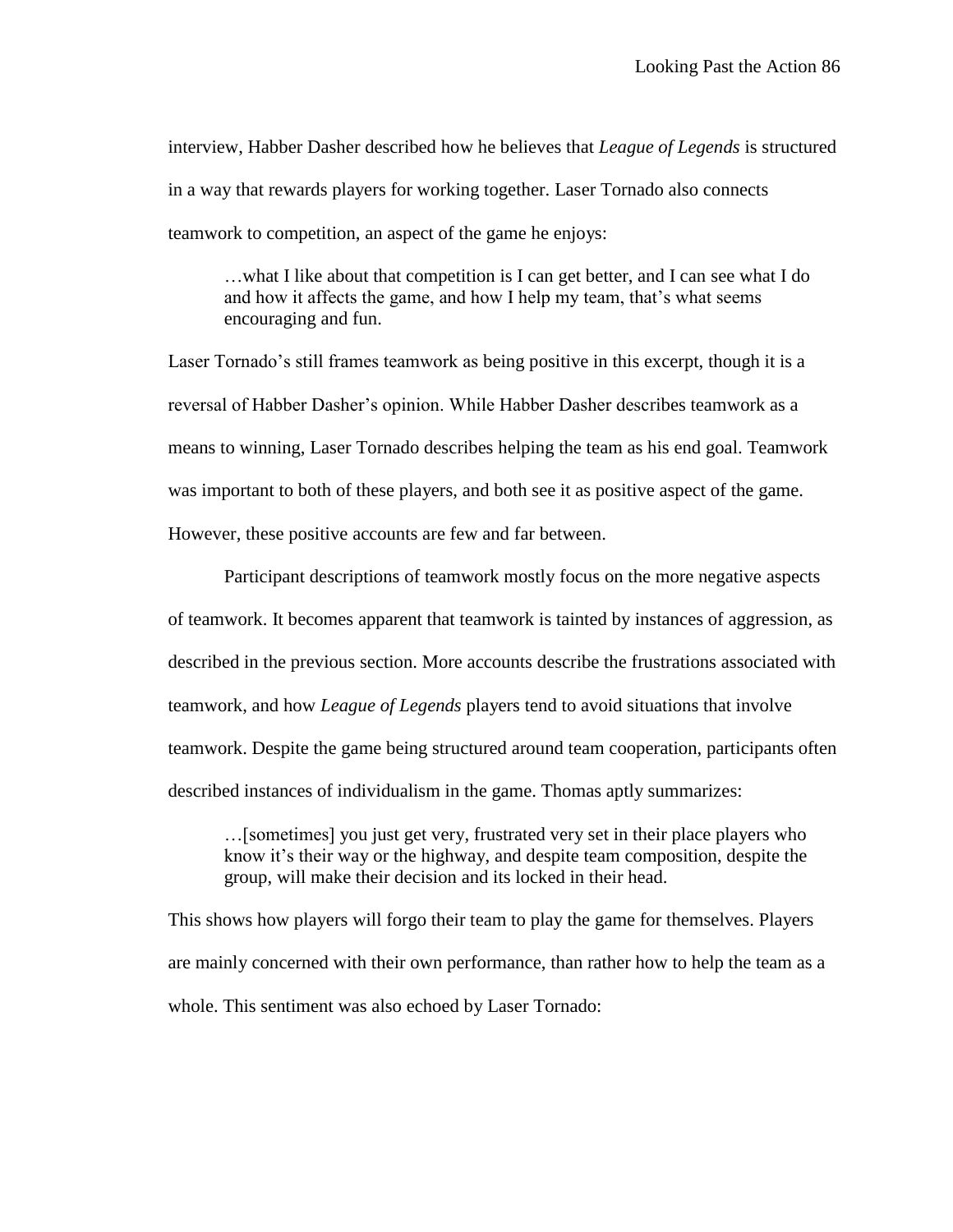interview, Habber Dasher described how he believes that *League of Legends* is structured in a way that rewards players for working together. Laser Tornado also connects teamwork to competition, an aspect of the game he enjoys:

> …what I like about that competition is I can get better, and I can see what I do and how it affects the game, and how I help my team, that's what seems encouraging and fun.

Laser Tornado's still frames teamwork as being positive in this excerpt, though it is a reversal of Habber Dasher's opinion. While Habber Dasher describes teamwork as a means to winning, Laser Tornado describes helping the team as his end goal. Teamwork was important to both of these players, and both see it as positive aspect of the game. However, these positive accounts are few and far between.

Participant descriptions of teamwork mostly focus on the more negative aspects of teamwork. It becomes apparent that teamwork is tainted by instances of aggression, as described in the previous section. More accounts describe the frustrations associated with teamwork, and how *League of Legends* players tend to avoid situations that involve teamwork. Despite the game being structured around team cooperation, participants often described instances of individualism in the game. Thomas aptly summarizes:

> …[sometimes] you just get very, frustrated very set in their place players who know it's their way or the highway, and despite team composition, despite the group, will make their decision and its locked in their head.

This shows how players will forgo their team to play the game for themselves. Players are mainly concerned with their own performance, than rather how to help the team as a whole. This sentiment was also echoed by Laser Tornado: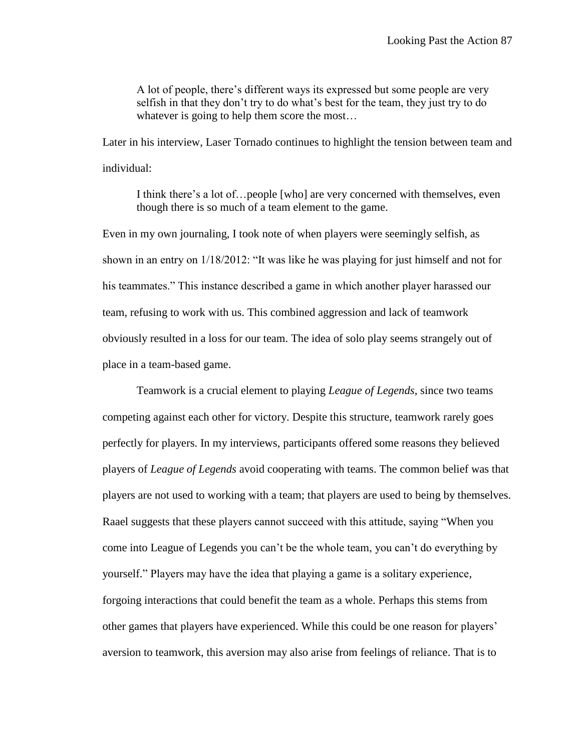> A lot of people, there's different ways its expressed but some people are very selfish in that they don't try to do what's best for the team, they just try to do whatever is going to help them score the most…

Later in his interview, Laser Tornado continues to highlight the tension between team and individual:

> I think there's a lot of…people [who] are very concerned with themselves, even though there is so much of a team element to the game.

Even in my own journaling, I took note of when players were seemingly selfish, as shown in an entry on 1/18/2012: "It was like he was playing for just himself and not for his teammates." This instance described a game in which another player harassed our team, refusing to work with us. This combined aggression and lack of teamwork obviously resulted in a loss for our team. The idea of solo play seems strangely out of place in a team-based game.

Teamwork is a crucial element to playing *League of Legends*, since two teams competing against each other for victory. Despite this structure, teamwork rarely goes perfectly for players. In my interviews, participants offered some reasons they believed players of *League of Legends* avoid cooperating with teams. The common belief was that players are not used to working with a team; that players are used to being by themselves. Raael suggests that these players cannot succeed with this attitude, saying "When you come into League of Legends you can't be the whole team, you can't do everything by yourself." Players may have the idea that playing a game is a solitary experience, forgoing interactions that could benefit the team as a whole. Perhaps this stems from other games that players have experienced. While this could be one reason for players' aversion to teamwork, this aversion may also arise from feelings of reliance. That is to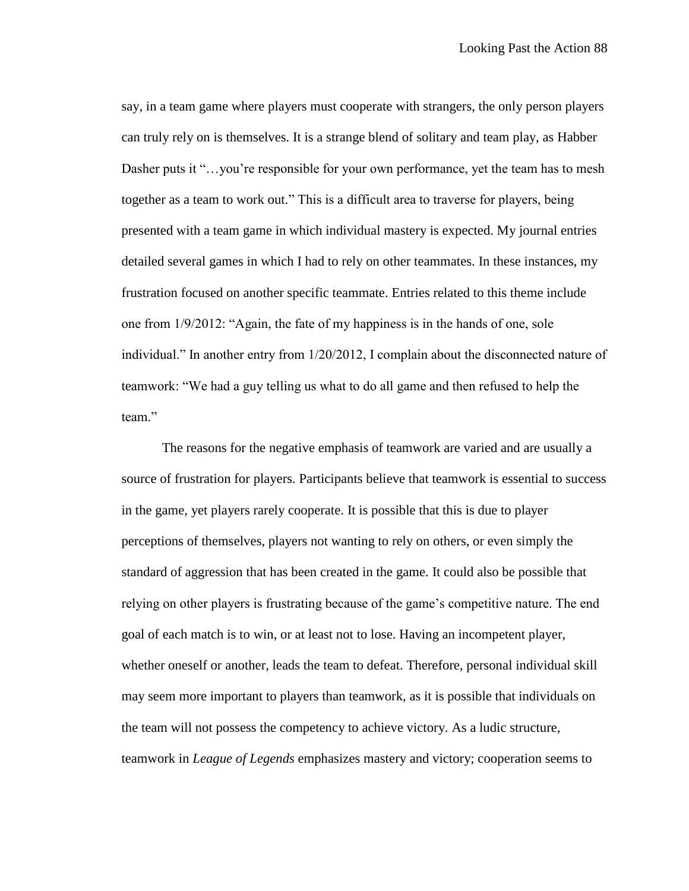say, in a team game where players must cooperate with strangers, the only person players can truly rely on is themselves. It is a strange blend of solitary and team play, as Habber Dasher puts it "…you're responsible for your own performance, yet the team has to mesh together as a team to work out." This is a difficult area to traverse for players, being presented with a team game in which individual mastery is expected. My journal entries detailed several games in which I had to rely on other teammates. In these instances, my frustration focused on another specific teammate. Entries related to this theme include one from 1/9/2012: "Again, the fate of my happiness is in the hands of one, sole individual." In another entry from 1/20/2012, I complain about the disconnected nature of teamwork: "We had a guy telling us what to do all game and then refused to help the team."

The reasons for the negative emphasis of teamwork are varied and are usually a source of frustration for players. Participants believe that teamwork is essential to success in the game, yet players rarely cooperate. It is possible that this is due to player perceptions of themselves, players not wanting to rely on others, or even simply the standard of aggression that has been created in the game. It could also be possible that relying on other players is frustrating because of the game's competitive nature. The end goal of each match is to win, or at least not to lose. Having an incompetent player, whether oneself or another, leads the team to defeat. Therefore, personal individual skill may seem more important to players than teamwork, as it is possible that individuals on the team will not possess the competency to achieve victory. As a ludic structure, teamwork in *League of Legends* emphasizes mastery and victory; cooperation seems to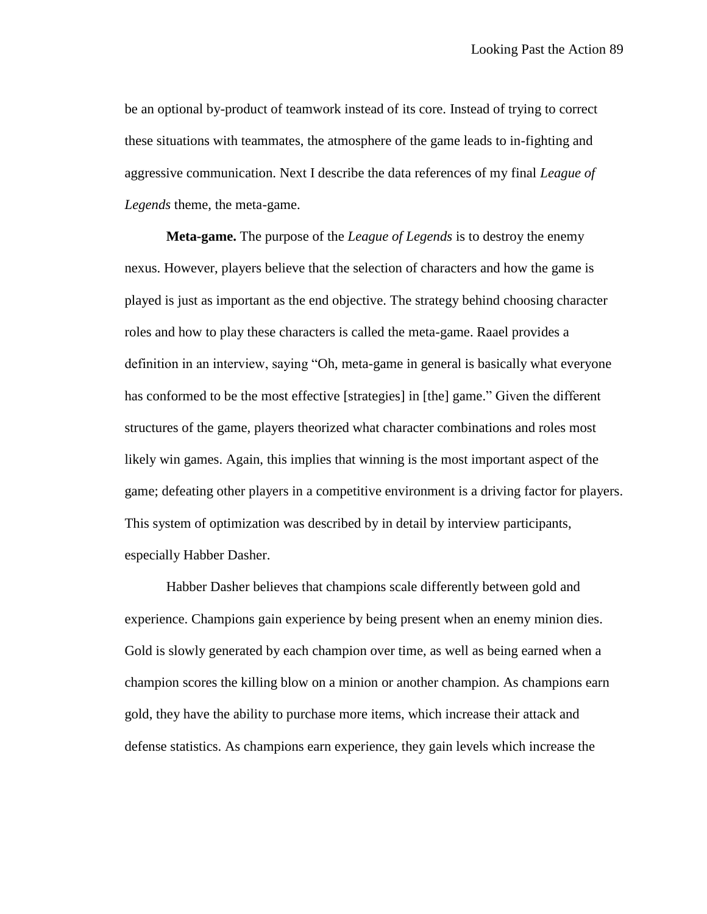be an optional by-product of teamwork instead of its core. Instead of trying to correct these situations with teammates, the atmosphere of the game leads to in-fighting and aggressive communication. Next I describe the data references of my final *League of Legends* theme, the meta-game.

**Meta-game.** The purpose of the *League of Legends* is to destroy the enemy nexus. However, players believe that the selection of characters and how the game is played is just as important as the end objective. The strategy behind choosing character roles and how to play these characters is called the meta-game. Raael provides a definition in an interview, saying "Oh, meta-game in general is basically what everyone has conformed to be the most effective [strategies] in [the] game." Given the different structures of the game, players theorized what character combinations and roles most likely win games. Again, this implies that winning is the most important aspect of the game; defeating other players in a competitive environment is a driving factor for players. This system of optimization was described by in detail by interview participants, especially Habber Dasher.

Habber Dasher believes that champions scale differently between gold and experience. Champions gain experience by being present when an enemy minion dies. Gold is slowly generated by each champion over time, as well as being earned when a champion scores the killing blow on a minion or another champion. As champions earn gold, they have the ability to purchase more items, which increase their attack and defense statistics. As champions earn experience, they gain levels which increase the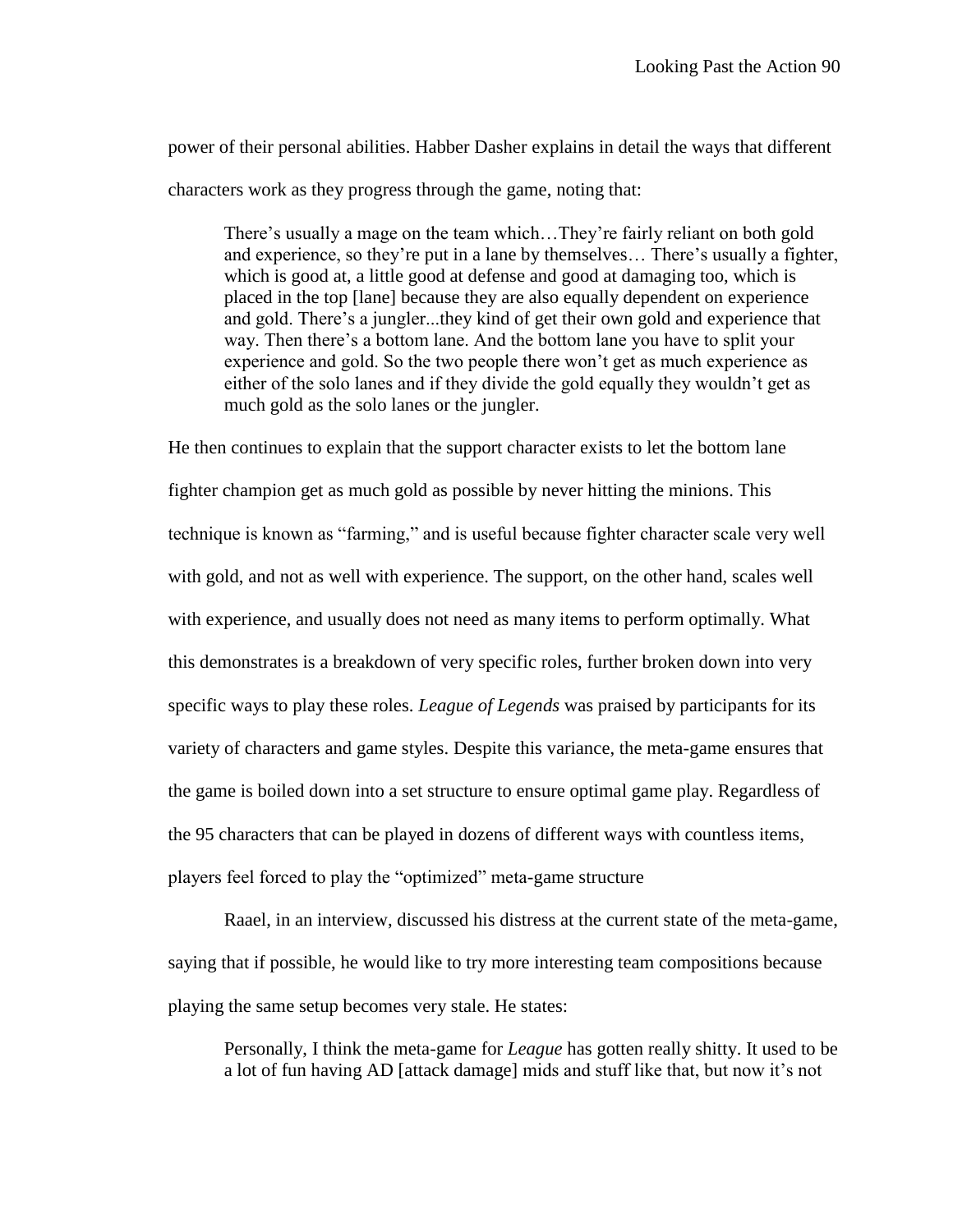power of their personal abilities. Habber Dasher explains in detail the ways that different characters work as they progress through the game, noting that:

> There's usually a mage on the team which…They're fairly reliant on both gold and experience, so they're put in a lane by themselves… There's usually a fighter, which is good at, a little good at defense and good at damaging too, which is placed in the top [lane] because they are also equally dependent on experience and gold. There's a jungler...they kind of get their own gold and experience that way. Then there's a bottom lane. And the bottom lane you have to split your experience and gold. So the two people there won't get as much experience as either of the solo lanes and if they divide the gold equally they wouldn't get as much gold as the solo lanes or the jungler.

He then continues to explain that the support character exists to let the bottom lane fighter champion get as much gold as possible by never hitting the minions. This technique is known as "farming," and is useful because fighter character scale very well with gold, and not as well with experience. The support, on the other hand, scales well with experience, and usually does not need as many items to perform optimally. What this demonstrates is a breakdown of very specific roles, further broken down into very specific ways to play these roles. *League of Legends* was praised by participants for its variety of characters and game styles. Despite this variance, the meta-game ensures that the game is boiled down into a set structure to ensure optimal game play. Regardless of the 95 characters that can be played in dozens of different ways with countless items, players feel forced to play the "optimized" meta-game structure

Raael, in an interview, discussed his distress at the current state of the meta-game, saying that if possible, he would like to try more interesting team compositions because playing the same setup becomes very stale. He states:

> Personally, I think the meta-game for *League* has gotten really shitty. It used to be a lot of fun having AD [attack damage] mids and stuff like that, but now it's not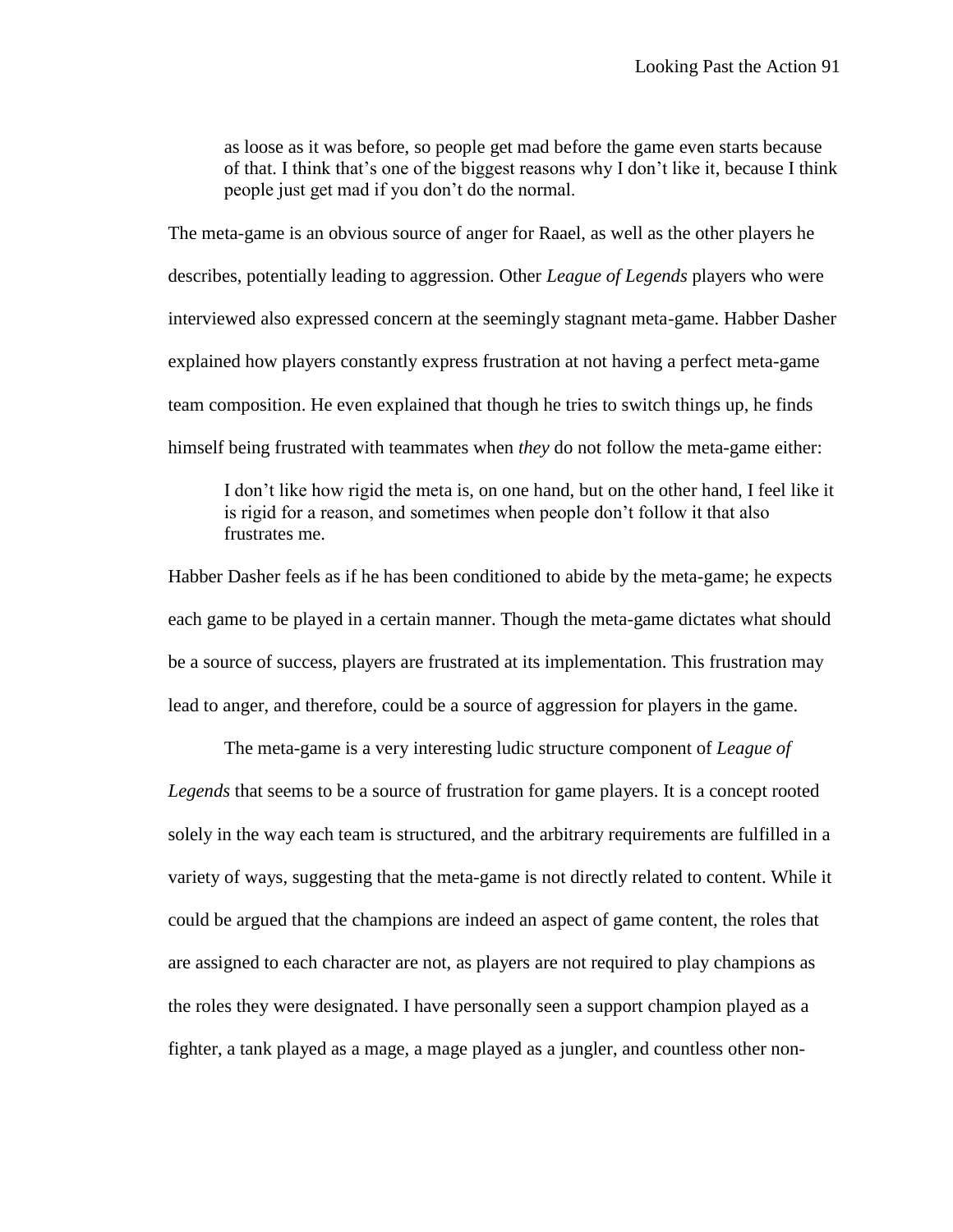> as loose as it was before, so people get mad before the game even starts because of that. I think that's one of the biggest reasons why I don't like it, because I think people just get mad if you don't do the normal.

The meta-game is an obvious source of anger for Raael, as well as the other players he describes, potentially leading to aggression. Other *League of Legends* players who were interviewed also expressed concern at the seemingly stagnant meta-game. Habber Dasher explained how players constantly express frustration at not having a perfect meta-game team composition. He even explained that though he tries to switch things up, he finds himself being frustrated with teammates when *they* do not follow the meta-game either:

> I don't like how rigid the meta is, on one hand, but on the other hand, I feel like it is rigid for a reason, and sometimes when people don't follow it that also frustrates me.

Habber Dasher feels as if he has been conditioned to abide by the meta-game; he expects each game to be played in a certain manner. Though the meta-game dictates what should be a source of success, players are frustrated at its implementation. This frustration may lead to anger, and therefore, could be a source of aggression for players in the game.

The meta-game is a very interesting ludic structure component of *League of Legends* that seems to be a source of frustration for game players. It is a concept rooted solely in the way each team is structured, and the arbitrary requirements are fulfilled in a variety of ways, suggesting that the meta-game is not directly related to content. While it could be argued that the champions are indeed an aspect of game content, the roles that are assigned to each character are not, as players are not required to play champions as the roles they were designated. I have personally seen a support champion played as a fighter, a tank played as a mage, a mage played as a jungler, and countless other non-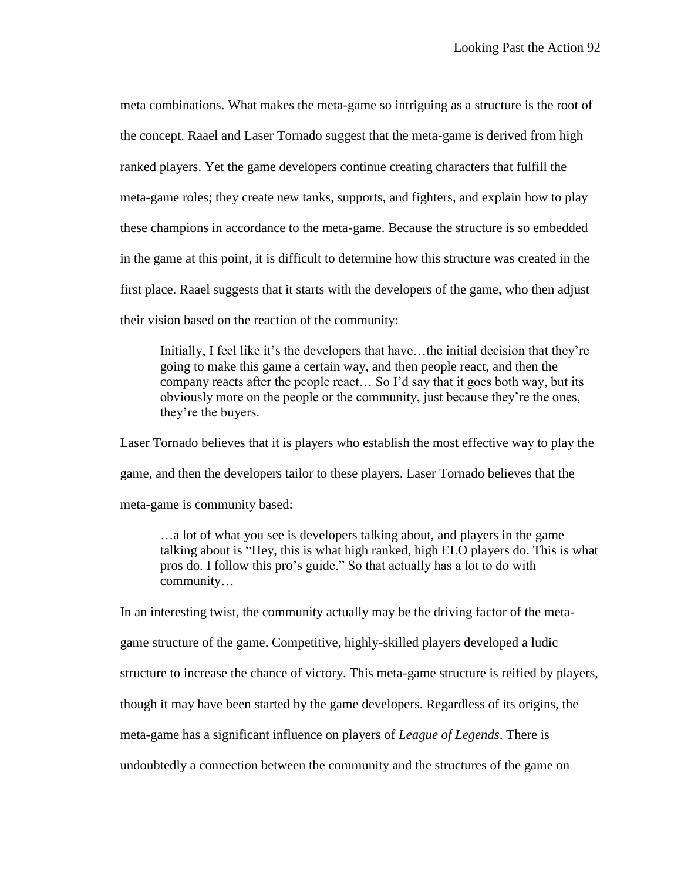meta combinations. What makes the meta-game so intriguing as a structure is the root of the concept. Raael and Laser Tornado suggest that the meta-game is derived from high ranked players. Yet the game developers continue creating characters that fulfill the meta-game roles; they create new tanks, supports, and fighters, and explain how to play these champions in accordance to the meta-game. Because the structure is so embedded in the game at this point, it is difficult to determine how this structure was created in the first place. Raael suggests that it starts with the developers of the game, who then adjust their vision based on the reaction of the community:

> Initially, I feel like it's the developers that have…the initial decision that they're going to make this game a certain way, and then people react, and then the company reacts after the people react… So I'd say that it goes both way, but its obviously more on the people or the community, just because they're the ones, they're the buyers.

Laser Tornado believes that it is players who establish the most effective way to play the game, and then the developers tailor to these players. Laser Tornado believes that the meta-game is community based:

> …a lot of what you see is developers talking about, and players in the game talking about is "Hey, this is what high ranked, high ELO players do. This is what pros do. I follow this pro's guide." So that actually has a lot to do with community…

In an interesting twist, the community actually may be the driving factor of the meta-game structure of the game. Competitive, highly-skilled players developed a ludic structure to increase the chance of victory. This meta-game structure is reified by players, though it may have been started by the game developers. Regardless of its origins, the meta-game has a significant influence on players of *League of Legends*. There is undoubtedly a connection between the community and the structures of the game on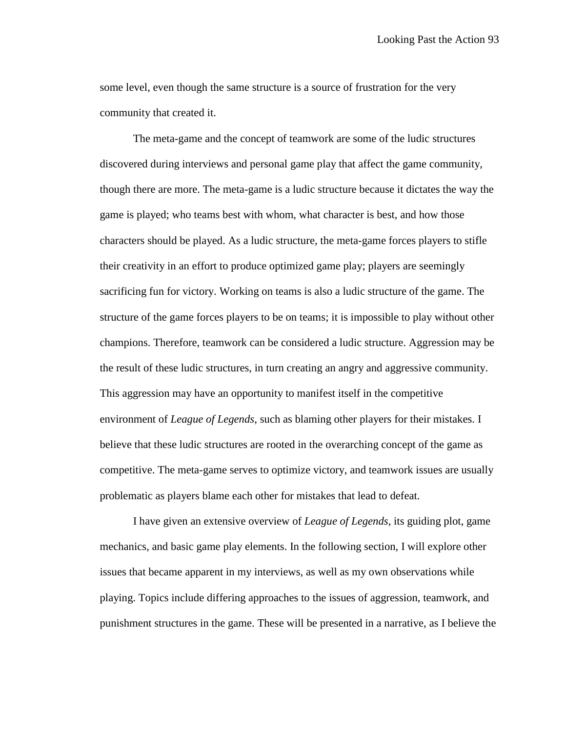some level, even though the same structure is a source of frustration for the very community that created it.

The meta-game and the concept of teamwork are some of the ludic structures discovered during interviews and personal game play that affect the game community, though there are more. The meta-game is a ludic structure because it dictates the way the game is played; who teams best with whom, what character is best, and how those characters should be played. As a ludic structure, the meta-game forces players to stifle their creativity in an effort to produce optimized game play; players are seemingly sacrificing fun for victory. Working on teams is also a ludic structure of the game. The structure of the game forces players to be on teams; it is impossible to play without other champions. Therefore, teamwork can be considered a ludic structure. Aggression may be the result of these ludic structures, in turn creating an angry and aggressive community. This aggression may have an opportunity to manifest itself in the competitive environment of *League of Legends*, such as blaming other players for their mistakes. I believe that these ludic structures are rooted in the overarching concept of the game as competitive. The meta-game serves to optimize victory, and teamwork issues are usually problematic as players blame each other for mistakes that lead to defeat.

I have given an extensive overview of *League of Legends*, its guiding plot, game mechanics, and basic game play elements. In the following section, I will explore other issues that became apparent in my interviews, as well as my own observations while playing. Topics include differing approaches to the issues of aggression, teamwork, and punishment structures in the game. These will be presented in a narrative, as I believe the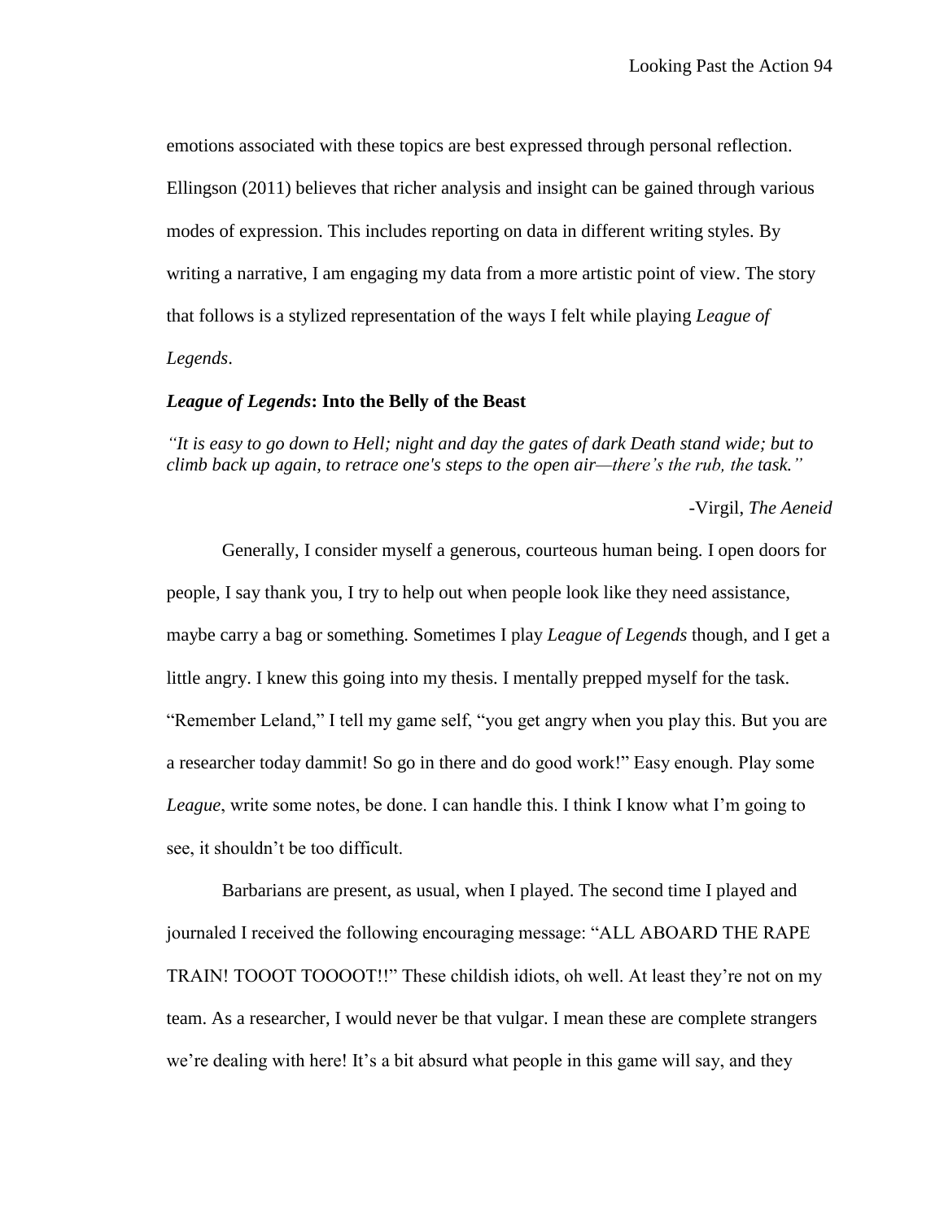emotions associated with these topics are best expressed through personal reflection. Ellingson (2011) believes that richer analysis and insight can be gained through various modes of expression. This includes reporting on data in different writing styles. By writing a narrative, I am engaging my data from a more artistic point of view. The story that follows is a stylized representation of the ways I felt while playing *League of Legends*.

### ***League of Legends*: Into the Belly of the Beast**

*"It is easy to go down to Hell; night and day the gates of dark Death stand wide; but to climb back up again, to retrace one's steps to the open air—there's the rub, the task."*

-Virgil, *The Aeneid*

Generally, I consider myself a generous, courteous human being. I open doors for people, I say thank you, I try to help out when people look like they need assistance, maybe carry a bag or something. Sometimes I play *League of Legends* though, and I get a little angry. I knew this going into my thesis. I mentally prepped myself for the task. "Remember Leland," I tell my game self, "you get angry when you play this. But you are a researcher today dammit! So go in there and do good work!" Easy enough. Play some *League*, write some notes, be done. I can handle this. I think I know what I'm going to see, it shouldn't be too difficult.

Barbarians are present, as usual, when I played. The second time I played and journaled I received the following encouraging message: "ALL ABOARD THE RAPE TRAIN! TOOOT TOOOOT!!" These childish idiots, oh well. At least they're not on my team. As a researcher, I would never be that vulgar. I mean these are complete strangers we're dealing with here! It's a bit absurd what people in this game will say, and they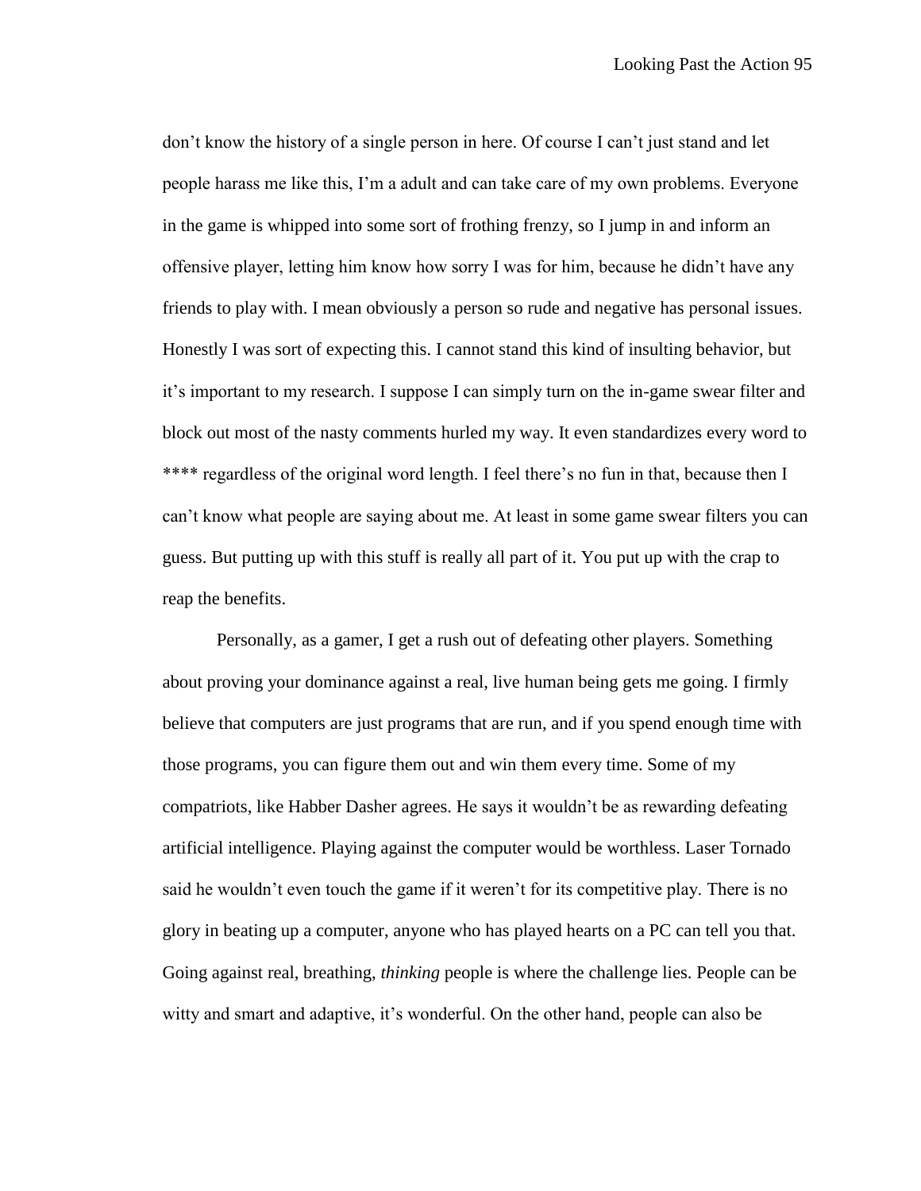don’t know the history of a single person in here. Of course I can’t just stand and let people harass me like this, I’m a adult and can take care of my own problems. Everyone in the game is whipped into some sort of frothing frenzy, so I jump in and inform an offensive player, letting him know how sorry I was for him, because he didn’t have any friends to play with. I mean obviously a person so rude and negative has personal issues. Honestly I was sort of expecting this. I cannot stand this kind of insulting behavior, but it’s important to my research. I suppose I can simply turn on the in-game swear filter and block out most of the nasty comments hurled my way. It even standardizes every word to **** regardless of the original word length. I feel there’s no fun in that, because then I can’t know what people are saying about me. At least in some game swear filters you can guess. But putting up with this stuff is really all part of it. You put up with the crap to reap the benefits.

Personally, as a gamer, I get a rush out of defeating other players. Something about proving your dominance against a real, live human being gets me going. I firmly believe that computers are just programs that are run, and if you spend enough time with those programs, you can figure them out and win them every time. Some of my compatriots, like Habber Dasher agrees. He says it wouldn’t be as rewarding defeating artificial intelligence. Playing against the computer would be worthless. Laser Tornado said he wouldn’t even touch the game if it weren’t for its competitive play. There is no glory in beating up a computer, anyone who has played hearts on a PC can tell you that. Going against real, breathing, *thinking* people is where the challenge lies. People can be witty and smart and adaptive, it’s wonderful. On the other hand, people can also be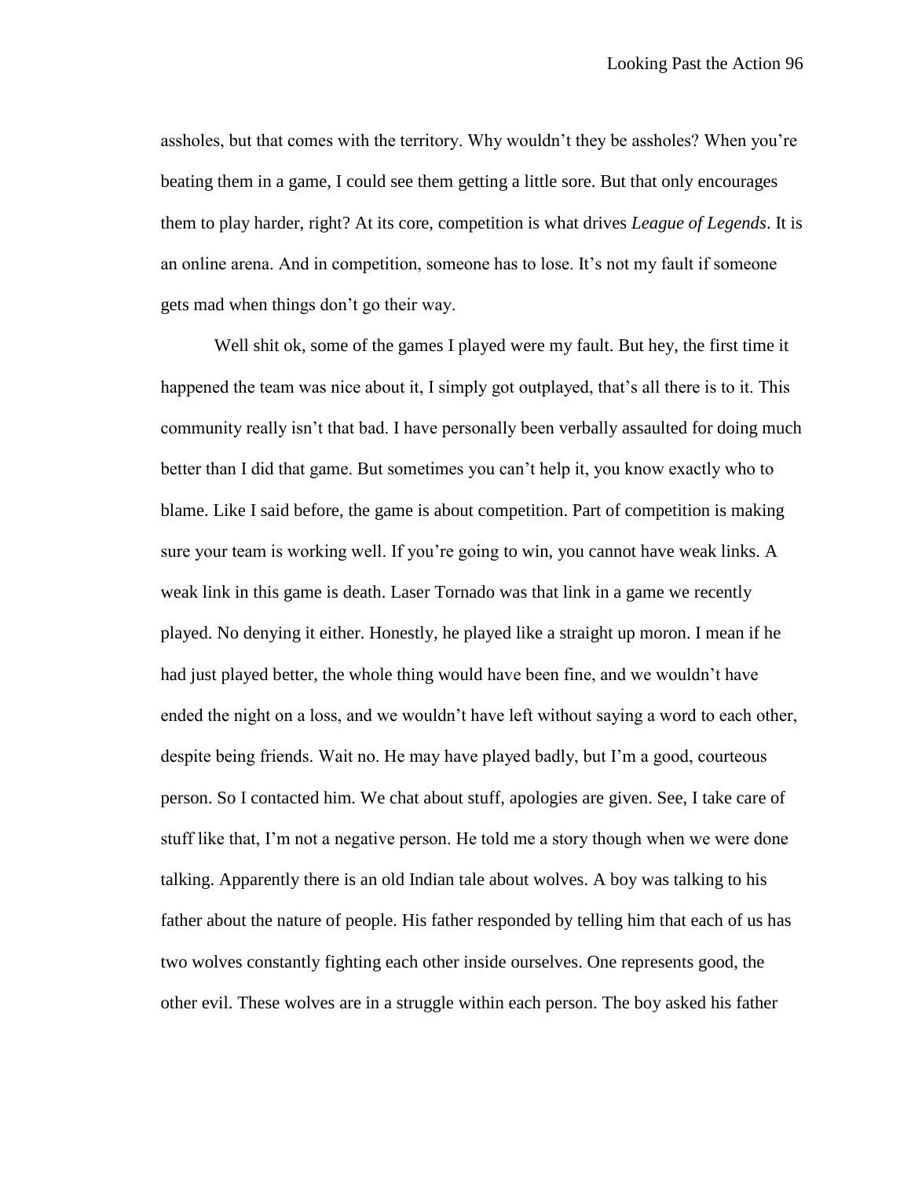assholes, but that comes with the territory. Why wouldn't they be assholes? When you're beating them in a game, I could see them getting a little sore. But that only encourages them to play harder, right? At its core, competition is what drives *League of Legends*. It is an online arena. And in competition, someone has to lose. It's not my fault if someone gets mad when things don't go their way.

Well shit ok, some of the games I played were my fault. But hey, the first time it happened the team was nice about it, I simply got outplayed, that's all there is to it. This community really isn't that bad. I have personally been verbally assaulted for doing much better than I did that game. But sometimes you can't help it, you know exactly who to blame. Like I said before, the game is about competition. Part of competition is making sure your team is working well. If you're going to win, you cannot have weak links. A weak link in this game is death. Laser Tornado was that link in a game we recently played. No denying it either. Honestly, he played like a straight up moron. I mean if he had just played better, the whole thing would have been fine, and we wouldn't have ended the night on a loss, and we wouldn't have left without saying a word to each other, despite being friends. Wait no. He may have played badly, but I'm a good, courteous person. So I contacted him. We chat about stuff, apologies are given. See, I take care of stuff like that, I'm not a negative person. He told me a story though when we were done talking. Apparently there is an old Indian tale about wolves. A boy was talking to his father about the nature of people. His father responded by telling him that each of us has two wolves constantly fighting each other inside ourselves. One represents good, the other evil. These wolves are in a struggle within each person. The boy asked his father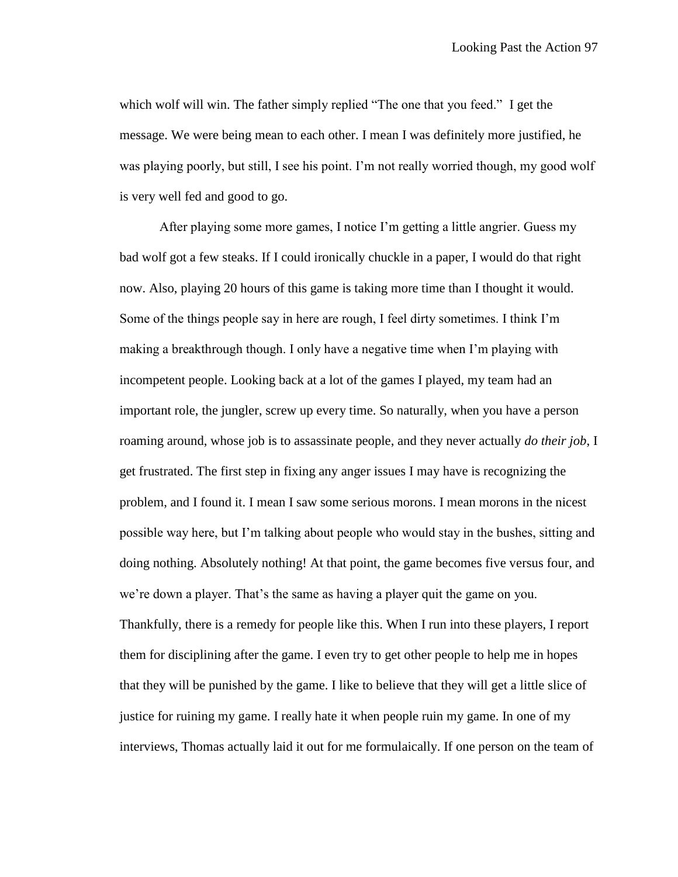which wolf will win. The father simply replied "The one that you feed." I get the message. We were being mean to each other. I mean I was definitely more justified, he was playing poorly, but still, I see his point. I'm not really worried though, my good wolf is very well fed and good to go.

After playing some more games, I notice I'm getting a little angrier. Guess my bad wolf got a few steaks. If I could ironically chuckle in a paper, I would do that right now. Also, playing 20 hours of this game is taking more time than I thought it would. Some of the things people say in here are rough, I feel dirty sometimes. I think I'm making a breakthrough though. I only have a negative time when I'm playing with incompetent people. Looking back at a lot of the games I played, my team had an important role, the jungler, screw up every time. So naturally, when you have a person roaming around, whose job is to assassinate people, and they never actually *do their job*, I get frustrated. The first step in fixing any anger issues I may have is recognizing the problem, and I found it. I mean I saw some serious morons. I mean morons in the nicest possible way here, but I'm talking about people who would stay in the bushes, sitting and doing nothing. Absolutely nothing! At that point, the game becomes five versus four, and we're down a player. That's the same as having a player quit the game on you. Thankfully, there is a remedy for people like this. When I run into these players, I report them for disciplining after the game. I even try to get other people to help me in hopes that they will be punished by the game. I like to believe that they will get a little slice of justice for ruining my game. I really hate it when people ruin my game. In one of my interviews, Thomas actually laid it out for me formulaically. If one person on the team of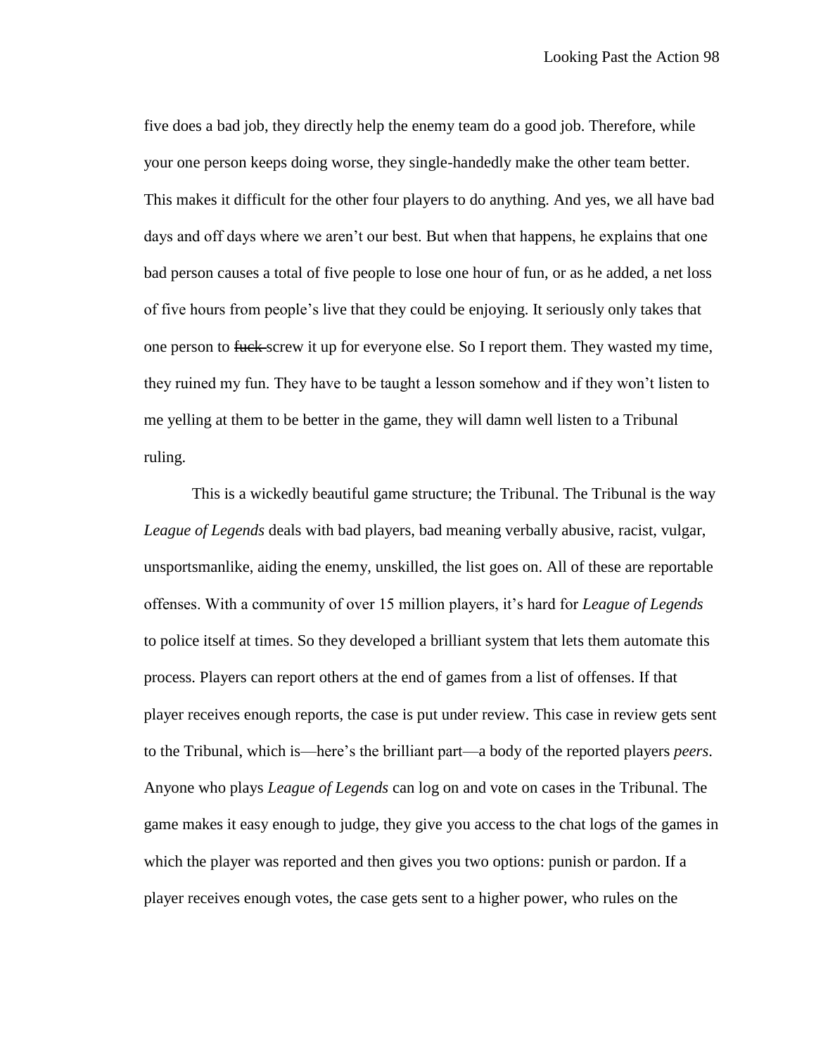five does a bad job, they directly help the enemy team do a good job. Therefore, while your one person keeps doing worse, they single-handedly make the other team better. This makes it difficult for the other four players to do anything. And yes, we all have bad days and off days where we aren't our best. But when that happens, he explains that one bad person causes a total of five people to lose one hour of fun, or as he added, a net loss of five hours from people's live that they could be enjoying. It seriously only takes that one person to ~~fuck~~ screw it up for everyone else. So I report them. They wasted my time, they ruined my fun. They have to be taught a lesson somehow and if they won't listen to me yelling at them to be better in the game, they will damn well listen to a Tribunal ruling.

This is a wickedly beautiful game structure; the Tribunal. The Tribunal is the way *League of Legends* deals with bad players, bad meaning verbally abusive, racist, vulgar, unsportsmanlike, aiding the enemy, unskilled, the list goes on. All of these are reportable offenses. With a community of over 15 million players, it's hard for *League of Legends* to police itself at times. So they developed a brilliant system that lets them automate this process. Players can report others at the end of games from a list of offenses. If that player receives enough reports, the case is put under review. This case in review gets sent to the Tribunal, which is—here's the brilliant part—a body of the reported players *peers*. Anyone who plays *League of Legends* can log on and vote on cases in the Tribunal. The game makes it easy enough to judge, they give you access to the chat logs of the games in which the player was reported and then gives you two options: punish or pardon. If a player receives enough votes, the case gets sent to a higher power, who rules on the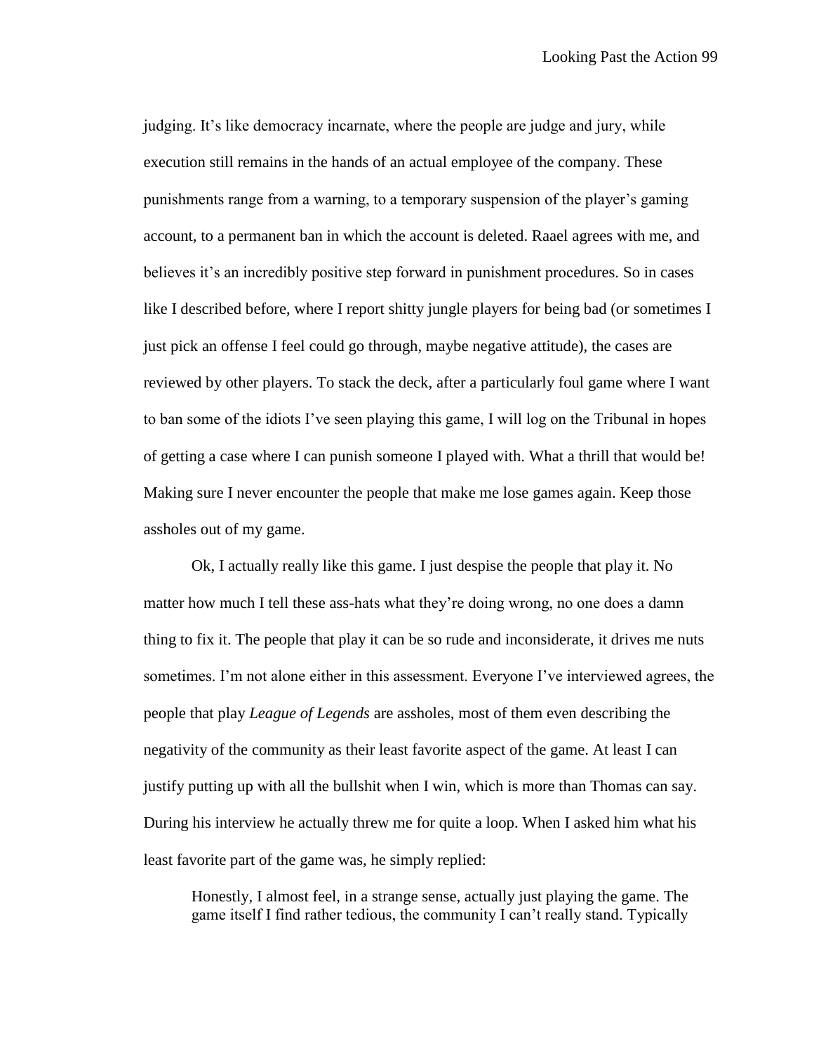judging. It's like democracy incarnate, where the people are judge and jury, while execution still remains in the hands of an actual employee of the company. These punishments range from a warning, to a temporary suspension of the player's gaming account, to a permanent ban in which the account is deleted. Raael agrees with me, and believes it's an incredibly positive step forward in punishment procedures. So in cases like I described before, where I report shitty jungle players for being bad (or sometimes I just pick an offense I feel could go through, maybe negative attitude), the cases are reviewed by other players. To stack the deck, after a particularly foul game where I want to ban some of the idiots I've seen playing this game, I will log on the Tribunal in hopes of getting a case where I can punish someone I played with. What a thrill that would be! Making sure I never encounter the people that make me lose games again. Keep those assholes out of my game.

Ok, I actually really like this game. I just despise the people that play it. No matter how much I tell these ass-hats what they're doing wrong, no one does a damn thing to fix it. The people that play it can be so rude and inconsiderate, it drives me nuts sometimes. I'm not alone either in this assessment. Everyone I've interviewed agrees, the people that play *League of Legends* are assholes, most of them even describing the negativity of the community as their least favorite aspect of the game. At least I can justify putting up with all the bullshit when I win, which is more than Thomas can say. During his interview he actually threw me for quite a loop. When I asked him what his least favorite part of the game was, he simply replied:

> Honestly, I almost feel, in a strange sense, actually just playing the game. The game itself I find rather tedious, the community I can't really stand. Typically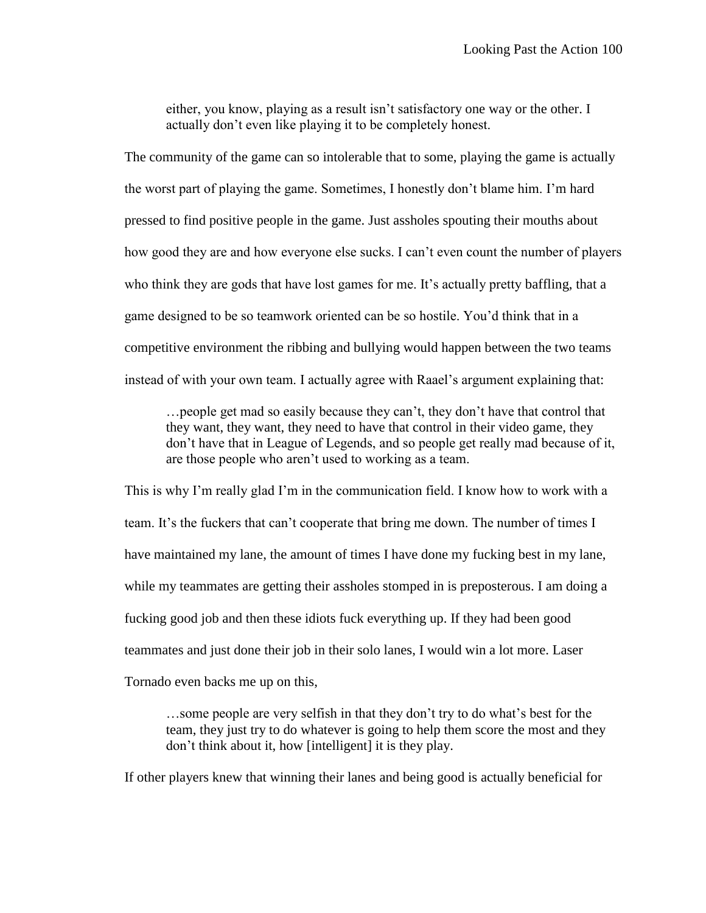> either, you know, playing as a result isn't satisfactory one way or the other. I actually don't even like playing it to be completely honest.

The community of the game can so intolerable that to some, playing the game is actually the worst part of playing the game. Sometimes, I honestly don't blame him. I'm hard pressed to find positive people in the game. Just assholes spouting their mouths about how good they are and how everyone else sucks. I can't even count the number of players who think they are gods that have lost games for me. It's actually pretty baffling, that a game designed to be so teamwork oriented can be so hostile. You'd think that in a competitive environment the ribbing and bullying would happen between the two teams instead of with your own team. I actually agree with Raael's argument explaining that:

> …people get mad so easily because they can't, they don't have that control that they want, they want, they need to have that control in their video game, they don't have that in League of Legends, and so people get really mad because of it, are those people who aren't used to working as a team.

This is why I'm really glad I'm in the communication field. I know how to work with a team. It's the fuckers that can't cooperate that bring me down. The number of times I have maintained my lane, the amount of times I have done my fucking best in my lane, while my teammates are getting their assholes stomped in is preposterous. I am doing a fucking good job and then these idiots fuck everything up. If they had been good teammates and just done their job in their solo lanes, I would win a lot more. Laser Tornado even backs me up on this,

> …some people are very selfish in that they don't try to do what's best for the team, they just try to do whatever is going to help them score the most and they don't think about it, how [intelligent] it is they play.

If other players knew that winning their lanes and being good is actually beneficial for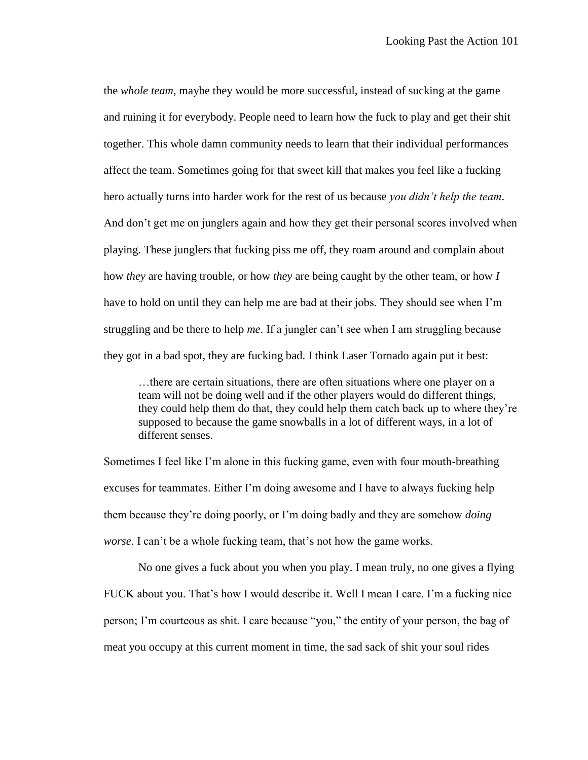the *whole team*, maybe they would be more successful, instead of sucking at the game and ruining it for everybody. People need to learn how the fuck to play and get their shit together. This whole damn community needs to learn that their individual performances affect the team. Sometimes going for that sweet kill that makes you feel like a fucking hero actually turns into harder work for the rest of us because *you didn't help the team*. And don't get me on junglers again and how they get their personal scores involved when playing. These junglers that fucking piss me off, they roam around and complain about how *they* are having trouble, or how *they* are being caught by the other team, or how *I* have to hold on until they can help me are bad at their jobs. They should see when I'm struggling and be there to help *me*. If a jungler can't see when I am struggling because they got in a bad spot, they are fucking bad. I think Laser Tornado again put it best:

> …there are certain situations, there are often situations where one player on a team will not be doing well and if the other players would do different things, they could help them do that, they could help them catch back up to where they're supposed to because the game snowballs in a lot of different ways, in a lot of different senses.

Sometimes I feel like I'm alone in this fucking game, even with four mouth-breathing excuses for teammates. Either I'm doing awesome and I have to always fucking help them because they're doing poorly, or I'm doing badly and they are somehow *doing worse*. I can't be a whole fucking team, that's not how the game works.

No one gives a fuck about you when you play. I mean truly, no one gives a flying FUCK about you. That's how I would describe it. Well I mean I care. I'm a fucking nice person; I'm courteous as shit. I care because "you," the entity of your person, the bag of meat you occupy at this current moment in time, the sad sack of shit your soul rides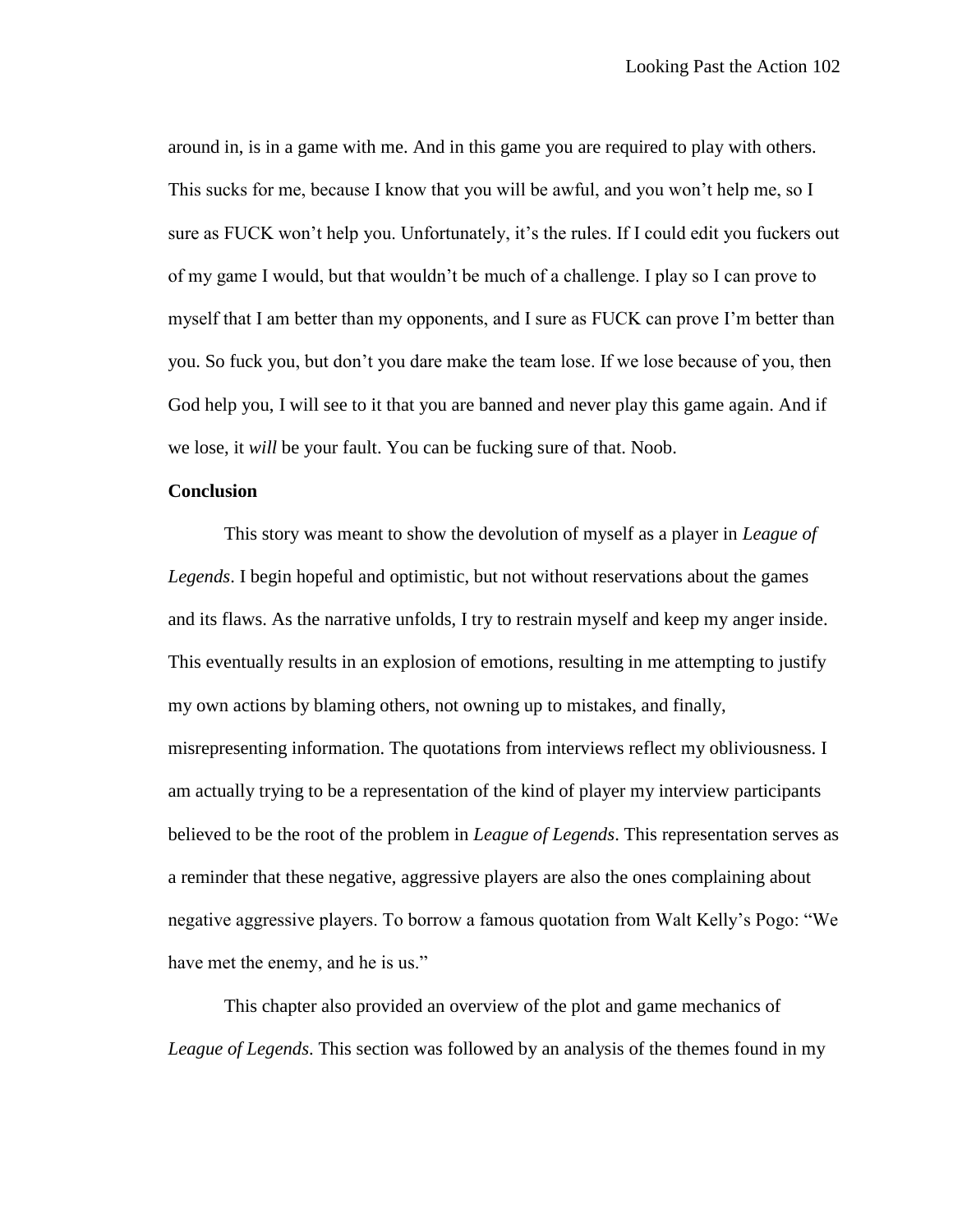around in, is in a game with me. And in this game you are required to play with others. This sucks for me, because I know that you will be awful, and you won't help me, so I sure as FUCK won't help you. Unfortunately, it's the rules. If I could edit you fuckers out of my game I would, but that wouldn't be much of a challenge. I play so I can prove to myself that I am better than my opponents, and I sure as FUCK can prove I'm better than you. So fuck you, but don't you dare make the team lose. If we lose because of you, then God help you, I will see to it that you are banned and never play this game again. And if we lose, it *will* be your fault. You can be fucking sure of that. Noob.

**Conclusion**

This story was meant to show the devolution of myself as a player in *League of Legends*. I begin hopeful and optimistic, but not without reservations about the games and its flaws. As the narrative unfolds, I try to restrain myself and keep my anger inside. This eventually results in an explosion of emotions, resulting in me attempting to justify my own actions by blaming others, not owning up to mistakes, and finally, misrepresenting information. The quotations from interviews reflect my obliviousness. I am actually trying to be a representation of the kind of player my interview participants believed to be the root of the problem in *League of Legends*. This representation serves as a reminder that these negative, aggressive players are also the ones complaining about negative aggressive players. To borrow a famous quotation from Walt Kelly's Pogo: "We have met the enemy, and he is us."

This chapter also provided an overview of the plot and game mechanics of *League of Legends*. This section was followed by an analysis of the themes found in my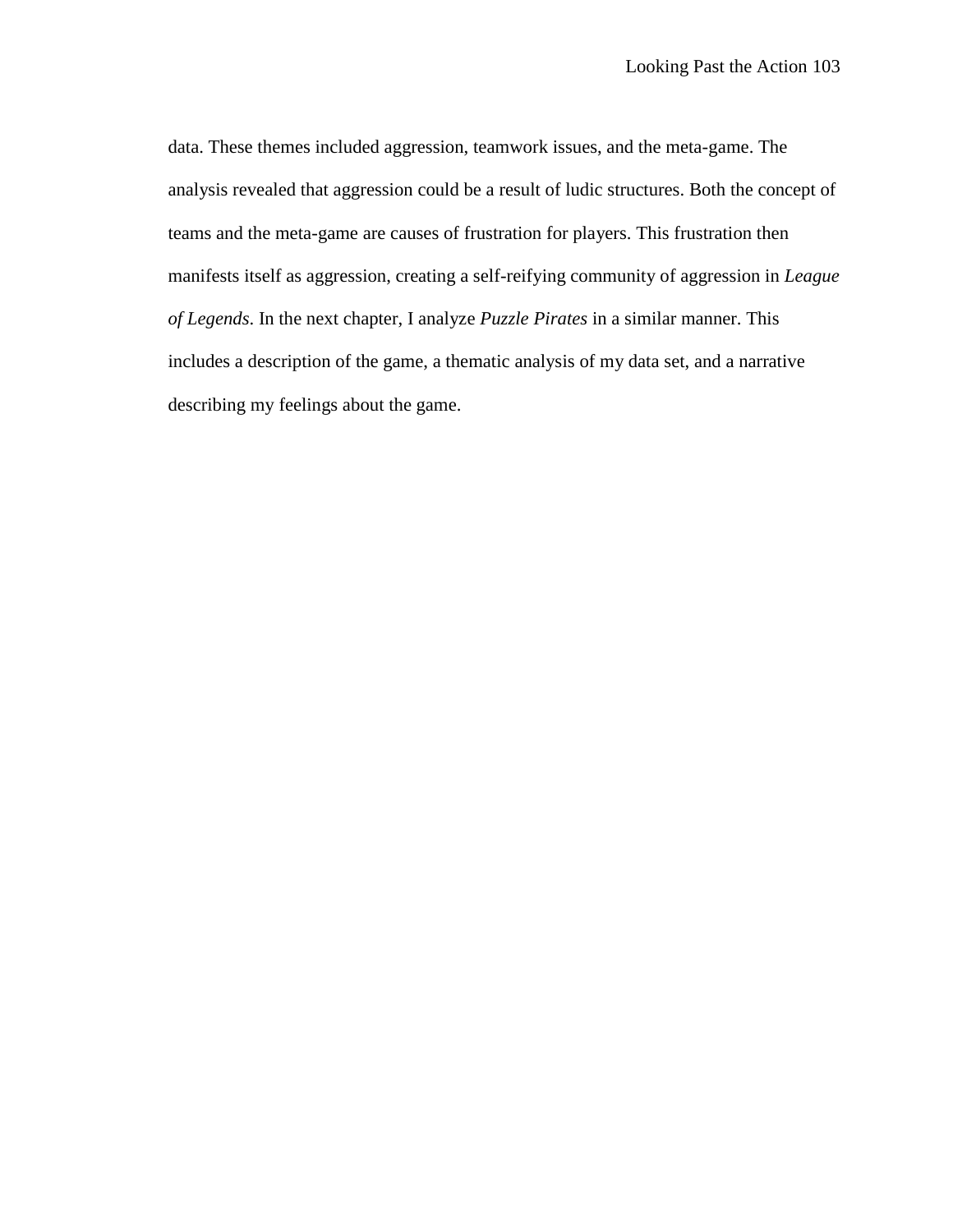data. These themes included aggression, teamwork issues, and the meta-game. The analysis revealed that aggression could be a result of ludic structures. Both the concept of teams and the meta-game are causes of frustration for players. This frustration then manifests itself as aggression, creating a self-reifying community of aggression in *League of Legends*. In the next chapter, I analyze *Puzzle Pirates* in a similar manner. This includes a description of the game, a thematic analysis of my data set, and a narrative describing my feelings about the game.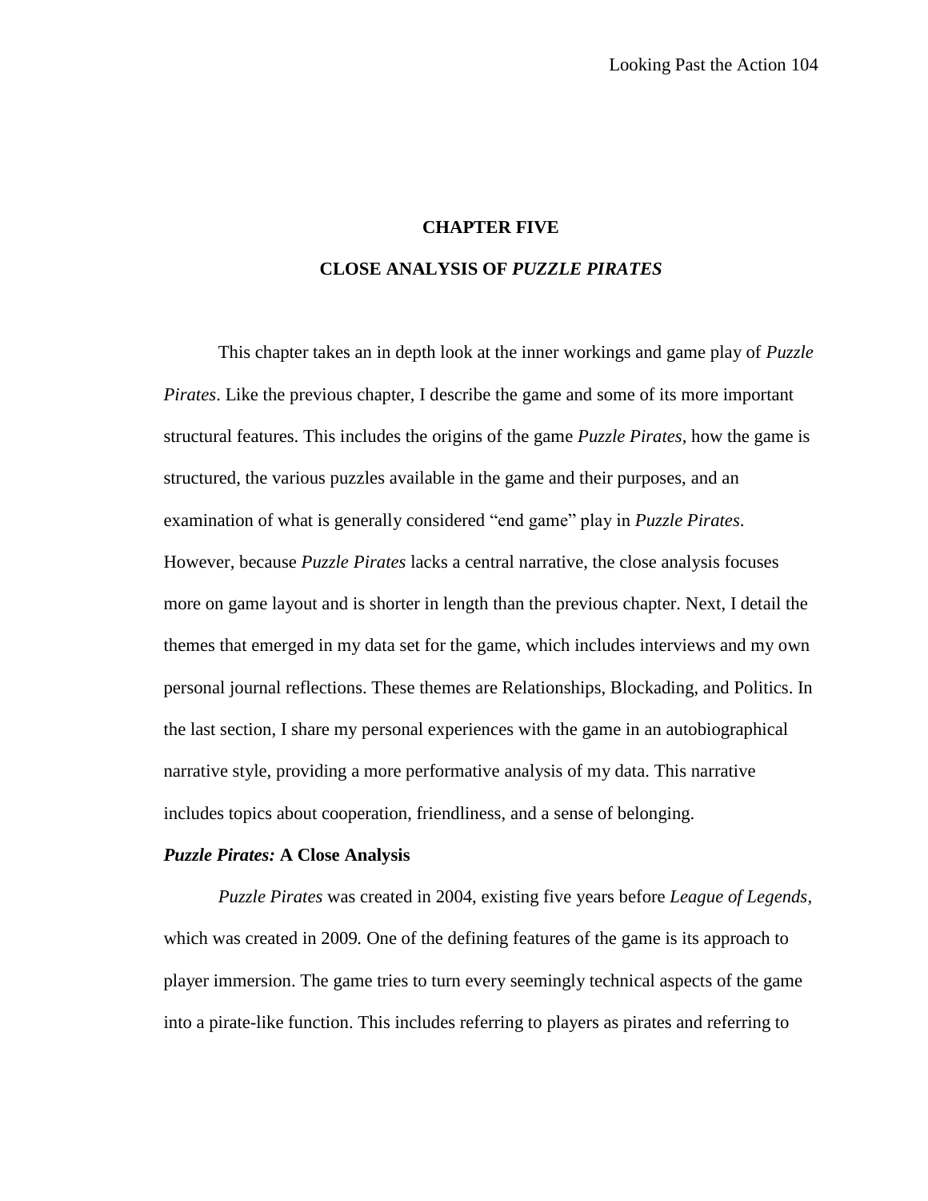# CHAPTER FIVE

# CLOSE ANALYSIS OF *PUZZLE PIRATES*

This chapter takes an in depth look at the inner workings and game play of *Puzzle Pirates*. Like the previous chapter, I describe the game and some of its more important structural features. This includes the origins of the game *Puzzle Pirates*, how the game is structured, the various puzzles available in the game and their purposes, and an examination of what is generally considered "end game" play in *Puzzle Pirates*. However, because *Puzzle Pirates* lacks a central narrative, the close analysis focuses more on game layout and is shorter in length than the previous chapter. Next, I detail the themes that emerged in my data set for the game, which includes interviews and my own personal journal reflections. These themes are Relationships, Blockading, and Politics. In the last section, I share my personal experiences with the game in an autobiographical narrative style, providing a more performative analysis of my data. This narrative includes topics about cooperation, friendliness, and a sense of belonging.

## *Puzzle Pirates:* A Close Analysis

*Puzzle Pirates* was created in 2004, existing five years before *League of Legends*, which was created in 2009*.* One of the defining features of the game is its approach to player immersion. The game tries to turn every seemingly technical aspects of the game into a pirate-like function. This includes referring to players as pirates and referring to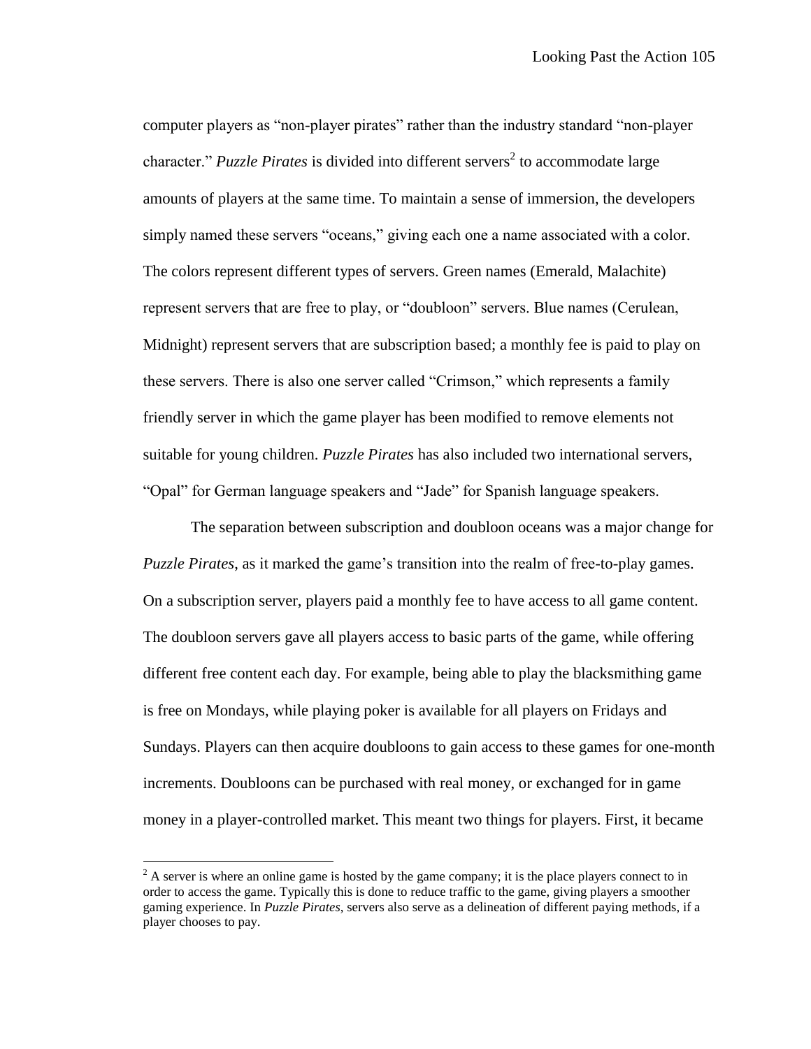computer players as "non-player pirates" rather than the industry standard "non-player character." *Puzzle Pirates* is divided into different servers[2] to accommodate large amounts of players at the same time. To maintain a sense of immersion, the developers simply named these servers "oceans," giving each one a name associated with a color. The colors represent different types of servers. Green names (Emerald, Malachite) represent servers that are free to play, or "doubloon" servers. Blue names (Cerulean, Midnight) represent servers that are subscription based; a monthly fee is paid to play on these servers. There is also one server called "Crimson," which represents a family friendly server in which the game player has been modified to remove elements not suitable for young children. *Puzzle Pirates* has also included two international servers, "Opal" for German language speakers and "Jade" for Spanish language speakers.

The separation between subscription and doubloon oceans was a major change for *Puzzle Pirates*, as it marked the game's transition into the realm of free-to-play games. On a subscription server, players paid a monthly fee to have access to all game content. The doubloon servers gave all players access to basic parts of the game, while offering different free content each day. For example, being able to play the blacksmithing game is free on Mondays, while playing poker is available for all players on Fridays and Sundays. Players can then acquire doubloons to gain access to these games for one-month increments. Doubloons can be purchased with real money, or exchanged for in game money in a player-controlled market. This meant two things for players. First, it became

---

[2] A server is where an online game is hosted by the game company; it is the place players connect to in order to access the game. Typically this is done to reduce traffic to the game, giving players a smoother gaming experience. In *Puzzle Pirates*, servers also serve as a delineation of different paying methods, if a player chooses to pay.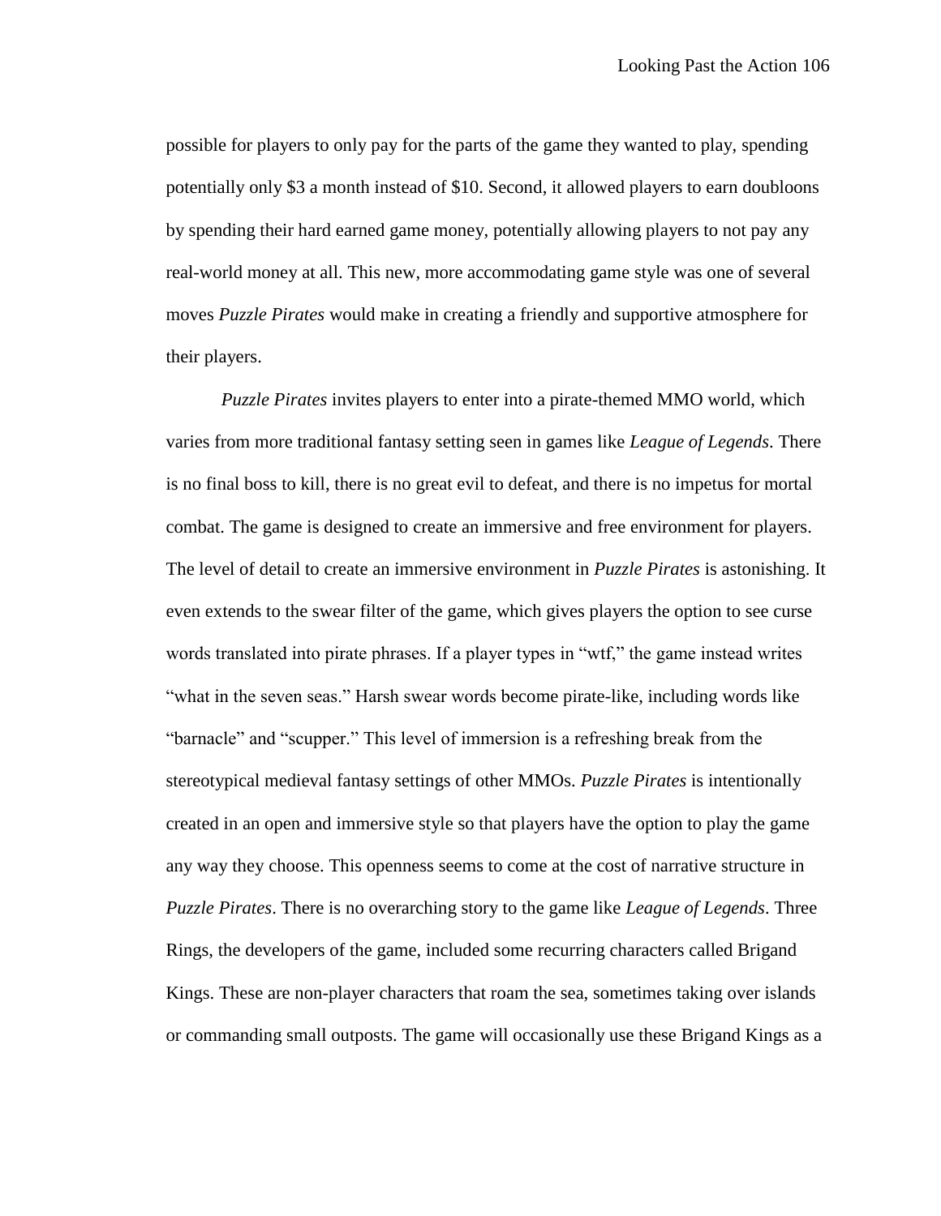possible for players to only pay for the parts of the game they wanted to play, spending potentially only $3 a month instead of $10. Second, it allowed players to earn doubloons by spending their hard earned game money, potentially allowing players to not pay any real-world money at all. This new, more accommodating game style was one of several moves *Puzzle Pirates* would make in creating a friendly and supportive atmosphere for their players.

*Puzzle Pirates* invites players to enter into a pirate-themed MMO world, which varies from more traditional fantasy setting seen in games like *League of Legends*. There is no final boss to kill, there is no great evil to defeat, and there is no impetus for mortal combat. The game is designed to create an immersive and free environment for players. The level of detail to create an immersive environment in *Puzzle Pirates* is astonishing. It even extends to the swear filter of the game, which gives players the option to see curse words translated into pirate phrases. If a player types in "wtf," the game instead writes "what in the seven seas." Harsh swear words become pirate-like, including words like "barnacle" and "scupper." This level of immersion is a refreshing break from the stereotypical medieval fantasy settings of other MMOs. *Puzzle Pirates* is intentionally created in an open and immersive style so that players have the option to play the game any way they choose. This openness seems to come at the cost of narrative structure in *Puzzle Pirates*. There is no overarching story to the game like *League of Legends*. Three Rings, the developers of the game, included some recurring characters called Brigand Kings. These are non-player characters that roam the sea, sometimes taking over islands or commanding small outposts. The game will occasionally use these Brigand Kings as a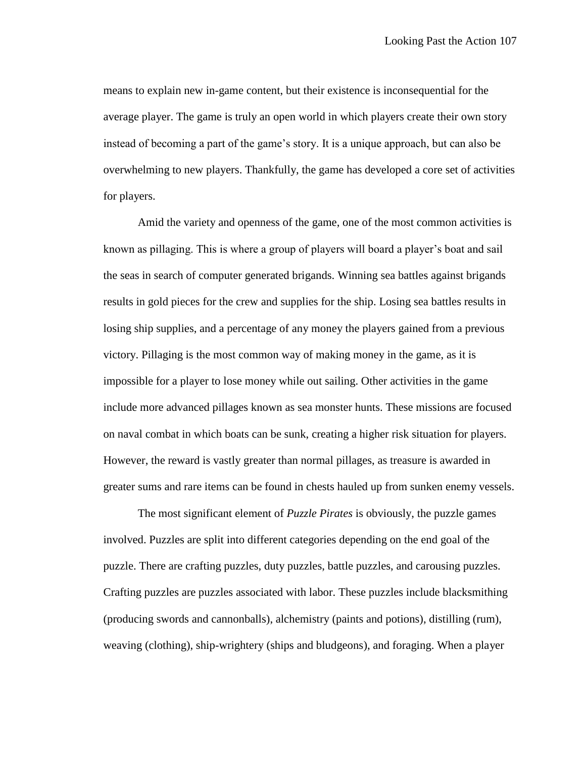means to explain new in-game content, but their existence is inconsequential for the average player. The game is truly an open world in which players create their own story instead of becoming a part of the game's story. It is a unique approach, but can also be overwhelming to new players. Thankfully, the game has developed a core set of activities for players.

Amid the variety and openness of the game, one of the most common activities is known as pillaging. This is where a group of players will board a player's boat and sail the seas in search of computer generated brigands. Winning sea battles against brigands results in gold pieces for the crew and supplies for the ship. Losing sea battles results in losing ship supplies, and a percentage of any money the players gained from a previous victory. Pillaging is the most common way of making money in the game, as it is impossible for a player to lose money while out sailing. Other activities in the game include more advanced pillages known as sea monster hunts. These missions are focused on naval combat in which boats can be sunk, creating a higher risk situation for players. However, the reward is vastly greater than normal pillages, as treasure is awarded in greater sums and rare items can be found in chests hauled up from sunken enemy vessels.

The most significant element of *Puzzle Pirates* is obviously, the puzzle games involved. Puzzles are split into different categories depending on the end goal of the puzzle. There are crafting puzzles, duty puzzles, battle puzzles, and carousing puzzles. Crafting puzzles are puzzles associated with labor. These puzzles include blacksmithing (producing swords and cannonballs), alchemistry (paints and potions), distilling (rum), weaving (clothing), ship-wrightery (ships and bludgeons), and foraging. When a player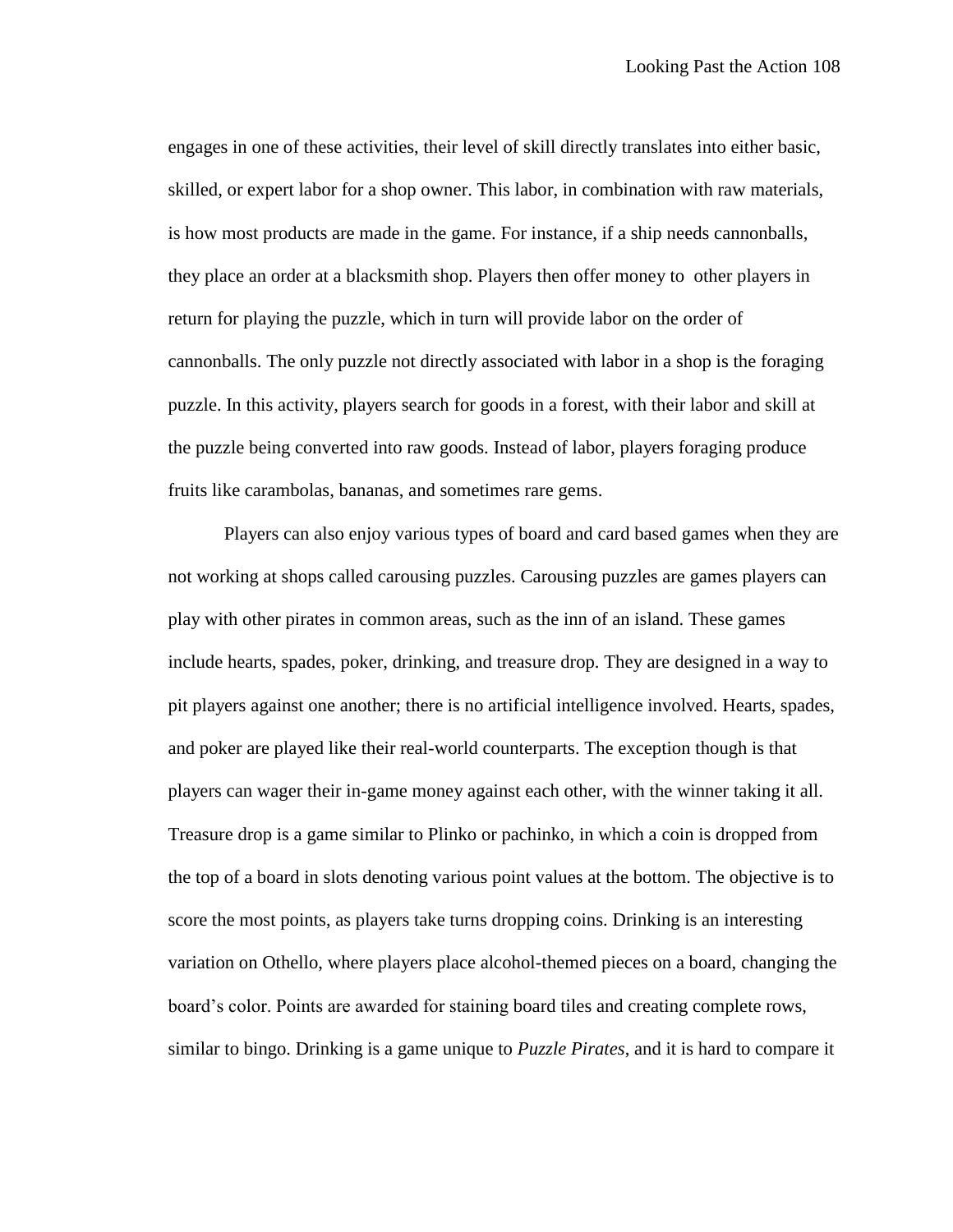engages in one of these activities, their level of skill directly translates into either basic, skilled, or expert labor for a shop owner. This labor, in combination with raw materials, is how most products are made in the game. For instance, if a ship needs cannonballs, they place an order at a blacksmith shop. Players then offer money to other players in return for playing the puzzle, which in turn will provide labor on the order of cannonballs. The only puzzle not directly associated with labor in a shop is the foraging puzzle. In this activity, players search for goods in a forest, with their labor and skill at the puzzle being converted into raw goods. Instead of labor, players foraging produce fruits like carambolas, bananas, and sometimes rare gems.

Players can also enjoy various types of board and card based games when they are not working at shops called carousing puzzles. Carousing puzzles are games players can play with other pirates in common areas, such as the inn of an island. These games include hearts, spades, poker, drinking, and treasure drop. They are designed in a way to pit players against one another; there is no artificial intelligence involved. Hearts, spades, and poker are played like their real-world counterparts. The exception though is that players can wager their in-game money against each other, with the winner taking it all. Treasure drop is a game similar to Plinko or pachinko, in which a coin is dropped from the top of a board in slots denoting various point values at the bottom. The objective is to score the most points, as players take turns dropping coins. Drinking is an interesting variation on Othello, where players place alcohol-themed pieces on a board, changing the board's color. Points are awarded for staining board tiles and creating complete rows, similar to bingo. Drinking is a game unique to *Puzzle Pirates*, and it is hard to compare it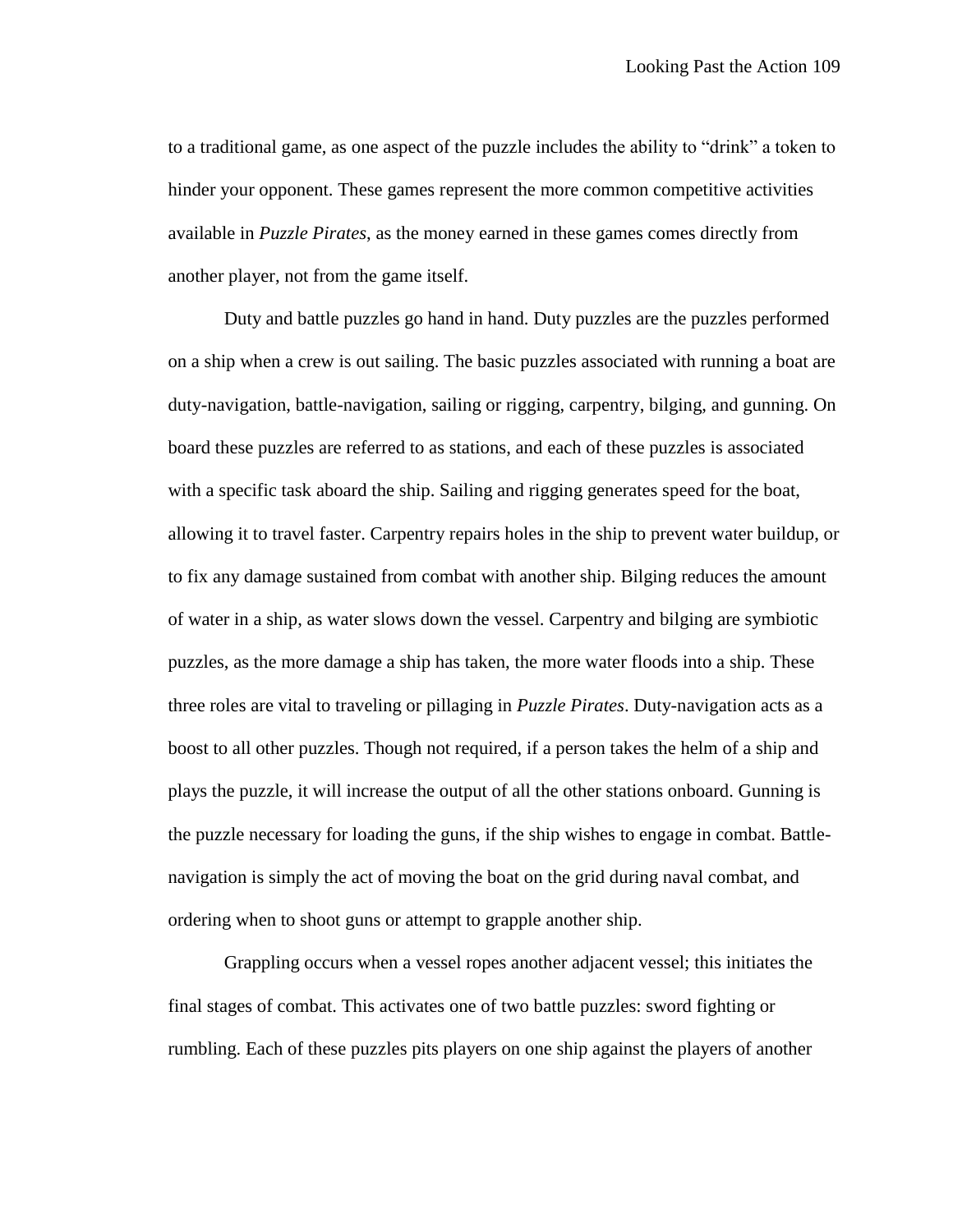to a traditional game, as one aspect of the puzzle includes the ability to "drink" a token to hinder your opponent. These games represent the more common competitive activities available in *Puzzle Pirates,* as the money earned in these games comes directly from another player, not from the game itself.

Duty and battle puzzles go hand in hand. Duty puzzles are the puzzles performed on a ship when a crew is out sailing. The basic puzzles associated with running a boat are duty-navigation, battle-navigation, sailing or rigging, carpentry, bilging, and gunning. On board these puzzles are referred to as stations, and each of these puzzles is associated with a specific task aboard the ship. Sailing and rigging generates speed for the boat, allowing it to travel faster. Carpentry repairs holes in the ship to prevent water buildup, or to fix any damage sustained from combat with another ship. Bilging reduces the amount of water in a ship, as water slows down the vessel. Carpentry and bilging are symbiotic puzzles, as the more damage a ship has taken, the more water floods into a ship. These three roles are vital to traveling or pillaging in *Puzzle Pirates*. Duty-navigation acts as a boost to all other puzzles. Though not required, if a person takes the helm of a ship and plays the puzzle, it will increase the output of all the other stations onboard. Gunning is the puzzle necessary for loading the guns, if the ship wishes to engage in combat. Battle-navigation is simply the act of moving the boat on the grid during naval combat, and ordering when to shoot guns or attempt to grapple another ship.

Grappling occurs when a vessel ropes another adjacent vessel; this initiates the final stages of combat. This activates one of two battle puzzles: sword fighting or rumbling. Each of these puzzles pits players on one ship against the players of another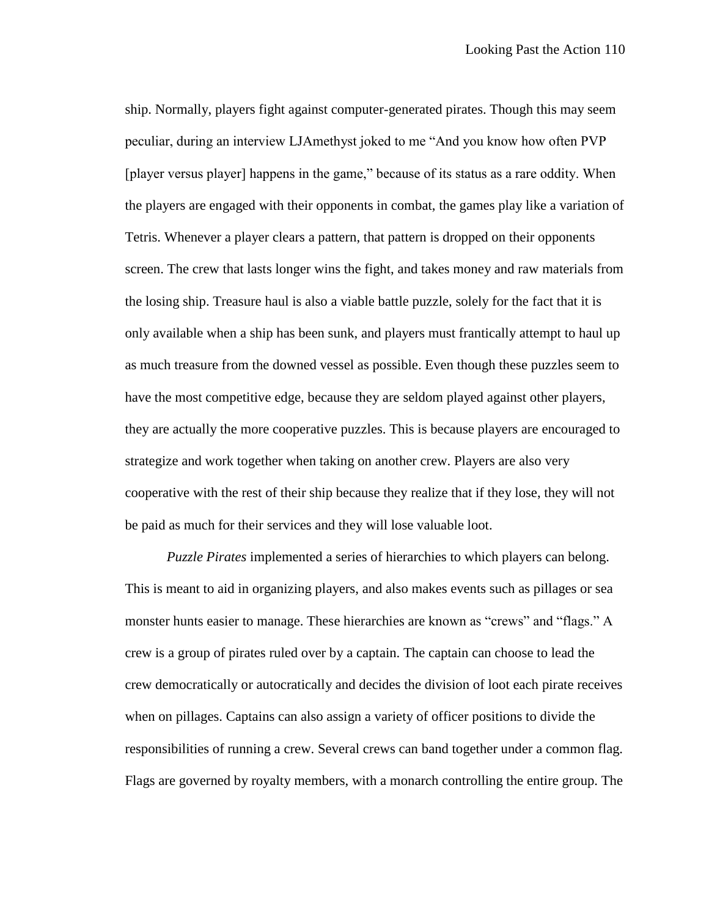ship. Normally, players fight against computer-generated pirates. Though this may seem peculiar, during an interview LJAmethyst joked to me "And you know how often PVP [player versus player] happens in the game," because of its status as a rare oddity. When the players are engaged with their opponents in combat, the games play like a variation of Tetris. Whenever a player clears a pattern, that pattern is dropped on their opponents screen. The crew that lasts longer wins the fight, and takes money and raw materials from the losing ship. Treasure haul is also a viable battle puzzle, solely for the fact that it is only available when a ship has been sunk, and players must frantically attempt to haul up as much treasure from the downed vessel as possible. Even though these puzzles seem to have the most competitive edge, because they are seldom played against other players, they are actually the more cooperative puzzles. This is because players are encouraged to strategize and work together when taking on another crew. Players are also very cooperative with the rest of their ship because they realize that if they lose, they will not be paid as much for their services and they will lose valuable loot.

*Puzzle Pirates* implemented a series of hierarchies to which players can belong. This is meant to aid in organizing players, and also makes events such as pillages or sea monster hunts easier to manage. These hierarchies are known as "crews" and "flags." A crew is a group of pirates ruled over by a captain. The captain can choose to lead the crew democratically or autocratically and decides the division of loot each pirate receives when on pillages. Captains can also assign a variety of officer positions to divide the responsibilities of running a crew. Several crews can band together under a common flag. Flags are governed by royalty members, with a monarch controlling the entire group. The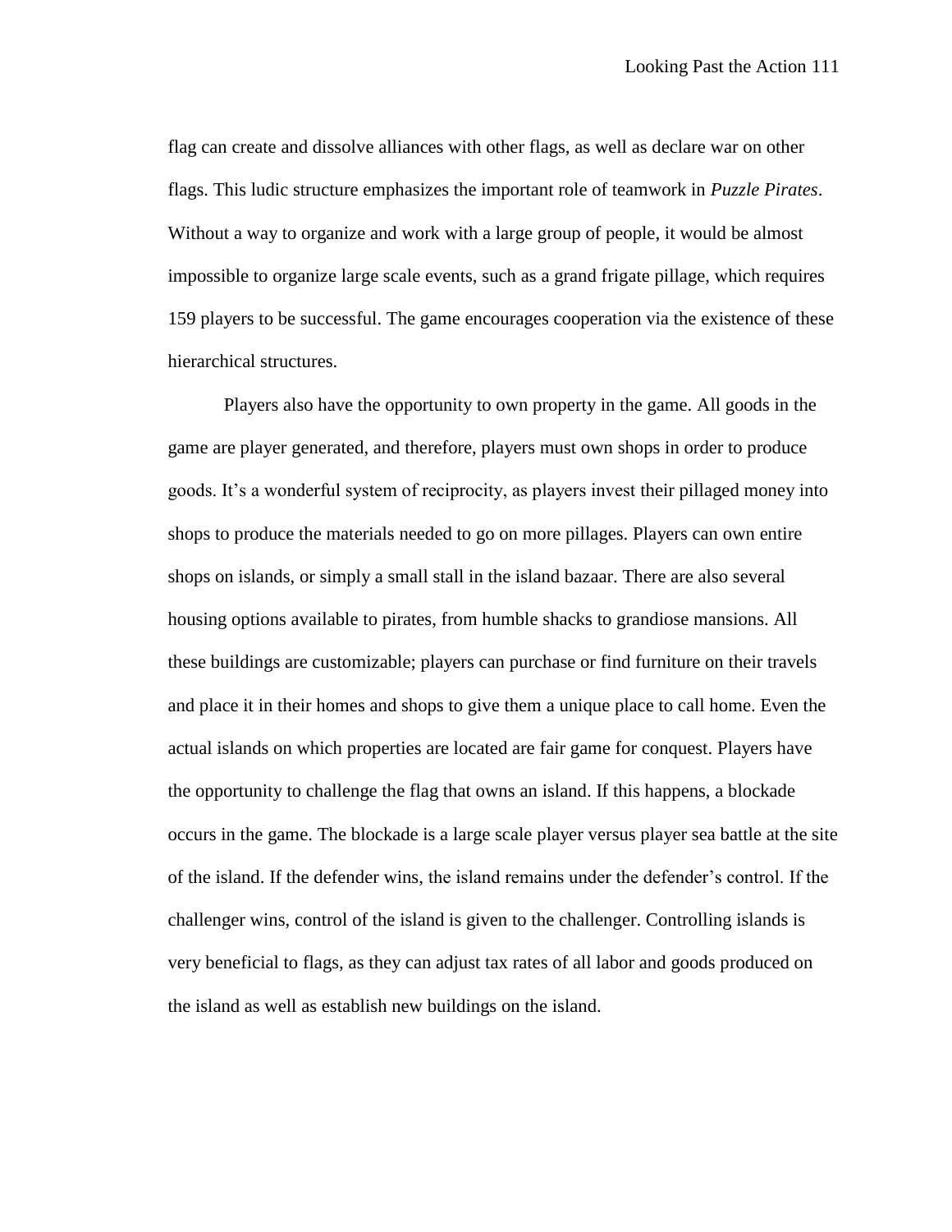flag can create and dissolve alliances with other flags, as well as declare war on other flags. This ludic structure emphasizes the important role of teamwork in *Puzzle Pirates*. Without a way to organize and work with a large group of people, it would be almost impossible to organize large scale events, such as a grand frigate pillage, which requires 159 players to be successful. The game encourages cooperation via the existence of these hierarchical structures.

Players also have the opportunity to own property in the game. All goods in the game are player generated, and therefore, players must own shops in order to produce goods. It's a wonderful system of reciprocity, as players invest their pillaged money into shops to produce the materials needed to go on more pillages. Players can own entire shops on islands, or simply a small stall in the island bazaar. There are also several housing options available to pirates, from humble shacks to grandiose mansions. All these buildings are customizable; players can purchase or find furniture on their travels and place it in their homes and shops to give them a unique place to call home. Even the actual islands on which properties are located are fair game for conquest. Players have the opportunity to challenge the flag that owns an island. If this happens, a blockade occurs in the game. The blockade is a large scale player versus player sea battle at the site of the island. If the defender wins, the island remains under the defender's control. If the challenger wins, control of the island is given to the challenger. Controlling islands is very beneficial to flags, as they can adjust tax rates of all labor and goods produced on the island as well as establish new buildings on the island.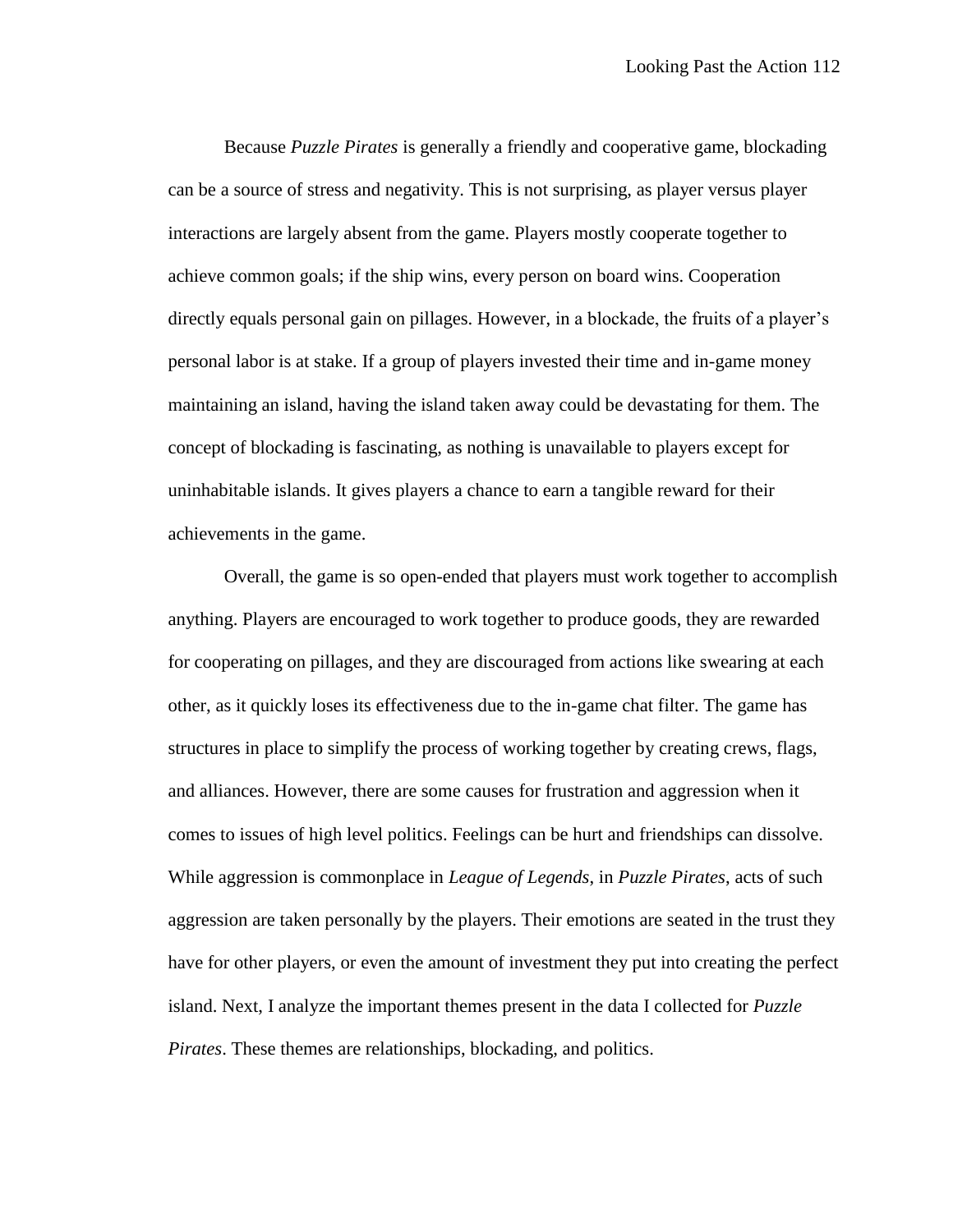Because *Puzzle Pirates* is generally a friendly and cooperative game, blockading can be a source of stress and negativity. This is not surprising, as player versus player interactions are largely absent from the game. Players mostly cooperate together to achieve common goals; if the ship wins, every person on board wins. Cooperation directly equals personal gain on pillages. However, in a blockade, the fruits of a player's personal labor is at stake. If a group of players invested their time and in-game money maintaining an island, having the island taken away could be devastating for them. The concept of blockading is fascinating, as nothing is unavailable to players except for uninhabitable islands. It gives players a chance to earn a tangible reward for their achievements in the game.

Overall, the game is so open-ended that players must work together to accomplish anything. Players are encouraged to work together to produce goods, they are rewarded for cooperating on pillages, and they are discouraged from actions like swearing at each other, as it quickly loses its effectiveness due to the in-game chat filter. The game has structures in place to simplify the process of working together by creating crews, flags, and alliances. However, there are some causes for frustration and aggression when it comes to issues of high level politics. Feelings can be hurt and friendships can dissolve. While aggression is commonplace in *League of Legends*, in *Puzzle Pirates*, acts of such aggression are taken personally by the players. Their emotions are seated in the trust they have for other players, or even the amount of investment they put into creating the perfect island. Next, I analyze the important themes present in the data I collected for *Puzzle Pirates*. These themes are relationships, blockading, and politics.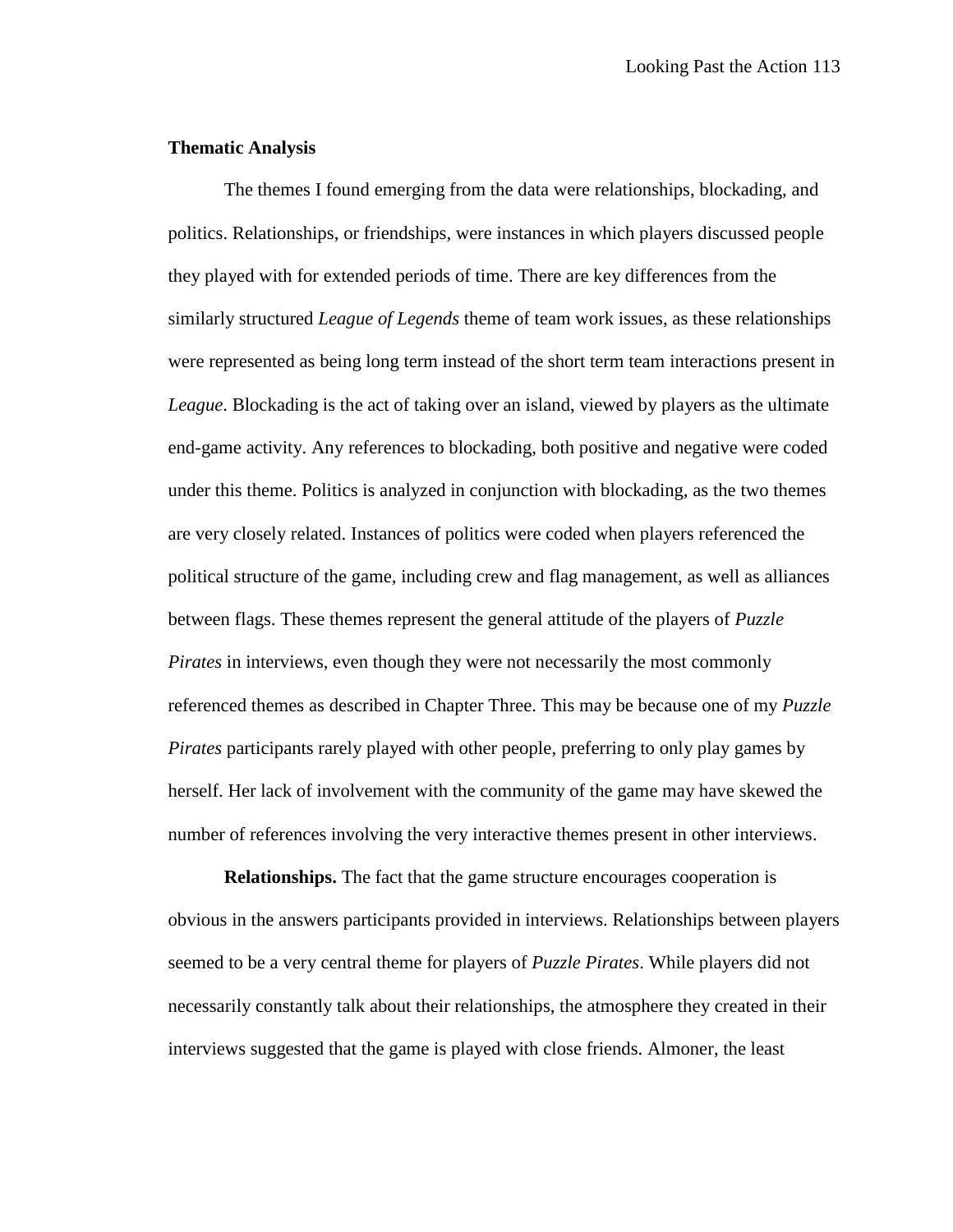**Thematic Analysis**

The themes I found emerging from the data were relationships, blockading, and politics. Relationships, or friendships, were instances in which players discussed people they played with for extended periods of time. There are key differences from the similarly structured *League of Legends* theme of team work issues, as these relationships were represented as being long term instead of the short term team interactions present in *League*. Blockading is the act of taking over an island, viewed by players as the ultimate end-game activity. Any references to blockading, both positive and negative were coded under this theme. Politics is analyzed in conjunction with blockading, as the two themes are very closely related. Instances of politics were coded when players referenced the political structure of the game, including crew and flag management, as well as alliances between flags. These themes represent the general attitude of the players of *Puzzle Pirates* in interviews, even though they were not necessarily the most commonly referenced themes as described in Chapter Three. This may be because one of my *Puzzle Pirates* participants rarely played with other people, preferring to only play games by herself. Her lack of involvement with the community of the game may have skewed the number of references involving the very interactive themes present in other interviews.

**Relationships.** The fact that the game structure encourages cooperation is obvious in the answers participants provided in interviews. Relationships between players seemed to be a very central theme for players of *Puzzle Pirates*. While players did not necessarily constantly talk about their relationships, the atmosphere they created in their interviews suggested that the game is played with close friends. Almoner, the least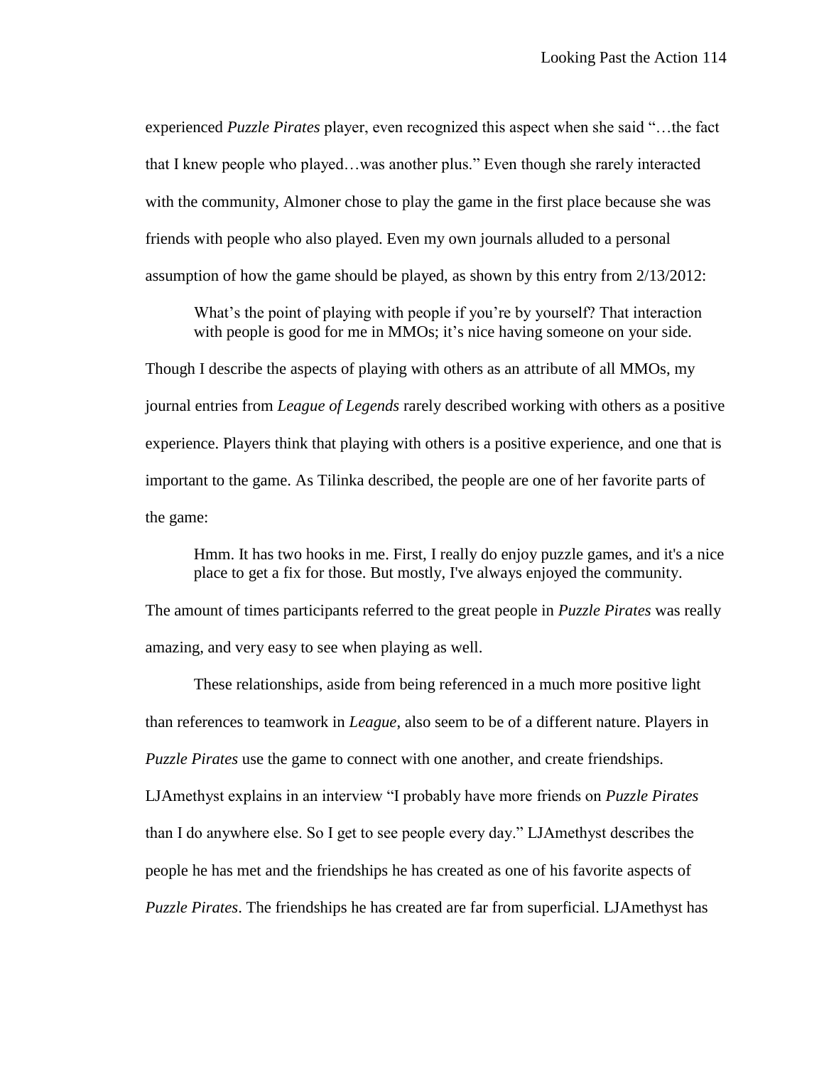experienced *Puzzle Pirates* player, even recognized this aspect when she said "…the fact that I knew people who played…was another plus." Even though she rarely interacted with the community, Almoner chose to play the game in the first place because she was friends with people who also played. Even my own journals alluded to a personal assumption of how the game should be played, as shown by this entry from 2/13/2012:

> What's the point of playing with people if you're by yourself? That interaction with people is good for me in MMOs; it's nice having someone on your side.

Though I describe the aspects of playing with others as an attribute of all MMOs, my journal entries from *League of Legends* rarely described working with others as a positive experience. Players think that playing with others is a positive experience, and one that is important to the game. As Tilinka described, the people are one of her favorite parts of the game:

> Hmm. It has two hooks in me. First, I really do enjoy puzzle games, and it's a nice place to get a fix for those. But mostly, I've always enjoyed the community.

The amount of times participants referred to the great people in *Puzzle Pirates* was really amazing, and very easy to see when playing as well.

These relationships, aside from being referenced in a much more positive light than references to teamwork in *League*, also seem to be of a different nature. Players in *Puzzle Pirates* use the game to connect with one another, and create friendships. LJAmethyst explains in an interview "I probably have more friends on *Puzzle Pirates* than I do anywhere else. So I get to see people every day." LJAmethyst describes the people he has met and the friendships he has created as one of his favorite aspects of *Puzzle Pirates*. The friendships he has created are far from superficial. LJAmethyst has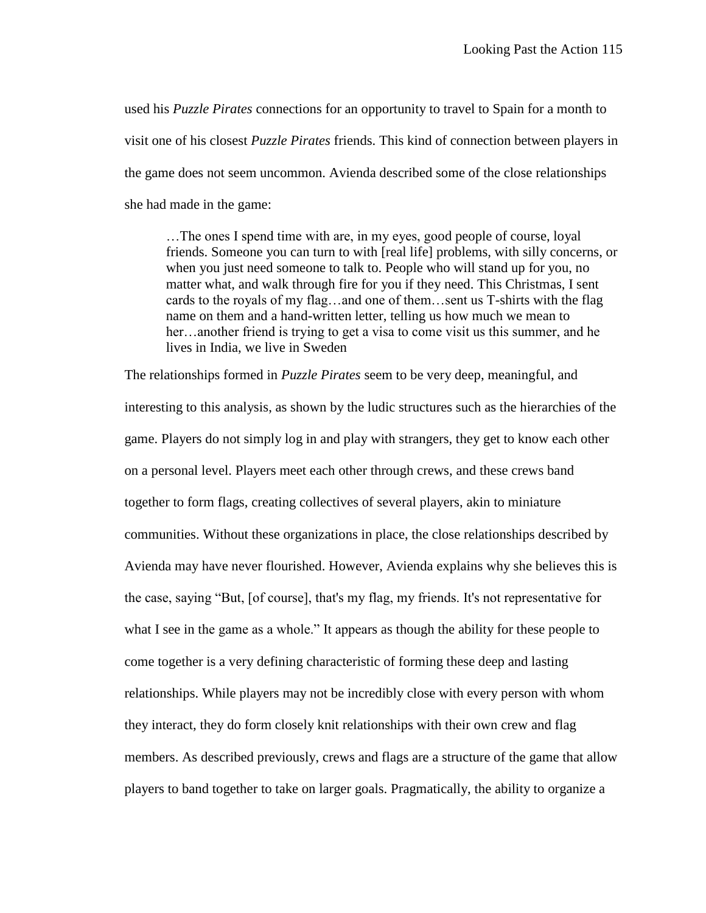used his *Puzzle Pirates* connections for an opportunity to travel to Spain for a month to visit one of his closest *Puzzle Pirates* friends. This kind of connection between players in the game does not seem uncommon. Avienda described some of the close relationships she had made in the game:

> …The ones I spend time with are, in my eyes, good people of course, loyal friends. Someone you can turn to with [real life] problems, with silly concerns, or when you just need someone to talk to. People who will stand up for you, no matter what, and walk through fire for you if they need. This Christmas, I sent cards to the royals of my flag…and one of them…sent us T-shirts with the flag name on them and a hand-written letter, telling us how much we mean to her…another friend is trying to get a visa to come visit us this summer, and he lives in India, we live in Sweden

The relationships formed in *Puzzle Pirates* seem to be very deep, meaningful, and interesting to this analysis, as shown by the ludic structures such as the hierarchies of the game. Players do not simply log in and play with strangers, they get to know each other on a personal level. Players meet each other through crews, and these crews band together to form flags, creating collectives of several players, akin to miniature communities. Without these organizations in place, the close relationships described by Avienda may have never flourished. However, Avienda explains why she believes this is the case, saying "But, [of course], that's my flag, my friends. It's not representative for what I see in the game as a whole." It appears as though the ability for these people to come together is a very defining characteristic of forming these deep and lasting relationships. While players may not be incredibly close with every person with whom they interact, they do form closely knit relationships with their own crew and flag members. As described previously, crews and flags are a structure of the game that allow players to band together to take on larger goals. Pragmatically, the ability to organize a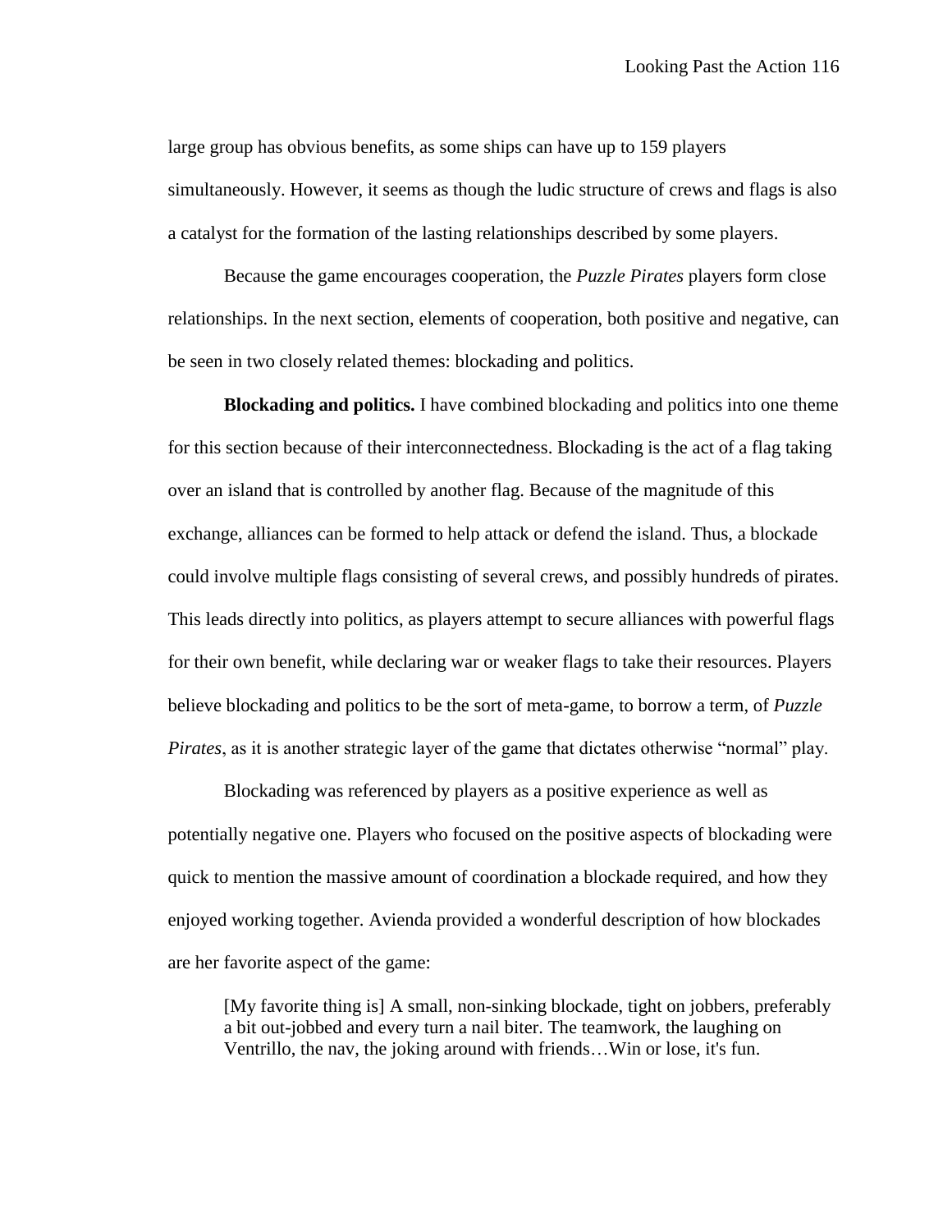large group has obvious benefits, as some ships can have up to 159 players simultaneously. However, it seems as though the ludic structure of crews and flags is also a catalyst for the formation of the lasting relationships described by some players.

Because the game encourages cooperation, the *Puzzle Pirates* players form close relationships. In the next section, elements of cooperation, both positive and negative, can be seen in two closely related themes: blockading and politics.

**Blockading and politics.** I have combined blockading and politics into one theme for this section because of their interconnectedness. Blockading is the act of a flag taking over an island that is controlled by another flag. Because of the magnitude of this exchange, alliances can be formed to help attack or defend the island. Thus, a blockade could involve multiple flags consisting of several crews, and possibly hundreds of pirates. This leads directly into politics, as players attempt to secure alliances with powerful flags for their own benefit, while declaring war or weaker flags to take their resources. Players believe blockading and politics to be the sort of meta-game, to borrow a term, of *Puzzle Pirates*, as it is another strategic layer of the game that dictates otherwise "normal" play.

Blockading was referenced by players as a positive experience as well as potentially negative one. Players who focused on the positive aspects of blockading were quick to mention the massive amount of coordination a blockade required, and how they enjoyed working together. Avienda provided a wonderful description of how blockades are her favorite aspect of the game:

> [My favorite thing is] A small, non-sinking blockade, tight on jobbers, preferably a bit out-jobbed and every turn a nail biter. The teamwork, the laughing on Ventrillo, the nav, the joking around with friends…Win or lose, it's fun.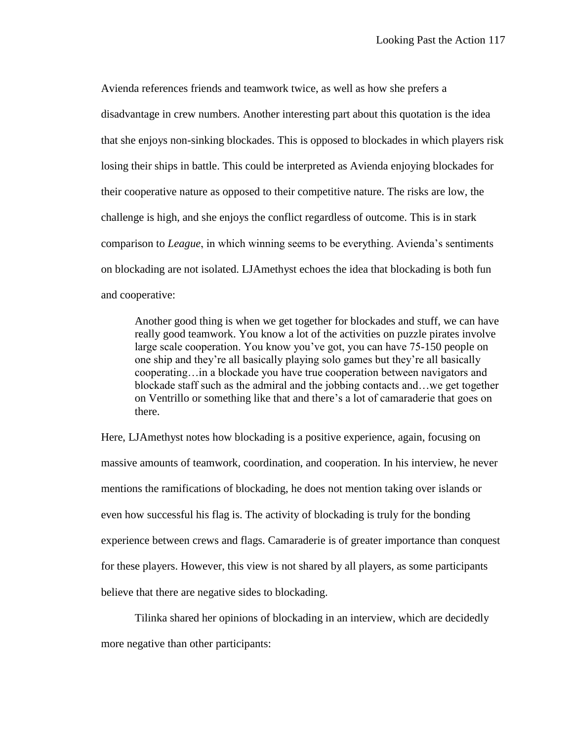Avienda references friends and teamwork twice, as well as how she prefers a disadvantage in crew numbers. Another interesting part about this quotation is the idea that she enjoys non-sinking blockades. This is opposed to blockades in which players risk losing their ships in battle. This could be interpreted as Avienda enjoying blockades for their cooperative nature as opposed to their competitive nature. The risks are low, the challenge is high, and she enjoys the conflict regardless of outcome. This is in stark comparison to *League*, in which winning seems to be everything. Avienda's sentiments on blockading are not isolated. LJAmethyst echoes the idea that blockading is both fun and cooperative:

> Another good thing is when we get together for blockades and stuff, we can have really good teamwork. You know a lot of the activities on puzzle pirates involve large scale cooperation. You know you've got, you can have 75-150 people on one ship and they're all basically playing solo games but they're all basically cooperating…in a blockade you have true cooperation between navigators and blockade staff such as the admiral and the jobbing contacts and…we get together on Ventrillo or something like that and there's a lot of camaraderie that goes on there.

Here, LJAmethyst notes how blockading is a positive experience, again, focusing on massive amounts of teamwork, coordination, and cooperation. In his interview, he never mentions the ramifications of blockading, he does not mention taking over islands or even how successful his flag is. The activity of blockading is truly for the bonding experience between crews and flags. Camaraderie is of greater importance than conquest for these players. However, this view is not shared by all players, as some participants believe that there are negative sides to blockading.

Tilinka shared her opinions of blockading in an interview, which are decidedly more negative than other participants: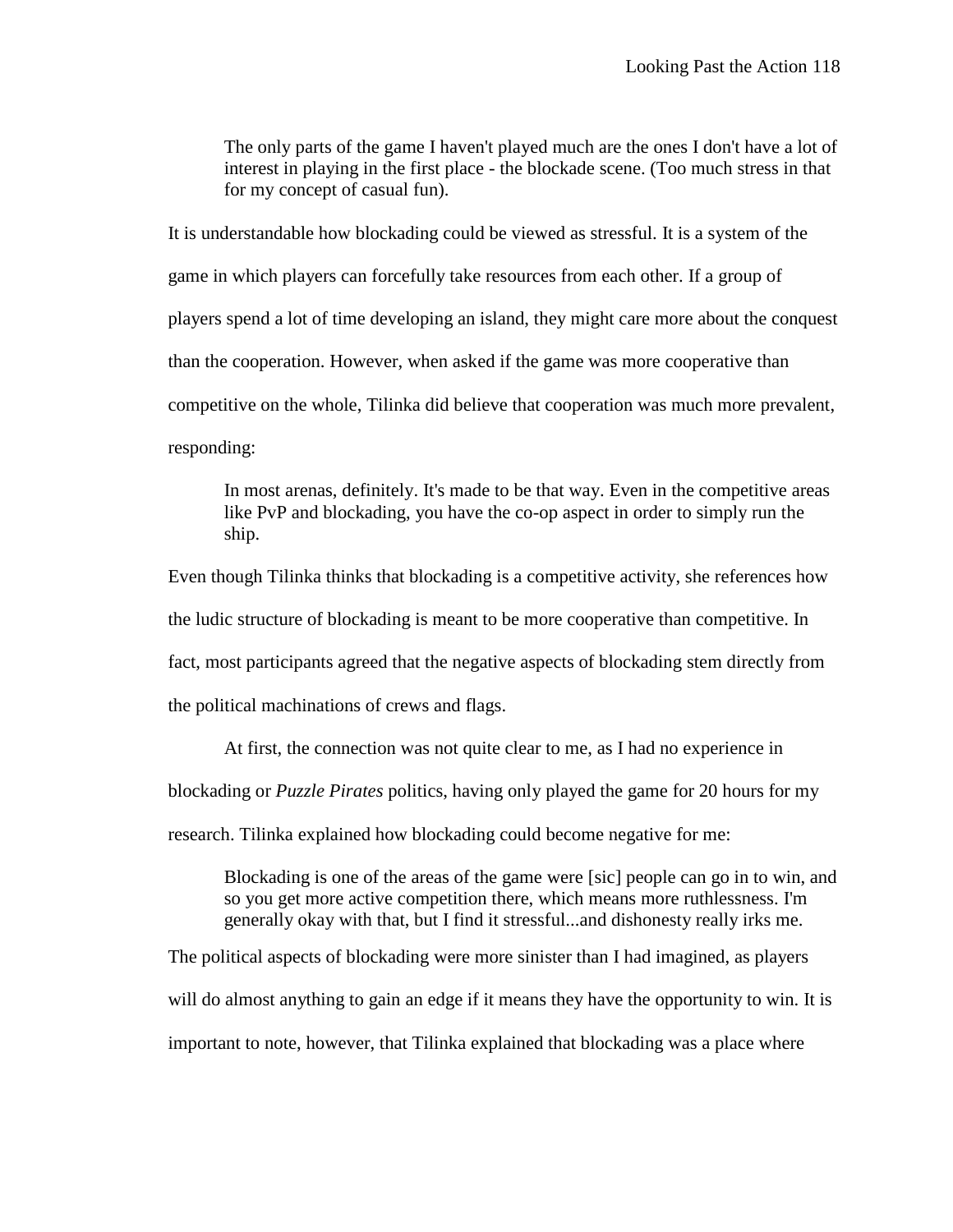> The only parts of the game I haven't played much are the ones I don't have a lot of interest in playing in the first place - the blockade scene. (Too much stress in that for my concept of casual fun).

It is understandable how blockading could be viewed as stressful. It is a system of the game in which players can forcefully take resources from each other. If a group of players spend a lot of time developing an island, they might care more about the conquest than the cooperation. However, when asked if the game was more cooperative than competitive on the whole, Tilinka did believe that cooperation was much more prevalent, responding:

> In most arenas, definitely. It's made to be that way. Even in the competitive areas like PvP and blockading, you have the co-op aspect in order to simply run the ship.

Even though Tilinka thinks that blockading is a competitive activity, she references how the ludic structure of blockading is meant to be more cooperative than competitive. In fact, most participants agreed that the negative aspects of blockading stem directly from the political machinations of crews and flags.

At first, the connection was not quite clear to me, as I had no experience in blockading or *Puzzle Pirates* politics, having only played the game for 20 hours for my research. Tilinka explained how blockading could become negative for me:

> Blockading is one of the areas of the game were [sic] people can go in to win, and so you get more active competition there, which means more ruthlessness. I'm generally okay with that, but I find it stressful...and dishonesty really irks me.

The political aspects of blockading were more sinister than I had imagined, as players will do almost anything to gain an edge if it means they have the opportunity to win. It is important to note, however, that Tilinka explained that blockading was a place where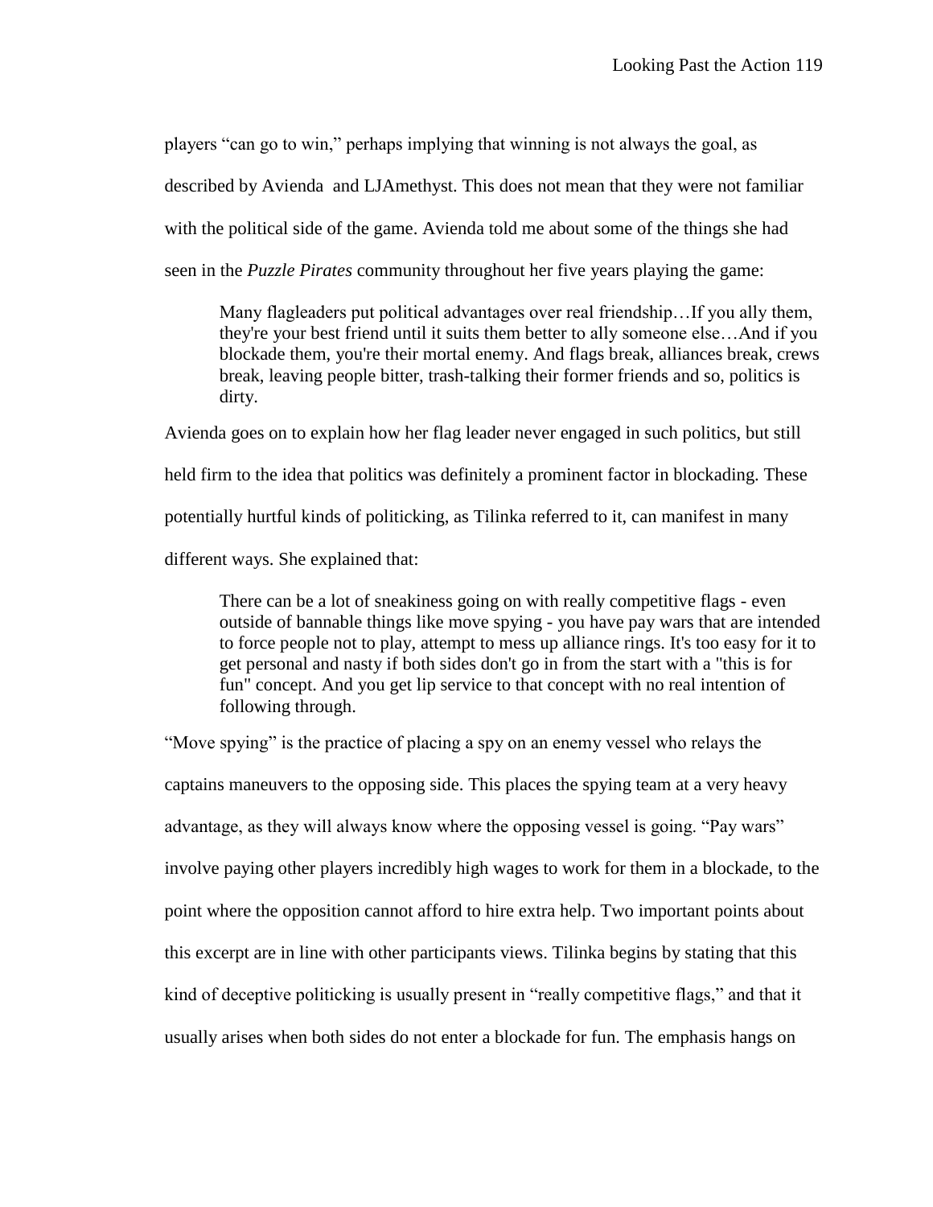players “can go to win,” perhaps implying that winning is not always the goal, as described by Avienda and LJAmethyst. This does not mean that they were not familiar with the political side of the game. Avienda told me about some of the things she had seen in the *Puzzle Pirates* community throughout her five years playing the game:

> Many flagleaders put political advantages over real friendship…If you ally them, they're your best friend until it suits them better to ally someone else…And if you blockade them, you're their mortal enemy. And flags break, alliances break, crews break, leaving people bitter, trash-talking their former friends and so, politics is dirty.

Avienda goes on to explain how her flag leader never engaged in such politics, but still held firm to the idea that politics was definitely a prominent factor in blockading. These potentially hurtful kinds of politicking, as Tilinka referred to it, can manifest in many different ways. She explained that:

> There can be a lot of sneakiness going on with really competitive flags - even outside of bannable things like move spying - you have pay wars that are intended to force people not to play, attempt to mess up alliance rings. It's too easy for it to get personal and nasty if both sides don't go in from the start with a "this is for fun" concept. And you get lip service to that concept with no real intention of following through.

“Move spying” is the practice of placing a spy on an enemy vessel who relays the captains maneuvers to the opposing side. This places the spying team at a very heavy advantage, as they will always know where the opposing vessel is going. “Pay wars” involve paying other players incredibly high wages to work for them in a blockade, to the point where the opposition cannot afford to hire extra help. Two important points about this excerpt are in line with other participants views. Tilinka begins by stating that this kind of deceptive politicking is usually present in “really competitive flags,” and that it usually arises when both sides do not enter a blockade for fun. The emphasis hangs on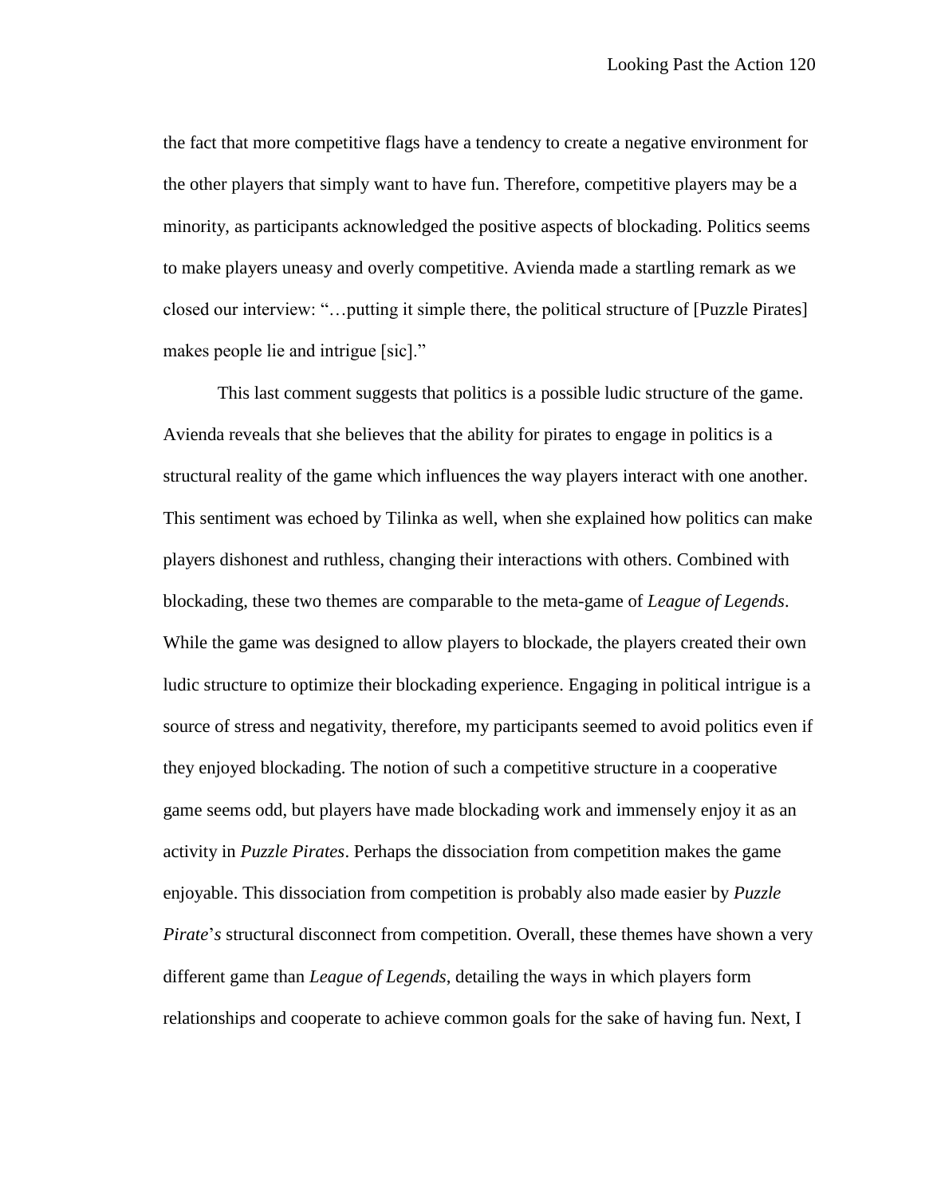the fact that more competitive flags have a tendency to create a negative environment for the other players that simply want to have fun. Therefore, competitive players may be a minority, as participants acknowledged the positive aspects of blockading. Politics seems to make players uneasy and overly competitive. Avienda made a startling remark as we closed our interview: "…putting it simple there, the political structure of [Puzzle Pirates] makes people lie and intrigue [sic]."

This last comment suggests that politics is a possible ludic structure of the game. Avienda reveals that she believes that the ability for pirates to engage in politics is a structural reality of the game which influences the way players interact with one another. This sentiment was echoed by Tilinka as well, when she explained how politics can make players dishonest and ruthless, changing their interactions with others. Combined with blockading, these two themes are comparable to the meta-game of *League of Legends*. While the game was designed to allow players to blockade, the players created their own ludic structure to optimize their blockading experience. Engaging in political intrigue is a source of stress and negativity, therefore, my participants seemed to avoid politics even if they enjoyed blockading. The notion of such a competitive structure in a cooperative game seems odd, but players have made blockading work and immensely enjoy it as an activity in *Puzzle Pirates*. Perhaps the dissociation from competition makes the game enjoyable. This dissociation from competition is probably also made easier by *Puzzle Pirate*'*s* structural disconnect from competition. Overall, these themes have shown a very different game than *League of Legends*, detailing the ways in which players form relationships and cooperate to achieve common goals for the sake of having fun. Next, I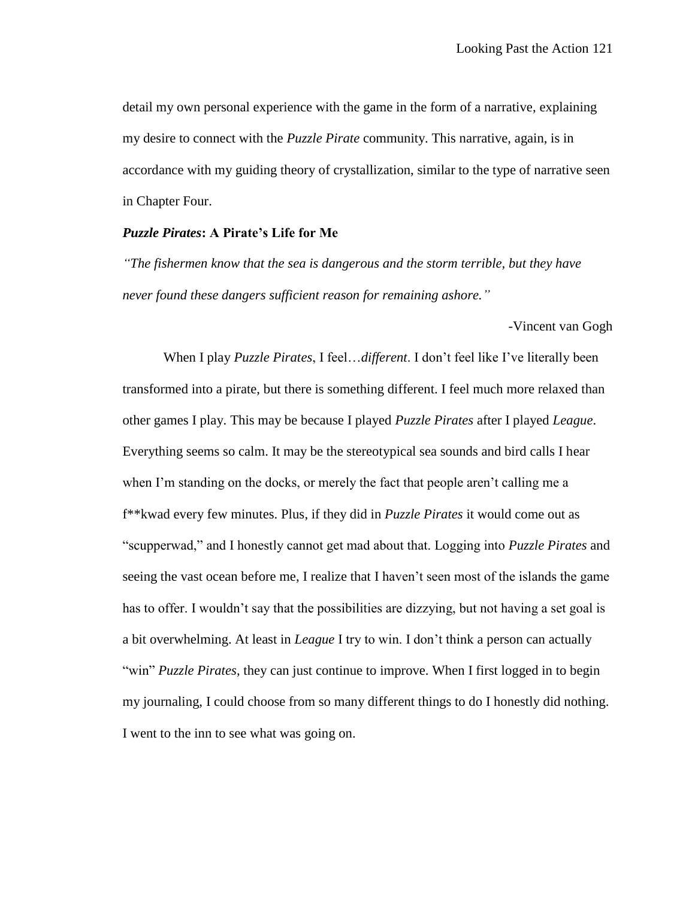detail my own personal experience with the game in the form of a narrative, explaining my desire to connect with the *Puzzle Pirate* community. This narrative, again, is in accordance with my guiding theory of crystallization, similar to the type of narrative seen in Chapter Four.

### ***Puzzle Pirates*: A Pirate's Life for Me**

*"The fishermen know that the sea is dangerous and the storm terrible, but they have never found these dangers sufficient reason for remaining ashore."*

-Vincent van Gogh

When I play *Puzzle Pirates*, I feel…*different*. I don't feel like I've literally been transformed into a pirate, but there is something different. I feel much more relaxed than other games I play. This may be because I played *Puzzle Pirates* after I played *League*. Everything seems so calm. It may be the stereotypical sea sounds and bird calls I hear when I'm standing on the docks, or merely the fact that people aren't calling me a f**kwad every few minutes. Plus, if they did in *Puzzle Pirates* it would come out as "scupperwad," and I honestly cannot get mad about that. Logging into *Puzzle Pirates* and seeing the vast ocean before me, I realize that I haven't seen most of the islands the game has to offer. I wouldn't say that the possibilities are dizzying, but not having a set goal is a bit overwhelming. At least in *League* I try to win. I don't think a person can actually "win" *Puzzle Pirates*, they can just continue to improve. When I first logged in to begin my journaling, I could choose from so many different things to do I honestly did nothing. I went to the inn to see what was going on.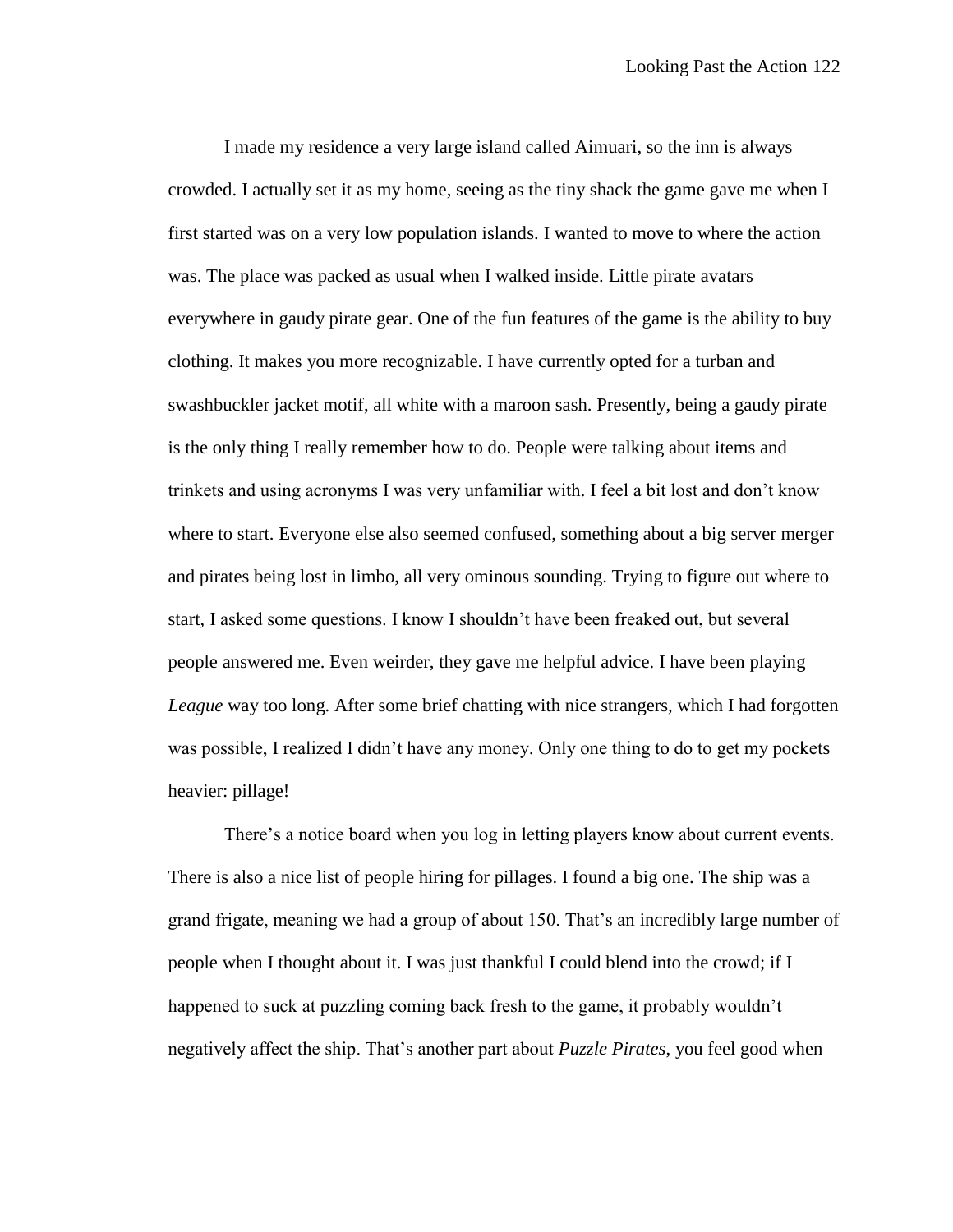I made my residence a very large island called Aimuari, so the inn is always crowded. I actually set it as my home, seeing as the tiny shack the game gave me when I first started was on a very low population islands. I wanted to move to where the action was. The place was packed as usual when I walked inside. Little pirate avatars everywhere in gaudy pirate gear. One of the fun features of the game is the ability to buy clothing. It makes you more recognizable. I have currently opted for a turban and swashbuckler jacket motif, all white with a maroon sash. Presently, being a gaudy pirate is the only thing I really remember how to do. People were talking about items and trinkets and using acronyms I was very unfamiliar with. I feel a bit lost and don't know where to start. Everyone else also seemed confused, something about a big server merger and pirates being lost in limbo, all very ominous sounding. Trying to figure out where to start, I asked some questions. I know I shouldn't have been freaked out, but several people answered me. Even weirder, they gave me helpful advice. I have been playing *League* way too long. After some brief chatting with nice strangers, which I had forgotten was possible, I realized I didn't have any money. Only one thing to do to get my pockets heavier: pillage!

There's a notice board when you log in letting players know about current events. There is also a nice list of people hiring for pillages. I found a big one. The ship was a grand frigate, meaning we had a group of about 150. That's an incredibly large number of people when I thought about it. I was just thankful I could blend into the crowd; if I happened to suck at puzzling coming back fresh to the game, it probably wouldn't negatively affect the ship. That's another part about *Puzzle Pirates*, you feel good when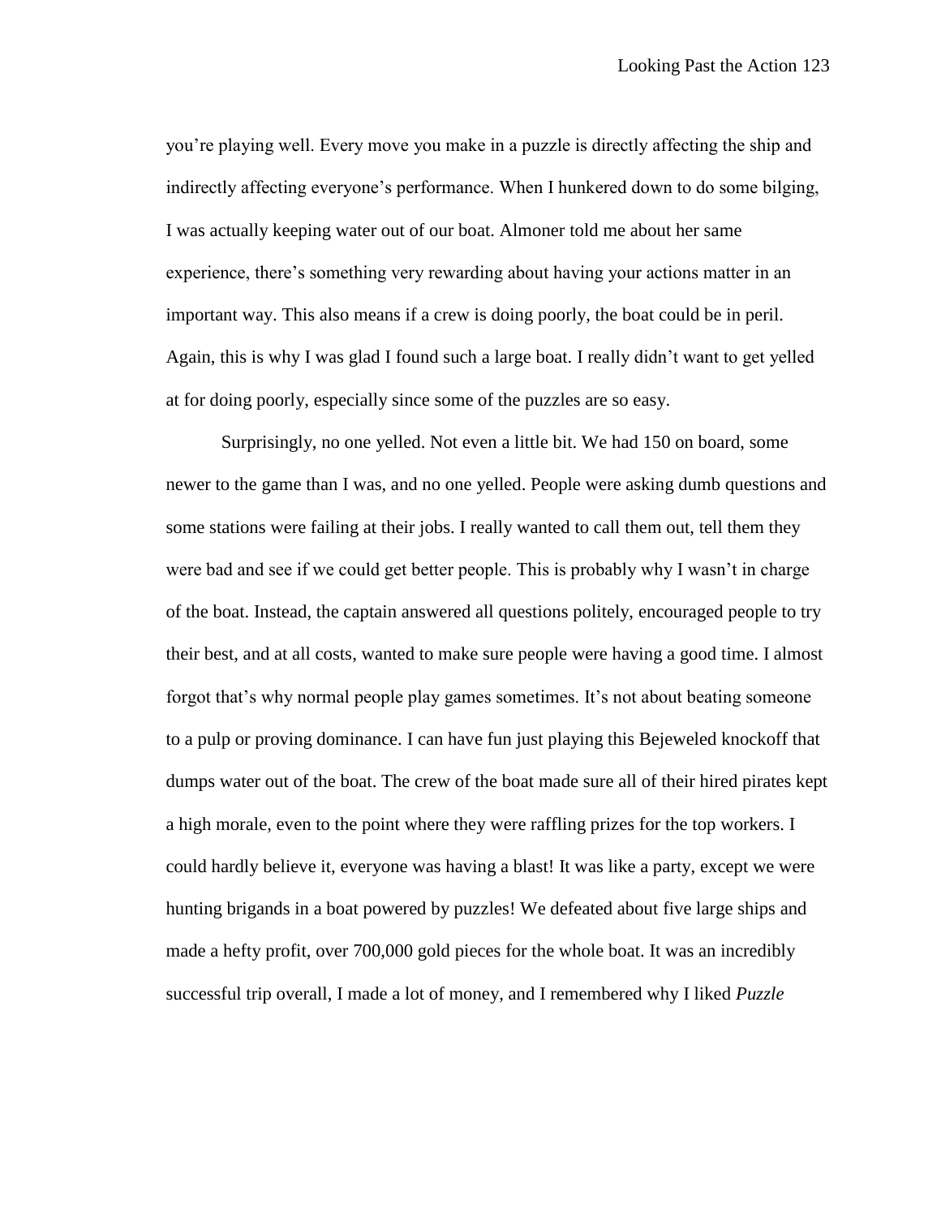you're playing well. Every move you make in a puzzle is directly affecting the ship and indirectly affecting everyone's performance. When I hunkered down to do some bilging, I was actually keeping water out of our boat. Almoner told me about her same experience, there's something very rewarding about having your actions matter in an important way. This also means if a crew is doing poorly, the boat could be in peril. Again, this is why I was glad I found such a large boat. I really didn't want to get yelled at for doing poorly, especially since some of the puzzles are so easy.

Surprisingly, no one yelled. Not even a little bit. We had 150 on board, some newer to the game than I was, and no one yelled. People were asking dumb questions and some stations were failing at their jobs. I really wanted to call them out, tell them they were bad and see if we could get better people. This is probably why I wasn't in charge of the boat. Instead, the captain answered all questions politely, encouraged people to try their best, and at all costs, wanted to make sure people were having a good time. I almost forgot that's why normal people play games sometimes. It's not about beating someone to a pulp or proving dominance. I can have fun just playing this Bejeweled knockoff that dumps water out of the boat. The crew of the boat made sure all of their hired pirates kept a high morale, even to the point where they were raffling prizes for the top workers. I could hardly believe it, everyone was having a blast! It was like a party, except we were hunting brigands in a boat powered by puzzles! We defeated about five large ships and made a hefty profit, over 700,000 gold pieces for the whole boat. It was an incredibly successful trip overall, I made a lot of money, and I remembered why I liked *Puzzle*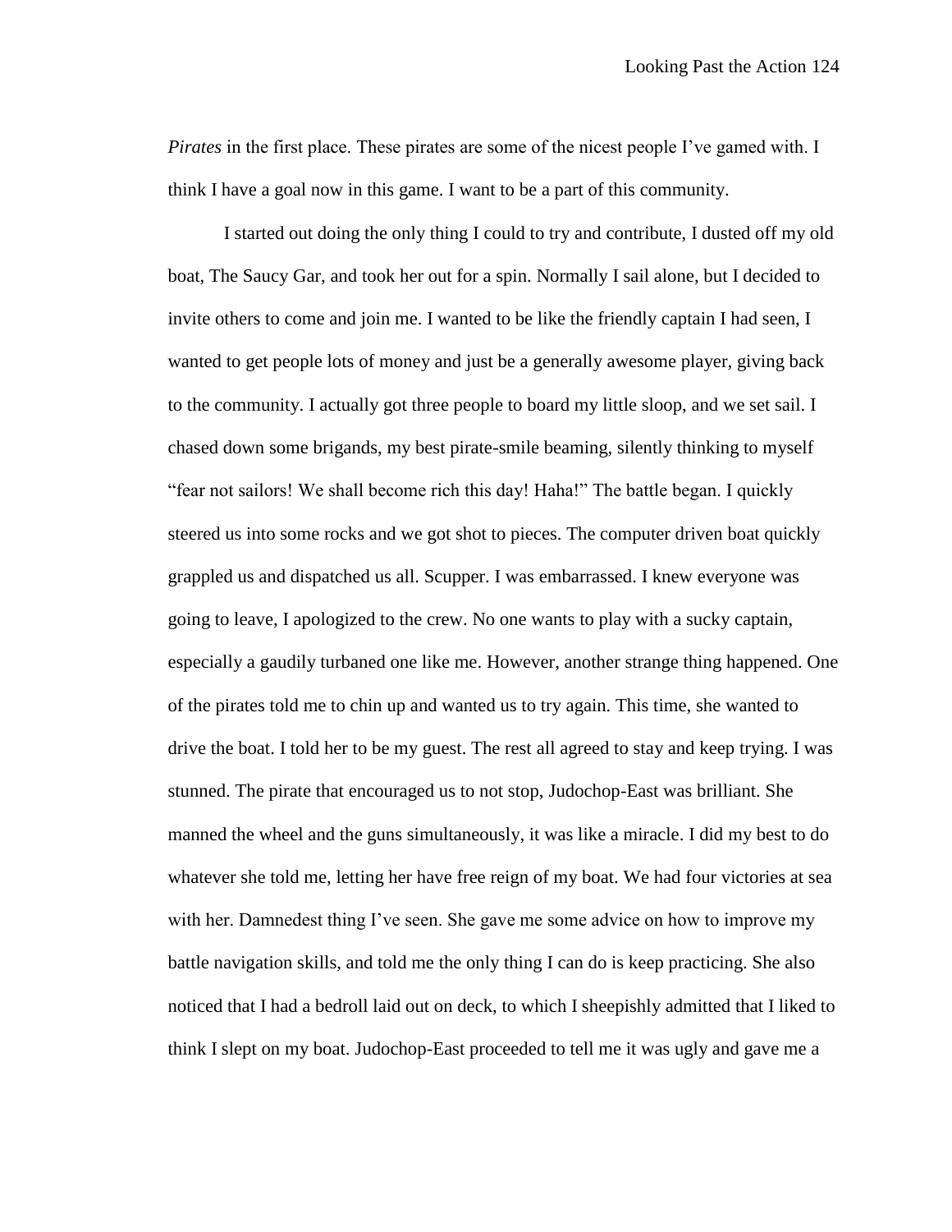*Pirates* in the first place. These pirates are some of the nicest people I've gamed with. I think I have a goal now in this game. I want to be a part of this community.

I started out doing the only thing I could to try and contribute, I dusted off my old boat, The Saucy Gar, and took her out for a spin. Normally I sail alone, but I decided to invite others to come and join me. I wanted to be like the friendly captain I had seen, I wanted to get people lots of money and just be a generally awesome player, giving back to the community. I actually got three people to board my little sloop, and we set sail. I chased down some brigands, my best pirate-smile beaming, silently thinking to myself "fear not sailors! We shall become rich this day! Haha!" The battle began. I quickly steered us into some rocks and we got shot to pieces. The computer driven boat quickly grappled us and dispatched us all. Scupper. I was embarrassed. I knew everyone was going to leave, I apologized to the crew. No one wants to play with a sucky captain, especially a gaudily turbaned one like me. However, another strange thing happened. One of the pirates told me to chin up and wanted us to try again. This time, she wanted to drive the boat. I told her to be my guest. The rest all agreed to stay and keep trying. I was stunned. The pirate that encouraged us to not stop, Judochop-East was brilliant. She manned the wheel and the guns simultaneously, it was like a miracle. I did my best to do whatever she told me, letting her have free reign of my boat. We had four victories at sea with her. Damnedest thing I've seen. She gave me some advice on how to improve my battle navigation skills, and told me the only thing I can do is keep practicing. She also noticed that I had a bedroll laid out on deck, to which I sheepishly admitted that I liked to think I slept on my boat. Judochop-East proceeded to tell me it was ugly and gave me a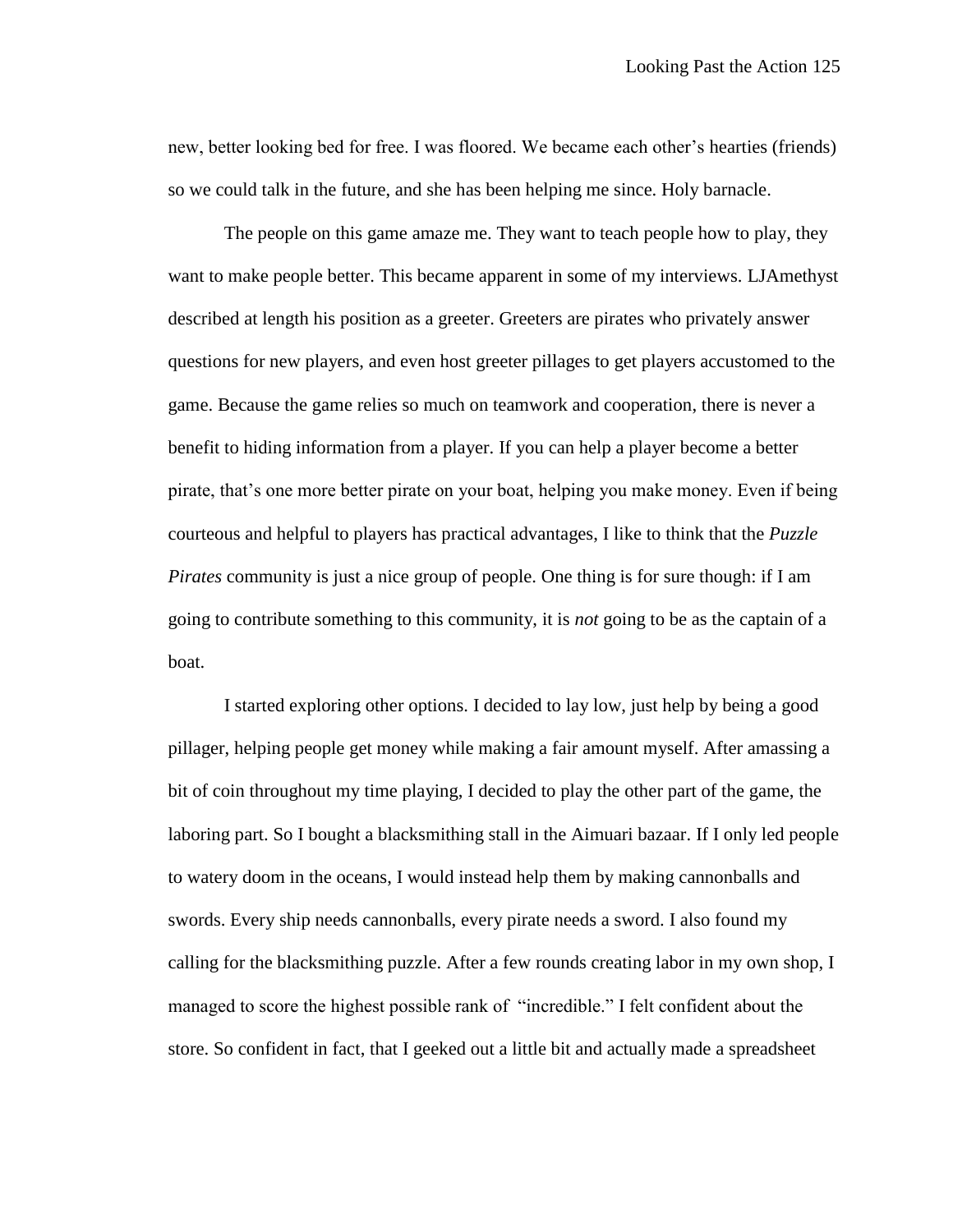new, better looking bed for free. I was floored. We became each other's hearties (friends) so we could talk in the future, and she has been helping me since. Holy barnacle.

The people on this game amaze me. They want to teach people how to play, they want to make people better. This became apparent in some of my interviews. LJAmethyst described at length his position as a greeter. Greeters are pirates who privately answer questions for new players, and even host greeter pillages to get players accustomed to the game. Because the game relies so much on teamwork and cooperation, there is never a benefit to hiding information from a player. If you can help a player become a better pirate, that's one more better pirate on your boat, helping you make money. Even if being courteous and helpful to players has practical advantages, I like to think that the *Puzzle Pirates* community is just a nice group of people. One thing is for sure though: if I am going to contribute something to this community, it is *not* going to be as the captain of a boat.

I started exploring other options. I decided to lay low, just help by being a good pillager, helping people get money while making a fair amount myself. After amassing a bit of coin throughout my time playing, I decided to play the other part of the game, the laboring part. So I bought a blacksmithing stall in the Aimuari bazaar. If I only led people to watery doom in the oceans, I would instead help them by making cannonballs and swords. Every ship needs cannonballs, every pirate needs a sword. I also found my calling for the blacksmithing puzzle. After a few rounds creating labor in my own shop, I managed to score the highest possible rank of "incredible." I felt confident about the store. So confident in fact, that I geeked out a little bit and actually made a spreadsheet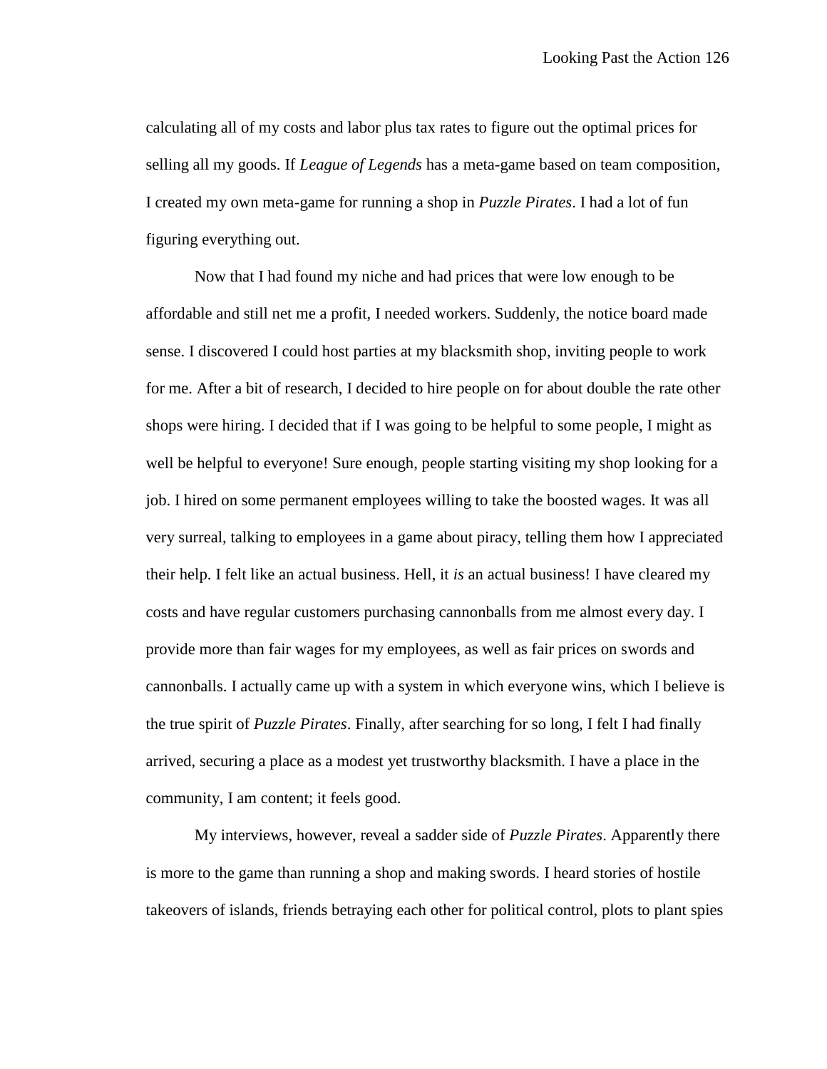calculating all of my costs and labor plus tax rates to figure out the optimal prices for selling all my goods. If *League of Legends* has a meta-game based on team composition, I created my own meta-game for running a shop in *Puzzle Pirates*. I had a lot of fun figuring everything out.

Now that I had found my niche and had prices that were low enough to be affordable and still net me a profit, I needed workers. Suddenly, the notice board made sense. I discovered I could host parties at my blacksmith shop, inviting people to work for me. After a bit of research, I decided to hire people on for about double the rate other shops were hiring. I decided that if I was going to be helpful to some people, I might as well be helpful to everyone! Sure enough, people starting visiting my shop looking for a job. I hired on some permanent employees willing to take the boosted wages. It was all very surreal, talking to employees in a game about piracy, telling them how I appreciated their help. I felt like an actual business. Hell, it *is* an actual business! I have cleared my costs and have regular customers purchasing cannonballs from me almost every day. I provide more than fair wages for my employees, as well as fair prices on swords and cannonballs. I actually came up with a system in which everyone wins, which I believe is the true spirit of *Puzzle Pirates*. Finally, after searching for so long, I felt I had finally arrived, securing a place as a modest yet trustworthy blacksmith. I have a place in the community, I am content; it feels good.

My interviews, however, reveal a sadder side of *Puzzle Pirates*. Apparently there is more to the game than running a shop and making swords. I heard stories of hostile takeovers of islands, friends betraying each other for political control, plots to plant spies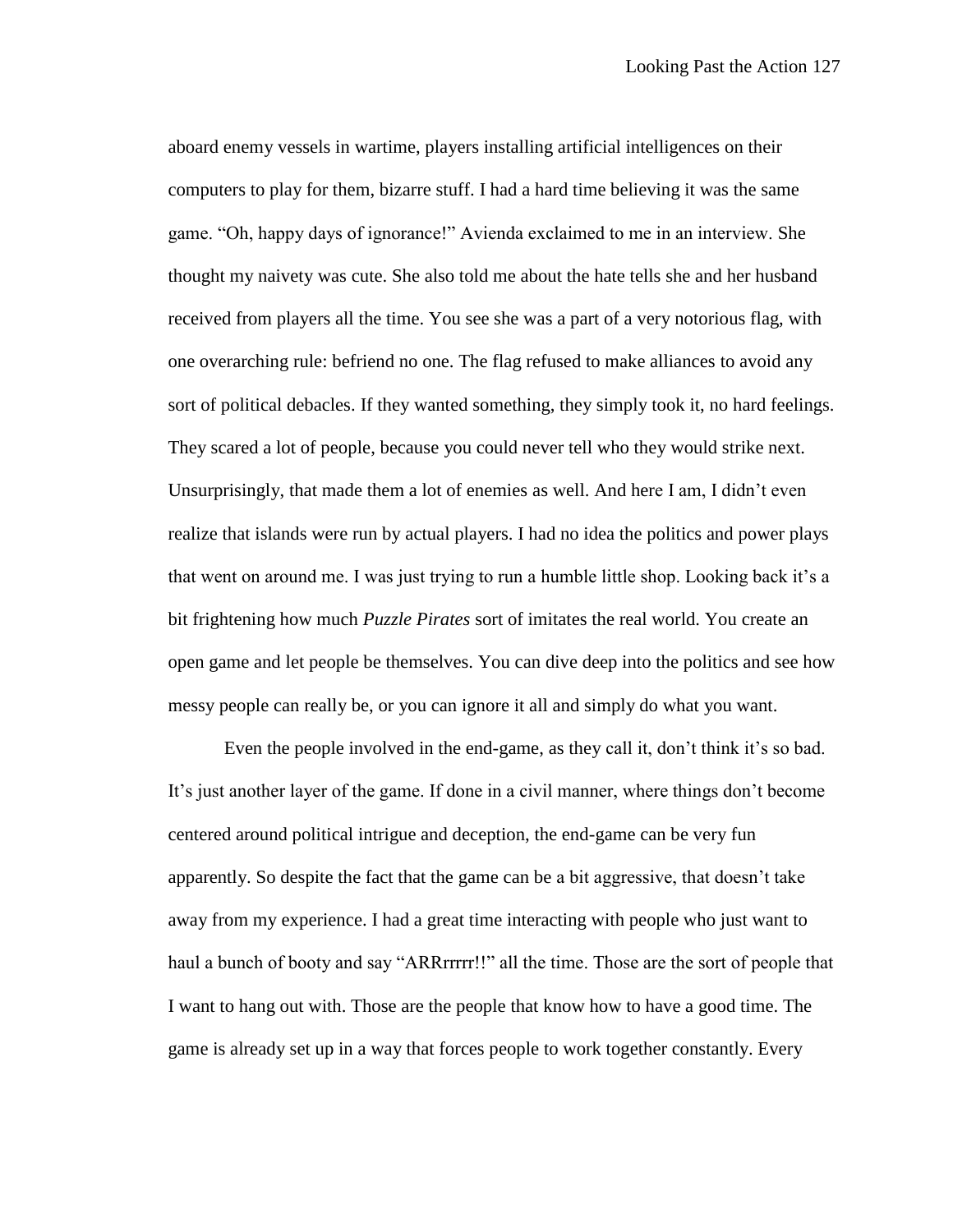aboard enemy vessels in wartime, players installing artificial intelligences on their computers to play for them, bizarre stuff. I had a hard time believing it was the same game. "Oh, happy days of ignorance!" Avienda exclaimed to me in an interview. She thought my naivety was cute. She also told me about the hate tells she and her husband received from players all the time. You see she was a part of a very notorious flag, with one overarching rule: befriend no one. The flag refused to make alliances to avoid any sort of political debacles. If they wanted something, they simply took it, no hard feelings. They scared a lot of people, because you could never tell who they would strike next. Unsurprisingly, that made them a lot of enemies as well. And here I am, I didn't even realize that islands were run by actual players. I had no idea the politics and power plays that went on around me. I was just trying to run a humble little shop. Looking back it's a bit frightening how much *Puzzle Pirates* sort of imitates the real world. You create an open game and let people be themselves. You can dive deep into the politics and see how messy people can really be, or you can ignore it all and simply do what you want.

Even the people involved in the end-game, as they call it, don't think it's so bad. It's just another layer of the game. If done in a civil manner, where things don't become centered around political intrigue and deception, the end-game can be very fun apparently. So despite the fact that the game can be a bit aggressive, that doesn't take away from my experience. I had a great time interacting with people who just want to haul a bunch of booty and say "ARRrrrrr!!" all the time. Those are the sort of people that I want to hang out with. Those are the people that know how to have a good time. The game is already set up in a way that forces people to work together constantly. Every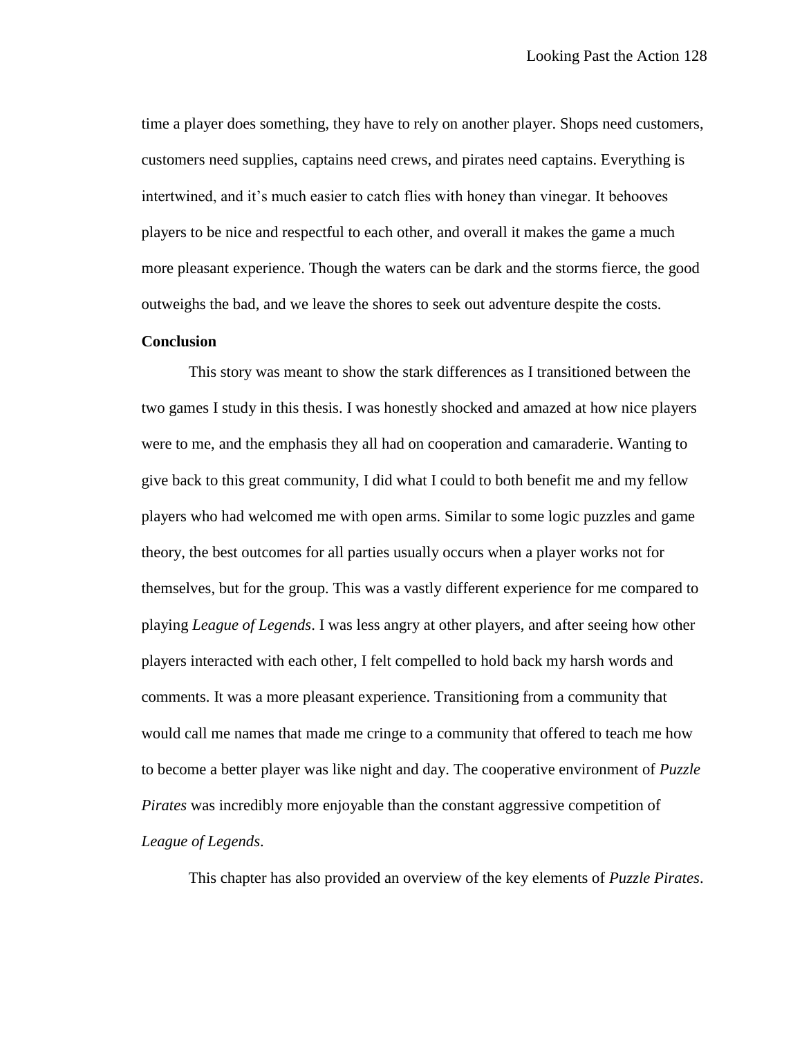time a player does something, they have to rely on another player. Shops need customers, customers need supplies, captains need crews, and pirates need captains. Everything is intertwined, and it's much easier to catch flies with honey than vinegar. It behooves players to be nice and respectful to each other, and overall it makes the game a much more pleasant experience. Though the waters can be dark and the storms fierce, the good outweighs the bad, and we leave the shores to seek out adventure despite the costs.

**Conclusion**

This story was meant to show the stark differences as I transitioned between the two games I study in this thesis. I was honestly shocked and amazed at how nice players were to me, and the emphasis they all had on cooperation and camaraderie. Wanting to give back to this great community, I did what I could to both benefit me and my fellow players who had welcomed me with open arms. Similar to some logic puzzles and game theory, the best outcomes for all parties usually occurs when a player works not for themselves, but for the group. This was a vastly different experience for me compared to playing *League of Legends*. I was less angry at other players, and after seeing how other players interacted with each other, I felt compelled to hold back my harsh words and comments. It was a more pleasant experience. Transitioning from a community that would call me names that made me cringe to a community that offered to teach me how to become a better player was like night and day. The cooperative environment of *Puzzle Pirates* was incredibly more enjoyable than the constant aggressive competition of *League of Legends*.

This chapter has also provided an overview of the key elements of *Puzzle Pirates*.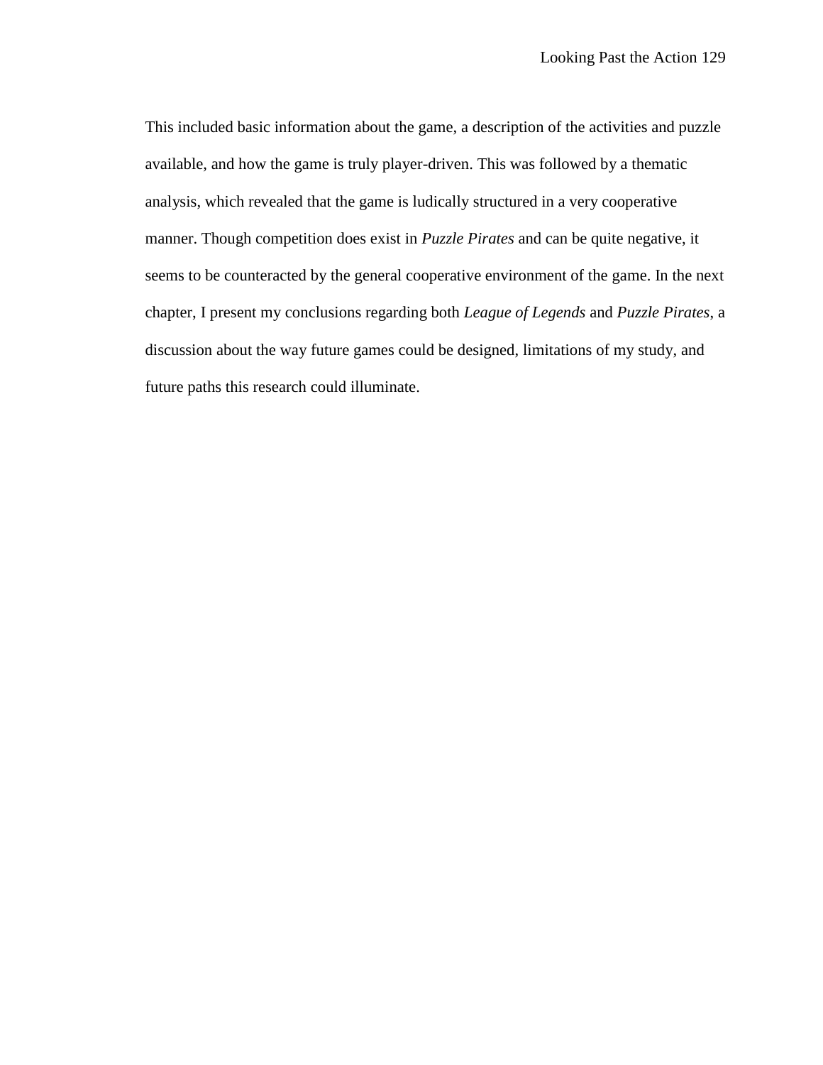This included basic information about the game, a description of the activities and puzzle available, and how the game is truly player-driven. This was followed by a thematic analysis, which revealed that the game is ludically structured in a very cooperative manner. Though competition does exist in *Puzzle Pirates* and can be quite negative, it seems to be counteracted by the general cooperative environment of the game. In the next chapter, I present my conclusions regarding both *League of Legends* and *Puzzle Pirates*, a discussion about the way future games could be designed, limitations of my study, and future paths this research could illuminate.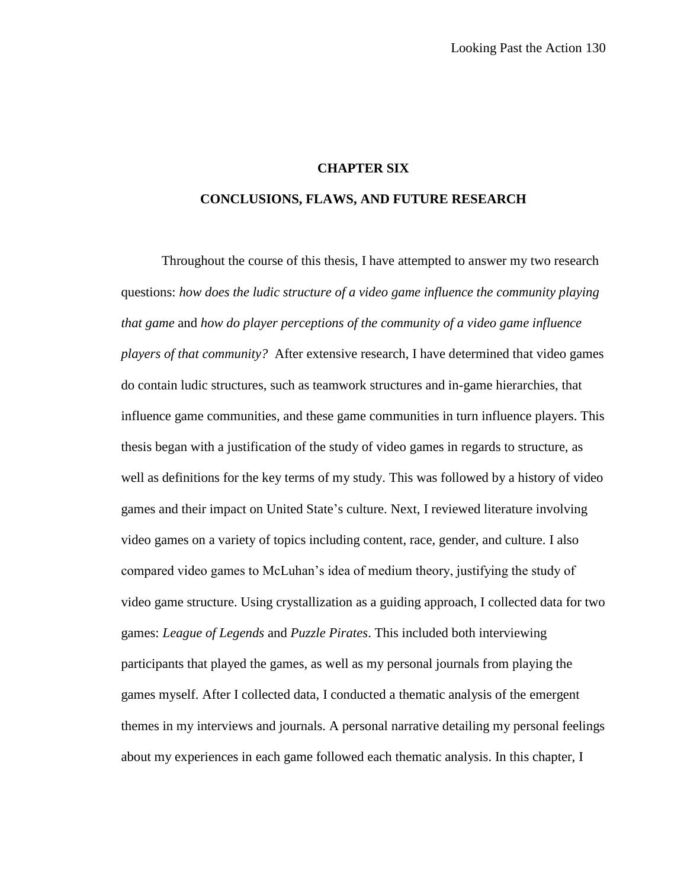# CHAPTER SIX

## CONCLUSIONS, FLAWS, AND FUTURE RESEARCH

Throughout the course of this thesis, I have attempted to answer my two research questions: *how does the ludic structure of a video game influence the community playing that game* and *how do player perceptions of the community of a video game influence players of that community?* After extensive research, I have determined that video games do contain ludic structures, such as teamwork structures and in-game hierarchies, that influence game communities, and these game communities in turn influence players. This thesis began with a justification of the study of video games in regards to structure, as well as definitions for the key terms of my study. This was followed by a history of video games and their impact on United State's culture. Next, I reviewed literature involving video games on a variety of topics including content, race, gender, and culture. I also compared video games to McLuhan's idea of medium theory, justifying the study of video game structure. Using crystallization as a guiding approach, I collected data for two games: *League of Legends* and *Puzzle Pirates*. This included both interviewing participants that played the games, as well as my personal journals from playing the games myself. After I collected data, I conducted a thematic analysis of the emergent themes in my interviews and journals. A personal narrative detailing my personal feelings about my experiences in each game followed each thematic analysis. In this chapter, I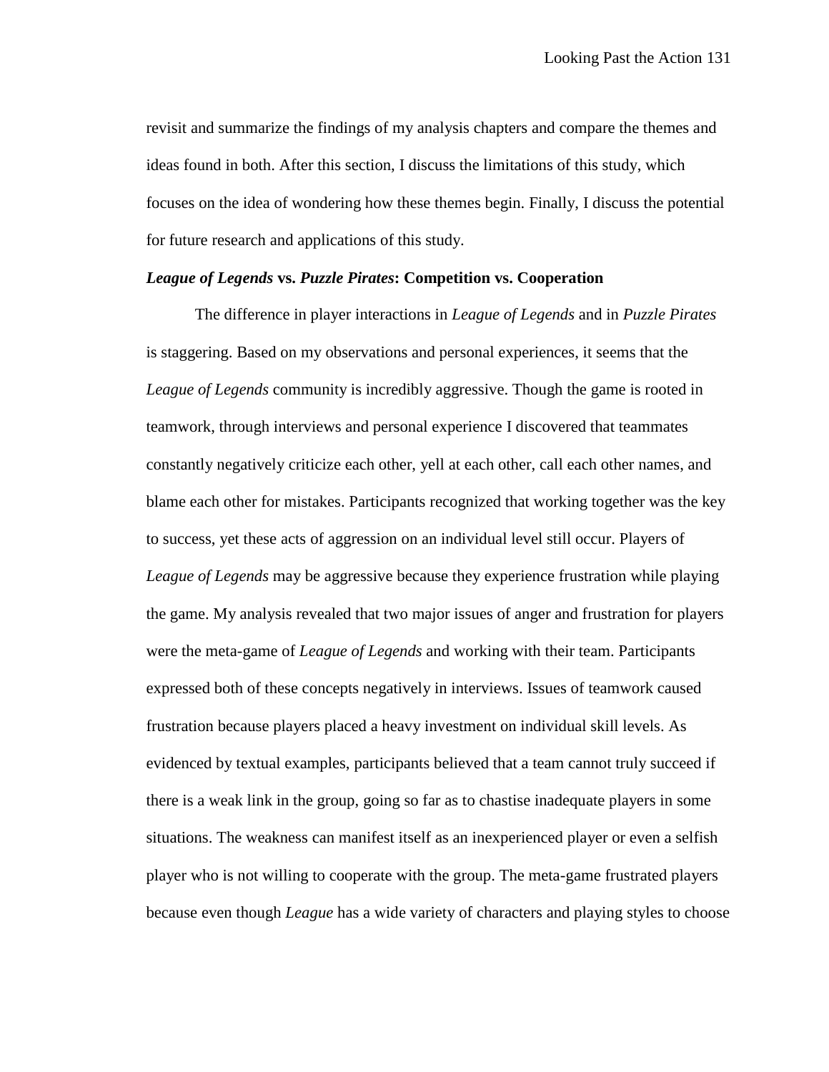revisit and summarize the findings of my analysis chapters and compare the themes and ideas found in both. After this section, I discuss the limitations of this study, which focuses on the idea of wondering how these themes begin. Finally, I discuss the potential for future research and applications of this study.

### ***League of Legends* vs. *Puzzle Pirates*: Competition vs. Cooperation**

The difference in player interactions in *League of Legends* and in *Puzzle Pirates* is staggering. Based on my observations and personal experiences, it seems that the *League of Legends* community is incredibly aggressive. Though the game is rooted in teamwork, through interviews and personal experience I discovered that teammates constantly negatively criticize each other, yell at each other, call each other names, and blame each other for mistakes. Participants recognized that working together was the key to success, yet these acts of aggression on an individual level still occur. Players of *League of Legends* may be aggressive because they experience frustration while playing the game. My analysis revealed that two major issues of anger and frustration for players were the meta-game of *League of Legends* and working with their team. Participants expressed both of these concepts negatively in interviews. Issues of teamwork caused frustration because players placed a heavy investment on individual skill levels. As evidenced by textual examples, participants believed that a team cannot truly succeed if there is a weak link in the group, going so far as to chastise inadequate players in some situations. The weakness can manifest itself as an inexperienced player or even a selfish player who is not willing to cooperate with the group. The meta-game frustrated players because even though *League* has a wide variety of characters and playing styles to choose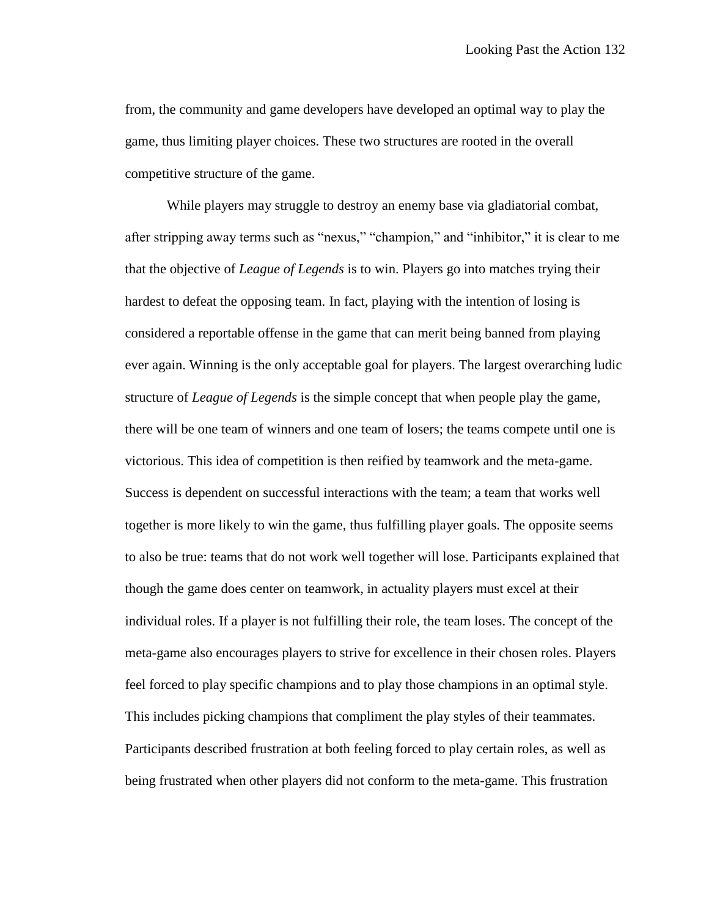from, the community and game developers have developed an optimal way to play the game, thus limiting player choices. These two structures are rooted in the overall competitive structure of the game.

While players may struggle to destroy an enemy base via gladiatorial combat, after stripping away terms such as "nexus," "champion," and "inhibitor," it is clear to me that the objective of *League of Legends* is to win. Players go into matches trying their hardest to defeat the opposing team. In fact, playing with the intention of losing is considered a reportable offense in the game that can merit being banned from playing ever again. Winning is the only acceptable goal for players. The largest overarching ludic structure of *League of Legends* is the simple concept that when people play the game, there will be one team of winners and one team of losers; the teams compete until one is victorious. This idea of competition is then reified by teamwork and the meta-game. Success is dependent on successful interactions with the team; a team that works well together is more likely to win the game, thus fulfilling player goals. The opposite seems to also be true: teams that do not work well together will lose. Participants explained that though the game does center on teamwork, in actuality players must excel at their individual roles. If a player is not fulfilling their role, the team loses. The concept of the meta-game also encourages players to strive for excellence in their chosen roles. Players feel forced to play specific champions and to play those champions in an optimal style. This includes picking champions that compliment the play styles of their teammates. Participants described frustration at both feeling forced to play certain roles, as well as being frustrated when other players did not conform to the meta-game. This frustration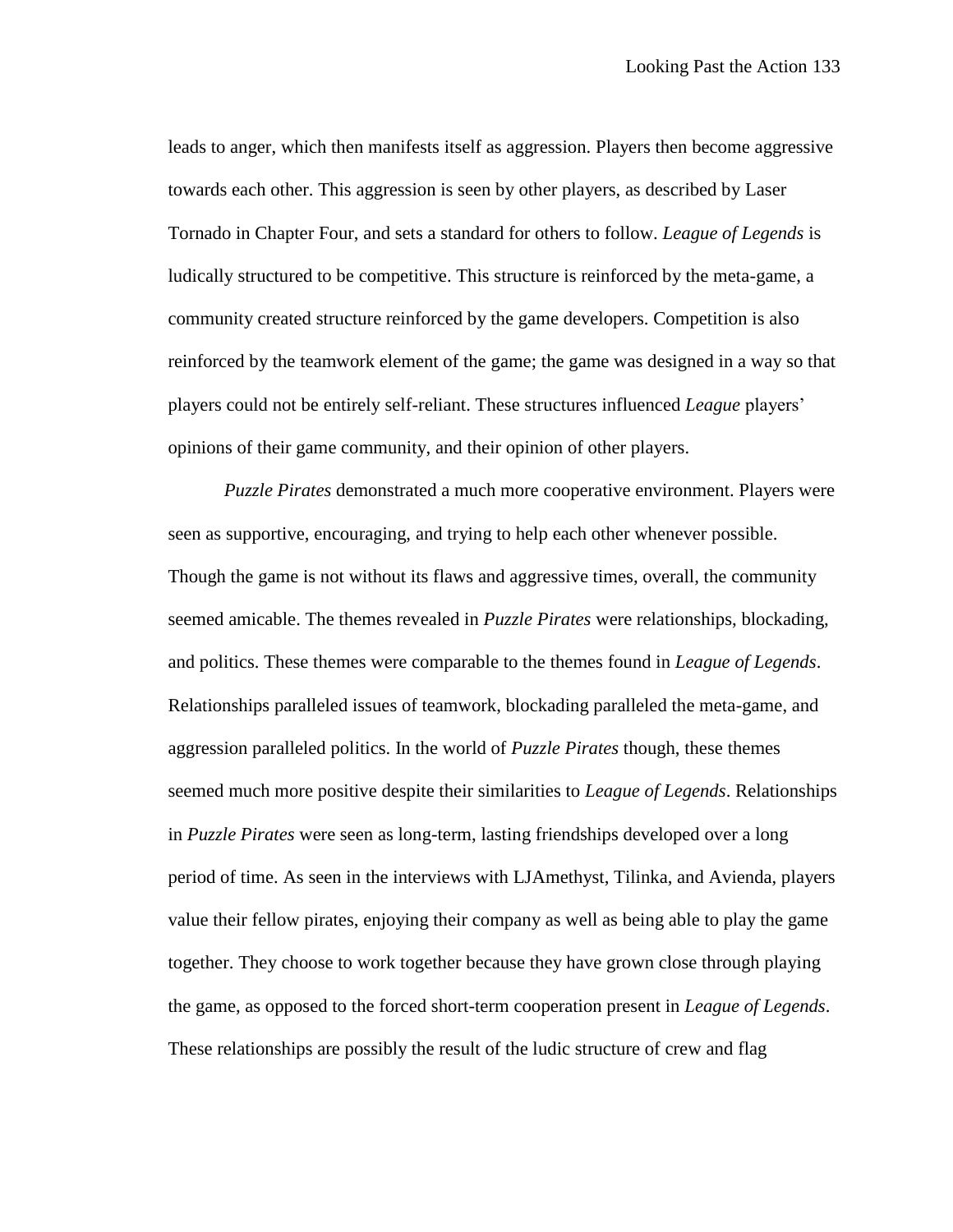leads to anger, which then manifests itself as aggression. Players then become aggressive towards each other. This aggression is seen by other players, as described by Laser Tornado in Chapter Four, and sets a standard for others to follow. *League of Legends* is ludically structured to be competitive. This structure is reinforced by the meta-game, a community created structure reinforced by the game developers. Competition is also reinforced by the teamwork element of the game; the game was designed in a way so that players could not be entirely self-reliant. These structures influenced *League* players' opinions of their game community, and their opinion of other players.

*Puzzle Pirates* demonstrated a much more cooperative environment. Players were seen as supportive, encouraging, and trying to help each other whenever possible. Though the game is not without its flaws and aggressive times, overall, the community seemed amicable. The themes revealed in *Puzzle Pirates* were relationships, blockading, and politics. These themes were comparable to the themes found in *League of Legends*. Relationships paralleled issues of teamwork, blockading paralleled the meta-game, and aggression paralleled politics. In the world of *Puzzle Pirates* though, these themes seemed much more positive despite their similarities to *League of Legends*. Relationships in *Puzzle Pirates* were seen as long-term, lasting friendships developed over a long period of time. As seen in the interviews with LJAmethyst, Tilinka, and Avienda, players value their fellow pirates, enjoying their company as well as being able to play the game together. They choose to work together because they have grown close through playing the game, as opposed to the forced short-term cooperation present in *League of Legends*. These relationships are possibly the result of the ludic structure of crew and flag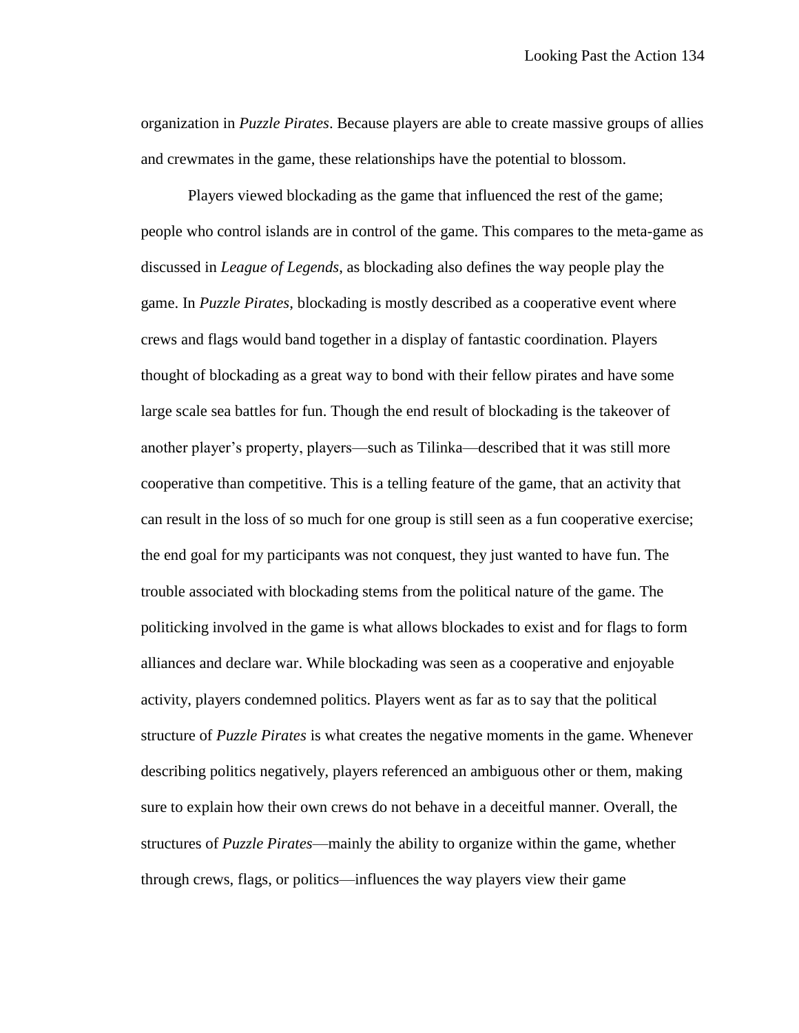organization in *Puzzle Pirates*. Because players are able to create massive groups of allies and crewmates in the game, these relationships have the potential to blossom.

Players viewed blockading as the game that influenced the rest of the game; people who control islands are in control of the game. This compares to the meta-game as discussed in *League of Legends*, as blockading also defines the way people play the game. In *Puzzle Pirates*, blockading is mostly described as a cooperative event where crews and flags would band together in a display of fantastic coordination. Players thought of blockading as a great way to bond with their fellow pirates and have some large scale sea battles for fun. Though the end result of blockading is the takeover of another player's property, players—such as Tilinka—described that it was still more cooperative than competitive. This is a telling feature of the game, that an activity that can result in the loss of so much for one group is still seen as a fun cooperative exercise; the end goal for my participants was not conquest, they just wanted to have fun. The trouble associated with blockading stems from the political nature of the game. The politicking involved in the game is what allows blockades to exist and for flags to form alliances and declare war. While blockading was seen as a cooperative and enjoyable activity, players condemned politics. Players went as far as to say that the political structure of *Puzzle Pirates* is what creates the negative moments in the game. Whenever describing politics negatively, players referenced an ambiguous other or them, making sure to explain how their own crews do not behave in a deceitful manner. Overall, the structures of *Puzzle Pirates*—mainly the ability to organize within the game, whether through crews, flags, or politics—influences the way players view their game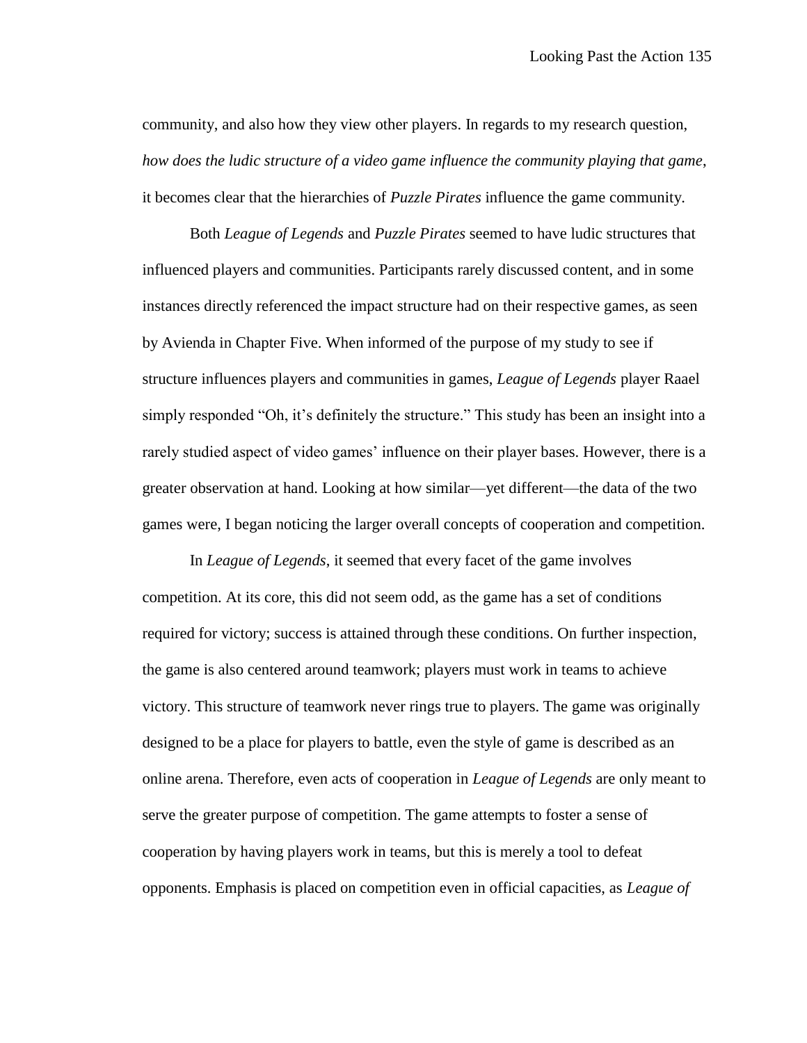community, and also how they view other players. In regards to my research question, *how does the ludic structure of a video game influence the community playing that game*, it becomes clear that the hierarchies of *Puzzle Pirates* influence the game community.

Both *League of Legends* and *Puzzle Pirates* seemed to have ludic structures that influenced players and communities. Participants rarely discussed content, and in some instances directly referenced the impact structure had on their respective games, as seen by Avienda in Chapter Five. When informed of the purpose of my study to see if structure influences players and communities in games, *League of Legends* player Raael simply responded "Oh, it's definitely the structure." This study has been an insight into a rarely studied aspect of video games' influence on their player bases. However, there is a greater observation at hand. Looking at how similar—yet different—the data of the two games were, I began noticing the larger overall concepts of cooperation and competition.

In *League of Legends*, it seemed that every facet of the game involves competition. At its core, this did not seem odd, as the game has a set of conditions required for victory; success is attained through these conditions. On further inspection, the game is also centered around teamwork; players must work in teams to achieve victory. This structure of teamwork never rings true to players. The game was originally designed to be a place for players to battle, even the style of game is described as an online arena. Therefore, even acts of cooperation in *League of Legends* are only meant to serve the greater purpose of competition. The game attempts to foster a sense of cooperation by having players work in teams, but this is merely a tool to defeat opponents. Emphasis is placed on competition even in official capacities, as *League of*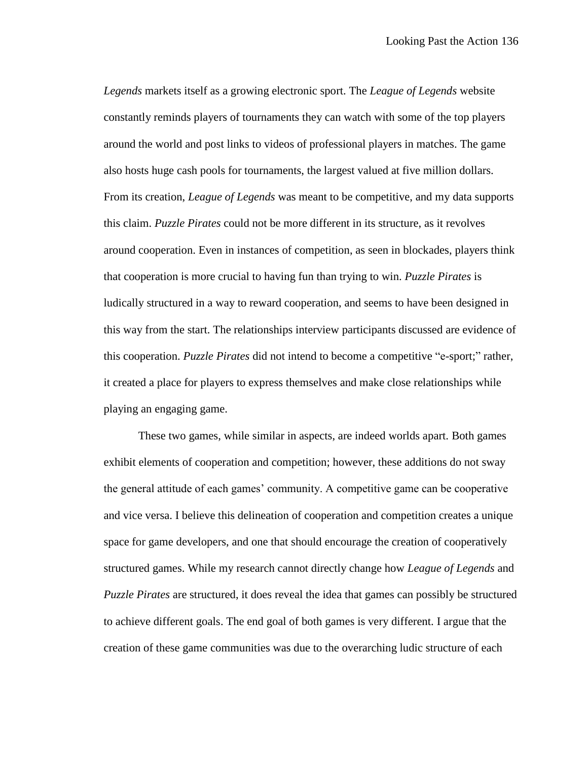*Legends* markets itself as a growing electronic sport. The *League of Legends* website constantly reminds players of tournaments they can watch with some of the top players around the world and post links to videos of professional players in matches. The game also hosts huge cash pools for tournaments, the largest valued at five million dollars. From its creation, *League of Legends* was meant to be competitive, and my data supports this claim. *Puzzle Pirates* could not be more different in its structure, as it revolves around cooperation. Even in instances of competition, as seen in blockades, players think that cooperation is more crucial to having fun than trying to win. *Puzzle Pirates* is ludically structured in a way to reward cooperation, and seems to have been designed in this way from the start. The relationships interview participants discussed are evidence of this cooperation. *Puzzle Pirates* did not intend to become a competitive "e-sport;" rather, it created a place for players to express themselves and make close relationships while playing an engaging game.

These two games, while similar in aspects, are indeed worlds apart. Both games exhibit elements of cooperation and competition; however, these additions do not sway the general attitude of each games' community. A competitive game can be cooperative and vice versa. I believe this delineation of cooperation and competition creates a unique space for game developers, and one that should encourage the creation of cooperatively structured games. While my research cannot directly change how *League of Legends* and *Puzzle Pirates* are structured, it does reveal the idea that games can possibly be structured to achieve different goals. The end goal of both games is very different. I argue that the creation of these game communities was due to the overarching ludic structure of each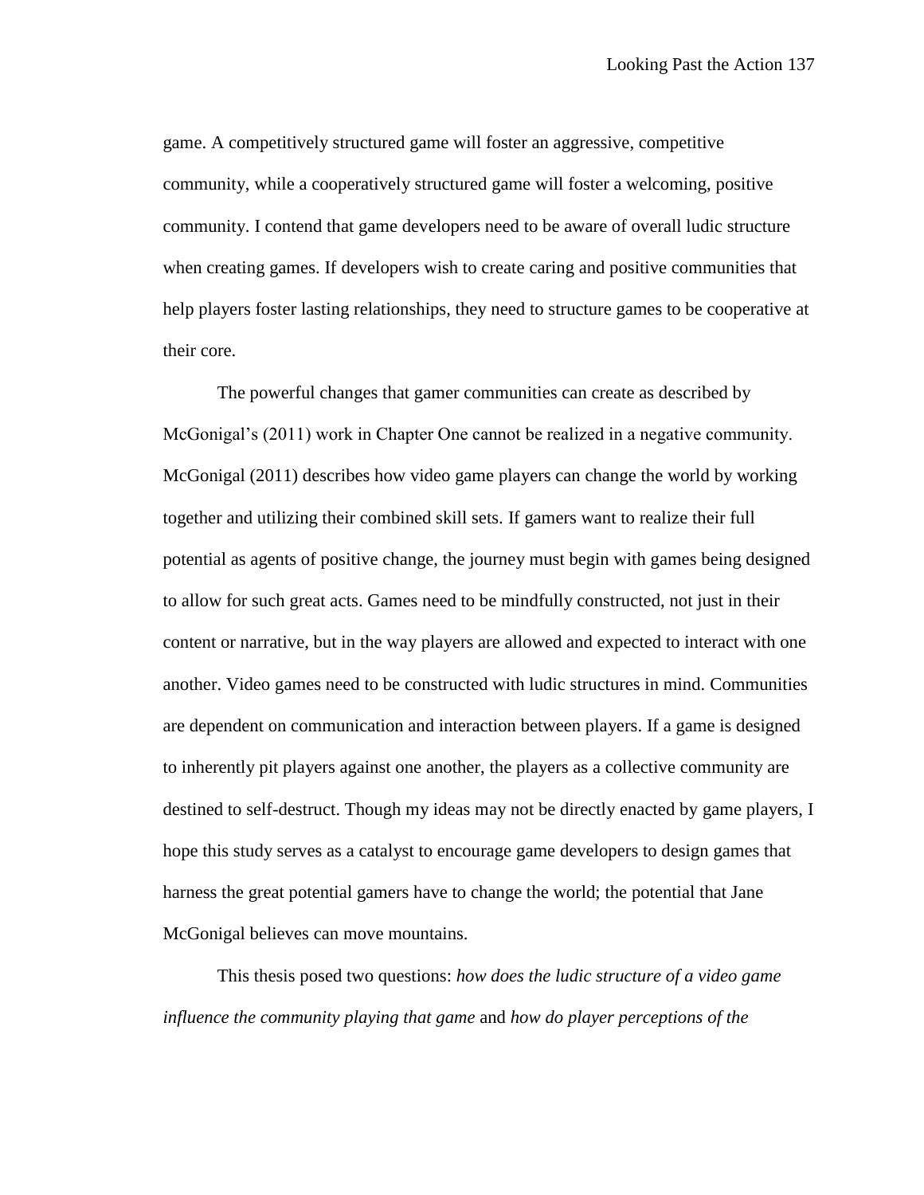game. A competitively structured game will foster an aggressive, competitive community, while a cooperatively structured game will foster a welcoming, positive community. I contend that game developers need to be aware of overall ludic structure when creating games. If developers wish to create caring and positive communities that help players foster lasting relationships, they need to structure games to be cooperative at their core.

The powerful changes that gamer communities can create as described by McGonigal's (2011) work in Chapter One cannot be realized in a negative community. McGonigal (2011) describes how video game players can change the world by working together and utilizing their combined skill sets. If gamers want to realize their full potential as agents of positive change, the journey must begin with games being designed to allow for such great acts. Games need to be mindfully constructed, not just in their content or narrative, but in the way players are allowed and expected to interact with one another. Video games need to be constructed with ludic structures in mind. Communities are dependent on communication and interaction between players. If a game is designed to inherently pit players against one another, the players as a collective community are destined to self-destruct. Though my ideas may not be directly enacted by game players, I hope this study serves as a catalyst to encourage game developers to design games that harness the great potential gamers have to change the world; the potential that Jane McGonigal believes can move mountains.

This thesis posed two questions: *how does the ludic structure of a video game influence the community playing that game* and *how do player perceptions of the*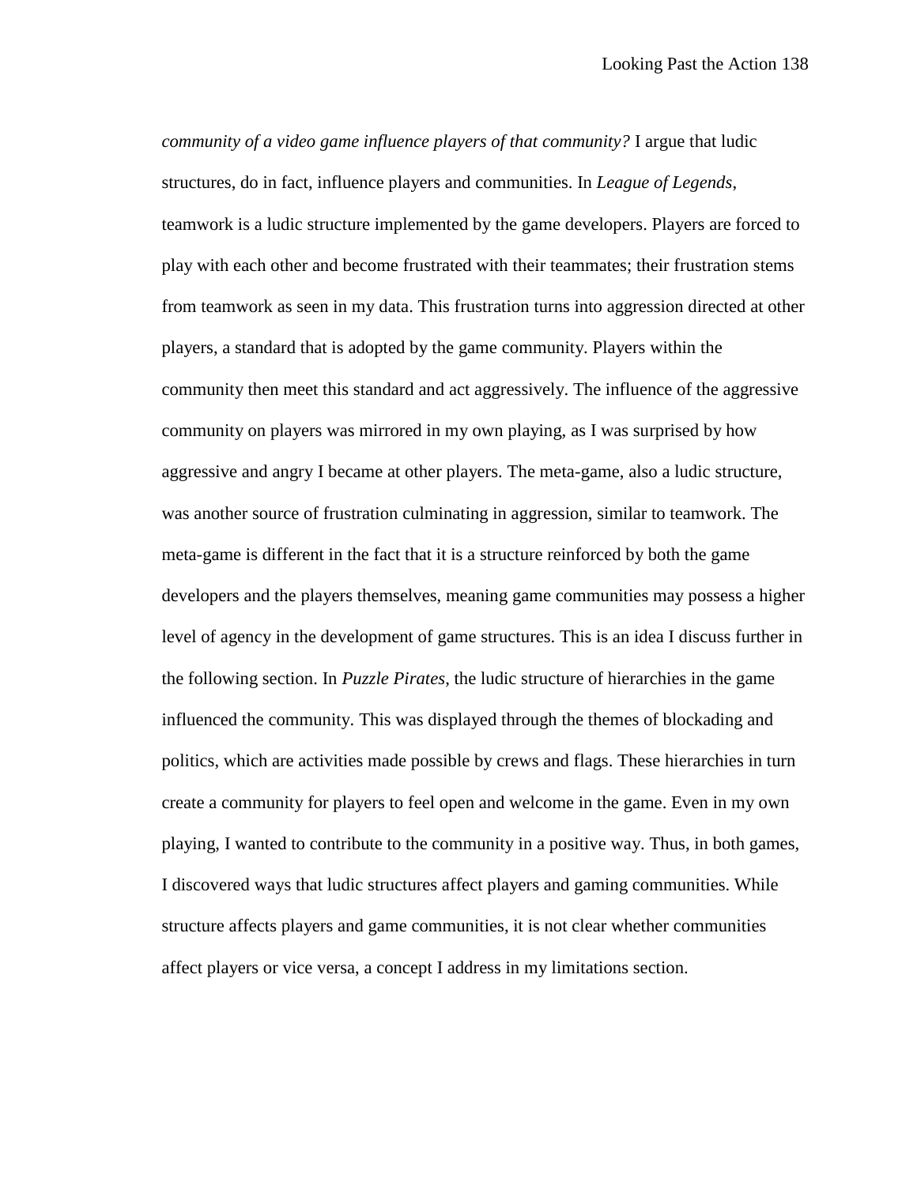*community of a video game influence players of that community?* I argue that ludic structures, do in fact, influence players and communities. In *League of Legends*, teamwork is a ludic structure implemented by the game developers. Players are forced to play with each other and become frustrated with their teammates; their frustration stems from teamwork as seen in my data. This frustration turns into aggression directed at other players, a standard that is adopted by the game community. Players within the community then meet this standard and act aggressively. The influence of the aggressive community on players was mirrored in my own playing, as I was surprised by how aggressive and angry I became at other players. The meta-game, also a ludic structure, was another source of frustration culminating in aggression, similar to teamwork. The meta-game is different in the fact that it is a structure reinforced by both the game developers and the players themselves, meaning game communities may possess a higher level of agency in the development of game structures. This is an idea I discuss further in the following section. In *Puzzle Pirates*, the ludic structure of hierarchies in the game influenced the community. This was displayed through the themes of blockading and politics, which are activities made possible by crews and flags. These hierarchies in turn create a community for players to feel open and welcome in the game. Even in my own playing, I wanted to contribute to the community in a positive way. Thus, in both games, I discovered ways that ludic structures affect players and gaming communities. While structure affects players and game communities, it is not clear whether communities affect players or vice versa, a concept I address in my limitations section.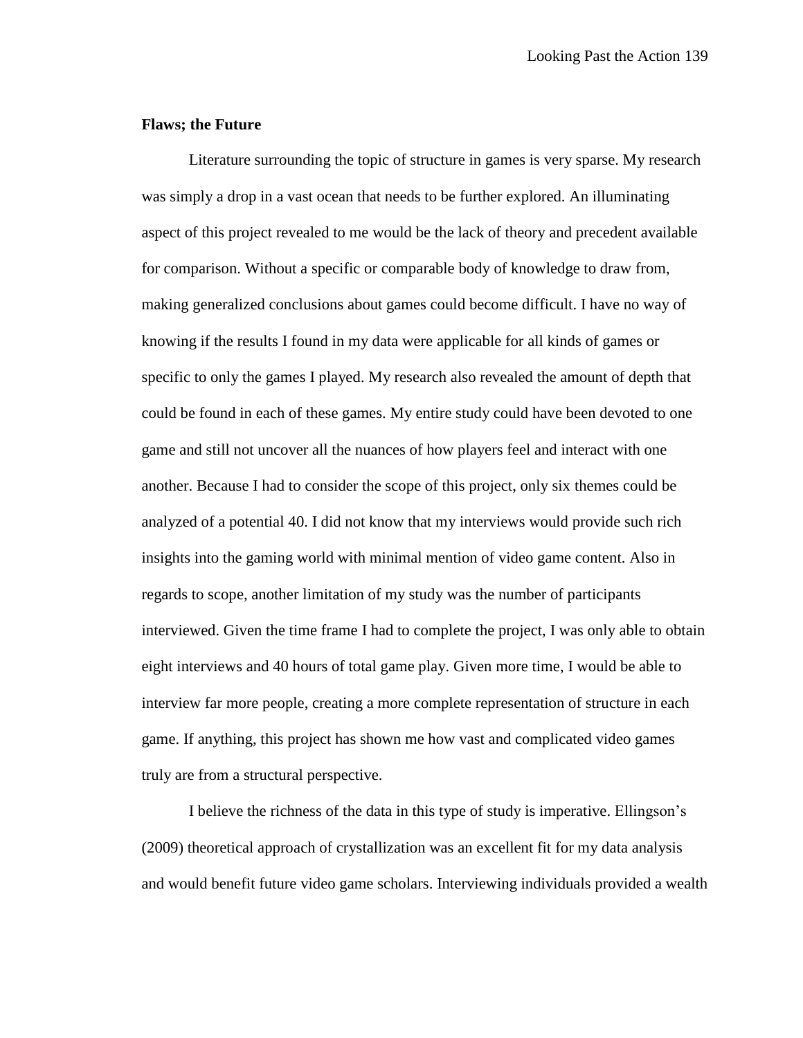**Flaws; the Future**

Literature surrounding the topic of structure in games is very sparse. My research was simply a drop in a vast ocean that needs to be further explored. An illuminating aspect of this project revealed to me would be the lack of theory and precedent available for comparison. Without a specific or comparable body of knowledge to draw from, making generalized conclusions about games could become difficult. I have no way of knowing if the results I found in my data were applicable for all kinds of games or specific to only the games I played. My research also revealed the amount of depth that could be found in each of these games. My entire study could have been devoted to one game and still not uncover all the nuances of how players feel and interact with one another. Because I had to consider the scope of this project, only six themes could be analyzed of a potential 40. I did not know that my interviews would provide such rich insights into the gaming world with minimal mention of video game content. Also in regards to scope, another limitation of my study was the number of participants interviewed. Given the time frame I had to complete the project, I was only able to obtain eight interviews and 40 hours of total game play. Given more time, I would be able to interview far more people, creating a more complete representation of structure in each game. If anything, this project has shown me how vast and complicated video games truly are from a structural perspective.

I believe the richness of the data in this type of study is imperative. Ellingson's (2009) theoretical approach of crystallization was an excellent fit for my data analysis and would benefit future video game scholars. Interviewing individuals provided a wealth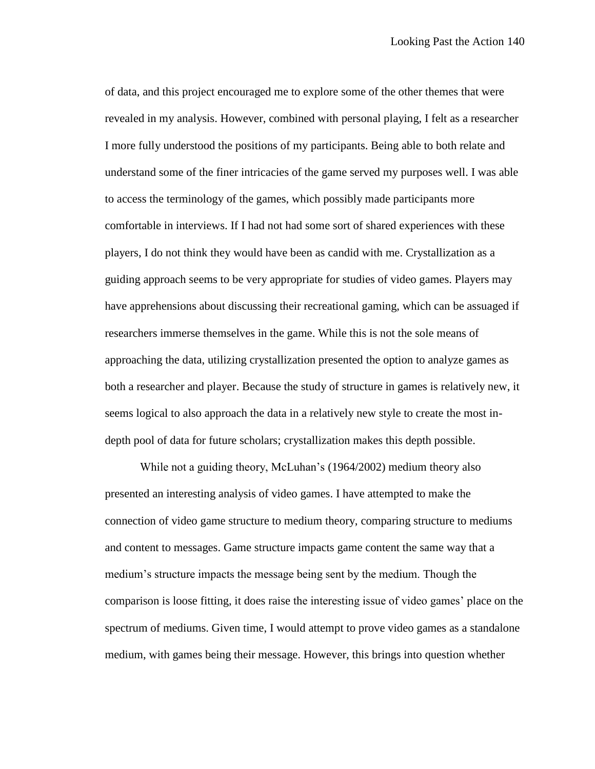of data, and this project encouraged me to explore some of the other themes that were revealed in my analysis. However, combined with personal playing, I felt as a researcher I more fully understood the positions of my participants. Being able to both relate and understand some of the finer intricacies of the game served my purposes well. I was able to access the terminology of the games, which possibly made participants more comfortable in interviews. If I had not had some sort of shared experiences with these players, I do not think they would have been as candid with me. Crystallization as a guiding approach seems to be very appropriate for studies of video games. Players may have apprehensions about discussing their recreational gaming, which can be assuaged if researchers immerse themselves in the game. While this is not the sole means of approaching the data, utilizing crystallization presented the option to analyze games as both a researcher and player. Because the study of structure in games is relatively new, it seems logical to also approach the data in a relatively new style to create the most in-depth pool of data for future scholars; crystallization makes this depth possible.

While not a guiding theory, McLuhan's (1964/2002) medium theory also presented an interesting analysis of video games. I have attempted to make the connection of video game structure to medium theory, comparing structure to mediums and content to messages. Game structure impacts game content the same way that a medium's structure impacts the message being sent by the medium. Though the comparison is loose fitting, it does raise the interesting issue of video games' place on the spectrum of mediums. Given time, I would attempt to prove video games as a standalone medium, with games being their message. However, this brings into question whether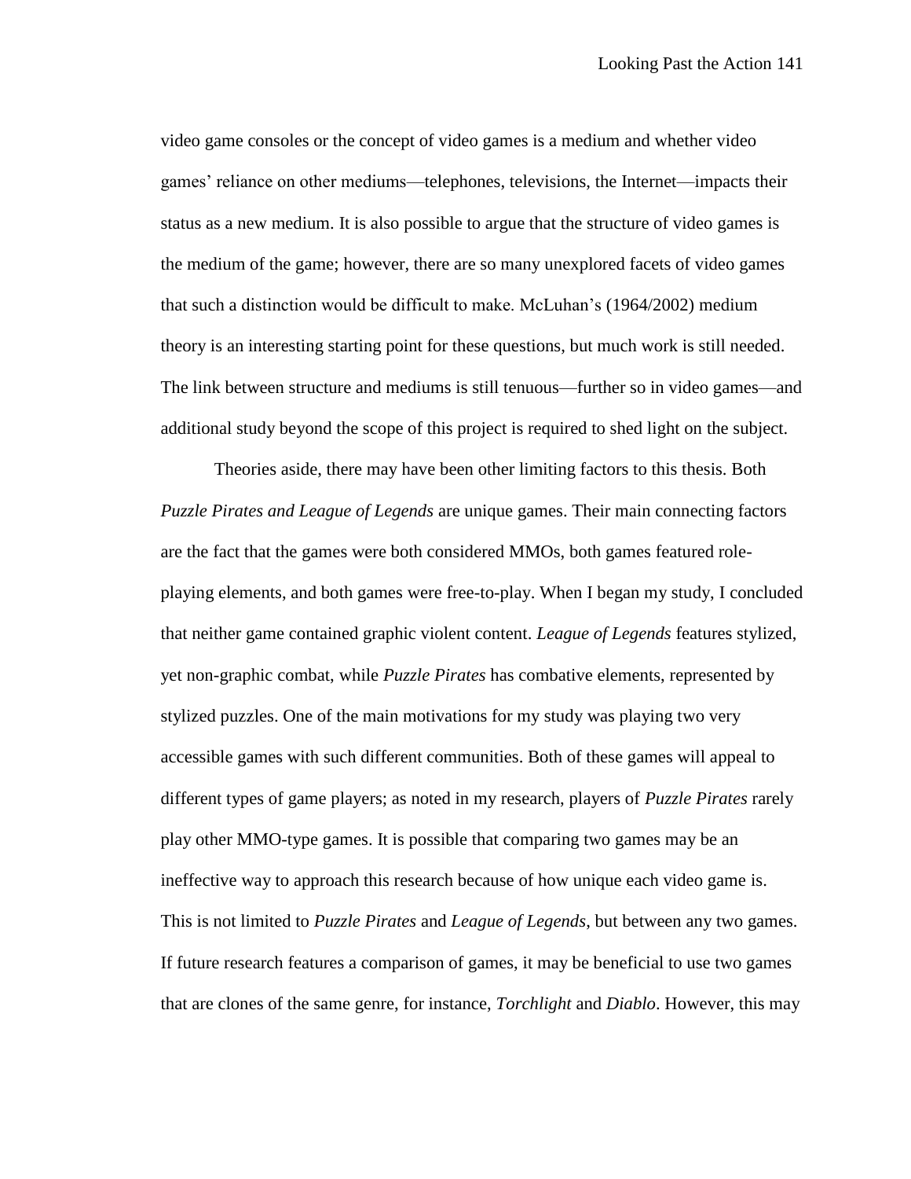video game consoles or the concept of video games is a medium and whether video games' reliance on other mediums—telephones, televisions, the Internet—impacts their status as a new medium. It is also possible to argue that the structure of video games is the medium of the game; however, there are so many unexplored facets of video games that such a distinction would be difficult to make. McLuhan's (1964/2002) medium theory is an interesting starting point for these questions, but much work is still needed. The link between structure and mediums is still tenuous—further so in video games—and additional study beyond the scope of this project is required to shed light on the subject.

Theories aside, there may have been other limiting factors to this thesis. Both *Puzzle Pirates and League of Legends* are unique games. Their main connecting factors are the fact that the games were both considered MMOs, both games featured role-playing elements, and both games were free-to-play. When I began my study, I concluded that neither game contained graphic violent content. *League of Legends* features stylized, yet non-graphic combat, while *Puzzle Pirates* has combative elements, represented by stylized puzzles. One of the main motivations for my study was playing two very accessible games with such different communities. Both of these games will appeal to different types of game players; as noted in my research, players of *Puzzle Pirates* rarely play other MMO-type games. It is possible that comparing two games may be an ineffective way to approach this research because of how unique each video game is. This is not limited to *Puzzle Pirates* and *League of Legends*, but between any two games. If future research features a comparison of games, it may be beneficial to use two games that are clones of the same genre, for instance, *Torchlight* and *Diablo*. However, this may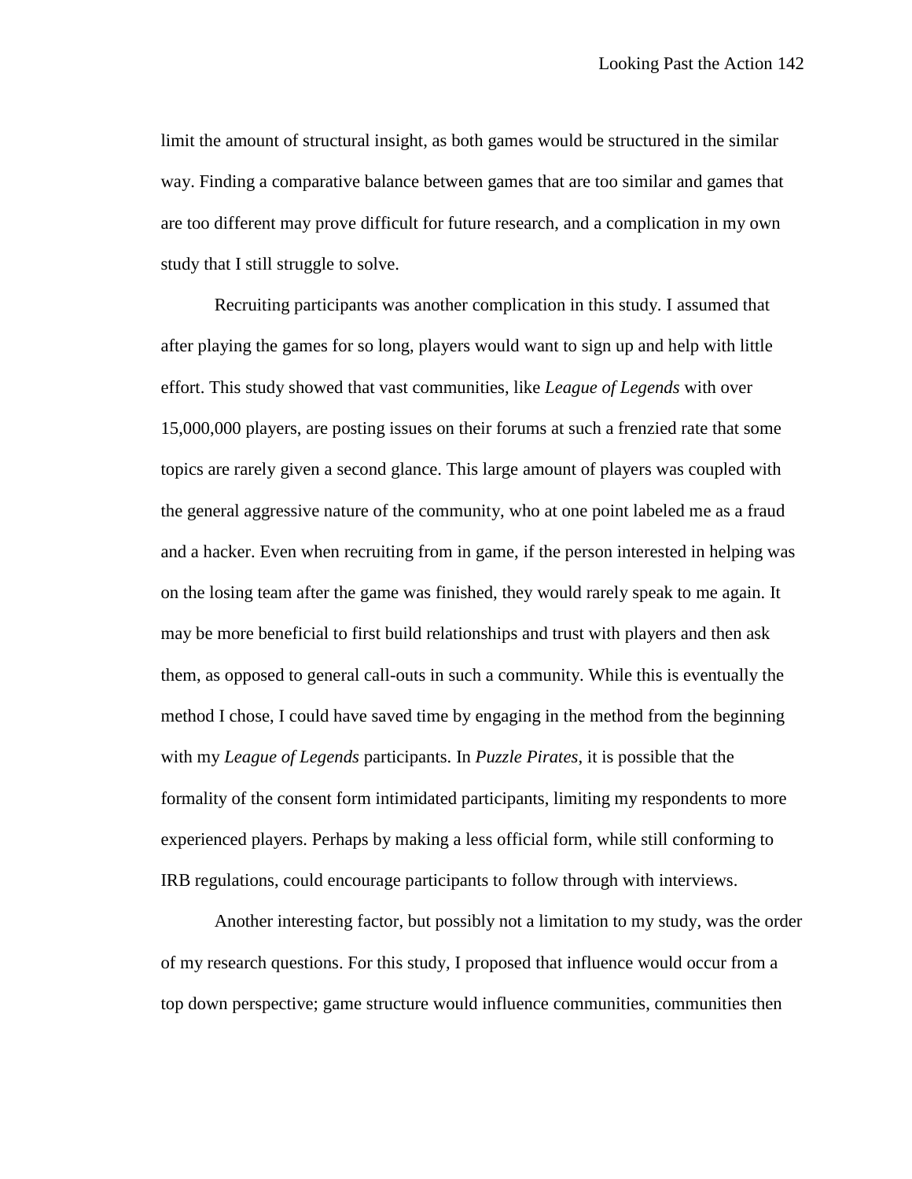limit the amount of structural insight, as both games would be structured in the similar way. Finding a comparative balance between games that are too similar and games that are too different may prove difficult for future research, and a complication in my own study that I still struggle to solve.

Recruiting participants was another complication in this study. I assumed that after playing the games for so long, players would want to sign up and help with little effort. This study showed that vast communities, like *League of Legends* with over 15,000,000 players, are posting issues on their forums at such a frenzied rate that some topics are rarely given a second glance. This large amount of players was coupled with the general aggressive nature of the community, who at one point labeled me as a fraud and a hacker. Even when recruiting from in game, if the person interested in helping was on the losing team after the game was finished, they would rarely speak to me again. It may be more beneficial to first build relationships and trust with players and then ask them, as opposed to general call-outs in such a community. While this is eventually the method I chose, I could have saved time by engaging in the method from the beginning with my *League of Legends* participants. In *Puzzle Pirates*, it is possible that the formality of the consent form intimidated participants, limiting my respondents to more experienced players. Perhaps by making a less official form, while still conforming to IRB regulations, could encourage participants to follow through with interviews.

Another interesting factor, but possibly not a limitation to my study, was the order of my research questions. For this study, I proposed that influence would occur from a top down perspective; game structure would influence communities, communities then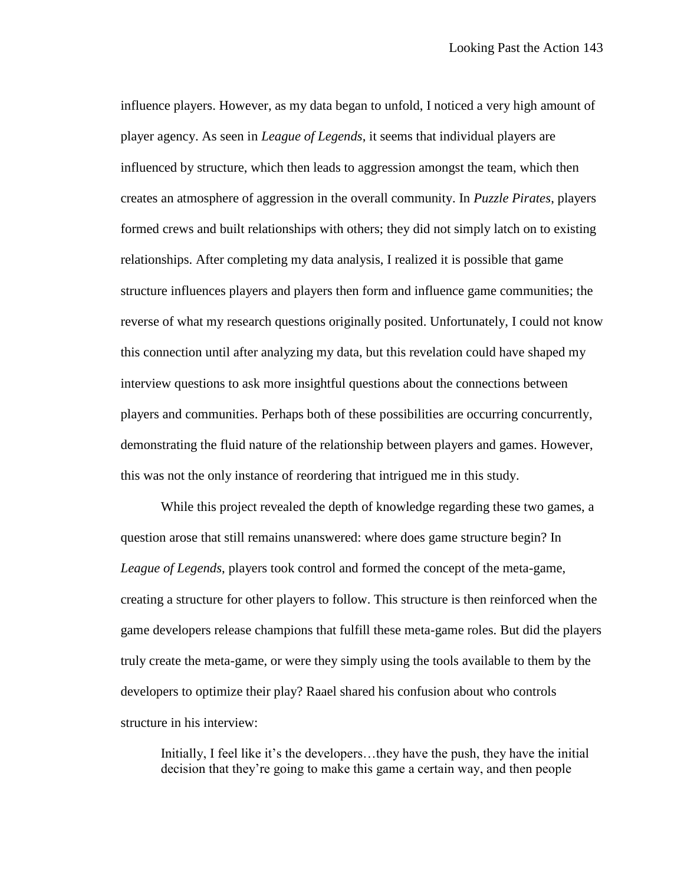influence players. However, as my data began to unfold, I noticed a very high amount of player agency. As seen in *League of Legends*, it seems that individual players are influenced by structure, which then leads to aggression amongst the team, which then creates an atmosphere of aggression in the overall community. In *Puzzle Pirates*, players formed crews and built relationships with others; they did not simply latch on to existing relationships. After completing my data analysis, I realized it is possible that game structure influences players and players then form and influence game communities; the reverse of what my research questions originally posited. Unfortunately, I could not know this connection until after analyzing my data, but this revelation could have shaped my interview questions to ask more insightful questions about the connections between players and communities. Perhaps both of these possibilities are occurring concurrently, demonstrating the fluid nature of the relationship between players and games. However, this was not the only instance of reordering that intrigued me in this study.

While this project revealed the depth of knowledge regarding these two games, a question arose that still remains unanswered: where does game structure begin? In *League of Legends*, players took control and formed the concept of the meta-game, creating a structure for other players to follow. This structure is then reinforced when the game developers release champions that fulfill these meta-game roles. But did the players truly create the meta-game, or were they simply using the tools available to them by the developers to optimize their play? Raael shared his confusion about who controls structure in his interview:

> Initially, I feel like it's the developers…they have the push, they have the initial decision that they're going to make this game a certain way, and then people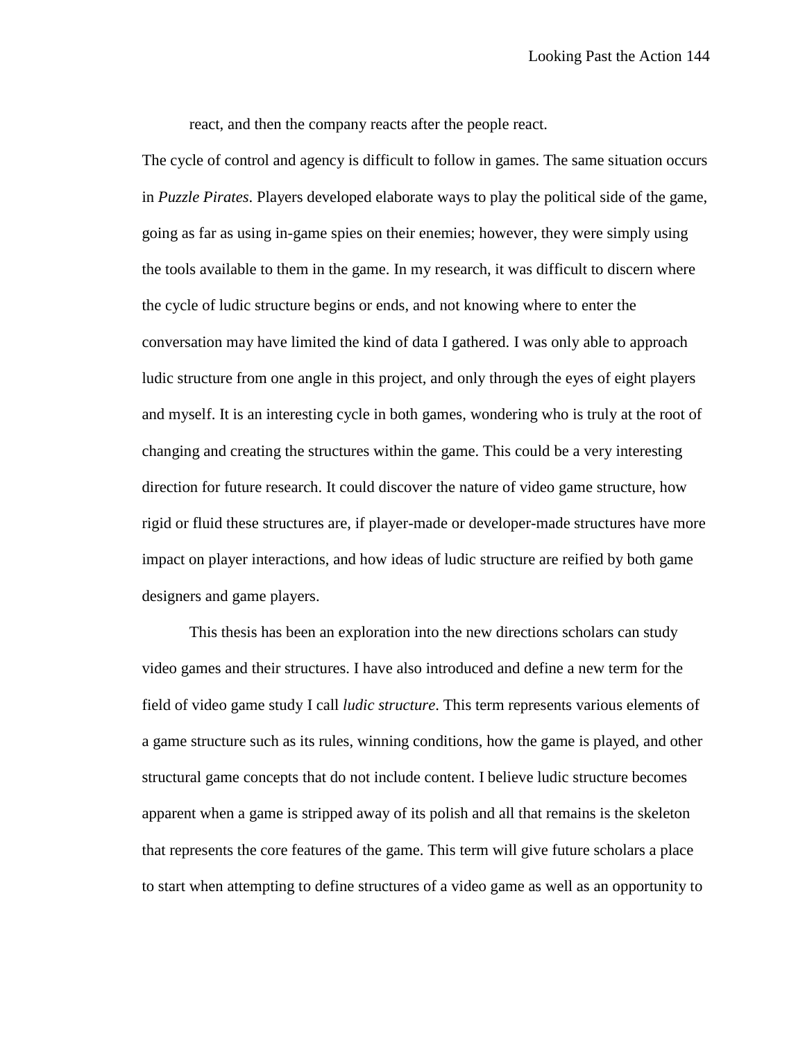react, and then the company reacts after the people react.

The cycle of control and agency is difficult to follow in games. The same situation occurs in *Puzzle Pirates*. Players developed elaborate ways to play the political side of the game, going as far as using in-game spies on their enemies; however, they were simply using the tools available to them in the game. In my research, it was difficult to discern where the cycle of ludic structure begins or ends, and not knowing where to enter the conversation may have limited the kind of data I gathered. I was only able to approach ludic structure from one angle in this project, and only through the eyes of eight players and myself. It is an interesting cycle in both games, wondering who is truly at the root of changing and creating the structures within the game. This could be a very interesting direction for future research. It could discover the nature of video game structure, how rigid or fluid these structures are, if player-made or developer-made structures have more impact on player interactions, and how ideas of ludic structure are reified by both game designers and game players.

This thesis has been an exploration into the new directions scholars can study video games and their structures. I have also introduced and define a new term for the field of video game study I call *ludic structure*. This term represents various elements of a game structure such as its rules, winning conditions, how the game is played, and other structural game concepts that do not include content. I believe ludic structure becomes apparent when a game is stripped away of its polish and all that remains is the skeleton that represents the core features of the game. This term will give future scholars a place to start when attempting to define structures of a video game as well as an opportunity to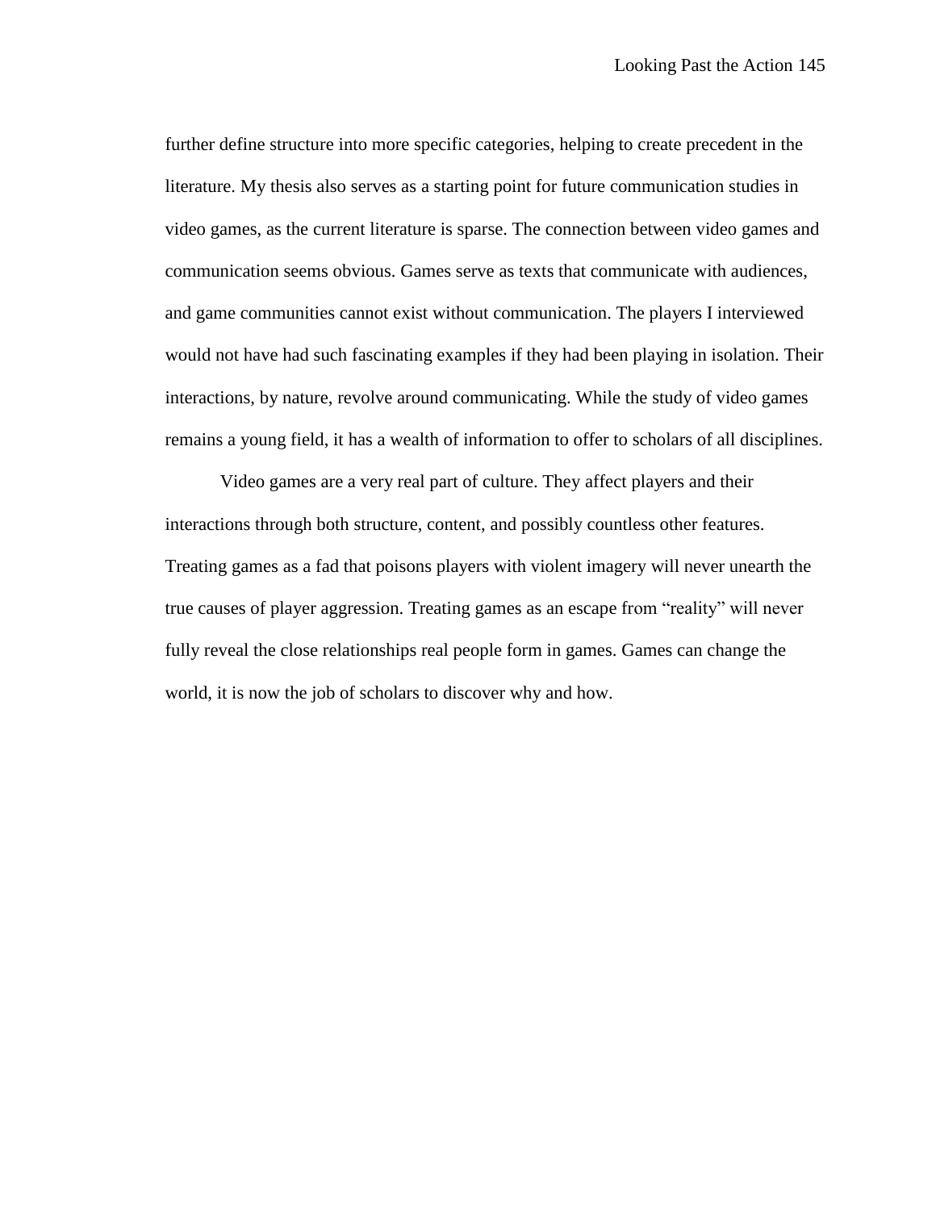further define structure into more specific categories, helping to create precedent in the literature. My thesis also serves as a starting point for future communication studies in video games, as the current literature is sparse. The connection between video games and communication seems obvious. Games serve as texts that communicate with audiences, and game communities cannot exist without communication. The players I interviewed would not have had such fascinating examples if they had been playing in isolation. Their interactions, by nature, revolve around communicating. While the study of video games remains a young field, it has a wealth of information to offer to scholars of all disciplines.

Video games are a very real part of culture. They affect players and their interactions through both structure, content, and possibly countless other features. Treating games as a fad that poisons players with violent imagery will never unearth the true causes of player aggression. Treating games as an escape from "reality" will never fully reveal the close relationships real people form in games. Games can change the world, it is now the job of scholars to discover why and how.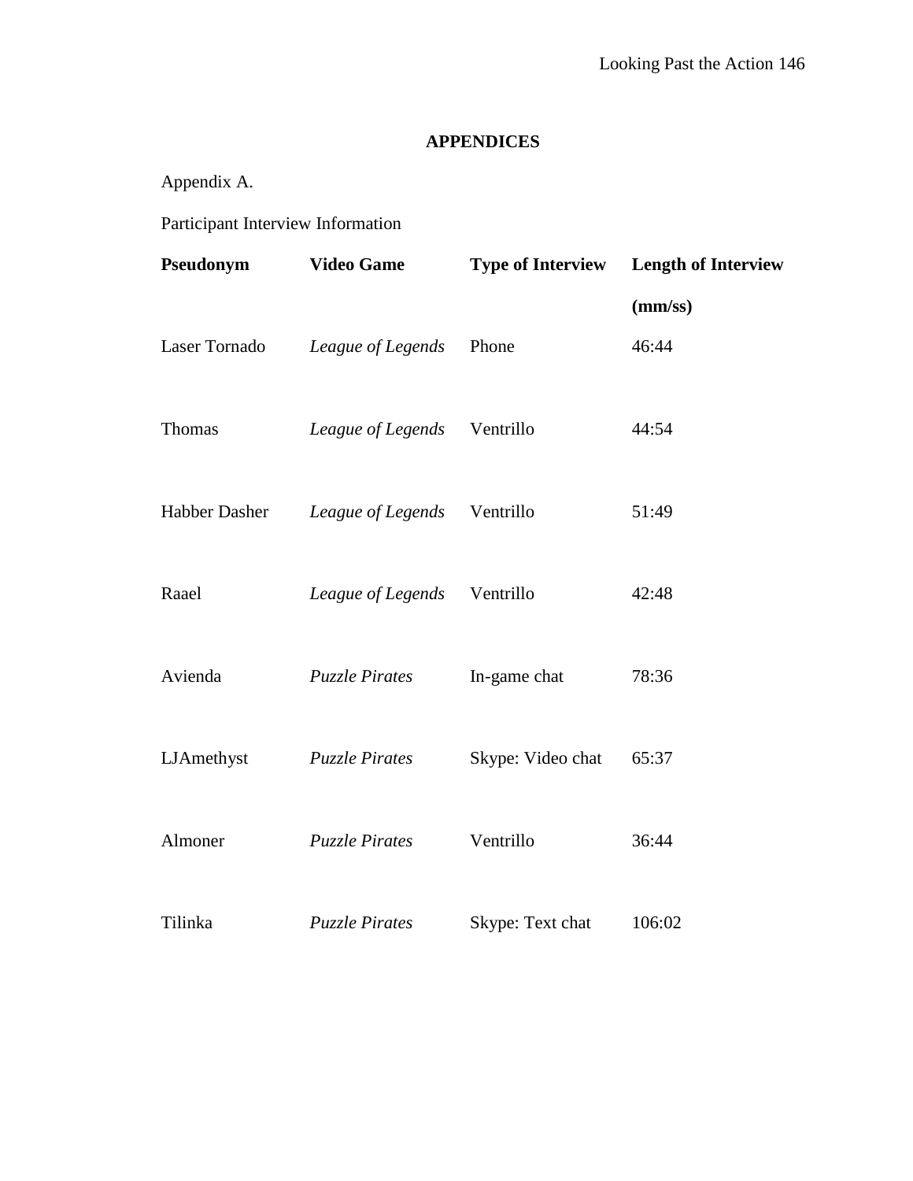# APPENDICES

Appendix A.

Participant Interview Information

| **Pseudonym** | **Video Game** | **Type of Interview** | **Length of Interview (mm/ss)** |
|---|---|---|---|
| Laser Tornado | *League of Legends* | Phone | 46:44 |
| Thomas | *League of Legends* | Ventrillo | 44:54 |
| Habber Dasher | *League of Legends* | Ventrillo | 51:49 |
| Raael | *League of Legends* | Ventrillo | 42:48 |
| Avienda | *Puzzle Pirates* | In-game chat | 78:36 |
| LJAmethyst | *Puzzle Pirates* | Skype: Video chat | 65:37 |
| Almoner | *Puzzle Pirates* | Ventrillo | 36:44 |
| Tilinka | *Puzzle Pirates* | Skype: Text chat | 106:02 |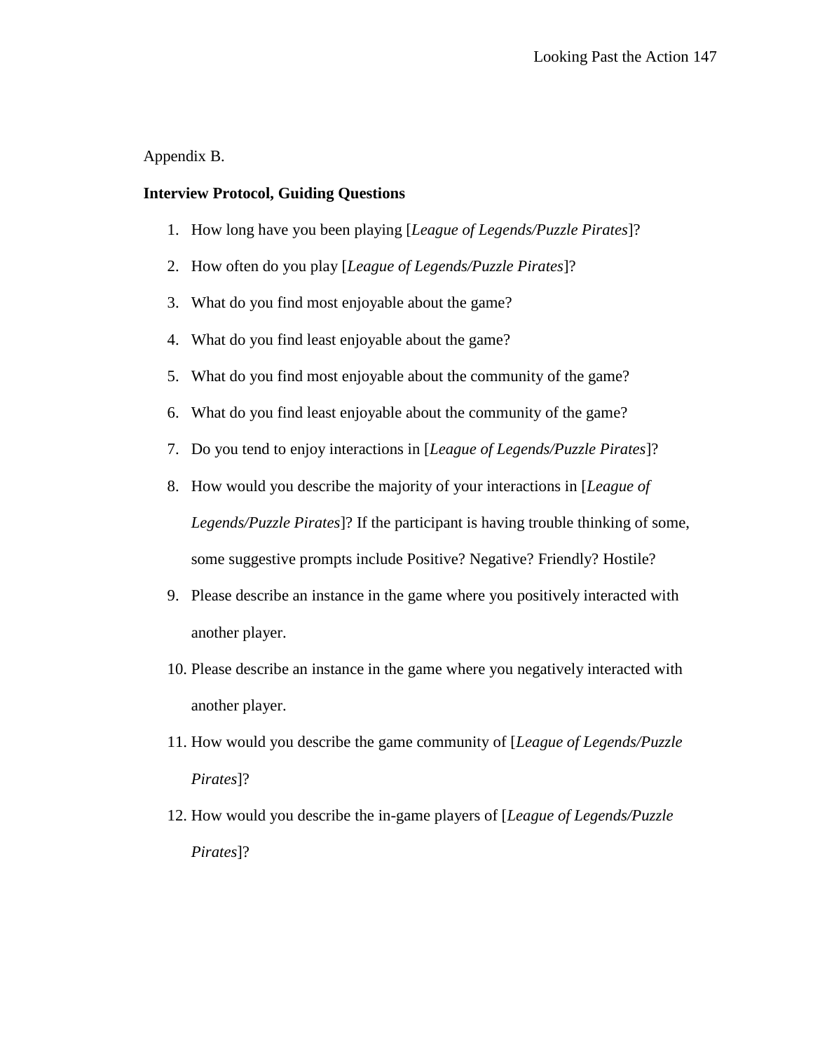Appendix B.

**Interview Protocol, Guiding Questions**

1. How long have you been playing [*League of Legends/Puzzle Pirates*]?
2. How often do you play [*League of Legends/Puzzle Pirates*]?
3. What do you find most enjoyable about the game?
4. What do you find least enjoyable about the game?
5. What do you find most enjoyable about the community of the game?
6. What do you find least enjoyable about the community of the game?
7. Do you tend to enjoy interactions in [*League of Legends/Puzzle Pirates*]?
8. How would you describe the majority of your interactions in [*League of Legends/Puzzle Pirates*]? If the participant is having trouble thinking of some, some suggestive prompts include Positive? Negative? Friendly? Hostile?
9. Please describe an instance in the game where you positively interacted with another player.
10. Please describe an instance in the game where you negatively interacted with another player.
11. How would you describe the game community of [*League of Legends/Puzzle Pirates*]?
12. How would you describe the in-game players of [*League of Legends/Puzzle Pirates*]?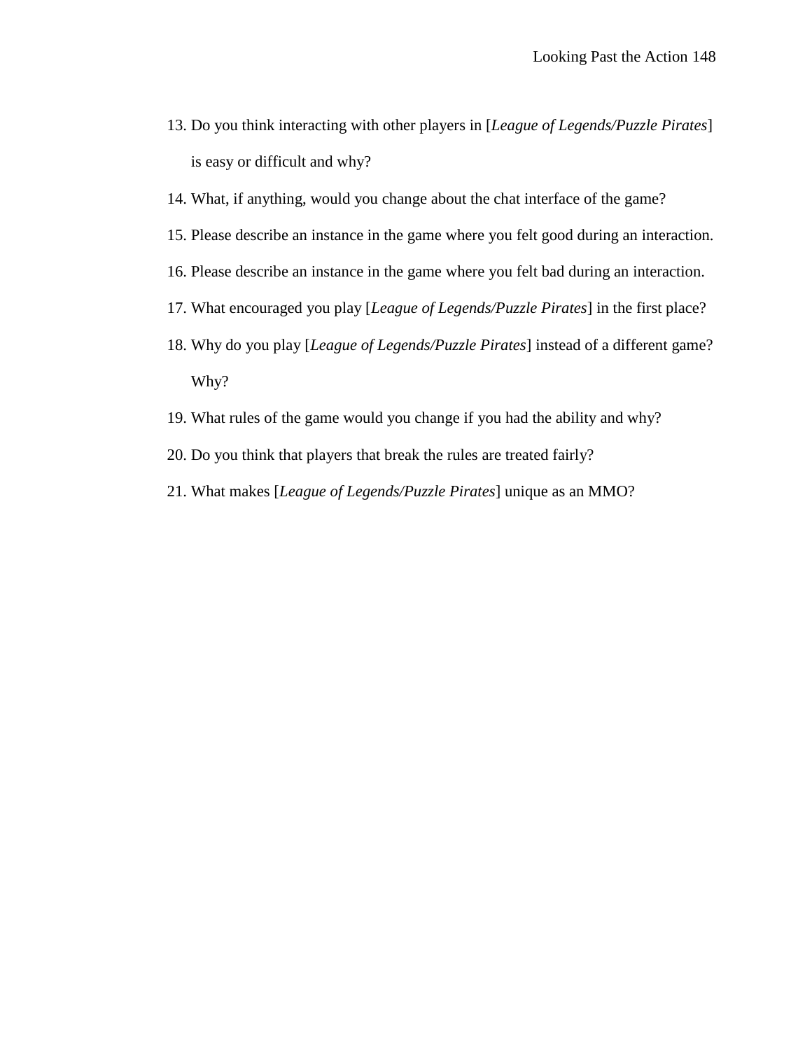13. Do you think interacting with other players in [*League of Legends/Puzzle Pirates*] is easy or difficult and why?
14. What, if anything, would you change about the chat interface of the game?
15. Please describe an instance in the game where you felt good during an interaction.
16. Please describe an instance in the game where you felt bad during an interaction.
17. What encouraged you play [*League of Legends/Puzzle Pirates*] in the first place?
18. Why do you play [*League of Legends/Puzzle Pirates*] instead of a different game? Why?
19. What rules of the game would you change if you had the ability and why?
20. Do you think that players that break the rules are treated fairly?
21. What makes [*League of Legends/Puzzle Pirates*] unique as an MMO?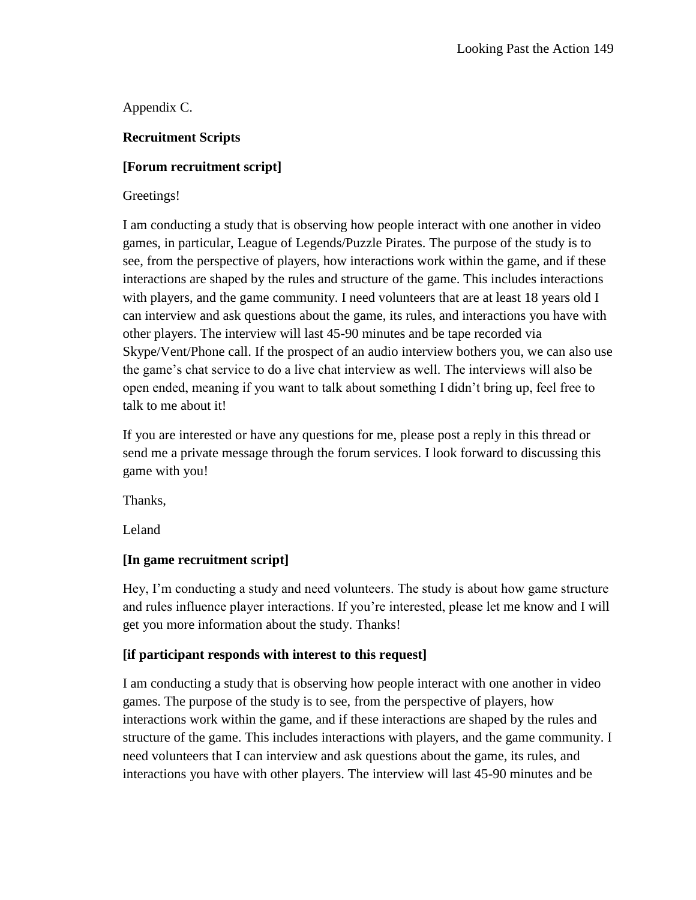Appendix C.

**Recruitment Scripts**

**[Forum recruitment script]**

Greetings!

I am conducting a study that is observing how people interact with one another in video games, in particular, League of Legends/Puzzle Pirates. The purpose of the study is to see, from the perspective of players, how interactions work within the game, and if these interactions are shaped by the rules and structure of the game. This includes interactions with players, and the game community. I need volunteers that are at least 18 years old I can interview and ask questions about the game, its rules, and interactions you have with other players. The interview will last 45-90 minutes and be tape recorded via Skype/Vent/Phone call. If the prospect of an audio interview bothers you, we can also use the game's chat service to do a live chat interview as well. The interviews will also be open ended, meaning if you want to talk about something I didn't bring up, feel free to talk to me about it!

If you are interested or have any questions for me, please post a reply in this thread or send me a private message through the forum services. I look forward to discussing this game with you!

Thanks,

Leland

**[In game recruitment script]**

Hey, I'm conducting a study and need volunteers. The study is about how game structure and rules influence player interactions. If you're interested, please let me know and I will get you more information about the study. Thanks!

**[if participant responds with interest to this request]**

I am conducting a study that is observing how people interact with one another in video games. The purpose of the study is to see, from the perspective of players, how interactions work within the game, and if these interactions are shaped by the rules and structure of the game. This includes interactions with players, and the game community. I need volunteers that I can interview and ask questions about the game, its rules, and interactions you have with other players. The interview will last 45-90 minutes and be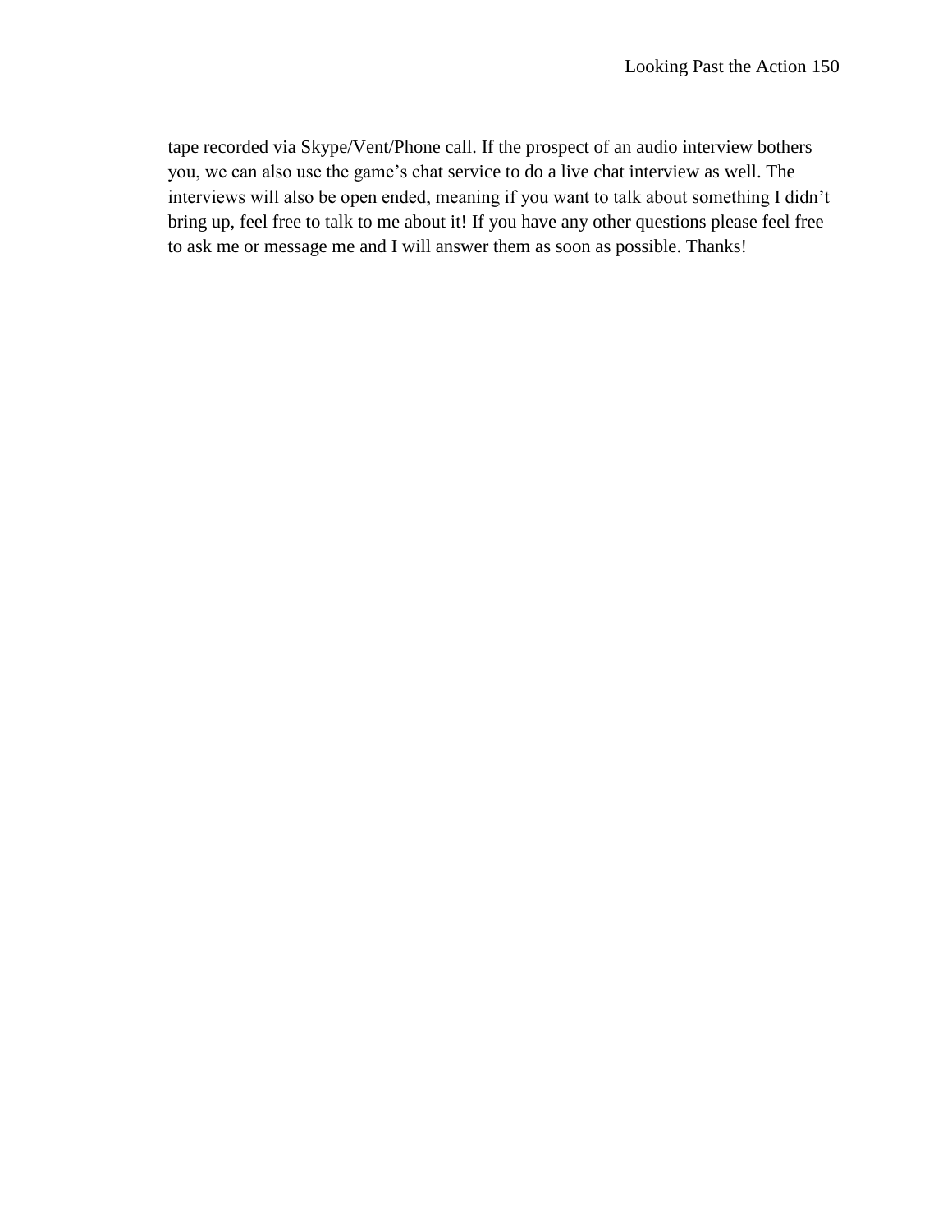tape recorded via Skype/Vent/Phone call. If the prospect of an audio interview bothers you, we can also use the game's chat service to do a live chat interview as well. The interviews will also be open ended, meaning if you want to talk about something I didn't bring up, feel free to talk to me about it! If you have any other questions please feel free to ask me or message me and I will answer them as soon as possible. Thanks!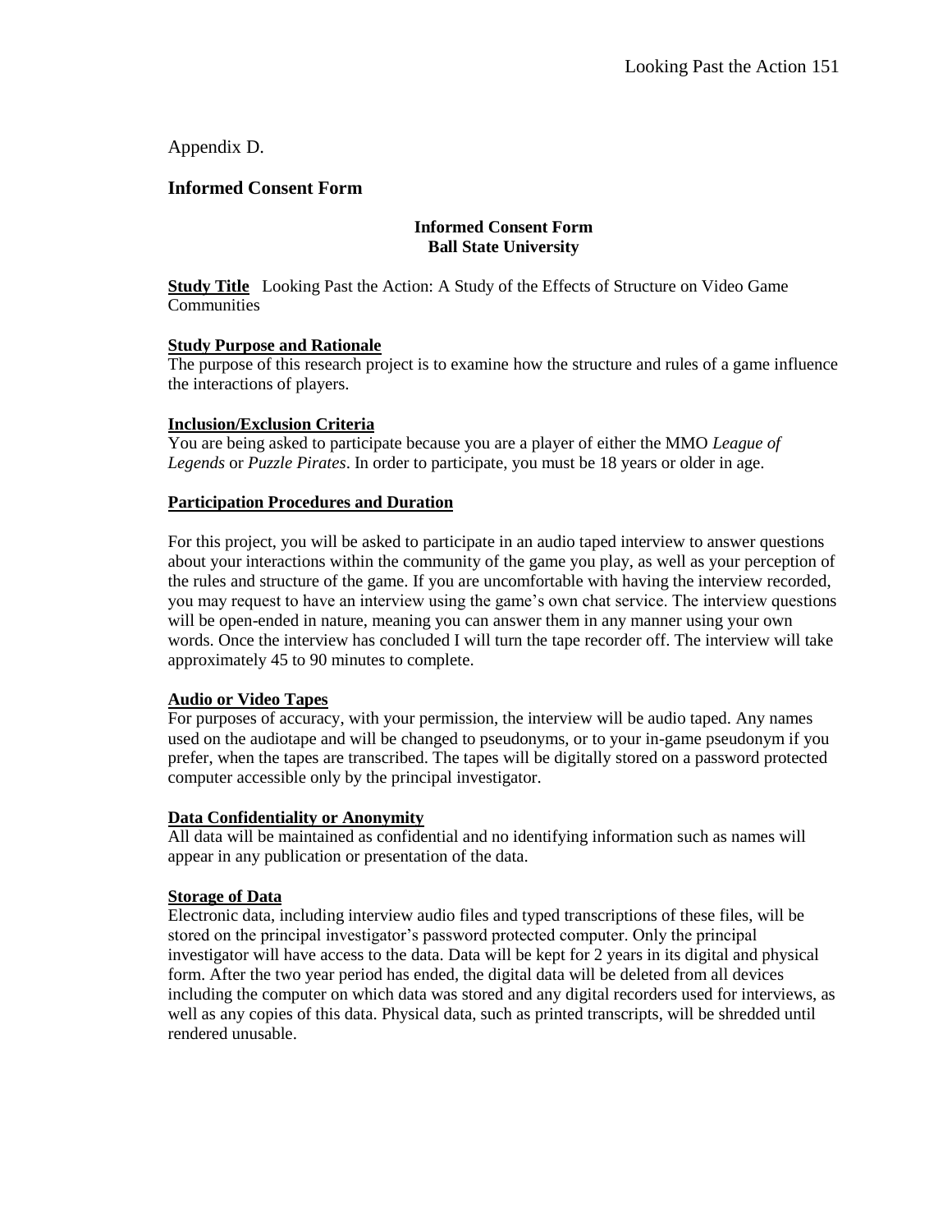Appendix D.

## Informed Consent Form

**Informed Consent Form**
**Ball State University**

**Study Title** Looking Past the Action: A Study of the Effects of Structure on Video Game Communities

**Study Purpose and Rationale**
The purpose of this research project is to examine how the structure and rules of a game influence the interactions of players.

**Inclusion/Exclusion Criteria**
You are being asked to participate because you are a player of either the MMO *League of Legends* or *Puzzle Pirates*. In order to participate, you must be 18 years or older in age.

**Participation Procedures and Duration**

For this project, you will be asked to participate in an audio taped interview to answer questions about your interactions within the community of the game you play, as well as your perception of the rules and structure of the game. If you are uncomfortable with having the interview recorded, you may request to have an interview using the game's own chat service. The interview questions will be open-ended in nature, meaning you can answer them in any manner using your own words. Once the interview has concluded I will turn the tape recorder off. The interview will take approximately 45 to 90 minutes to complete.

**Audio or Video Tapes**
For purposes of accuracy, with your permission, the interview will be audio taped. Any names used on the audiotape and will be changed to pseudonyms, or to your in-game pseudonym if you prefer, when the tapes are transcribed. The tapes will be digitally stored on a password protected computer accessible only by the principal investigator.

**Data Confidentiality or Anonymity**
All data will be maintained as confidential and no identifying information such as names will appear in any publication or presentation of the data.

**Storage of Data**
Electronic data, including interview audio files and typed transcriptions of these files, will be stored on the principal investigator's password protected computer. Only the principal investigator will have access to the data. Data will be kept for 2 years in its digital and physical form. After the two year period has ended, the digital data will be deleted from all devices including the computer on which data was stored and any digital recorders used for interviews, as well as any copies of this data. Physical data, such as printed transcripts, will be shredded until rendered unusable.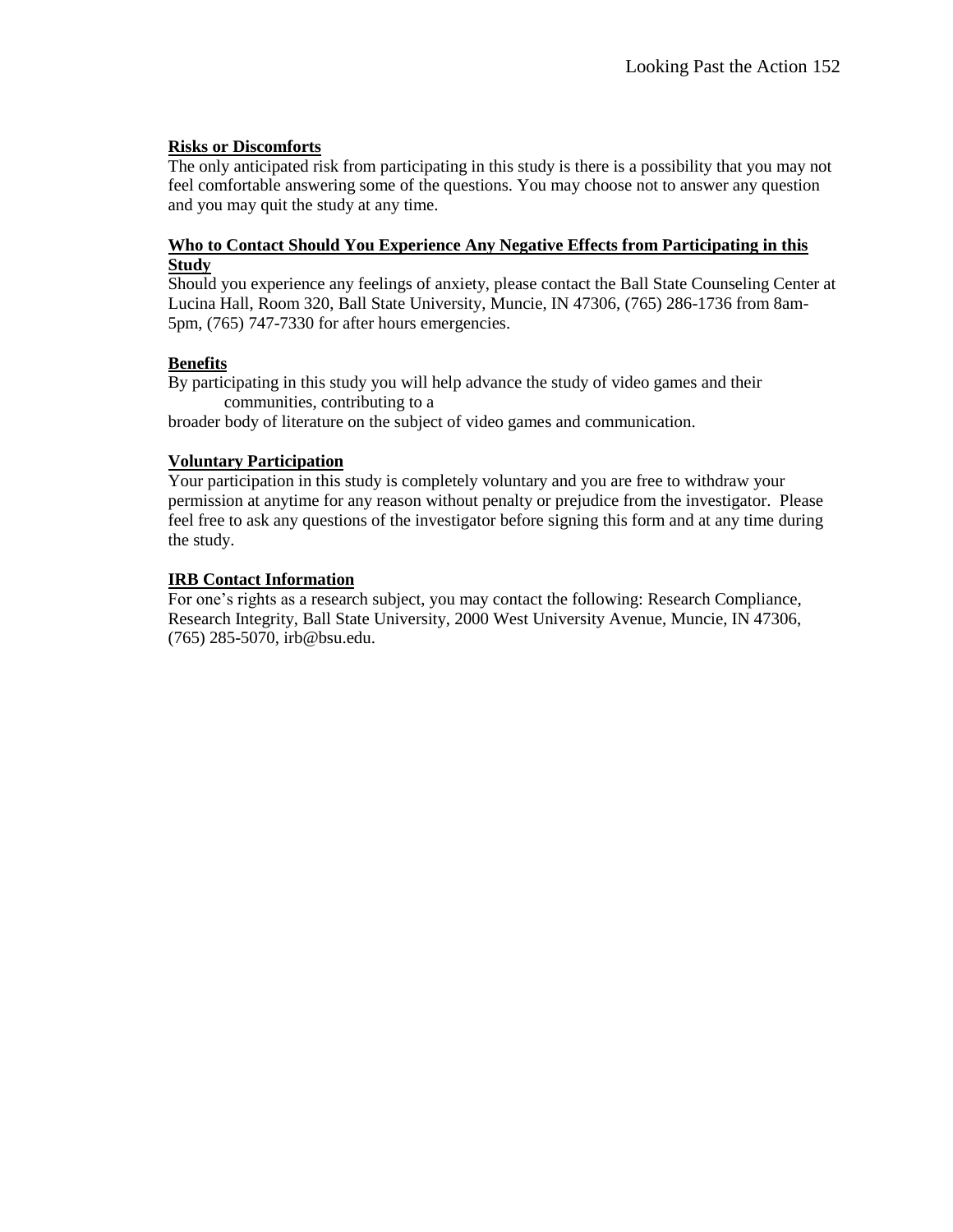**Risks or Discomforts**

The only anticipated risk from participating in this study is there is a possibility that you may not feel comfortable answering some of the questions. You may choose not to answer any question and you may quit the study at any time.

**Who to Contact Should You Experience Any Negative Effects from Participating in this Study**

Should you experience any feelings of anxiety, please contact the Ball State Counseling Center at Lucina Hall, Room 320, Ball State University, Muncie, IN 47306, (765) 286-1736 from 8am-5pm, (765) 747-7330 for after hours emergencies.

**Benefits**

By participating in this study you will help advance the study of video games and their communities, contributing to a broader body of literature on the subject of video games and communication.

**Voluntary Participation**

Your participation in this study is completely voluntary and you are free to withdraw your permission at anytime for any reason without penalty or prejudice from the investigator. Please feel free to ask any questions of the investigator before signing this form and at any time during the study.

**IRB Contact Information**

For one's rights as a research subject, you may contact the following: Research Compliance, Research Integrity, Ball State University, 2000 West University Avenue, Muncie, IN 47306, (765) 285-5070, irb@bsu.edu.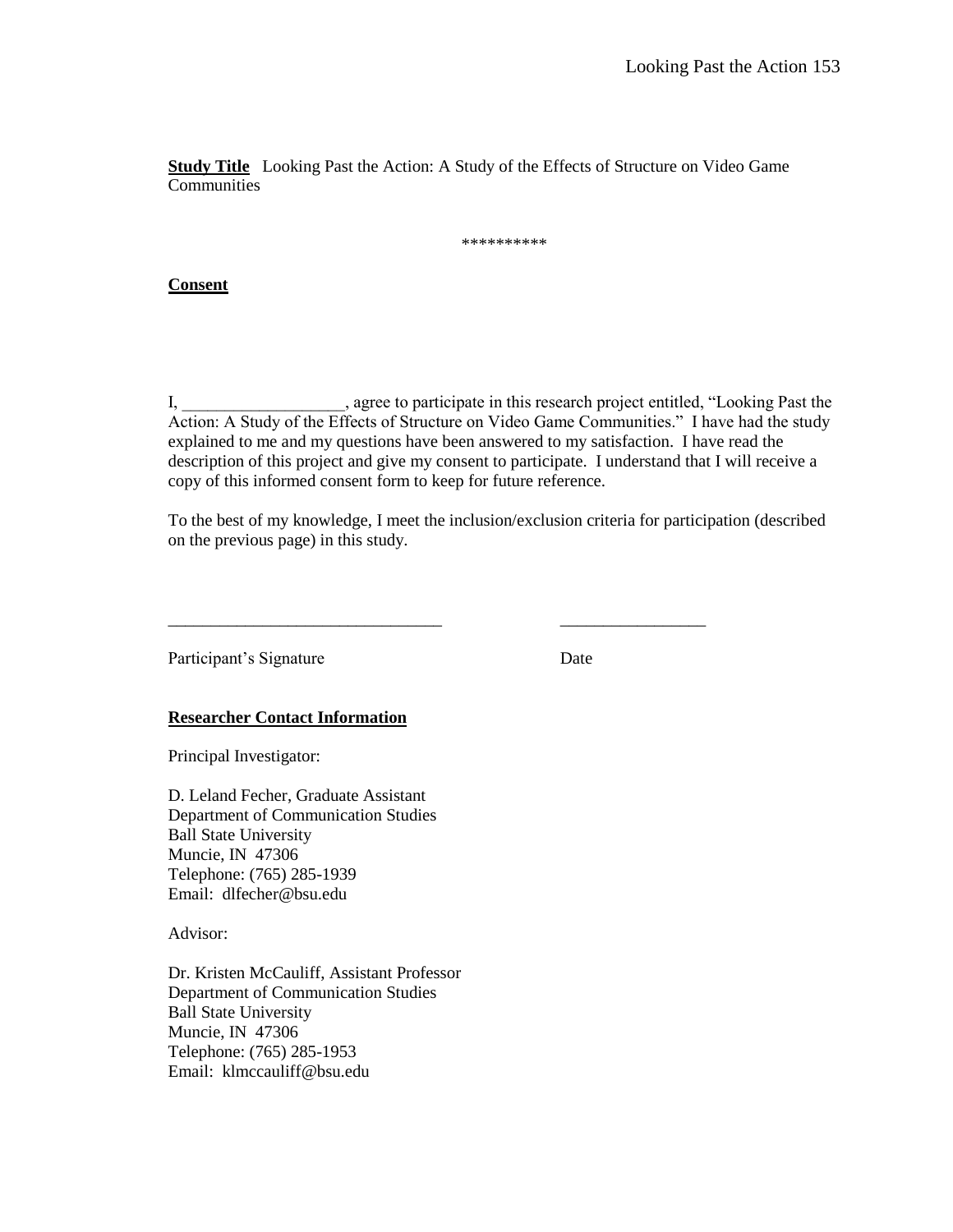**Study Title** Looking Past the Action: A Study of the Effects of Structure on Video Game Communities

**********

**Consent**

I, ___________________, agree to participate in this research project entitled, "Looking Past the Action: A Study of the Effects of Structure on Video Game Communities." I have had the study explained to me and my questions have been answered to my satisfaction. I have read the description of this project and give my consent to participate. I understand that I will receive a copy of this informed consent form to keep for future reference.

To the best of my knowledge, I meet the inclusion/exclusion criteria for participation (described on the previous page) in this study.

________________________________ _________________

Participant's Signature Date

**Researcher Contact Information**

Principal Investigator:

D. Leland Fecher, Graduate Assistant
Department of Communication Studies
Ball State University
Muncie, IN 47306
Telephone: (765) 285-1939
Email: dlfecher@bsu.edu

Advisor:

Dr. Kristen McCauliff, Assistant Professor
Department of Communication Studies
Ball State University
Muncie, IN 47306
Telephone: (765) 285-1953
Email: klmccauliff@bsu.edu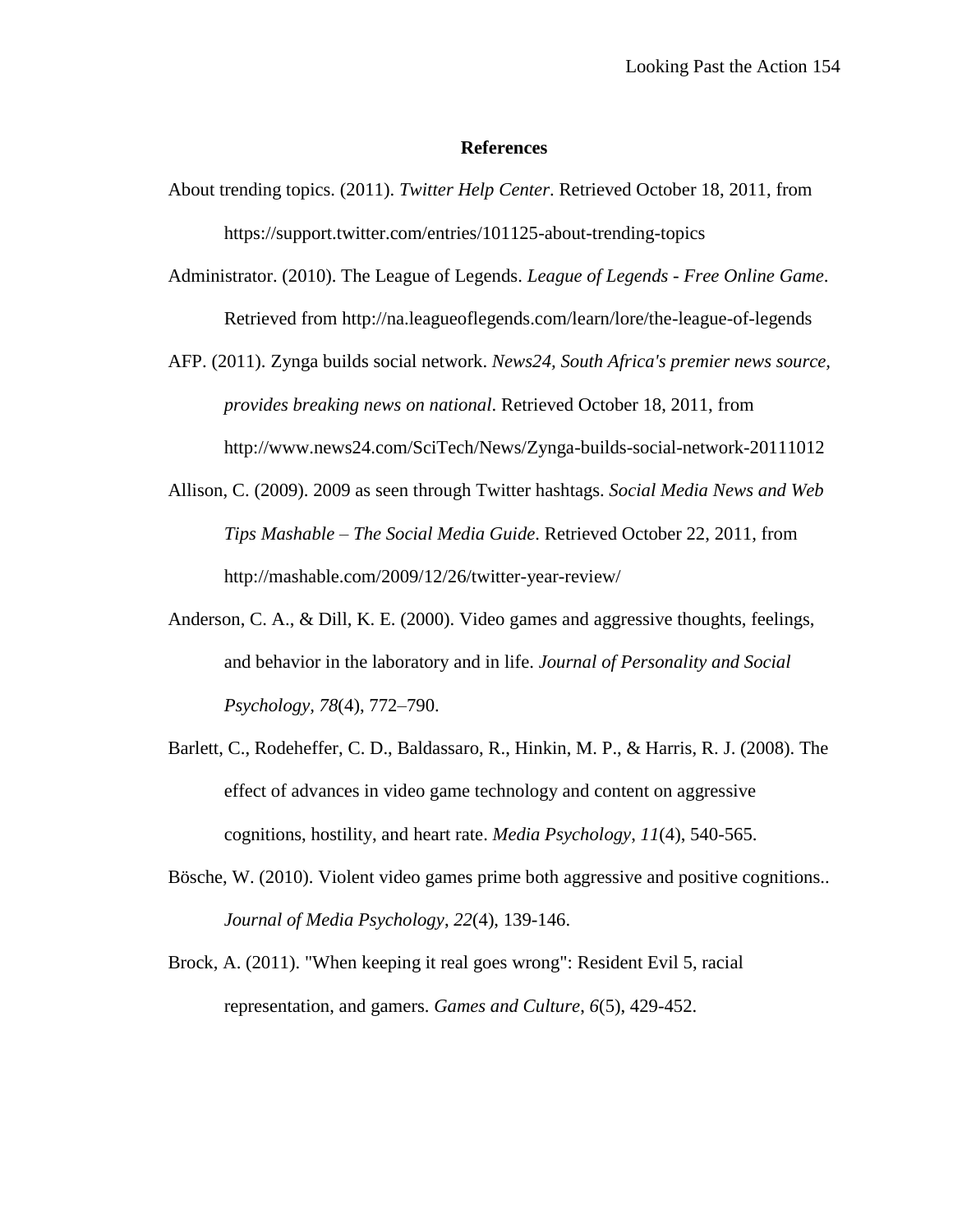**References**

About trending topics. (2011). *Twitter Help Center*. Retrieved October 18, 2011, from https://support.twitter.com/entries/101125-about-trending-topics

Administrator. (2010). The League of Legends. *League of Legends - Free Online Game*. Retrieved from http://na.leagueoflegends.com/learn/lore/the-league-of-legends

AFP. (2011). Zynga builds social network. *News24, South Africa's premier news source, provides breaking news on national*. Retrieved October 18, 2011, from http://www.news24.com/SciTech/News/Zynga-builds-social-network-20111012

Allison, C. (2009). 2009 as seen through Twitter hashtags. *Social Media News and Web Tips Mashable – The Social Media Guide*. Retrieved October 22, 2011, from http://mashable.com/2009/12/26/twitter-year-review/

Anderson, C. A., & Dill, K. E. (2000). Video games and aggressive thoughts, feelings, and behavior in the laboratory and in life. *Journal of Personality and Social Psychology, 78*(4), 772–790.

Barlett, C., Rodeheffer, C. D., Baldassaro, R., Hinkin, M. P., & Harris, R. J. (2008). The effect of advances in video game technology and content on aggressive cognitions, hostility, and heart rate. *Media Psychology, 11*(4), 540-565.

Bösche, W. (2010). Violent video games prime both aggressive and positive cognitions.. *Journal of Media Psychology, 22*(4), 139-146.

Brock, A. (2011). "When keeping it real goes wrong": Resident Evil 5, racial representation, and gamers. *Games and Culture, 6*(5), 429-452.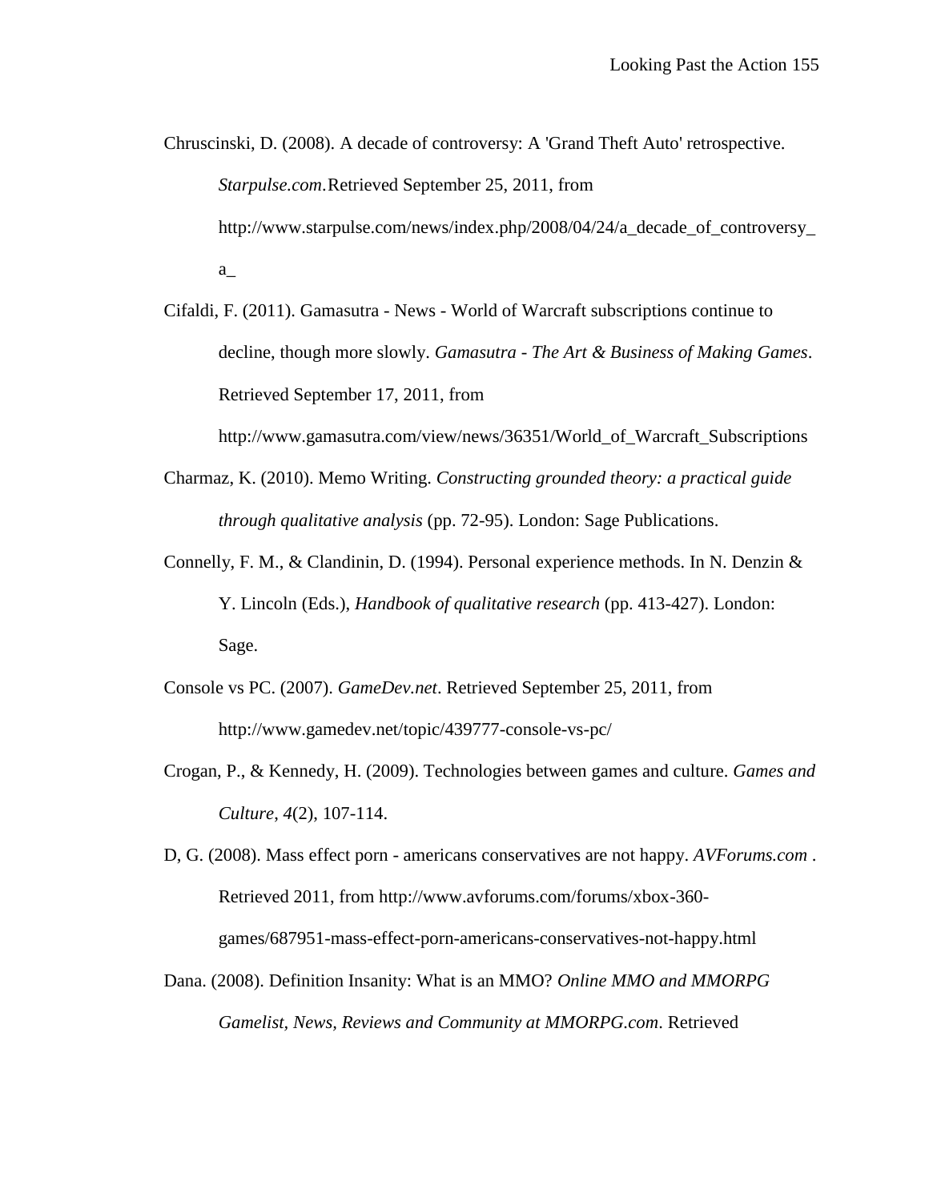Chruscinski, D. (2008). A decade of controversy: A 'Grand Theft Auto' retrospective. *Starpulse.com*. Retrieved September 25, 2011, from http://www.starpulse.com/news/index.php/2008/04/24/a_decade_of_controversy_a_

Cifaldi, F. (2011). Gamasutra - News - World of Warcraft subscriptions continue to decline, though more slowly. *Gamasutra - The Art & Business of Making Games*. Retrieved September 17, 2011, from http://www.gamasutra.com/view/news/36351/World_of_Warcraft_Subscriptions

Charmaz, K. (2010). Memo Writing. *Constructing grounded theory: a practical guide through qualitative analysis* (pp. 72-95). London: Sage Publications.

Connelly, F. M., & Clandinin, D. (1994). Personal experience methods. In N. Denzin & Y. Lincoln (Eds.), *Handbook of qualitative research* (pp. 413-427). London: Sage.

Console vs PC. (2007). *GameDev.net*. Retrieved September 25, 2011, from http://www.gamedev.net/topic/439777-console-vs-pc/

Crogan, P., & Kennedy, H. (2009). Technologies between games and culture. *Games and Culture*, *4*(2), 107-114.

D, G. (2008). Mass effect porn - americans conservatives are not happy. *AVForums.com* . Retrieved 2011, from http://www.avforums.com/forums/xbox-360-games/687951-mass-effect-porn-americans-conservatives-not-happy.html

Dana. (2008). Definition Insanity: What is an MMO? *Online MMO and MMORPG Gamelist, News, Reviews and Community at MMORPG.com*. Retrieved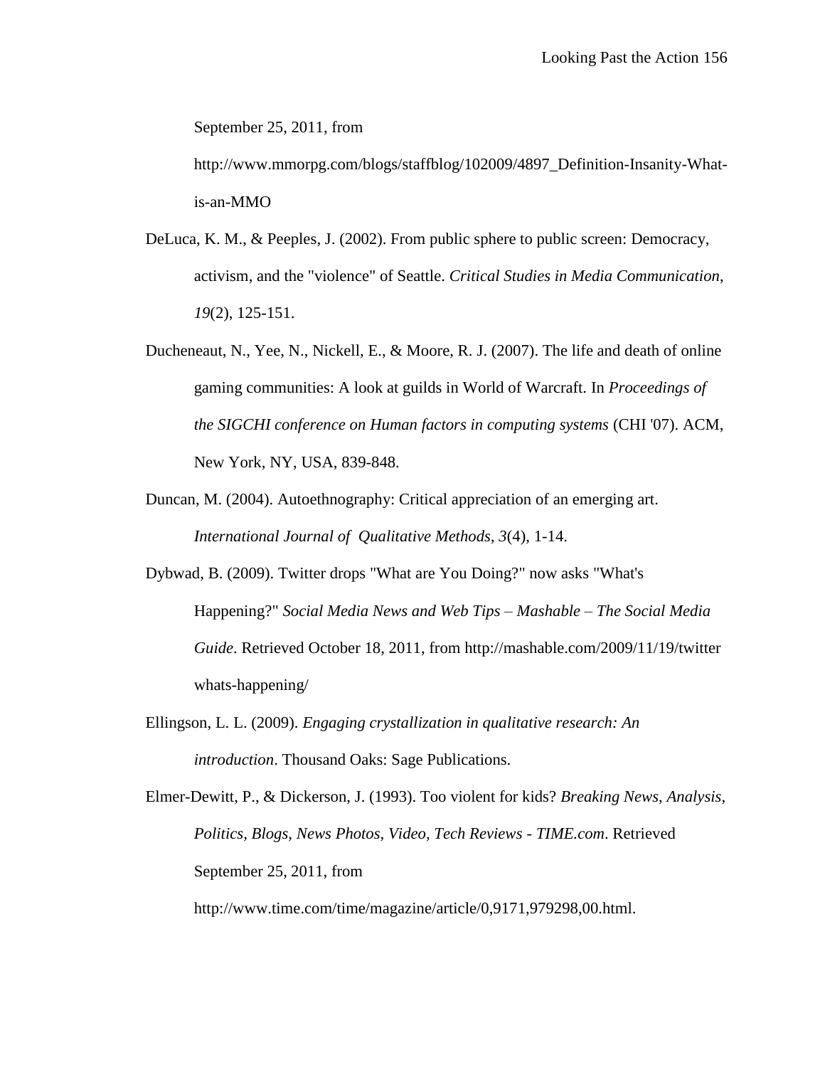September 25, 2011, from http://www.mmorpg.com/blogs/staffblog/102009/4897_Definition-Insanity-What-is-an-MMO

DeLuca, K. M., & Peeples, J. (2002). From public sphere to public screen: Democracy, activism, and the "violence" of Seattle. *Critical Studies in Media Communication*, *19*(2), 125-151.

Ducheneaut, N., Yee, N., Nickell, E., & Moore, R. J. (2007). The life and death of online gaming communities: A look at guilds in World of Warcraft. In *Proceedings of the SIGCHI conference on Human factors in computing systems* (CHI '07). ACM, New York, NY, USA, 839-848.

Duncan, M. (2004). Autoethnography: Critical appreciation of an emerging art. *International Journal of Qualitative Methods*, *3*(4), 1-14.

Dybwad, B. (2009). Twitter drops "What are You Doing?" now asks "What's Happening?" *Social Media News and Web Tips – Mashable – The Social Media Guide*. Retrieved October 18, 2011, from http://mashable.com/2009/11/19/twitter whats-happening/

Ellingson, L. L. (2009). *Engaging crystallization in qualitative research: An introduction*. Thousand Oaks: Sage Publications.

Elmer-Dewitt, P., & Dickerson, J. (1993). Too violent for kids? *Breaking News, Analysis, Politics, Blogs, News Photos, Video, Tech Reviews - TIME.com*. Retrieved September 25, 2011, from http://www.time.com/time/magazine/article/0,9171,979298,00.html.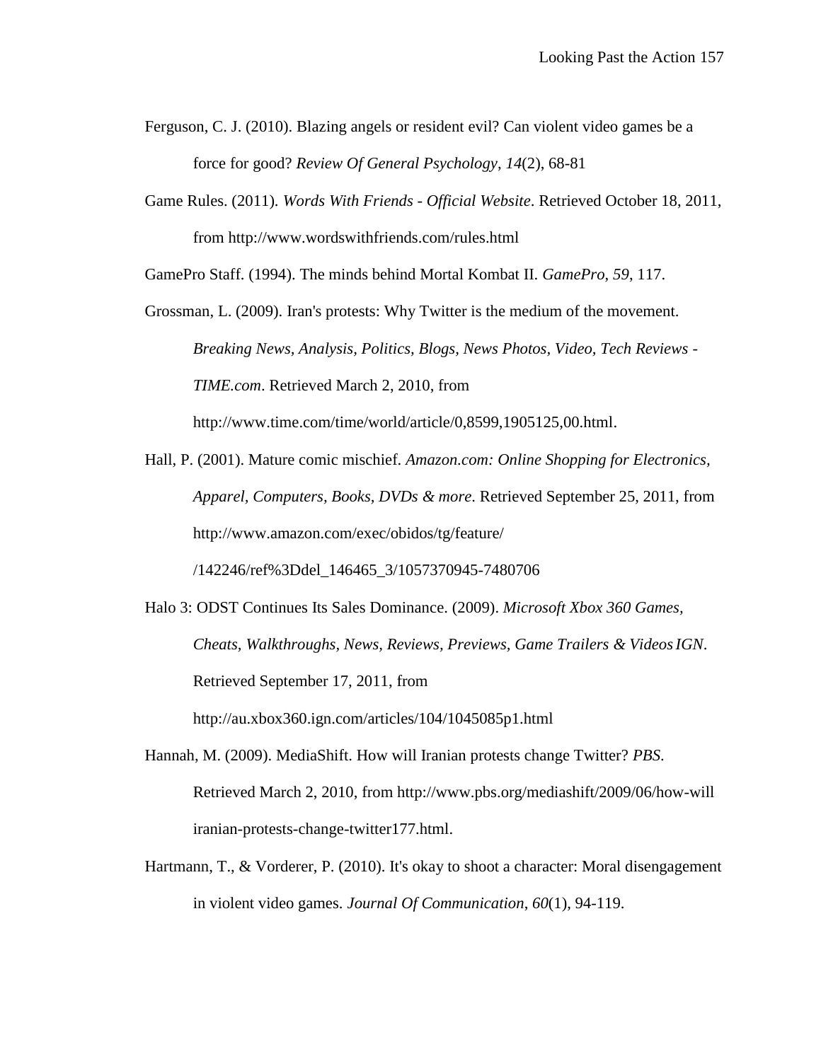Ferguson, C. J. (2010). Blazing angels or resident evil? Can violent video games be a force for good? *Review Of General Psychology*, *14*(2), 68-81

Game Rules. (2011). *Words With Friends - Official Website*. Retrieved October 18, 2011, from http://www.wordswithfriends.com/rules.html

GamePro Staff. (1994). The minds behind Mortal Kombat II. *GamePro*, *59*, 117.

Grossman, L. (2009). Iran's protests: Why Twitter is the medium of the movement. *Breaking News, Analysis, Politics, Blogs, News Photos, Video, Tech Reviews - TIME.com*. Retrieved March 2, 2010, from http://www.time.com/time/world/article/0,8599,1905125,00.html.

Hall, P. (2001). Mature comic mischief. *Amazon.com: Online Shopping for Electronics, Apparel, Computers, Books, DVDs & more*. Retrieved September 25, 2011, from http://www.amazon.com/exec/obidos/tg/feature/ /142246/ref%3Ddel_146465_3/1057370945-7480706

Halo 3: ODST Continues Its Sales Dominance. (2009). *Microsoft Xbox 360 Games, Cheats, Walkthroughs, News, Reviews, Previews, Game Trailers & Videos IGN*. Retrieved September 17, 2011, from http://au.xbox360.ign.com/articles/104/1045085p1.html

Hannah, M. (2009). MediaShift. How will Iranian protests change Twitter? *PBS*. Retrieved March 2, 2010, from http://www.pbs.org/mediashift/2009/06/how-will iranian-protests-change-twitter177.html.

Hartmann, T., & Vorderer, P. (2010). It's okay to shoot a character: Moral disengagement in violent video games. *Journal Of Communication*, *60*(1), 94-119.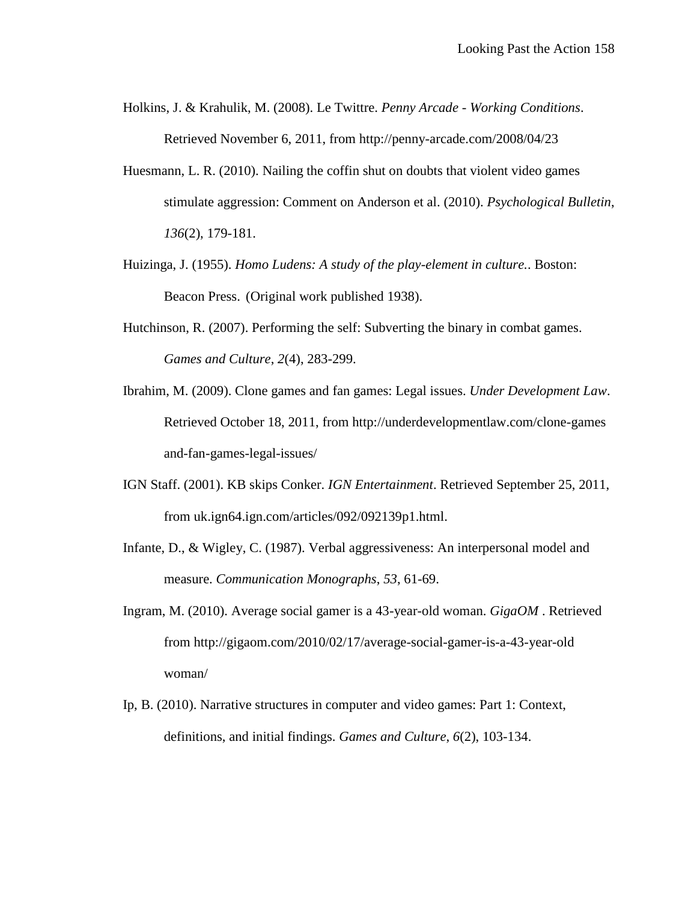Holkins, J. & Krahulik, M. (2008). Le Twittre. *Penny Arcade - Working Conditions*. Retrieved November 6, 2011, from http://penny-arcade.com/2008/04/23

Huesmann, L. R. (2010). Nailing the coffin shut on doubts that violent video games stimulate aggression: Comment on Anderson et al. (2010). *Psychological Bulletin*, *136*(2), 179-181.

Huizinga, J. (1955). *Homo Ludens: A study of the play-element in culture.*. Boston: Beacon Press. (Original work published 1938).

Hutchinson, R. (2007). Performing the self: Subverting the binary in combat games. *Games and Culture*, *2*(4), 283-299.

Ibrahim, M. (2009). Clone games and fan games: Legal issues. *Under Development Law*. Retrieved October 18, 2011, from http://underdevelopmentlaw.com/clone-games and-fan-games-legal-issues/

IGN Staff. (2001). KB skips Conker. *IGN Entertainment*. Retrieved September 25, 2011, from uk.ign64.ign.com/articles/092/092139p1.html.

Infante, D., & Wigley, C. (1987). Verbal aggressiveness: An interpersonal model and measure. *Communication Monographs*, *53*, 61-69.

Ingram, M. (2010). Average social gamer is a 43-year-old woman. *GigaOM* . Retrieved from http://gigaom.com/2010/02/17/average-social-gamer-is-a-43-year-old woman/

Ip, B. (2010). Narrative structures in computer and video games: Part 1: Context, definitions, and initial findings. *Games and Culture*, *6*(2), 103-134.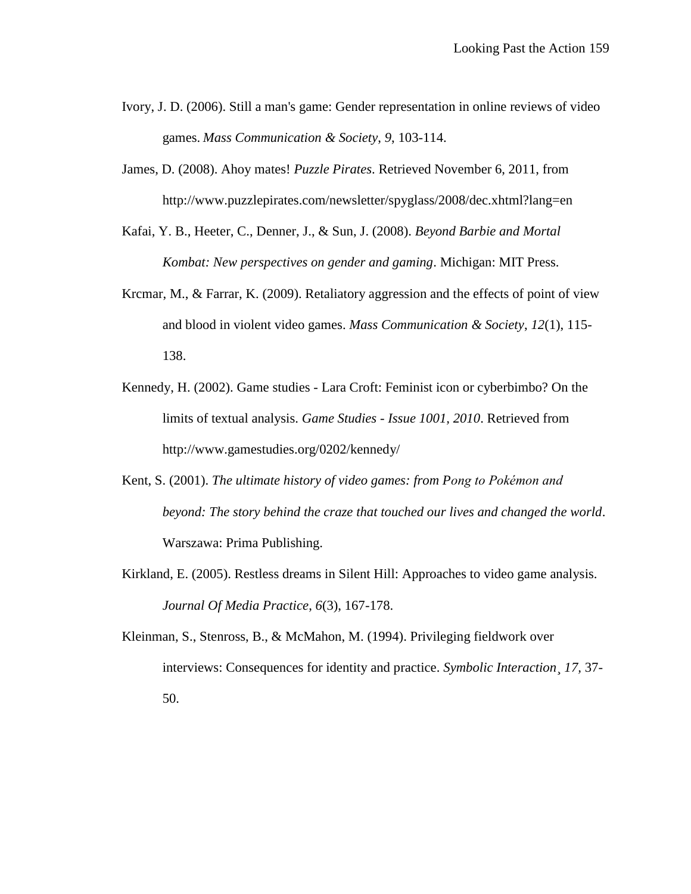Ivory, J. D. (2006). Still a man's game: Gender representation in online reviews of video games. *Mass Communication & Society*, *9*, 103-114.

James, D. (2008). Ahoy mates! *Puzzle Pirates*. Retrieved November 6, 2011, from http://www.puzzlepirates.com/newsletter/spyglass/2008/dec.xhtml?lang=en

Kafai, Y. B., Heeter, C., Denner, J., & Sun, J. (2008). *Beyond Barbie and Mortal Kombat: New perspectives on gender and gaming*. Michigan: MIT Press.

Krcmar, M., & Farrar, K. (2009). Retaliatory aggression and the effects of point of view and blood in violent video games. *Mass Communication & Society*, *12*(1), 115-138.

Kennedy, H. (2002). Game studies - Lara Croft: Feminist icon or cyberbimbo? On the limits of textual analysis. *Game Studies - Issue 1001, 2010*. Retrieved from http://www.gamestudies.org/0202/kennedy/

Kent, S. (2001). *The ultimate history of video games: from Pong to Pokémon and beyond: The story behind the craze that touched our lives and changed the world*. Warszawa: Prima Publishing.

Kirkland, E. (2005). Restless dreams in Silent Hill: Approaches to video game analysis. *Journal Of Media Practice*, *6*(3), 167-178.

Kleinman, S., Stenross, B., & McMahon, M. (1994). Privileging fieldwork over interviews: Consequences for identity and practice. *Symbolic Interaction*¸ *17,* 37-50.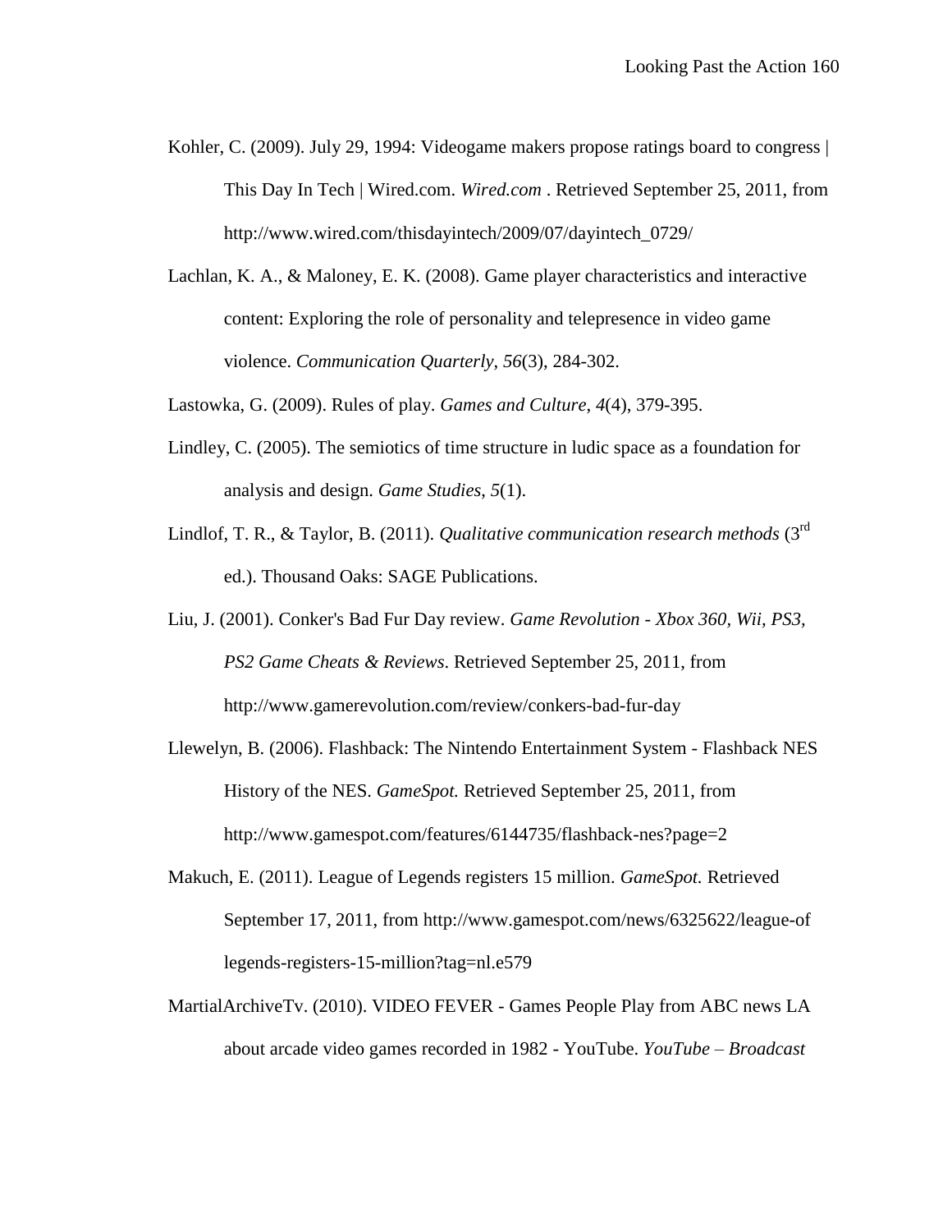Kohler, C. (2009). July 29, 1994: Videogame makers propose ratings board to congress | This Day In Tech | Wired.com. *Wired.com* . Retrieved September 25, 2011, from http://www.wired.com/thisdayintech/2009/07/dayintech_0729/

Lachlan, K. A., & Maloney, E. K. (2008). Game player characteristics and interactive content: Exploring the role of personality and telepresence in video game violence. *Communication Quarterly*, *56*(3), 284-302.

Lastowka, G. (2009). Rules of play. *Games and Culture*, *4*(4), 379-395.

Lindley, C. (2005). The semiotics of time structure in ludic space as a foundation for analysis and design. *Game Studies*, *5*(1).

Lindlof, T. R., & Taylor, B. (2011). *Qualitative communication research methods* (3rd ed.). Thousand Oaks: SAGE Publications.

Liu, J. (2001). Conker's Bad Fur Day review. *Game Revolution - Xbox 360, Wii, PS3, PS2 Game Cheats & Reviews*. Retrieved September 25, 2011, from http://www.gamerevolution.com/review/conkers-bad-fur-day

Llewelyn, B. (2006). Flashback: The Nintendo Entertainment System - Flashback NES History of the NES. *GameSpot.* Retrieved September 25, 2011, from http://www.gamespot.com/features/6144735/flashback-nes?page=2

Makuch, E. (2011). League of Legends registers 15 million. *GameSpot.* Retrieved September 17, 2011, from http://www.gamespot.com/news/6325622/league-of legends-registers-15-million?tag=nl.e579

MartialArchiveTv. (2010). VIDEO FEVER - Games People Play from ABC news LA about arcade video games recorded in 1982 - YouTube. *YouTube – Broadcast*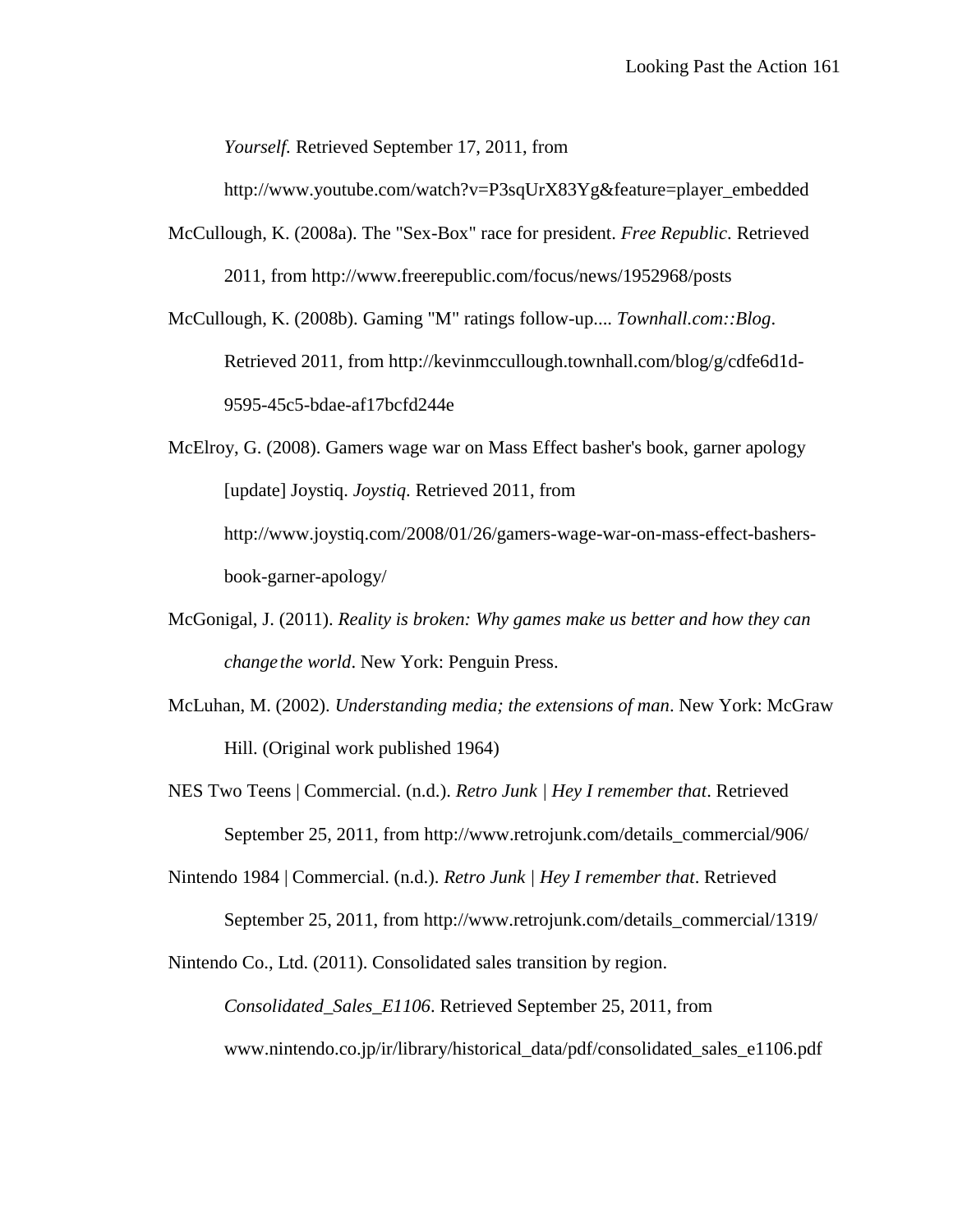*Yourself.* Retrieved September 17, 2011, from http://www.youtube.com/watch?v=P3sqUrX83Yg&feature=player_embedded

McCullough, K. (2008a). The "Sex-Box" race for president. *Free Republic*. Retrieved 2011, from http://www.freerepublic.com/focus/news/1952968/posts

McCullough, K. (2008b). Gaming "M" ratings follow-up.... *Townhall.com::Blog*. Retrieved 2011, from http://kevinmccullough.townhall.com/blog/g/cdfe6d1d-9595-45c5-bdae-af17bcfd244e

McElroy, G. (2008). Gamers wage war on Mass Effect basher's book, garner apology [update] Joystiq. *Joystiq*. Retrieved 2011, from http://www.joystiq.com/2008/01/26/gamers-wage-war-on-mass-effect-bashers-book-garner-apology/

McGonigal, J. (2011). *Reality is broken: Why games make us better and how they can change the world*. New York: Penguin Press.

McLuhan, M. (2002). *Understanding media; the extensions of man*. New York: McGraw Hill. (Original work published 1964)

NES Two Teens | Commercial. (n.d.). *Retro Junk | Hey I remember that*. Retrieved September 25, 2011, from http://www.retrojunk.com/details_commercial/906/

Nintendo 1984 | Commercial. (n.d.). *Retro Junk | Hey I remember that*. Retrieved September 25, 2011, from http://www.retrojunk.com/details_commercial/1319/

Nintendo Co., Ltd. (2011). Consolidated sales transition by region. *Consolidated_Sales_E1106*. Retrieved September 25, 2011, from www.nintendo.co.jp/ir/library/historical_data/pdf/consolidated_sales_e1106.pdf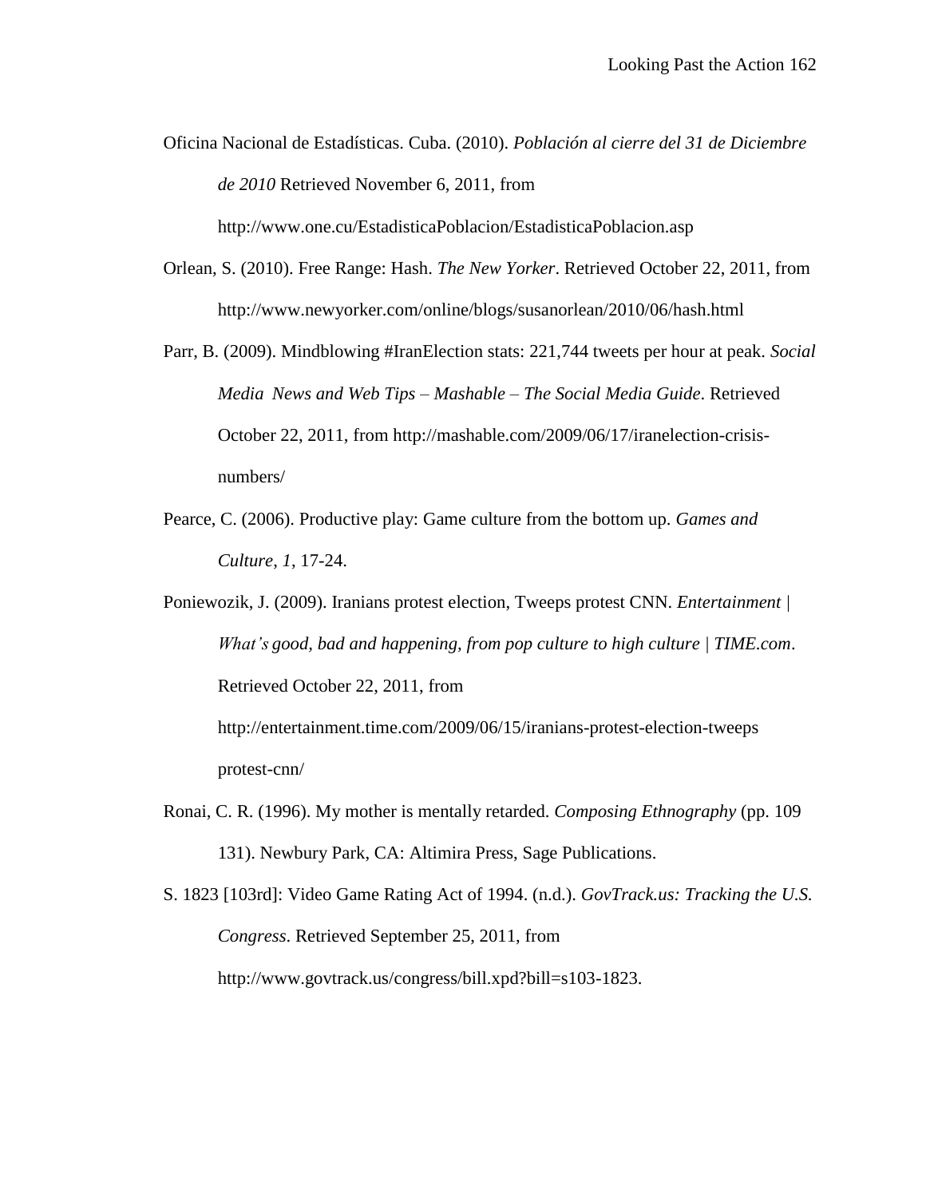Oficina Nacional de Estadísticas. Cuba. (2010). *Población al cierre del 31 de Diciembre de 2010* Retrieved November 6, 2011, from http://www.one.cu/EstadisticaPoblacion/EstadisticaPoblacion.asp

Orlean, S. (2010). Free Range: Hash. *The New Yorker*. Retrieved October 22, 2011, from http://www.newyorker.com/online/blogs/susanorlean/2010/06/hash.html

Parr, B. (2009). Mindblowing #IranElection stats: 221,744 tweets per hour at peak. *Social Media News and Web Tips – Mashable – The Social Media Guide*. Retrieved October 22, 2011, from http://mashable.com/2009/06/17/iranelection-crisis-numbers/

Pearce, C. (2006). Productive play: Game culture from the bottom up. *Games and Culture*, *1*, 17-24.

Poniewozik, J. (2009). Iranians protest election, Tweeps protest CNN. *Entertainment | What's good, bad and happening, from pop culture to high culture | TIME.com*. Retrieved October 22, 2011, from http://entertainment.time.com/2009/06/15/iranians-protest-election-tweeps protest-cnn/

Ronai, C. R. (1996). My mother is mentally retarded. *Composing Ethnography* (pp. 109 131). Newbury Park, CA: Altimira Press, Sage Publications.

S. 1823 [103rd]: Video Game Rating Act of 1994. (n.d.). *GovTrack.us: Tracking the U.S. Congress*. Retrieved September 25, 2011, from http://www.govtrack.us/congress/bill.xpd?bill=s103-1823.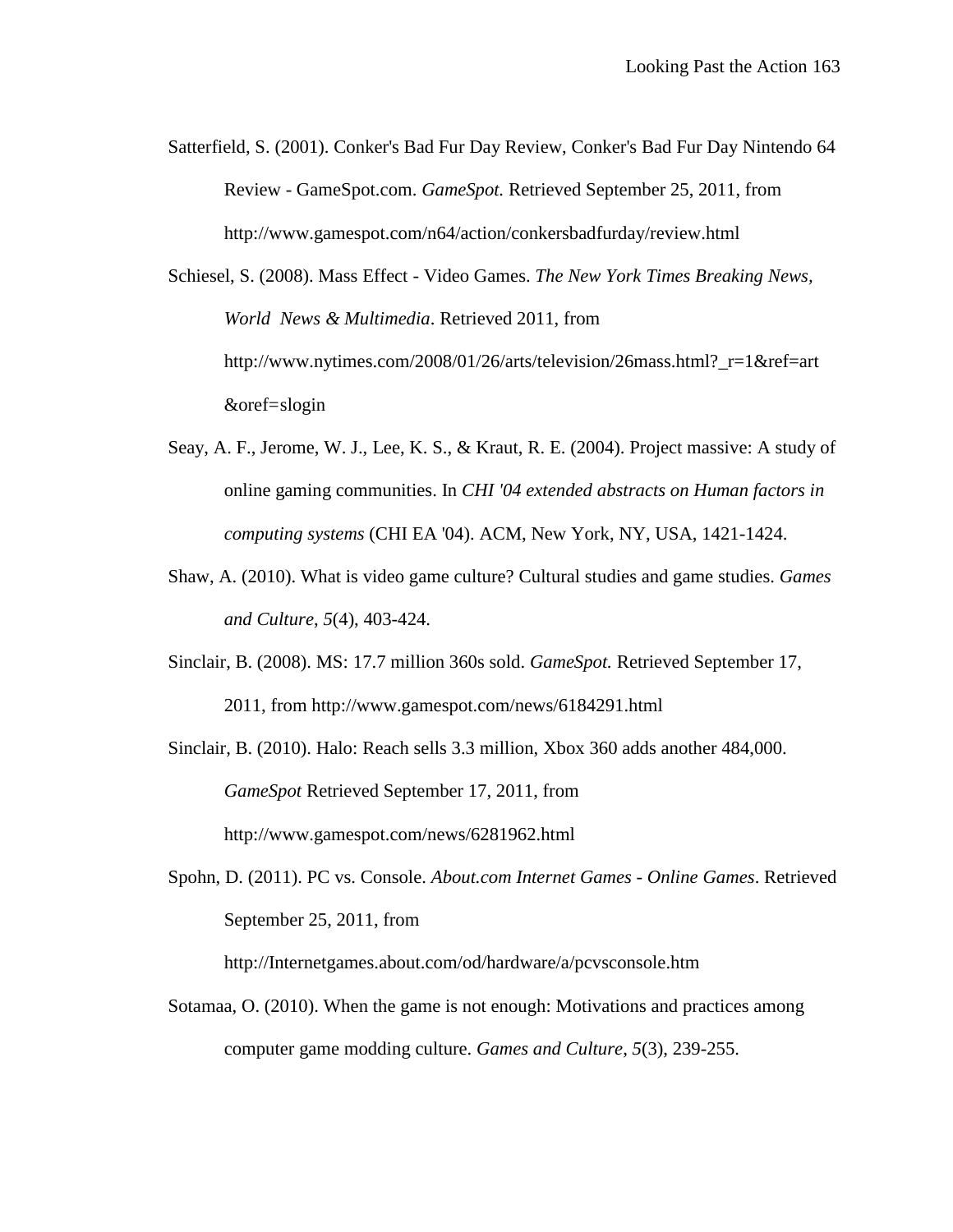Satterfield, S. (2001). Conker's Bad Fur Day Review, Conker's Bad Fur Day Nintendo 64 Review - GameSpot.com. *GameSpot.* Retrieved September 25, 2011, from http://www.gamespot.com/n64/action/conkersbadfurday/review.html

Schiesel, S. (2008). Mass Effect - Video Games. *The New York Times Breaking News, World News & Multimedia*. Retrieved 2011, from http://www.nytimes.com/2008/01/26/arts/television/26mass.html?_r=1&ref=art &oref=slogin

Seay, A. F., Jerome, W. J., Lee, K. S., & Kraut, R. E. (2004). Project massive: A study of online gaming communities. In *CHI '04 extended abstracts on Human factors in computing systems* (CHI EA '04). ACM, New York, NY, USA, 1421-1424.

Shaw, A. (2010). What is video game culture? Cultural studies and game studies. *Games and Culture*, *5*(4), 403-424.

Sinclair, B. (2008). MS: 17.7 million 360s sold. *GameSpot.* Retrieved September 17, 2011, from http://www.gamespot.com/news/6184291.html

Sinclair, B. (2010). Halo: Reach sells 3.3 million, Xbox 360 adds another 484,000. *GameSpot* Retrieved September 17, 2011, from http://www.gamespot.com/news/6281962.html

Spohn, D. (2011). PC vs. Console. *About.com Internet Games - Online Games*. Retrieved September 25, 2011, from http://Internetgames.about.com/od/hardware/a/pcvsconsole.htm

Sotamaa, O. (2010). When the game is not enough: Motivations and practices among computer game modding culture. *Games and Culture*, *5*(3), 239-255.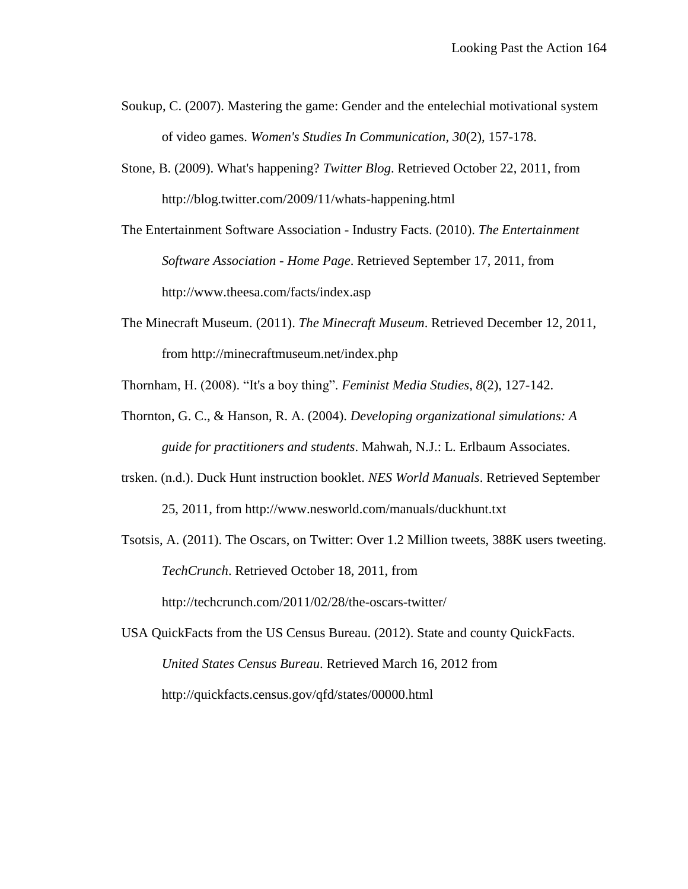Soukup, C. (2007). Mastering the game: Gender and the entelechial motivational system of video games. *Women's Studies In Communication*, *30*(2), 157-178.

Stone, B. (2009). What's happening? *Twitter Blog*. Retrieved October 22, 2011, from http://blog.twitter.com/2009/11/whats-happening.html

The Entertainment Software Association - Industry Facts. (2010). *The Entertainment Software Association - Home Page*. Retrieved September 17, 2011, from http://www.theesa.com/facts/index.asp

The Minecraft Museum. (2011). *The Minecraft Museum*. Retrieved December 12, 2011, from http://minecraftmuseum.net/index.php

Thornham, H. (2008). "It's a boy thing". *Feminist Media Studies*, *8*(2), 127-142.

Thornton, G. C., & Hanson, R. A. (2004). *Developing organizational simulations: A guide for practitioners and students*. Mahwah, N.J.: L. Erlbaum Associates.

trsken. (n.d.). Duck Hunt instruction booklet. *NES World Manuals*. Retrieved September 25, 2011, from http://www.nesworld.com/manuals/duckhunt.txt

Tsotsis, A. (2011). The Oscars, on Twitter: Over 1.2 Million tweets, 388K users tweeting. *TechCrunch*. Retrieved October 18, 2011, from http://techcrunch.com/2011/02/28/the-oscars-twitter/

USA QuickFacts from the US Census Bureau. (2012). State and county QuickFacts. *United States Census Bureau*. Retrieved March 16, 2012 from http://quickfacts.census.gov/qfd/states/00000.html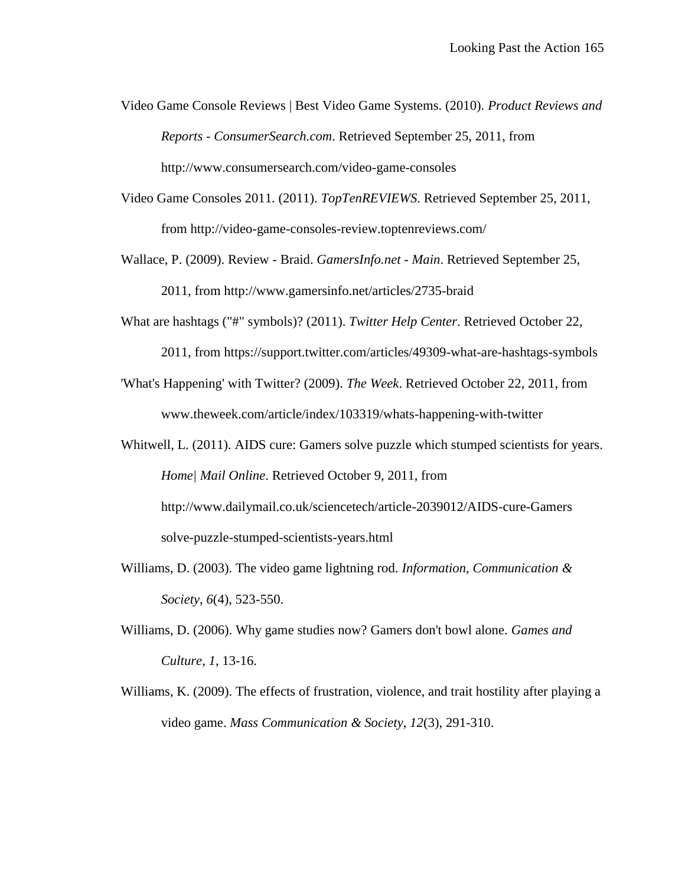Video Game Console Reviews | Best Video Game Systems. (2010). *Product Reviews and Reports - ConsumerSearch.com*. Retrieved September 25, 2011, from http://www.consumersearch.com/video-game-consoles

Video Game Consoles 2011. (2011). *TopTenREVIEWS*. Retrieved September 25, 2011, from http://video-game-consoles-review.toptenreviews.com/

Wallace, P. (2009). Review - Braid. *GamersInfo.net - Main*. Retrieved September 25, 2011, from http://www.gamersinfo.net/articles/2735-braid

What are hashtags ("#" symbols)? (2011). *Twitter Help Center*. Retrieved October 22, 2011, from https://support.twitter.com/articles/49309-what-are-hashtags-symbols

'What's Happening' with Twitter? (2009). *The Week*. Retrieved October 22, 2011, from www.theweek.com/article/index/103319/whats-happening-with-twitter

Whitwell, L. (2011). AIDS cure: Gamers solve puzzle which stumped scientists for years. *Home| Mail Online*. Retrieved October 9, 2011, from http://www.dailymail.co.uk/sciencetech/article-2039012/AIDS-cure-Gamers solve-puzzle-stumped-scientists-years.html

Williams, D. (2003). The video game lightning rod. *Information, Communication & Society*, *6*(4), 523-550.

Williams, D. (2006). Why game studies now? Gamers don't bowl alone. *Games and Culture*, *1*, 13-16.

Williams, K. (2009). The effects of frustration, violence, and trait hostility after playing a video game. *Mass Communication & Society*, *12*(3), 291-310.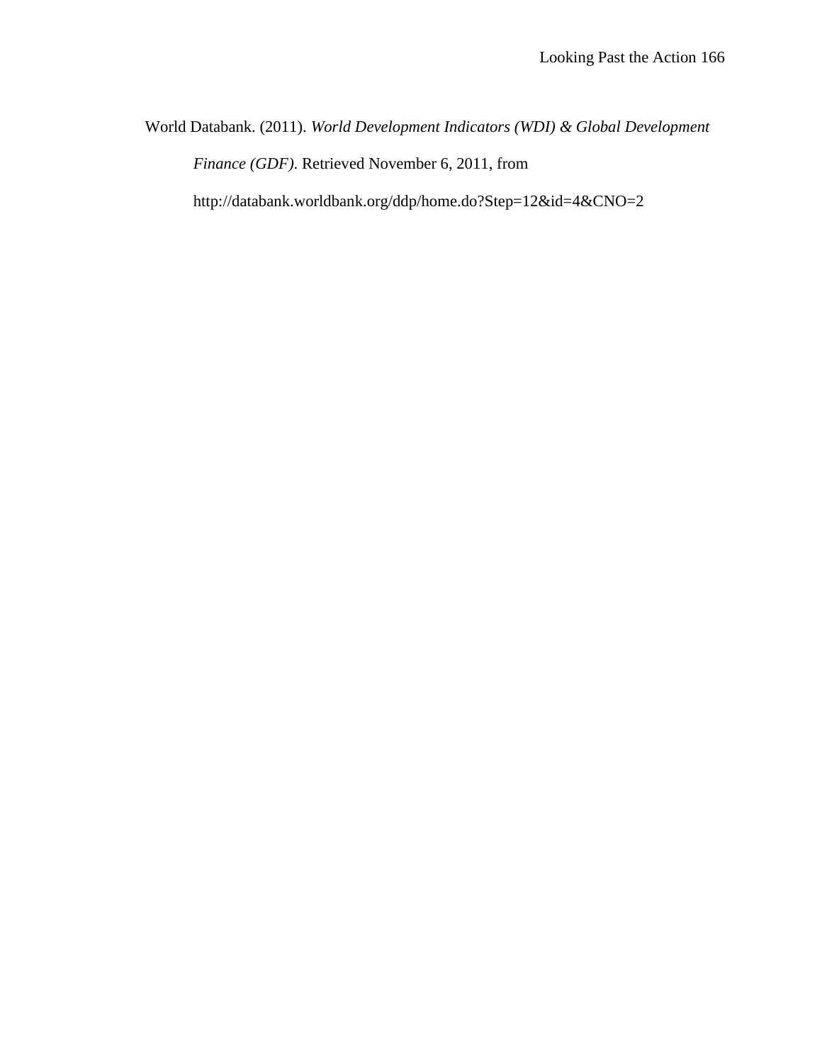World Databank. (2011). *World Development Indicators (WDI) & Global Development Finance (GDF)*. Retrieved November 6, 2011, from http://databank.worldbank.org/ddp/home.do?Step=12&id=4&CNO=2